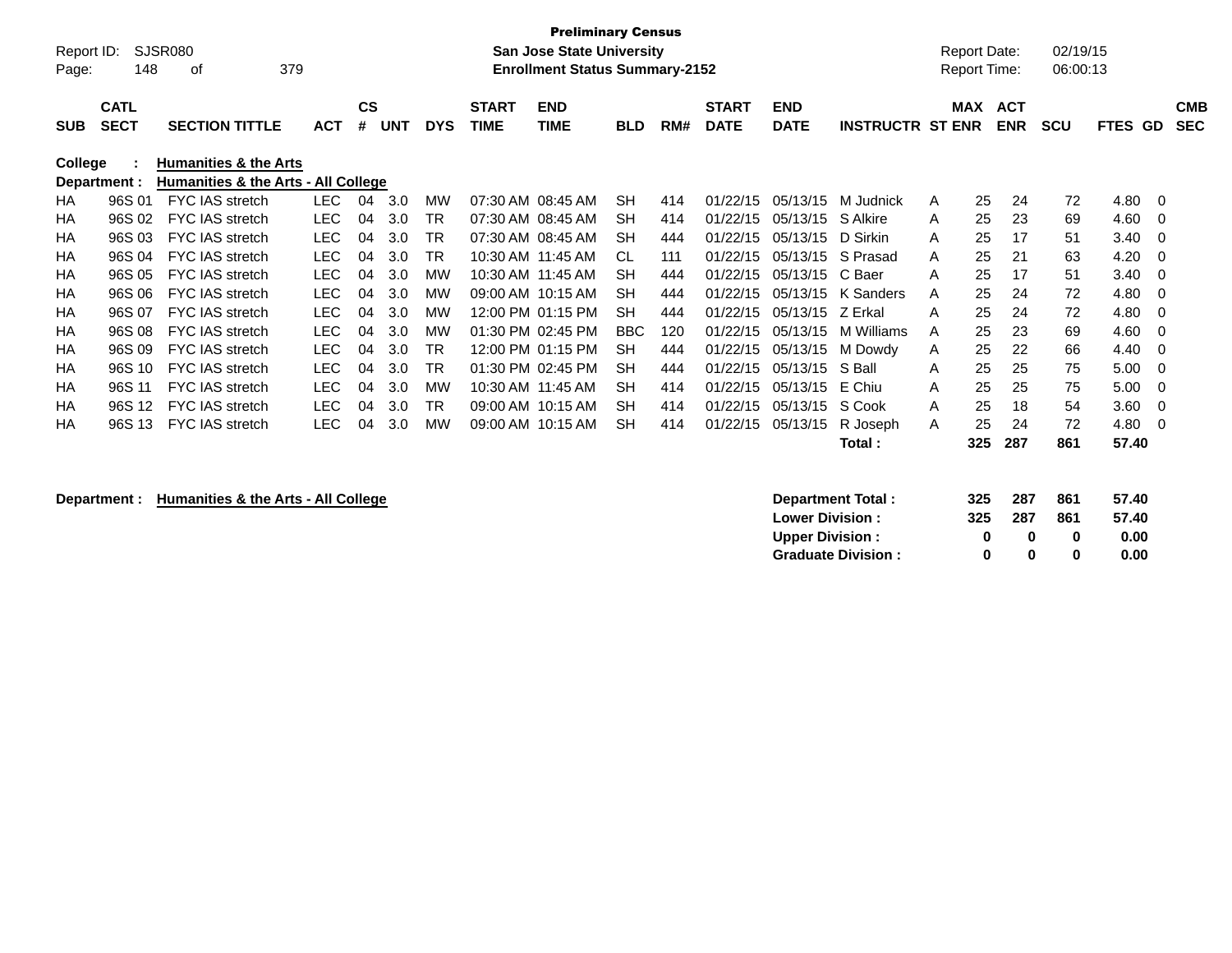**Preliminary Census**

Report ID: SJSR080

**San Jose State University**

**Enrollment Status Summary-2152**

Report Date: 02/19/15

Report Time: 06:00:13

| SUB | CATL SECT | SECTION TITTLE | ACT | CS # | UNT | DYS | START TIME | END TIME | BLD | RM# | START DATE | END DATE | INSTRUCTR | ST | MAX ENR | ACT ENR | SCU | FTES | GD | CMB SEC |
|---|---|---|---|---|---|---|---|---|---|---|---|---|---|---|---|---|---|---|---|---|
| **College** | **:** | **Humanities & the Arts** | | | | | | | | | | | | | | | | | | |
| **Department :** | | **Humanities & the Arts - All College** | | | | | | | | | | | | | | | | | | |
| HA | 96S 01 | FYC IAS stretch | LEC | 04 | 3.0 | MW | 07:30 AM | 08:45 AM | SH | 414 | 01/22/15 | 05/13/15 | M Judnick | A | 25 | 24 | 72 | 4.80 | 0 | |
| HA | 96S 02 | FYC IAS stretch | LEC | 04 | 3.0 | TR | 07:30 AM | 08:45 AM | SH | 414 | 01/22/15 | 05/13/15 | S Alkire | A | 25 | 23 | 69 | 4.60 | 0 | |
| HA | 96S 03 | FYC IAS stretch | LEC | 04 | 3.0 | TR | 07:30 AM | 08:45 AM | SH | 444 | 01/22/15 | 05/13/15 | D Sirkin | A | 25 | 17 | 51 | 3.40 | 0 | |
| HA | 96S 04 | FYC IAS stretch | LEC | 04 | 3.0 | TR | 10:30 AM | 11:45 AM | CL | 111 | 01/22/15 | 05/13/15 | S Prasad | A | 25 | 21 | 63 | 4.20 | 0 | |
| HA | 96S 05 | FYC IAS stretch | LEC | 04 | 3.0 | MW | 10:30 AM | 11:45 AM | SH | 444 | 01/22/15 | 05/13/15 | C Baer | A | 25 | 17 | 51 | 3.40 | 0 | |
| HA | 96S 06 | FYC IAS stretch | LEC | 04 | 3.0 | MW | 09:00 AM | 10:15 AM | SH | 444 | 01/22/15 | 05/13/15 | K Sanders | A | 25 | 24 | 72 | 4.80 | 0 | |
| HA | 96S 07 | FYC IAS stretch | LEC | 04 | 3.0 | MW | 12:00 PM | 01:15 PM | SH | 444 | 01/22/15 | 05/13/15 | Z Erkal | A | 25 | 24 | 72 | 4.80 | 0 | |
| HA | 96S 08 | FYC IAS stretch | LEC | 04 | 3.0 | MW | 01:30 PM | 02:45 PM | BBC | 120 | 01/22/15 | 05/13/15 | M Williams | A | 25 | 23 | 69 | 4.60 | 0 | |
| HA | 96S 09 | FYC IAS stretch | LEC | 04 | 3.0 | TR | 12:00 PM | 01:15 PM | SH | 444 | 01/22/15 | 05/13/15 | M Dowdy | A | 25 | 22 | 66 | 4.40 | 0 | |
| HA | 96S 10 | FYC IAS stretch | LEC | 04 | 3.0 | TR | 01:30 PM | 02:45 PM | SH | 444 | 01/22/15 | 05/13/15 | S Ball | A | 25 | 25 | 75 | 5.00 | 0 | |
| HA | 96S 11 | FYC IAS stretch | LEC | 04 | 3.0 | MW | 10:30 AM | 11:45 AM | SH | 414 | 01/22/15 | 05/13/15 | E Chiu | A | 25 | 25 | 75 | 5.00 | 0 | |
| HA | 96S 12 | FYC IAS stretch | LEC | 04 | 3.0 | TR | 09:00 AM | 10:15 AM | SH | 414 | 01/22/15 | 05/13/15 | S Cook | A | 25 | 18 | 54 | 3.60 | 0 | |
| HA | 96S 13 | FYC IAS stretch | LEC | 04 | 3.0 | MW | 09:00 AM | 10:15 AM | SH | 414 | 01/22/15 | 05/13/15 | R Joseph | A | 25 | 24 | 72 | 4.80 | 0 | |
| | | | | | | | | | | | | | **Total :** | | **325** | **287** | **861** | **57.40** | | |

**Department :** **Humanities & the Arts - All College**

| | MAX ENR | ACT ENR | SCU | FTES |
|---|---|---|---|---|
| **Department Total :** | **325** | **287** | **861** | **57.40** |
| **Lower Division :** | **325** | **287** | **861** | **57.40** |
| **Upper Division :** | **0** | **0** | **0** | **0.00** |
| **Graduate Division :** | **0** | **0** | **0** | **0.00** |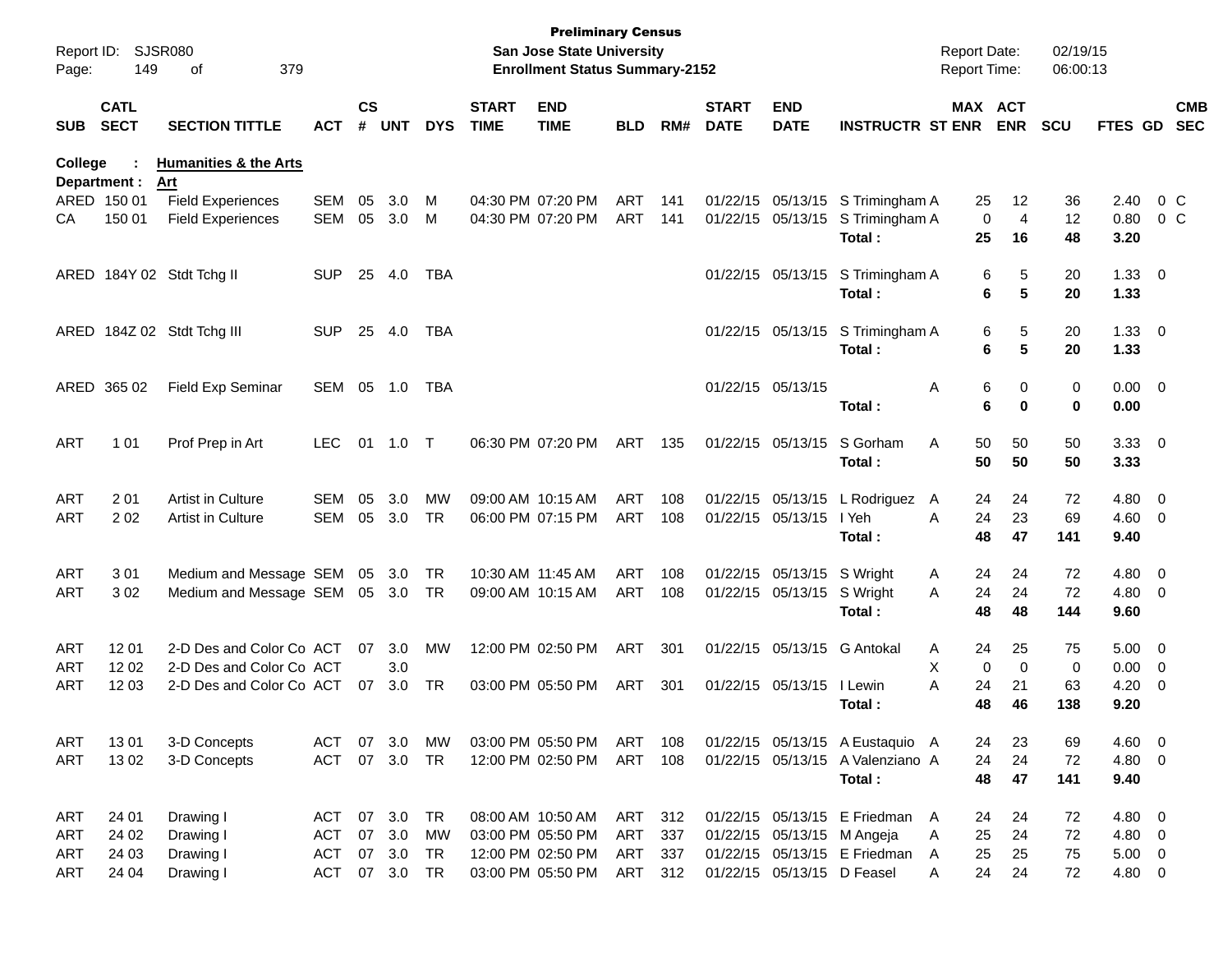**Preliminary Census**
**San Jose State University**
**Enrollment Status Summary-2152**

Report ID: SJSR080
Report Date: 02/19/15
Report Time: 06:00:13

**College : Humanities & the Arts**
**Department : Art**

| SUB | CATL SECT | SECTION TITTLE | ACT | CS # | UNT | DYS | START TIME | END TIME | BLD | RM# | START DATE | END DATE | INSTRUCTR | ST | MAX ENR | ACT ENR | SCU | FTES | GD | CMB SEC |
|---|---|---|---|---|---|---|---|---|---|---|---|---|---|---|---|---|---|---|---|---|
| ARED | 150 01 | Field Experiences | SEM | 05 | 3.0 | M | 04:30 PM | 07:20 PM | ART | 141 | 01/22/15 | 05/13/15 | S Trimingham | A | 25 | 12 | 36 | 2.40 | 0 | C |
| CA | 150 01 | Field Experiences | SEM | 05 | 3.0 | M | 04:30 PM | 07:20 PM | ART | 141 | 01/22/15 | 05/13/15 | S Trimingham | A | 0 | 4 | 12 | 0.80 | 0 | C |
| | | | | | | | | | | | | | **Total :** | | **25** | **16** | **48** | **3.20** | | |
| ARED | 184Y 02 | Stdt Tchg II | SUP | 25 | 4.0 | TBA | | | | | 01/22/15 | 05/13/15 | S Trimingham | A | 6 | 5 | 20 | 1.33 | 0 | |
| | | | | | | | | | | | | | **Total :** | | **6** | **5** | **20** | **1.33** | | |
| ARED | 184Z 02 | Stdt Tchg III | SUP | 25 | 4.0 | TBA | | | | | 01/22/15 | 05/13/15 | S Trimingham | A | 6 | 5 | 20 | 1.33 | 0 | |
| | | | | | | | | | | | | | **Total :** | | **6** | **5** | **20** | **1.33** | | |
| ARED | 365 02 | Field Exp Seminar | SEM | 05 | 1.0 | TBA | | | | | 01/22/15 | 05/13/15 | | A | 6 | 0 | 0 | 0.00 | 0 | |
| | | | | | | | | | | | | | **Total :** | | **6** | **0** | **0** | **0.00** | | |
| ART | 1 01 | Prof Prep in Art | LEC | 01 | 1.0 | T | 06:30 PM | 07:20 PM | ART | 135 | 01/22/15 | 05/13/15 | S Gorham | A | 50 | 50 | 50 | 3.33 | 0 | |
| | | | | | | | | | | | | | **Total :** | | **50** | **50** | **50** | **3.33** | | |
| ART | 2 01 | Artist in Culture | SEM | 05 | 3.0 | MW | 09:00 AM | 10:15 AM | ART | 108 | 01/22/15 | 05/13/15 | L Rodriguez | A | 24 | 24 | 72 | 4.80 | 0 | |
| ART | 2 02 | Artist in Culture | SEM | 05 | 3.0 | TR | 06:00 PM | 07:15 PM | ART | 108 | 01/22/15 | 05/13/15 | I Yeh | A | 24 | 23 | 69 | 4.60 | 0 | |
| | | | | | | | | | | | | | **Total :** | | **48** | **47** | **141** | **9.40** | | |
| ART | 3 01 | Medium and Message | SEM | 05 | 3.0 | TR | 10:30 AM | 11:45 AM | ART | 108 | 01/22/15 | 05/13/15 | S Wright | A | 24 | 24 | 72 | 4.80 | 0 | |
| ART | 3 02 | Medium and Message | SEM | 05 | 3.0 | TR | 09:00 AM | 10:15 AM | ART | 108 | 01/22/15 | 05/13/15 | S Wright | A | 24 | 24 | 72 | 4.80 | 0 | |
| | | | | | | | | | | | | | **Total :** | | **48** | **48** | **144** | **9.60** | | |
| ART | 12 01 | 2-D Des and Color Co | ACT | 07 | 3.0 | MW | 12:00 PM | 02:50 PM | ART | 301 | 01/22/15 | 05/13/15 | G Antokal | A | 24 | 25 | 75 | 5.00 | 0 | |
| ART | 12 02 | 2-D Des and Color Co | ACT | | 3.0 | | | | | | | | | X | 0 | 0 | 0 | 0.00 | 0 | |
| ART | 12 03 | 2-D Des and Color Co | ACT | 07 | 3.0 | TR | 03:00 PM | 05:50 PM | ART | 301 | 01/22/15 | 05/13/15 | I Lewin | A | 24 | 21 | 63 | 4.20 | 0 | |
| | | | | | | | | | | | | | **Total :** | | **48** | **46** | **138** | **9.20** | | |
| ART | 13 01 | 3-D Concepts | ACT | 07 | 3.0 | MW | 03:00 PM | 05:50 PM | ART | 108 | 01/22/15 | 05/13/15 | A Eustaquio | A | 24 | 23 | 69 | 4.60 | 0 | |
| ART | 13 02 | 3-D Concepts | ACT | 07 | 3.0 | TR | 12:00 PM | 02:50 PM | ART | 108 | 01/22/15 | 05/13/15 | A Valenziano | A | 24 | 24 | 72 | 4.80 | 0 | |
| | | | | | | | | | | | | | **Total :** | | **48** | **47** | **141** | **9.40** | | |
| ART | 24 01 | Drawing I | ACT | 07 | 3.0 | TR | 08:00 AM | 10:50 AM | ART | 312 | 01/22/15 | 05/13/15 | E Friedman | A | 24 | 24 | 72 | 4.80 | 0 | |
| ART | 24 02 | Drawing I | ACT | 07 | 3.0 | MW | 03:00 PM | 05:50 PM | ART | 337 | 01/22/15 | 05/13/15 | M Angeja | A | 25 | 24 | 72 | 4.80 | 0 | |
| ART | 24 03 | Drawing I | ACT | 07 | 3.0 | TR | 12:00 PM | 02:50 PM | ART | 337 | 01/22/15 | 05/13/15 | E Friedman | A | 25 | 25 | 75 | 5.00 | 0 | |
| ART | 24 04 | Drawing I | ACT | 07 | 3.0 | TR | 03:00 PM | 05:50 PM | ART | 312 | 01/22/15 | 05/13/15 | D Feasel | A | 24 | 24 | 72 | 4.80 | 0 | |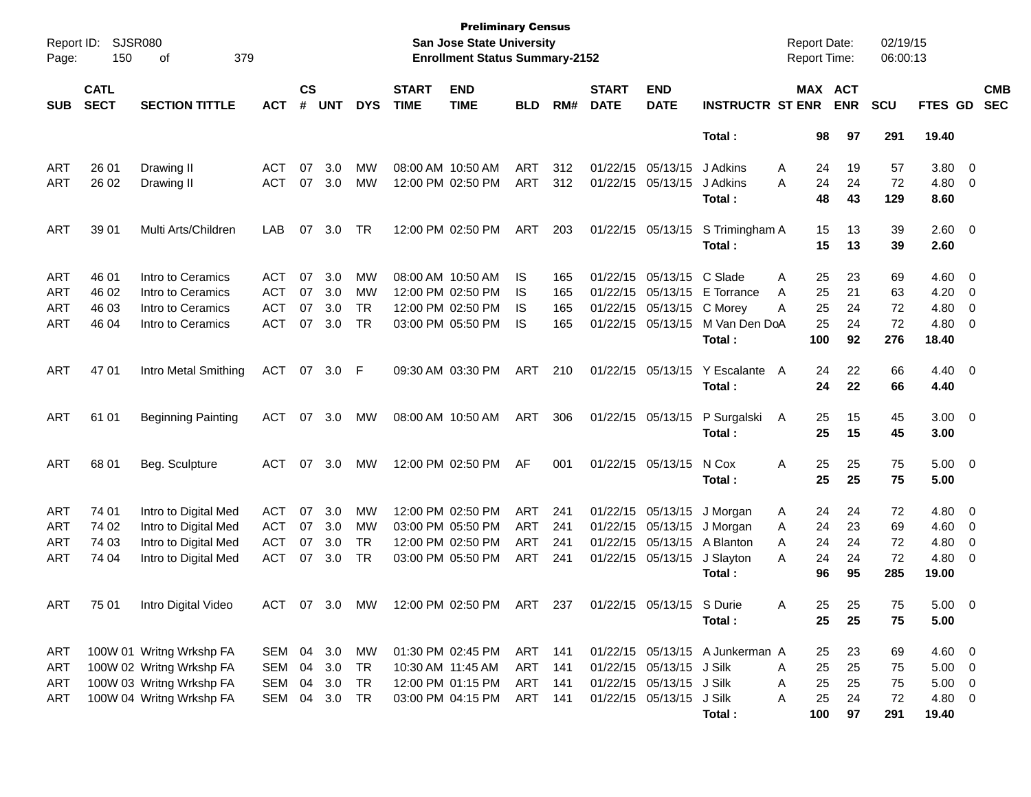**Preliminary Census**
**San Jose State University**
**Enrollment Status Summary-2152**

Report ID: SJSR080
Report Date: 02/19/15
Report Time: 06:00:13

| SUB | CATL SECT | SECTION TITTLE | ACT | CS # | UNT | DYS | START TIME | END TIME | BLD | RM# | START DATE | END DATE | INSTRUCTR | ST | MAX ENR | ACT ENR | SCU | FTES | GD | CMB SEC |
|---|---|---|---|---|---|---|---|---|---|---|---|---|---|---|---|---|---|---|---|---|
| | | | | | | | | | | | | | **Total :** | | **98** | **97** | **291** | **19.40** | | |
| ART | 26 01 | Drawing II | ACT | 07 | 3.0 | MW | 08:00 AM | 10:50 AM | ART | 312 | 01/22/15 | 05/13/15 | J Adkins | A | 24 | 19 | 57 | 3.80 | 0 | |
| ART | 26 02 | Drawing II | ACT | 07 | 3.0 | MW | 12:00 PM | 02:50 PM | ART | 312 | 01/22/15 | 05/13/15 | J Adkins | A | 24 | 24 | 72 | 4.80 | 0 | |
| | | | | | | | | | | | | | **Total :** | | **48** | **43** | **129** | **8.60** | | |
| ART | 39 01 | Multi Arts/Children | LAB | 07 | 3.0 | TR | 12:00 PM | 02:50 PM | ART | 203 | 01/22/15 | 05/13/15 | S Trimingham | A | 15 | 13 | 39 | 2.60 | 0 | |
| | | | | | | | | | | | | | **Total :** | | **15** | **13** | **39** | **2.60** | | |
| ART | 46 01 | Intro to Ceramics | ACT | 07 | 3.0 | MW | 08:00 AM | 10:50 AM | IS | 165 | 01/22/15 | 05/13/15 | C Slade | A | 25 | 23 | 69 | 4.60 | 0 | |
| ART | 46 02 | Intro to Ceramics | ACT | 07 | 3.0 | MW | 12:00 PM | 02:50 PM | IS | 165 | 01/22/15 | 05/13/15 | E Torrance | A | 25 | 21 | 63 | 4.20 | 0 | |
| ART | 46 03 | Intro to Ceramics | ACT | 07 | 3.0 | TR | 12:00 PM | 02:50 PM | IS | 165 | 01/22/15 | 05/13/15 | C Morey | A | 25 | 24 | 72 | 4.80 | 0 | |
| ART | 46 04 | Intro to Ceramics | ACT | 07 | 3.0 | TR | 03:00 PM | 05:50 PM | IS | 165 | 01/22/15 | 05/13/15 | M Van Den Do | A | 25 | 24 | 72 | 4.80 | 0 | |
| | | | | | | | | | | | | | **Total :** | | **100** | **92** | **276** | **18.40** | | |
| ART | 47 01 | Intro Metal Smithing | ACT | 07 | 3.0 | F | 09:30 AM | 03:30 PM | ART | 210 | 01/22/15 | 05/13/15 | Y Escalante | A | 24 | 22 | 66 | 4.40 | 0 | |
| | | | | | | | | | | | | | **Total :** | | **24** | **22** | **66** | **4.40** | | |
| ART | 61 01 | Beginning Painting | ACT | 07 | 3.0 | MW | 08:00 AM | 10:50 AM | ART | 306 | 01/22/15 | 05/13/15 | P Surgalski | A | 25 | 15 | 45 | 3.00 | 0 | |
| | | | | | | | | | | | | | **Total :** | | **25** | **15** | **45** | **3.00** | | |
| ART | 68 01 | Beg. Sculpture | ACT | 07 | 3.0 | MW | 12:00 PM | 02:50 PM | AF | 001 | 01/22/15 | 05/13/15 | N Cox | A | 25 | 25 | 75 | 5.00 | 0 | |
| | | | | | | | | | | | | | **Total :** | | **25** | **25** | **75** | **5.00** | | |
| ART | 74 01 | Intro to Digital Med | ACT | 07 | 3.0 | MW | 12:00 PM | 02:50 PM | ART | 241 | 01/22/15 | 05/13/15 | J Morgan | A | 24 | 24 | 72 | 4.80 | 0 | |
| ART | 74 02 | Intro to Digital Med | ACT | 07 | 3.0 | MW | 03:00 PM | 05:50 PM | ART | 241 | 01/22/15 | 05/13/15 | J Morgan | A | 24 | 23 | 69 | 4.60 | 0 | |
| ART | 74 03 | Intro to Digital Med | ACT | 07 | 3.0 | TR | 12:00 PM | 02:50 PM | ART | 241 | 01/22/15 | 05/13/15 | A Blanton | A | 24 | 24 | 72 | 4.80 | 0 | |
| ART | 74 04 | Intro to Digital Med | ACT | 07 | 3.0 | TR | 03:00 PM | 05:50 PM | ART | 241 | 01/22/15 | 05/13/15 | J Slayton | A | 24 | 24 | 72 | 4.80 | 0 | |
| | | | | | | | | | | | | | **Total :** | | **96** | **95** | **285** | **19.00** | | |
| ART | 75 01 | Intro Digital Video | ACT | 07 | 3.0 | MW | 12:00 PM | 02:50 PM | ART | 237 | 01/22/15 | 05/13/15 | S Durie | A | 25 | 25 | 75 | 5.00 | 0 | |
| | | | | | | | | | | | | | **Total :** | | **25** | **25** | **75** | **5.00** | | |
| ART | 100W 01 | Writng Wrkshp FA | SEM | 04 | 3.0 | MW | 01:30 PM | 02:45 PM | ART | 141 | 01/22/15 | 05/13/15 | A Junkerman | A | 25 | 23 | 69 | 4.60 | 0 | |
| ART | 100W 02 | Writng Wrkshp FA | SEM | 04 | 3.0 | TR | 10:30 AM | 11:45 AM | ART | 141 | 01/22/15 | 05/13/15 | J Silk | A | 25 | 25 | 75 | 5.00 | 0 | |
| ART | 100W 03 | Writng Wrkshp FA | SEM | 04 | 3.0 | TR | 12:00 PM | 01:15 PM | ART | 141 | 01/22/15 | 05/13/15 | J Silk | A | 25 | 25 | 75 | 5.00 | 0 | |
| ART | 100W 04 | Writng Wrkshp FA | SEM | 04 | 3.0 | TR | 03:00 PM | 04:15 PM | ART | 141 | 01/22/15 | 05/13/15 | J Silk | A | 25 | 24 | 72 | 4.80 | 0 | |
| | | | | | | | | | | | | | **Total :** | | **100** | **97** | **291** | **19.40** | | |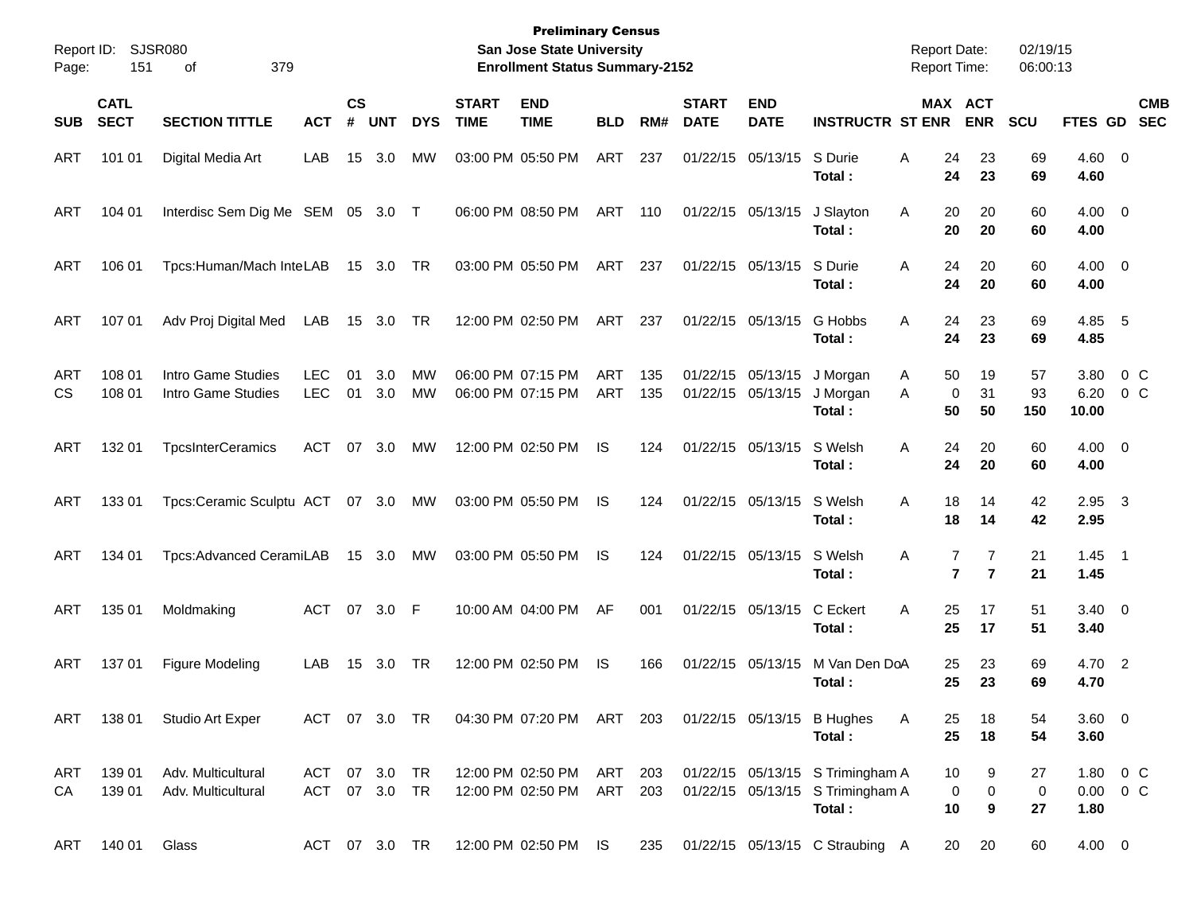**Preliminary Census**
**San Jose State University**
**Enrollment Status Summary-2152**

Report ID: SJSR080
Report Date: 02/19/15
Report Time: 06:00:13

| SUB | CATL SECT | SECTION TITTLE | ACT | CS # | UNT | DYS | START TIME | END TIME | BLD | RM# | START DATE | END DATE | INSTRUCTR | ST | MAX ENR | ACT ENR | SCU | FTES | GD | CMB SEC |
|---|---|---|---|---|---|---|---|---|---|---|---|---|---|---|---|---|---|---|---|---|
| ART | 101 01 | Digital Media Art | LAB | 15 | 3.0 | MW | 03:00 PM | 05:50 PM | ART | 237 | 01/22/15 | 05/13/15 | S Durie | A | 24 | 23 | 69 | 4.60 | 0 | |
| | | | | | | | | | | | | | **Total :** | | **24** | **23** | **69** | **4.60** | | |
| ART | 104 01 | Interdisc Sem Dig Me | SEM | 05 | 3.0 | T | 06:00 PM | 08:50 PM | ART | 110 | 01/22/15 | 05/13/15 | J Slayton | A | 20 | 20 | 60 | 4.00 | 0 | |
| | | | | | | | | | | | | | **Total :** | | **20** | **20** | **60** | **4.00** | | |
| ART | 106 01 | Tpcs:Human/Mach Inte | LAB | 15 | 3.0 | TR | 03:00 PM | 05:50 PM | ART | 237 | 01/22/15 | 05/13/15 | S Durie | A | 24 | 20 | 60 | 4.00 | 0 | |
| | | | | | | | | | | | | | **Total :** | | **24** | **20** | **60** | **4.00** | | |
| ART | 107 01 | Adv Proj Digital Med | LAB | 15 | 3.0 | TR | 12:00 PM | 02:50 PM | ART | 237 | 01/22/15 | 05/13/15 | G Hobbs | A | 24 | 23 | 69 | 4.85 | 5 | |
| | | | | | | | | | | | | | **Total :** | | **24** | **23** | **69** | **4.85** | | |
| ART | 108 01 | Intro Game Studies | LEC | 01 | 3.0 | MW | 06:00 PM | 07:15 PM | ART | 135 | 01/22/15 | 05/13/15 | J Morgan | A | 50 | 19 | 57 | 3.80 | 0 | C |
| CS | 108 01 | Intro Game Studies | LEC | 01 | 3.0 | MW | 06:00 PM | 07:15 PM | ART | 135 | 01/22/15 | 05/13/15 | J Morgan | A | 0 | 31 | 93 | 6.20 | 0 | C |
| | | | | | | | | | | | | | **Total :** | | **50** | **50** | **150** | **10.00** | | |
| ART | 132 01 | TpcsInterCeramics | ACT | 07 | 3.0 | MW | 12:00 PM | 02:50 PM | IS | 124 | 01/22/15 | 05/13/15 | S Welsh | A | 24 | 20 | 60 | 4.00 | 0 | |
| | | | | | | | | | | | | | **Total :** | | **24** | **20** | **60** | **4.00** | | |
| ART | 133 01 | Tpcs:Ceramic Sculptu | ACT | 07 | 3.0 | MW | 03:00 PM | 05:50 PM | IS | 124 | 01/22/15 | 05/13/15 | S Welsh | A | 18 | 14 | 42 | 2.95 | 3 | |
| | | | | | | | | | | | | | **Total :** | | **18** | **14** | **42** | **2.95** | | |
| ART | 134 01 | Tpcs:Advanced Cerami | LAB | 15 | 3.0 | MW | 03:00 PM | 05:50 PM | IS | 124 | 01/22/15 | 05/13/15 | S Welsh | A | 7 | 7 | 21 | 1.45 | 1 | |
| | | | | | | | | | | | | | **Total :** | | **7** | **7** | **21** | **1.45** | | |
| ART | 135 01 | Moldmaking | ACT | 07 | 3.0 | F | 10:00 AM | 04:00 PM | AF | 001 | 01/22/15 | 05/13/15 | C Eckert | A | 25 | 17 | 51 | 3.40 | 0 | |
| | | | | | | | | | | | | | **Total :** | | **25** | **17** | **51** | **3.40** | | |
| ART | 137 01 | Figure Modeling | LAB | 15 | 3.0 | TR | 12:00 PM | 02:50 PM | IS | 166 | 01/22/15 | 05/13/15 | M Van Den Do | A | 25 | 23 | 69 | 4.70 | 2 | |
| | | | | | | | | | | | | | **Total :** | | **25** | **23** | **69** | **4.70** | | |
| ART | 138 01 | Studio Art Exper | ACT | 07 | 3.0 | TR | 04:30 PM | 07:20 PM | ART | 203 | 01/22/15 | 05/13/15 | B Hughes | A | 25 | 18 | 54 | 3.60 | 0 | |
| | | | | | | | | | | | | | **Total :** | | **25** | **18** | **54** | **3.60** | | |
| ART | 139 01 | Adv. Multicultural | ACT | 07 | 3.0 | TR | 12:00 PM | 02:50 PM | ART | 203 | 01/22/15 | 05/13/15 | S Trimingham | A | 10 | 9 | 27 | 1.80 | 0 | C |
| CA | 139 01 | Adv. Multicultural | ACT | 07 | 3.0 | TR | 12:00 PM | 02:50 PM | ART | 203 | 01/22/15 | 05/13/15 | S Trimingham | A | 0 | 0 | 0 | 0.00 | 0 | C |
| | | | | | | | | | | | | | **Total :** | | **10** | **9** | **27** | **1.80** | | |
| ART | 140 01 | Glass | ACT | 07 | 3.0 | TR | 12:00 PM | 02:50 PM | IS | 235 | 01/22/15 | 05/13/15 | C Straubing | A | 20 | 20 | 60 | 4.00 | 0 | |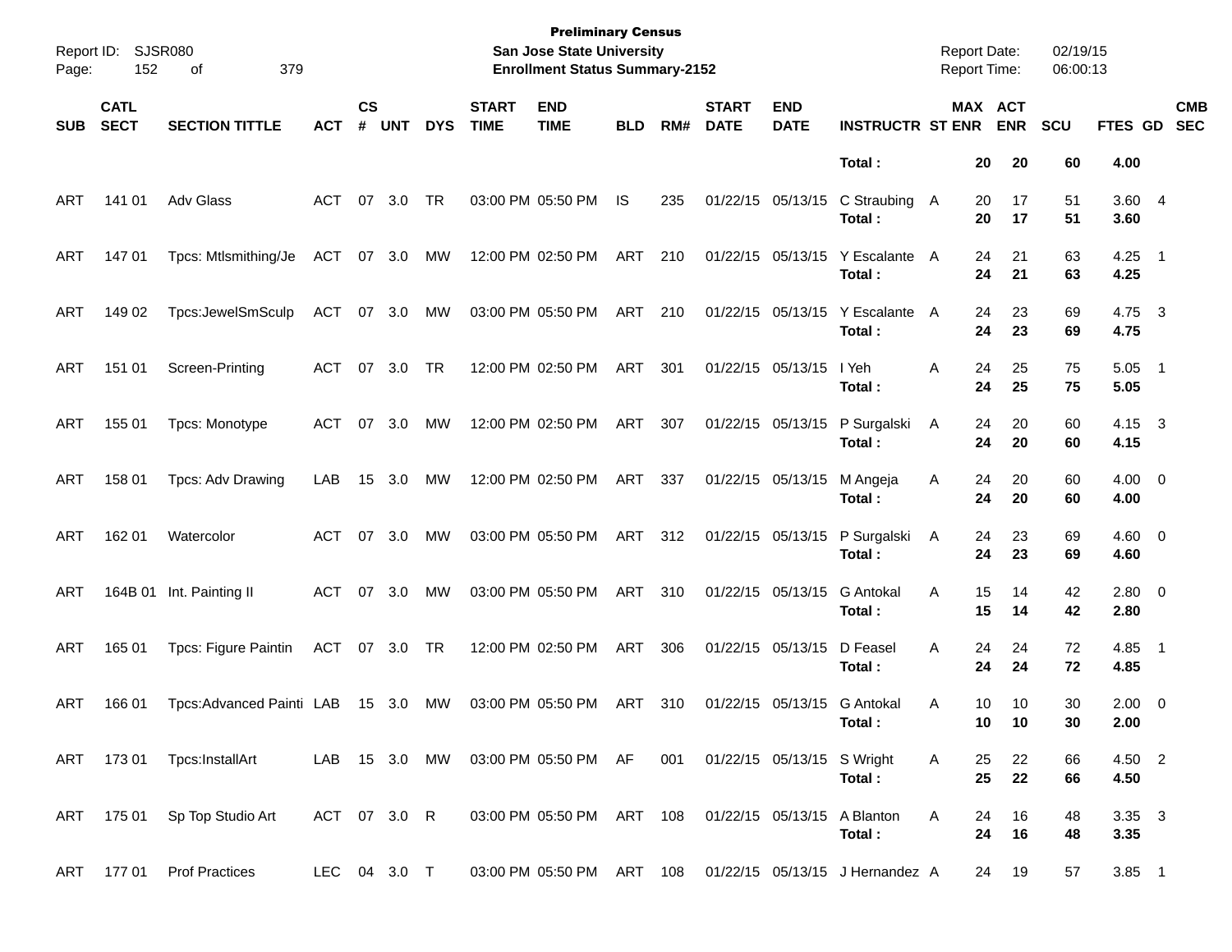**Preliminary Census**
**San Jose State University**
**Enrollment Status Summary-2152**

Report ID: SJSR080
Report Date: 02/19/15
Report Time: 06:00:13

| SUB | CATL SECT | SECTION TITTLE | ACT | CS # | UNT | DYS | START TIME | END TIME | BLD | RM# | START DATE | END DATE | INSTRUCTR | ST | MAX ENR | ACT ENR | SCU | FTES | GD | CMB SEC |
|---|---|---|---|---|---|---|---|---|---|---|---|---|---|---|---|---|---|---|---|---|
| | | | | | | | | | | | | | **Total :** | | **20** | **20** | **60** | **4.00** | | |
| ART | 141 01 | Adv Glass | ACT | 07 | 3.0 | TR | 03:00 PM | 05:50 PM | IS | 235 | 01/22/15 | 05/13/15 | C Straubing | A | 20 | 17 | 51 | 3.60 | 4 | |
| | | | | | | | | | | | | | **Total :** | | **20** | **17** | **51** | **3.60** | | |
| ART | 147 01 | Tpcs: Mtlsmithing/Je | ACT | 07 | 3.0 | MW | 12:00 PM | 02:50 PM | ART | 210 | 01/22/15 | 05/13/15 | Y Escalante | A | 24 | 21 | 63 | 4.25 | 1 | |
| | | | | | | | | | | | | | **Total :** | | **24** | **21** | **63** | **4.25** | | |
| ART | 149 02 | Tpcs:JewelSmSculp | ACT | 07 | 3.0 | MW | 03:00 PM | 05:50 PM | ART | 210 | 01/22/15 | 05/13/15 | Y Escalante | A | 24 | 23 | 69 | 4.75 | 3 | |
| | | | | | | | | | | | | | **Total :** | | **24** | **23** | **69** | **4.75** | | |
| ART | 151 01 | Screen-Printing | ACT | 07 | 3.0 | TR | 12:00 PM | 02:50 PM | ART | 301 | 01/22/15 | 05/13/15 | I Yeh | A | 24 | 25 | 75 | 5.05 | 1 | |
| | | | | | | | | | | | | | **Total :** | | **24** | **25** | **75** | **5.05** | | |
| ART | 155 01 | Tpcs: Monotype | ACT | 07 | 3.0 | MW | 12:00 PM | 02:50 PM | ART | 307 | 01/22/15 | 05/13/15 | P Surgalski | A | 24 | 20 | 60 | 4.15 | 3 | |
| | | | | | | | | | | | | | **Total :** | | **24** | **20** | **60** | **4.15** | | |
| ART | 158 01 | Tpcs: Adv Drawing | LAB | 15 | 3.0 | MW | 12:00 PM | 02:50 PM | ART | 337 | 01/22/15 | 05/13/15 | M Angeja | A | 24 | 20 | 60 | 4.00 | 0 | |
| | | | | | | | | | | | | | **Total :** | | **24** | **20** | **60** | **4.00** | | |
| ART | 162 01 | Watercolor | ACT | 07 | 3.0 | MW | 03:00 PM | 05:50 PM | ART | 312 | 01/22/15 | 05/13/15 | P Surgalski | A | 24 | 23 | 69 | 4.60 | 0 | |
| | | | | | | | | | | | | | **Total :** | | **24** | **23** | **69** | **4.60** | | |
| ART | 164B 01 | Int. Painting II | ACT | 07 | 3.0 | MW | 03:00 PM | 05:50 PM | ART | 310 | 01/22/15 | 05/13/15 | G Antokal | A | 15 | 14 | 42 | 2.80 | 0 | |
| | | | | | | | | | | | | | **Total :** | | **15** | **14** | **42** | **2.80** | | |
| ART | 165 01 | Tpcs: Figure Paintin | ACT | 07 | 3.0 | TR | 12:00 PM | 02:50 PM | ART | 306 | 01/22/15 | 05/13/15 | D Feasel | A | 24 | 24 | 72 | 4.85 | 1 | |
| | | | | | | | | | | | | | **Total :** | | **24** | **24** | **72** | **4.85** | | |
| ART | 166 01 | Tpcs:Advanced Painti | LAB | 15 | 3.0 | MW | 03:00 PM | 05:50 PM | ART | 310 | 01/22/15 | 05/13/15 | G Antokal | A | 10 | 10 | 30 | 2.00 | 0 | |
| | | | | | | | | | | | | | **Total :** | | **10** | **10** | **30** | **2.00** | | |
| ART | 173 01 | Tpcs:InstallArt | LAB | 15 | 3.0 | MW | 03:00 PM | 05:50 PM | AF | 001 | 01/22/15 | 05/13/15 | S Wright | A | 25 | 22 | 66 | 4.50 | 2 | |
| | | | | | | | | | | | | | **Total :** | | **25** | **22** | **66** | **4.50** | | |
| ART | 175 01 | Sp Top Studio Art | ACT | 07 | 3.0 | R | 03:00 PM | 05:50 PM | ART | 108 | 01/22/15 | 05/13/15 | A Blanton | A | 24 | 16 | 48 | 3.35 | 3 | |
| | | | | | | | | | | | | | **Total :** | | **24** | **16** | **48** | **3.35** | | |
| ART | 177 01 | Prof Practices | LEC | 04 | 3.0 | T | 03:00 PM | 05:50 PM | ART | 108 | 01/22/15 | 05/13/15 | J Hernandez | A | 24 | 19 | 57 | 3.85 | 1 | |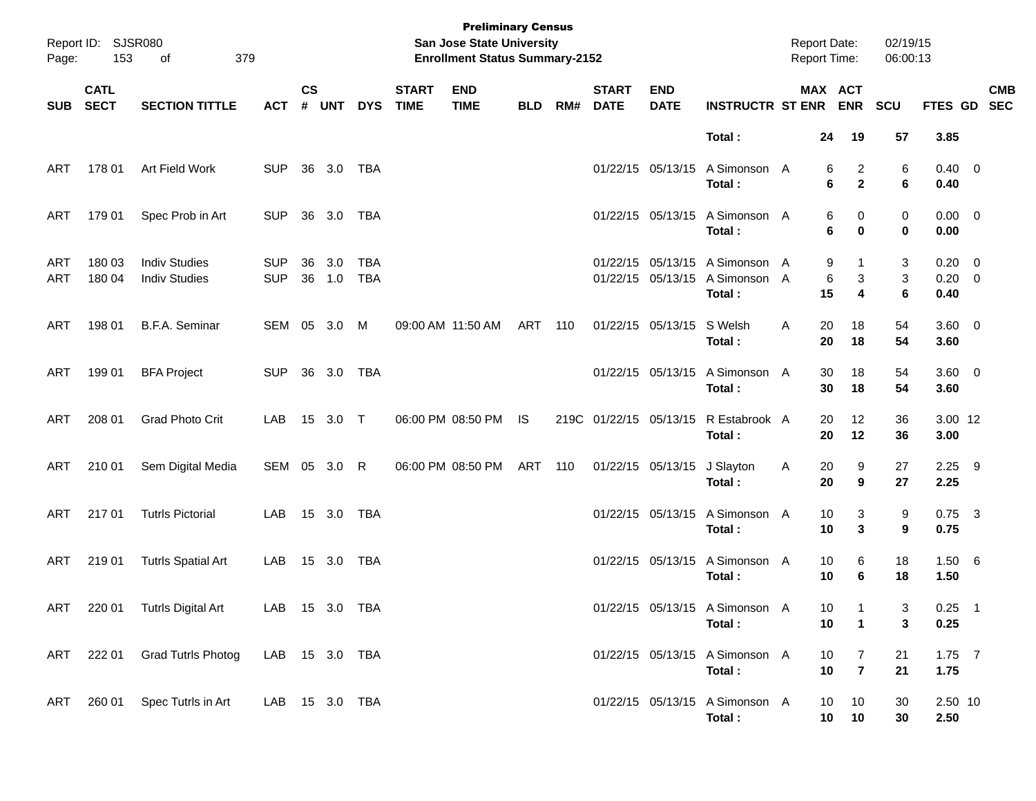**Preliminary Census**
**San Jose State University**
**Enrollment Status Summary-2152**

Report ID: SJSR080
Report Date: 02/19/15
Report Time: 06:00:13

| SUB | CATL SECT | SECTION TITTLE | ACT | CS # | UNT | DYS | START TIME | END TIME | BLD | RM# | START DATE | END DATE | INSTRUCTR | ST | MAX ENR | ACT ENR | SCU | FTES | GD | CMB SEC |
|---|---|---|---|---|---|---|---|---|---|---|---|---|---|---|---|---|---|---|---|---|
| | | | | | | | | | | | | | **Total :** | | **24** | **19** | **57** | **3.85** | | |
| ART | 178 01 | Art Field Work | SUP | 36 | 3.0 | TBA | | | | | 01/22/15 | 05/13/15 | A Simonson | A | 6 | 2 | 6 | 0.40 | 0 | |
| | | | | | | | | | | | | | **Total :** | | **6** | **2** | **6** | **0.40** | | |
| ART | 179 01 | Spec Prob in Art | SUP | 36 | 3.0 | TBA | | | | | 01/22/15 | 05/13/15 | A Simonson | A | 6 | 0 | 0 | 0.00 | 0 | |
| | | | | | | | | | | | | | **Total :** | | **6** | **0** | **0** | **0.00** | | |
| ART | 180 03 | Indiv Studies | SUP | 36 | 3.0 | TBA | | | | | 01/22/15 | 05/13/15 | A Simonson | A | 9 | 1 | 3 | 0.20 | 0 | |
| ART | 180 04 | Indiv Studies | SUP | 36 | 1.0 | TBA | | | | | 01/22/15 | 05/13/15 | A Simonson | A | 6 | 3 | 3 | 0.20 | 0 | |
| | | | | | | | | | | | | | **Total :** | | **15** | **4** | **6** | **0.40** | | |
| ART | 198 01 | B.F.A. Seminar | SEM | 05 | 3.0 | M | 09:00 AM | 11:50 AM | ART | 110 | 01/22/15 | 05/13/15 | S Welsh | A | 20 | 18 | 54 | 3.60 | 0 | |
| | | | | | | | | | | | | | **Total :** | | **20** | **18** | **54** | **3.60** | | |
| ART | 199 01 | BFA Project | SUP | 36 | 3.0 | TBA | | | | | 01/22/15 | 05/13/15 | A Simonson | A | 30 | 18 | 54 | 3.60 | 0 | |
| | | | | | | | | | | | | | **Total :** | | **30** | **18** | **54** | **3.60** | | |
| ART | 208 01 | Grad Photo Crit | LAB | 15 | 3.0 | T | 06:00 PM | 08:50 PM | IS | 219C | 01/22/15 | 05/13/15 | R Estabrook | A | 20 | 12 | 36 | 3.00 | 12 | |
| | | | | | | | | | | | | | **Total :** | | **20** | **12** | **36** | **3.00** | | |
| ART | 210 01 | Sem Digital Media | SEM | 05 | 3.0 | R | 06:00 PM | 08:50 PM | ART | 110 | 01/22/15 | 05/13/15 | J Slayton | A | 20 | 9 | 27 | 2.25 | 9 | |
| | | | | | | | | | | | | | **Total :** | | **20** | **9** | **27** | **2.25** | | |
| ART | 217 01 | Tutrls Pictorial | LAB | 15 | 3.0 | TBA | | | | | 01/22/15 | 05/13/15 | A Simonson | A | 10 | 3 | 9 | 0.75 | 3 | |
| | | | | | | | | | | | | | **Total :** | | **10** | **3** | **9** | **0.75** | | |
| ART | 219 01 | Tutrls Spatial Art | LAB | 15 | 3.0 | TBA | | | | | 01/22/15 | 05/13/15 | A Simonson | A | 10 | 6 | 18 | 1.50 | 6 | |
| | | | | | | | | | | | | | **Total :** | | **10** | **6** | **18** | **1.50** | | |
| ART | 220 01 | Tutrls Digital Art | LAB | 15 | 3.0 | TBA | | | | | 01/22/15 | 05/13/15 | A Simonson | A | 10 | 1 | 3 | 0.25 | 1 | |
| | | | | | | | | | | | | | **Total :** | | **10** | **1** | **3** | **0.25** | | |
| ART | 222 01 | Grad Tutrls Photog | LAB | 15 | 3.0 | TBA | | | | | 01/22/15 | 05/13/15 | A Simonson | A | 10 | 7 | 21 | 1.75 | 7 | |
| | | | | | | | | | | | | | **Total :** | | **10** | **7** | **21** | **1.75** | | |
| ART | 260 01 | Spec Tutrls in Art | LAB | 15 | 3.0 | TBA | | | | | 01/22/15 | 05/13/15 | A Simonson | A | 10 | 10 | 30 | 2.50 | 10 | |
| | | | | | | | | | | | | | **Total :** | | **10** | **10** | **30** | **2.50** | | |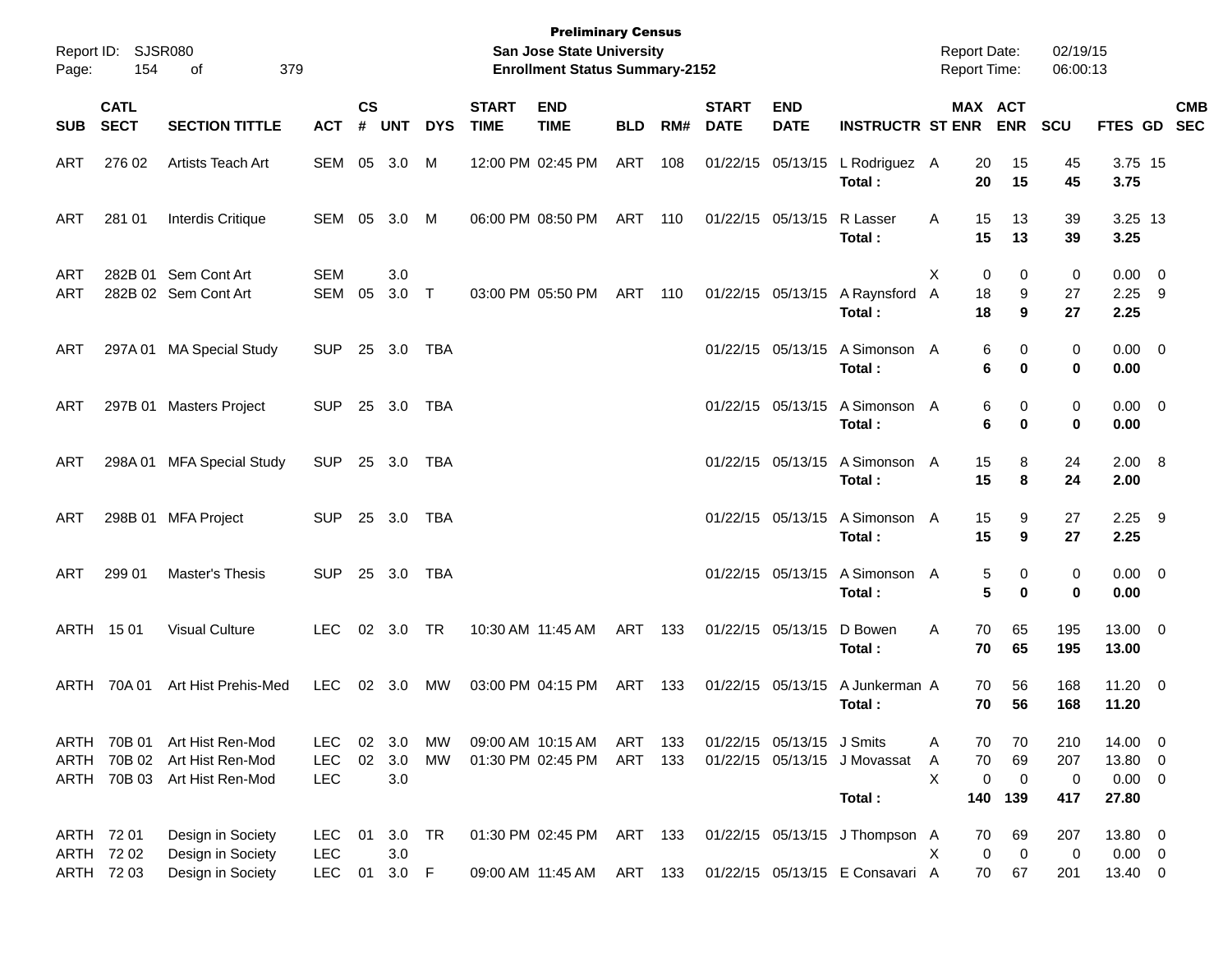**Preliminary Census**
**San Jose State University**
**Enrollment Status Summary-2152**

Report ID: SJSR080
Report Date: 02/19/15
Report Time: 06:00:13

| SUB | CATL SECT | SECTION TITTLE | ACT | CS # | UNT | DYS | START TIME | END TIME | BLD | RM# | START DATE | END DATE | INSTRUCTR | ST | MAX ENR | ACT ENR | SCU | FTES | GD | CMB SEC |
|---|---|---|---|---|---|---|---|---|---|---|---|---|---|---|---|---|---|---|---|---|
| ART | 276 02 | Artists Teach Art | SEM | 05 | 3.0 | M | 12:00 PM | 02:45 PM | ART | 108 | 01/22/15 | 05/13/15 | L Rodriguez | A | 20 | 15 | 45 | 3.75 | 15 | |
| | | | | | | | | | | | | | **Total :** | | **20** | **15** | **45** | **3.75** | | |
| ART | 281 01 | Interdis Critique | SEM | 05 | 3.0 | M | 06:00 PM | 08:50 PM | ART | 110 | 01/22/15 | 05/13/15 | R Lasser | A | 15 | 13 | 39 | 3.25 | 13 | |
| | | | | | | | | | | | | | **Total :** | | **15** | **13** | **39** | **3.25** | | |
| ART | 282B 01 | Sem Cont Art | SEM | | 3.0 | | | | | | | | | X | 0 | 0 | 0 | 0.00 | 0 | |
| ART | 282B 02 | Sem Cont Art | SEM | 05 | 3.0 | T | 03:00 PM | 05:50 PM | ART | 110 | 01/22/15 | 05/13/15 | A Raynsford | A | 18 | 9 | 27 | 2.25 | 9 | |
| | | | | | | | | | | | | | **Total :** | | **18** | **9** | **27** | **2.25** | | |
| ART | 297A 01 | MA Special Study | SUP | 25 | 3.0 | TBA | | | | | 01/22/15 | 05/13/15 | A Simonson | A | 6 | 0 | 0 | 0.00 | 0 | |
| | | | | | | | | | | | | | **Total :** | | **6** | **0** | **0** | **0.00** | | |
| ART | 297B 01 | Masters Project | SUP | 25 | 3.0 | TBA | | | | | 01/22/15 | 05/13/15 | A Simonson | A | 6 | 0 | 0 | 0.00 | 0 | |
| | | | | | | | | | | | | | **Total :** | | **6** | **0** | **0** | **0.00** | | |
| ART | 298A 01 | MFA Special Study | SUP | 25 | 3.0 | TBA | | | | | 01/22/15 | 05/13/15 | A Simonson | A | 15 | 8 | 24 | 2.00 | 8 | |
| | | | | | | | | | | | | | **Total :** | | **15** | **8** | **24** | **2.00** | | |
| ART | 298B 01 | MFA Project | SUP | 25 | 3.0 | TBA | | | | | 01/22/15 | 05/13/15 | A Simonson | A | 15 | 9 | 27 | 2.25 | 9 | |
| | | | | | | | | | | | | | **Total :** | | **15** | **9** | **27** | **2.25** | | |
| ART | 299 01 | Master's Thesis | SUP | 25 | 3.0 | TBA | | | | | 01/22/15 | 05/13/15 | A Simonson | A | 5 | 0 | 0 | 0.00 | 0 | |
| | | | | | | | | | | | | | **Total :** | | **5** | **0** | **0** | **0.00** | | |
| ARTH | 15 01 | Visual Culture | LEC | 02 | 3.0 | TR | 10:30 AM | 11:45 AM | ART | 133 | 01/22/15 | 05/13/15 | D Bowen | A | 70 | 65 | 195 | 13.00 | 0 | |
| | | | | | | | | | | | | | **Total :** | | **70** | **65** | **195** | **13.00** | | |
| ARTH | 70A 01 | Art Hist Prehis-Med | LEC | 02 | 3.0 | MW | 03:00 PM | 04:15 PM | ART | 133 | 01/22/15 | 05/13/15 | A Junkerman | A | 70 | 56 | 168 | 11.20 | 0 | |
| | | | | | | | | | | | | | **Total :** | | **70** | **56** | **168** | **11.20** | | |
| ARTH | 70B 01 | Art Hist Ren-Mod | LEC | 02 | 3.0 | MW | 09:00 AM | 10:15 AM | ART | 133 | 01/22/15 | 05/13/15 | J Smits | A | 70 | 70 | 210 | 14.00 | 0 | |
| ARTH | 70B 02 | Art Hist Ren-Mod | LEC | 02 | 3.0 | MW | 01:30 PM | 02:45 PM | ART | 133 | 01/22/15 | 05/13/15 | J Movassat | A | 70 | 69 | 207 | 13.80 | 0 | |
| ARTH | 70B 03 | Art Hist Ren-Mod | LEC | | 3.0 | | | | | | | | | X | 0 | 0 | 0 | 0.00 | 0 | |
| | | | | | | | | | | | | | **Total :** | | **140** | **139** | **417** | **27.80** | | |
| ARTH | 72 01 | Design in Society | LEC | 01 | 3.0 | TR | 01:30 PM | 02:45 PM | ART | 133 | 01/22/15 | 05/13/15 | J Thompson | A | 70 | 69 | 207 | 13.80 | 0 | |
| ARTH | 72 02 | Design in Society | LEC | | 3.0 | | | | | | | | | X | 0 | 0 | 0 | 0.00 | 0 | |
| ARTH | 72 03 | Design in Society | LEC | 01 | 3.0 | F | 09:00 AM | 11:45 AM | ART | 133 | 01/22/15 | 05/13/15 | E Consavari | A | 70 | 67 | 201 | 13.40 | 0 | |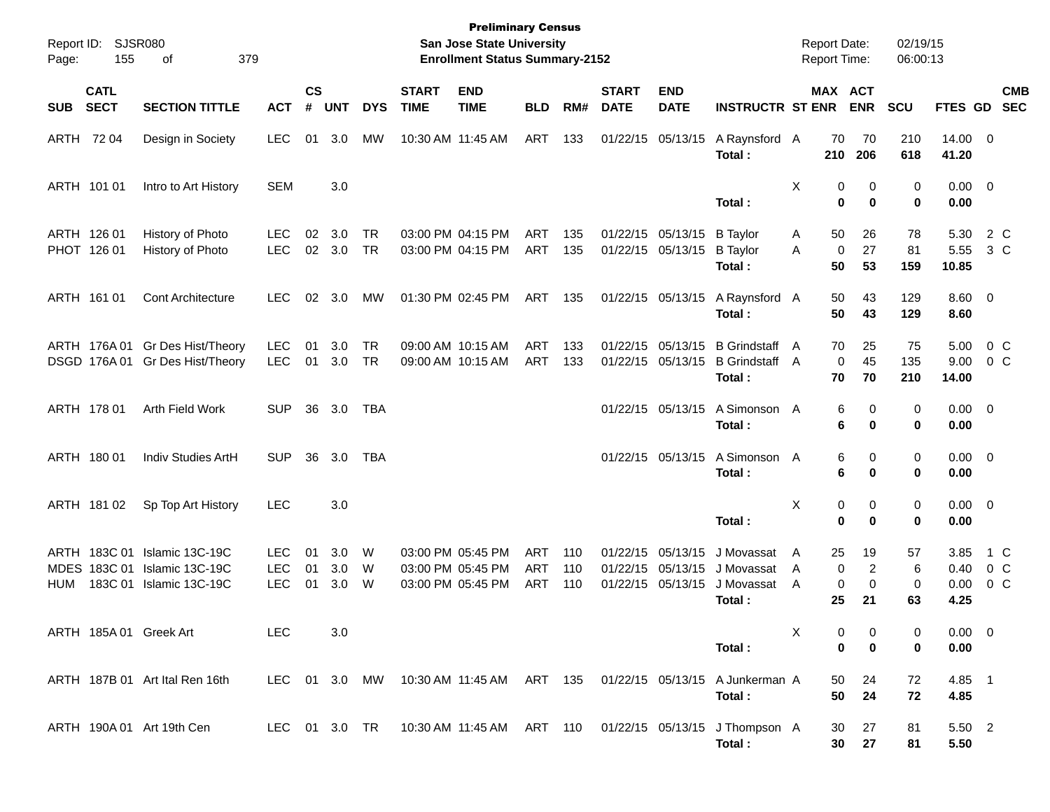**Preliminary Census**
**San Jose State University**
**Enrollment Status Summary-2152**

Report ID: SJSR080
Report Date: 02/19/15
Report Time: 06:00:13

| SUB | CATL SECT | SECTION TITTLE | ACT | CS # | UNT | DYS | START TIME | END TIME | BLD | RM# | START DATE | END DATE | INSTRUCTR | ST | MAX ENR | ACT ENR | SCU | FTES | GD | CMB SEC |
|---|---|---|---|---|---|---|---|---|---|---|---|---|---|---|---|---|---|---|---|---|
| ARTH | 72 04 | Design in Society | LEC | 01 | 3.0 | MW | 10:30 AM | 11:45 AM | ART | 133 | 01/22/15 | 05/13/15 | A Raynsford | A | 70 | 70 | 210 | 14.00 | 0 | |
| | | | | | | | | | | | | | **Total :** | | **210** | **206** | **618** | **41.20** | | |
| ARTH | 101 01 | Intro to Art History | SEM | | 3.0 | | | | | | | | | X | 0 | 0 | 0 | 0.00 | 0 | |
| | | | | | | | | | | | | | **Total :** | | **0** | **0** | **0** | **0.00** | | |
| ARTH | 126 01 | History of Photo | LEC | 02 | 3.0 | TR | 03:00 PM | 04:15 PM | ART | 135 | 01/22/15 | 05/13/15 | B Taylor | A | 50 | 26 | 78 | 5.30 | 2 | C |
| PHOT | 126 01 | History of Photo | LEC | 02 | 3.0 | TR | 03:00 PM | 04:15 PM | ART | 135 | 01/22/15 | 05/13/15 | B Taylor | A | 0 | 27 | 81 | 5.55 | 3 | C |
| | | | | | | | | | | | | | **Total :** | | **50** | **53** | **159** | **10.85** | | |
| ARTH | 161 01 | Cont Architecture | LEC | 02 | 3.0 | MW | 01:30 PM | 02:45 PM | ART | 135 | 01/22/15 | 05/13/15 | A Raynsford | A | 50 | 43 | 129 | 8.60 | 0 | |
| | | | | | | | | | | | | | **Total :** | | **50** | **43** | **129** | **8.60** | | |
| ARTH | 176A 01 | Gr Des Hist/Theory | LEC | 01 | 3.0 | TR | 09:00 AM | 10:15 AM | ART | 133 | 01/22/15 | 05/13/15 | B Grindstaff | A | 70 | 25 | 75 | 5.00 | 0 | C |
| DSGD | 176A 01 | Gr Des Hist/Theory | LEC | 01 | 3.0 | TR | 09:00 AM | 10:15 AM | ART | 133 | 01/22/15 | 05/13/15 | B Grindstaff | A | 0 | 45 | 135 | 9.00 | 0 | C |
| | | | | | | | | | | | | | **Total :** | | **70** | **70** | **210** | **14.00** | | |
| ARTH | 178 01 | Arth Field Work | SUP | 36 | 3.0 | TBA | | | | | 01/22/15 | 05/13/15 | A Simonson | A | 6 | 0 | 0 | 0.00 | 0 | |
| | | | | | | | | | | | | | **Total :** | | **6** | **0** | **0** | **0.00** | | |
| ARTH | 180 01 | Indiv Studies ArtH | SUP | 36 | 3.0 | TBA | | | | | 01/22/15 | 05/13/15 | A Simonson | A | 6 | 0 | 0 | 0.00 | 0 | |
| | | | | | | | | | | | | | **Total :** | | **6** | **0** | **0** | **0.00** | | |
| ARTH | 181 02 | Sp Top Art History | LEC | | 3.0 | | | | | | | | | X | 0 | 0 | 0 | 0.00 | 0 | |
| | | | | | | | | | | | | | **Total :** | | **0** | **0** | **0** | **0.00** | | |
| ARTH | 183C 01 | Islamic 13C-19C | LEC | 01 | 3.0 | W | 03:00 PM | 05:45 PM | ART | 110 | 01/22/15 | 05/13/15 | J Movassat | A | 25 | 19 | 57 | 3.85 | 1 | C |
| MDES | 183C 01 | Islamic 13C-19C | LEC | 01 | 3.0 | W | 03:00 PM | 05:45 PM | ART | 110 | 01/22/15 | 05/13/15 | J Movassat | A | 0 | 2 | 6 | 0.40 | 0 | C |
| HUM | 183C 01 | Islamic 13C-19C | LEC | 01 | 3.0 | W | 03:00 PM | 05:45 PM | ART | 110 | 01/22/15 | 05/13/15 | J Movassat | A | 0 | 0 | 0 | 0.00 | 0 | C |
| | | | | | | | | | | | | | **Total :** | | **25** | **21** | **63** | **4.25** | | |
| ARTH | 185A 01 | Greek Art | LEC | | 3.0 | | | | | | | | | X | 0 | 0 | 0 | 0.00 | 0 | |
| | | | | | | | | | | | | | **Total :** | | **0** | **0** | **0** | **0.00** | | |
| ARTH | 187B 01 | Art Ital Ren 16th | LEC | 01 | 3.0 | MW | 10:30 AM | 11:45 AM | ART | 135 | 01/22/15 | 05/13/15 | A Junkerman | A | 50 | 24 | 72 | 4.85 | 1 | |
| | | | | | | | | | | | | | **Total :** | | **50** | **24** | **72** | **4.85** | | |
| ARTH | 190A 01 | Art 19th Cen | LEC | 01 | 3.0 | TR | 10:30 AM | 11:45 AM | ART | 110 | 01/22/15 | 05/13/15 | J Thompson | A | 30 | 27 | 81 | 5.50 | 2 | |
| | | | | | | | | | | | | | **Total :** | | **30** | **27** | **81** | **5.50** | | |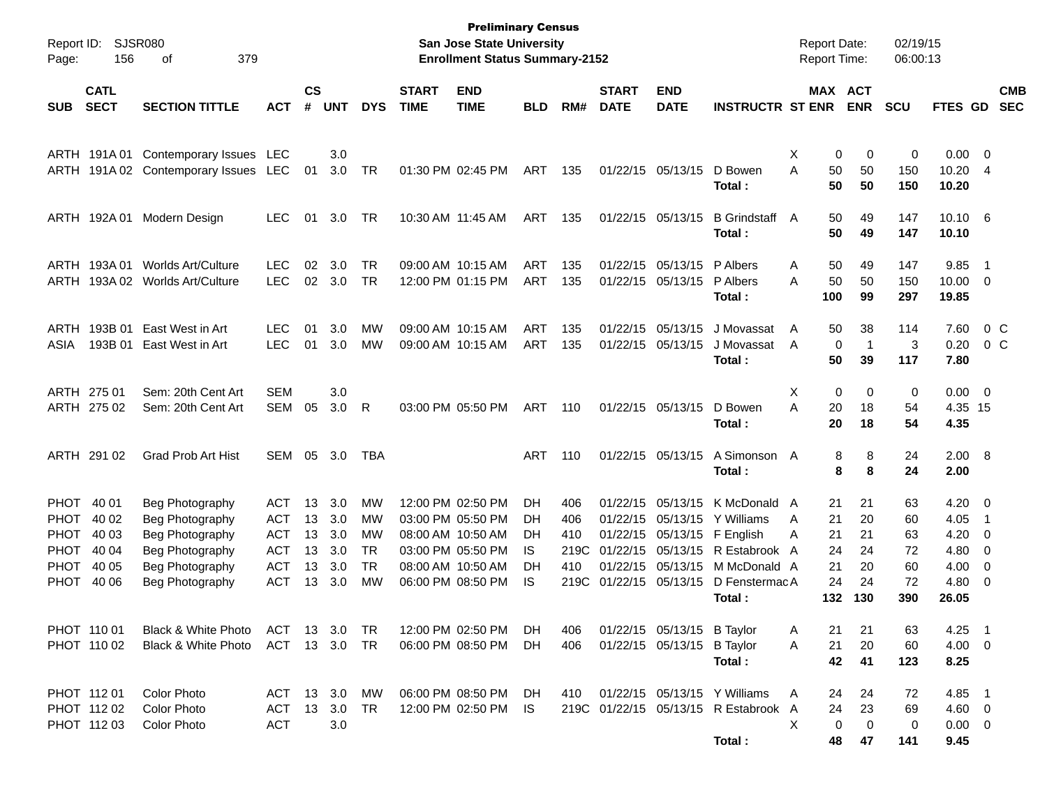Report ID: SJSR080
Page: 156 of 379

**Preliminary Census**
**San Jose State University**
**Enrollment Status Summary-2152**

Report Date: 02/19/15
Report Time: 06:00:13

| SUB | CATL SECT | SECTION TITTLE | ACT | CS # | UNT | DYS | START TIME | END TIME | BLD | RM# | START DATE | END DATE | INSTRUCTR | ST | MAX ENR | ACT ENR | SCU | FTES | GD | CMB SEC |
|---|---|---|---|---|---|---|---|---|---|---|---|---|---|---|---|---|---|---|---|---|
| ARTH | 191A 01 | Contemporary Issues | LEC | | 3.0 | | | | | | | | | X | 0 | 0 | 0 | 0.00 | 0 | |
| ARTH | 191A 02 | Contemporary Issues | LEC | 01 | 3.0 | TR | 01:30 PM | 02:45 PM | ART | 135 | 01/22/15 | 05/13/15 | D Bowen | A | 50 | 50 | 150 | 10.20 | 4 | |
| | | | | | | | | | | | | | **Total :** | | **50** | **50** | **150** | **10.20** | | |
| ARTH | 192A 01 | Modern Design | LEC | 01 | 3.0 | TR | 10:30 AM | 11:45 AM | ART | 135 | 01/22/15 | 05/13/15 | B Grindstaff | A | 50 | 49 | 147 | 10.10 | 6 | |
| | | | | | | | | | | | | | **Total :** | | **50** | **49** | **147** | **10.10** | | |
| ARTH | 193A 01 | Worlds Art/Culture | LEC | 02 | 3.0 | TR | 09:00 AM | 10:15 AM | ART | 135 | 01/22/15 | 05/13/15 | P Albers | A | 50 | 49 | 147 | 9.85 | 1 | |
| ARTH | 193A 02 | Worlds Art/Culture | LEC | 02 | 3.0 | TR | 12:00 PM | 01:15 PM | ART | 135 | 01/22/15 | 05/13/15 | P Albers | A | 50 | 50 | 150 | 10.00 | 0 | |
| | | | | | | | | | | | | | **Total :** | | **100** | **99** | **297** | **19.85** | | |
| ARTH | 193B 01 | East West in Art | LEC | 01 | 3.0 | MW | 09:00 AM | 10:15 AM | ART | 135 | 01/22/15 | 05/13/15 | J Movassat | A | 50 | 38 | 114 | 7.60 | 0 | C |
| ASIA | 193B 01 | East West in Art | LEC | 01 | 3.0 | MW | 09:00 AM | 10:15 AM | ART | 135 | 01/22/15 | 05/13/15 | J Movassat | A | 0 | 1 | 3 | 0.20 | 0 | C |
| | | | | | | | | | | | | | **Total :** | | **50** | **39** | **117** | **7.80** | | |
| ARTH | 275 01 | Sem: 20th Cent Art | SEM | | 3.0 | | | | | | | | | X | 0 | 0 | 0 | 0.00 | 0 | |
| ARTH | 275 02 | Sem: 20th Cent Art | SEM | 05 | 3.0 | R | 03:00 PM | 05:50 PM | ART | 110 | 01/22/15 | 05/13/15 | D Bowen | A | 20 | 18 | 54 | 4.35 | 15 | |
| | | | | | | | | | | | | | **Total :** | | **20** | **18** | **54** | **4.35** | | |
| ARTH | 291 02 | Grad Prob Art Hist | SEM | 05 | 3.0 | TBA | | | ART | 110 | 01/22/15 | 05/13/15 | A Simonson | A | 8 | 8 | 24 | 2.00 | 8 | |
| | | | | | | | | | | | | | **Total :** | | **8** | **8** | **24** | **2.00** | | |
| PHOT | 40 01 | Beg Photography | ACT | 13 | 3.0 | MW | 12:00 PM | 02:50 PM | DH | 406 | 01/22/15 | 05/13/15 | K McDonald | A | 21 | 21 | 63 | 4.20 | 0 | |
| PHOT | 40 02 | Beg Photography | ACT | 13 | 3.0 | MW | 03:00 PM | 05:50 PM | DH | 406 | 01/22/15 | 05/13/15 | Y Williams | A | 21 | 20 | 60 | 4.05 | 1 | |
| PHOT | 40 03 | Beg Photography | ACT | 13 | 3.0 | MW | 08:00 AM | 10:50 AM | DH | 410 | 01/22/15 | 05/13/15 | F English | A | 21 | 21 | 63 | 4.20 | 0 | |
| PHOT | 40 04 | Beg Photography | ACT | 13 | 3.0 | TR | 03:00 PM | 05:50 PM | IS | 219C | 01/22/15 | 05/13/15 | R Estabrook | A | 24 | 24 | 72 | 4.80 | 0 | |
| PHOT | 40 05 | Beg Photography | ACT | 13 | 3.0 | TR | 08:00 AM | 10:50 AM | DH | 410 | 01/22/15 | 05/13/15 | M McDonald | A | 21 | 20 | 60 | 4.00 | 0 | |
| PHOT | 40 06 | Beg Photography | ACT | 13 | 3.0 | MW | 06:00 PM | 08:50 PM | IS | 219C | 01/22/15 | 05/13/15 | D Fenstermac | A | 24 | 24 | 72 | 4.80 | 0 | |
| | | | | | | | | | | | | | **Total :** | | **132** | **130** | **390** | **26.05** | | |
| PHOT | 110 01 | Black & White Photo | ACT | 13 | 3.0 | TR | 12:00 PM | 02:50 PM | DH | 406 | 01/22/15 | 05/13/15 | B Taylor | A | 21 | 21 | 63 | 4.25 | 1 | |
| PHOT | 110 02 | Black & White Photo | ACT | 13 | 3.0 | TR | 06:00 PM | 08:50 PM | DH | 406 | 01/22/15 | 05/13/15 | B Taylor | A | 21 | 20 | 60 | 4.00 | 0 | |
| | | | | | | | | | | | | | **Total :** | | **42** | **41** | **123** | **8.25** | | |
| PHOT | 112 01 | Color Photo | ACT | 13 | 3.0 | MW | 06:00 PM | 08:50 PM | DH | 410 | 01/22/15 | 05/13/15 | Y Williams | A | 24 | 24 | 72 | 4.85 | 1 | |
| PHOT | 112 02 | Color Photo | ACT | 13 | 3.0 | TR | 12:00 PM | 02:50 PM | IS | 219C | 01/22/15 | 05/13/15 | R Estabrook | A | 24 | 23 | 69 | 4.60 | 0 | |
| PHOT | 112 03 | Color Photo | ACT | | 3.0 | | | | | | | | | X | 0 | 0 | 0 | 0.00 | 0 | |
| | | | | | | | | | | | | | **Total :** | | **48** | **47** | **141** | **9.45** | | |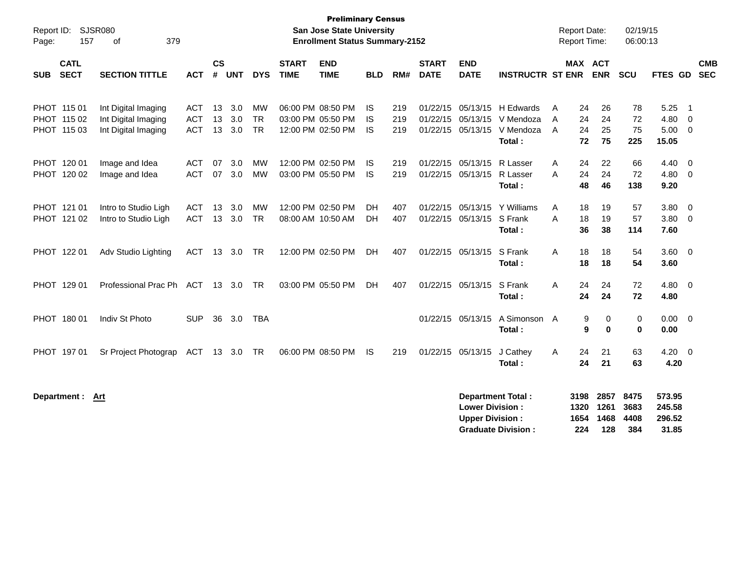**Preliminary Census**
**San Jose State University**
**Enrollment Status Summary-2152**

Report ID: SJSR080
Report Date: 02/19/15
Report Time: 06:00:13

| SUB | CATL SECT | SECTION TITTLE | ACT | CS # | UNT | DYS | START TIME | END TIME | BLD | RM# | START DATE | END DATE | INSTRUCTR | ST | MAX ENR | ACT ENR | SCU | FTES | GD | CMB SEC |
|---|---|---|---|---|---|---|---|---|---|---|---|---|---|---|---|---|---|---|---|---|
| PHOT | 115 01 | Int Digital Imaging | ACT | 13 | 3.0 | MW | 06:00 PM | 08:50 PM | IS | 219 | 01/22/15 | 05/13/15 | H Edwards | A | 24 | 26 | 78 | 5.25 | 1 | |
| PHOT | 115 02 | Int Digital Imaging | ACT | 13 | 3.0 | TR | 03:00 PM | 05:50 PM | IS | 219 | 01/22/15 | 05/13/15 | V Mendoza | A | 24 | 24 | 72 | 4.80 | 0 | |
| PHOT | 115 03 | Int Digital Imaging | ACT | 13 | 3.0 | TR | 12:00 PM | 02:50 PM | IS | 219 | 01/22/15 | 05/13/15 | V Mendoza | A | 24 | 25 | 75 | 5.00 | 0 | |
| | | | | | | | | | | | | | **Total :** | | **72** | **75** | **225** | **15.05** | | |
| PHOT | 120 01 | Image and Idea | ACT | 07 | 3.0 | MW | 12:00 PM | 02:50 PM | IS | 219 | 01/22/15 | 05/13/15 | R Lasser | A | 24 | 22 | 66 | 4.40 | 0 | |
| PHOT | 120 02 | Image and Idea | ACT | 07 | 3.0 | MW | 03:00 PM | 05:50 PM | IS | 219 | 01/22/15 | 05/13/15 | R Lasser | A | 24 | 24 | 72 | 4.80 | 0 | |
| | | | | | | | | | | | | | **Total :** | | **48** | **46** | **138** | **9.20** | | |
| PHOT | 121 01 | Intro to Studio Ligh | ACT | 13 | 3.0 | MW | 12:00 PM | 02:50 PM | DH | 407 | 01/22/15 | 05/13/15 | Y Williams | A | 18 | 19 | 57 | 3.80 | 0 | |
| PHOT | 121 02 | Intro to Studio Ligh | ACT | 13 | 3.0 | TR | 08:00 AM | 10:50 AM | DH | 407 | 01/22/15 | 05/13/15 | S Frank | A | 18 | 19 | 57 | 3.80 | 0 | |
| | | | | | | | | | | | | | **Total :** | | **36** | **38** | **114** | **7.60** | | |
| PHOT | 122 01 | Adv Studio Lighting | ACT | 13 | 3.0 | TR | 12:00 PM | 02:50 PM | DH | 407 | 01/22/15 | 05/13/15 | S Frank | A | 18 | 18 | 54 | 3.60 | 0 | |
| | | | | | | | | | | | | | **Total :** | | **18** | **18** | **54** | **3.60** | | |
| PHOT | 129 01 | Professional Prac Ph | ACT | 13 | 3.0 | TR | 03:00 PM | 05:50 PM | DH | 407 | 01/22/15 | 05/13/15 | S Frank | A | 24 | 24 | 72 | 4.80 | 0 | |
| | | | | | | | | | | | | | **Total :** | | **24** | **24** | **72** | **4.80** | | |
| PHOT | 180 01 | Indiv St Photo | SUP | 36 | 3.0 | TBA | | | | | 01/22/15 | 05/13/15 | A Simonson | A | 9 | 0 | 0 | 0.00 | 0 | |
| | | | | | | | | | | | | | **Total :** | | **9** | **0** | **0** | **0.00** | | |
| PHOT | 197 01 | Sr Project Photograp | ACT | 13 | 3.0 | TR | 06:00 PM | 08:50 PM | IS | 219 | 01/22/15 | 05/13/15 | J Cathey | A | 24 | 21 | 63 | 4.20 | 0 | |
| | | | | | | | | | | | | | **Total :** | | **24** | **21** | **63** | **4.20** | | |

**Department :** **Art**

| | MAX ENR | ACT ENR | SCU | FTES |
|---|---|---|---|---|
| **Department Total :** | **3198** | **2857** | **8475** | **573.95** |
| **Lower Division :** | **1320** | **1261** | **3683** | **245.58** |
| **Upper Division :** | **1654** | **1468** | **4408** | **296.52** |
| **Graduate Division :** | **224** | **128** | **384** | **31.85** |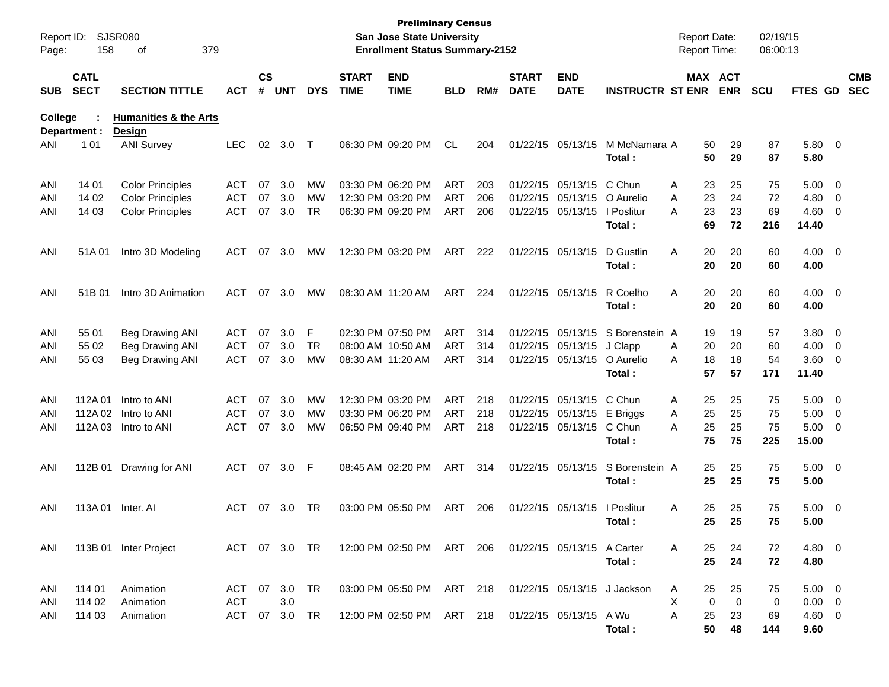**Preliminary Census**
**San Jose State University**
**Enrollment Status Summary-2152**

Report ID: SJSR080
Report Date: 02/19/15
Report Time: 06:00:13

| SUB | CATL SECT | SECTION TITTLE | ACT | CS # | UNT | DYS | START TIME | END TIME | BLD | RM# | START DATE | END DATE | INSTRUCTR | ST | MAX ENR | ACT ENR | SCU | FTES | GD | CMB SEC |
|---|---|---|---|---|---|---|---|---|---|---|---|---|---|---|---|---|---|---|---|---|
| **College :** | | **Humanities & the Arts** | | | | | | | | | | | | | | | | | | |
| **Department :** | | **Design** | | | | | | | | | | | | | | | | | | |
| ANI | 1 01 | ANI Survey | LEC | 02 | 3.0 | T | 06:30 PM | 09:20 PM | CL | 204 | 01/22/15 | 05/13/15 | M McNamara | A | 50 | 29 | 87 | 5.80 | 0 | |
| | | | | | | | | | | | | | **Total :** | | **50** | **29** | **87** | **5.80** | | |
| ANI | 14 01 | Color Principles | ACT | 07 | 3.0 | MW | 03:30 PM | 06:20 PM | ART | 203 | 01/22/15 | 05/13/15 | C Chun | A | 23 | 25 | 75 | 5.00 | 0 | |
| ANI | 14 02 | Color Principles | ACT | 07 | 3.0 | MW | 12:30 PM | 03:20 PM | ART | 206 | 01/22/15 | 05/13/15 | O Aurelio | A | 23 | 24 | 72 | 4.80 | 0 | |
| ANI | 14 03 | Color Principles | ACT | 07 | 3.0 | TR | 06:30 PM | 09:20 PM | ART | 206 | 01/22/15 | 05/13/15 | I Poslitur | A | 23 | 23 | 69 | 4.60 | 0 | |
| | | | | | | | | | | | | | **Total :** | | **69** | **72** | **216** | **14.40** | | |
| ANI | 51A 01 | Intro 3D Modeling | ACT | 07 | 3.0 | MW | 12:30 PM | 03:20 PM | ART | 222 | 01/22/15 | 05/13/15 | D Gustlin | A | 20 | 20 | 60 | 4.00 | 0 | |
| | | | | | | | | | | | | | **Total :** | | **20** | **20** | **60** | **4.00** | | |
| ANI | 51B 01 | Intro 3D Animation | ACT | 07 | 3.0 | MW | 08:30 AM | 11:20 AM | ART | 224 | 01/22/15 | 05/13/15 | R Coelho | A | 20 | 20 | 60 | 4.00 | 0 | |
| | | | | | | | | | | | | | **Total :** | | **20** | **20** | **60** | **4.00** | | |
| ANI | 55 01 | Beg Drawing ANI | ACT | 07 | 3.0 | F | 02:30 PM | 07:50 PM | ART | 314 | 01/22/15 | 05/13/15 | S Borenstein | A | 19 | 19 | 57 | 3.80 | 0 | |
| ANI | 55 02 | Beg Drawing ANI | ACT | 07 | 3.0 | TR | 08:00 AM | 10:50 AM | ART | 314 | 01/22/15 | 05/13/15 | J Clapp | A | 20 | 20 | 60 | 4.00 | 0 | |
| ANI | 55 03 | Beg Drawing ANI | ACT | 07 | 3.0 | MW | 08:30 AM | 11:20 AM | ART | 314 | 01/22/15 | 05/13/15 | O Aurelio | A | 18 | 18 | 54 | 3.60 | 0 | |
| | | | | | | | | | | | | | **Total :** | | **57** | **57** | **171** | **11.40** | | |
| ANI | 112A 01 | Intro to ANI | ACT | 07 | 3.0 | MW | 12:30 PM | 03:20 PM | ART | 218 | 01/22/15 | 05/13/15 | C Chun | A | 25 | 25 | 75 | 5.00 | 0 | |
| ANI | 112A 02 | Intro to ANI | ACT | 07 | 3.0 | MW | 03:30 PM | 06:20 PM | ART | 218 | 01/22/15 | 05/13/15 | E Briggs | A | 25 | 25 | 75 | 5.00 | 0 | |
| ANI | 112A 03 | Intro to ANI | ACT | 07 | 3.0 | MW | 06:50 PM | 09:40 PM | ART | 218 | 01/22/15 | 05/13/15 | C Chun | A | 25 | 25 | 75 | 5.00 | 0 | |
| | | | | | | | | | | | | | **Total :** | | **75** | **75** | **225** | **15.00** | | |
| ANI | 112B 01 | Drawing for ANI | ACT | 07 | 3.0 | F | 08:45 AM | 02:20 PM | ART | 314 | 01/22/15 | 05/13/15 | S Borenstein | A | 25 | 25 | 75 | 5.00 | 0 | |
| | | | | | | | | | | | | | **Total :** | | **25** | **25** | **75** | **5.00** | | |
| ANI | 113A 01 | Inter. AI | ACT | 07 | 3.0 | TR | 03:00 PM | 05:50 PM | ART | 206 | 01/22/15 | 05/13/15 | I Poslitur | A | 25 | 25 | 75 | 5.00 | 0 | |
| | | | | | | | | | | | | | **Total :** | | **25** | **25** | **75** | **5.00** | | |
| ANI | 113B 01 | Inter Project | ACT | 07 | 3.0 | TR | 12:00 PM | 02:50 PM | ART | 206 | 01/22/15 | 05/13/15 | A Carter | A | 25 | 24 | 72 | 4.80 | 0 | |
| | | | | | | | | | | | | | **Total :** | | **25** | **24** | **72** | **4.80** | | |
| ANI | 114 01 | Animation | ACT | 07 | 3.0 | TR | 03:00 PM | 05:50 PM | ART | 218 | 01/22/15 | 05/13/15 | J Jackson | A | 25 | 25 | 75 | 5.00 | 0 | |
| ANI | 114 02 | Animation | ACT | | 3.0 | | | | | | | | | X | 0 | 0 | 0 | 0.00 | 0 | |
| ANI | 114 03 | Animation | ACT | 07 | 3.0 | TR | 12:00 PM | 02:50 PM | ART | 218 | 01/22/15 | 05/13/15 | A Wu | A | 25 | 23 | 69 | 4.60 | 0 | |
| | | | | | | | | | | | | | **Total :** | | **50** | **48** | **144** | **9.60** | | |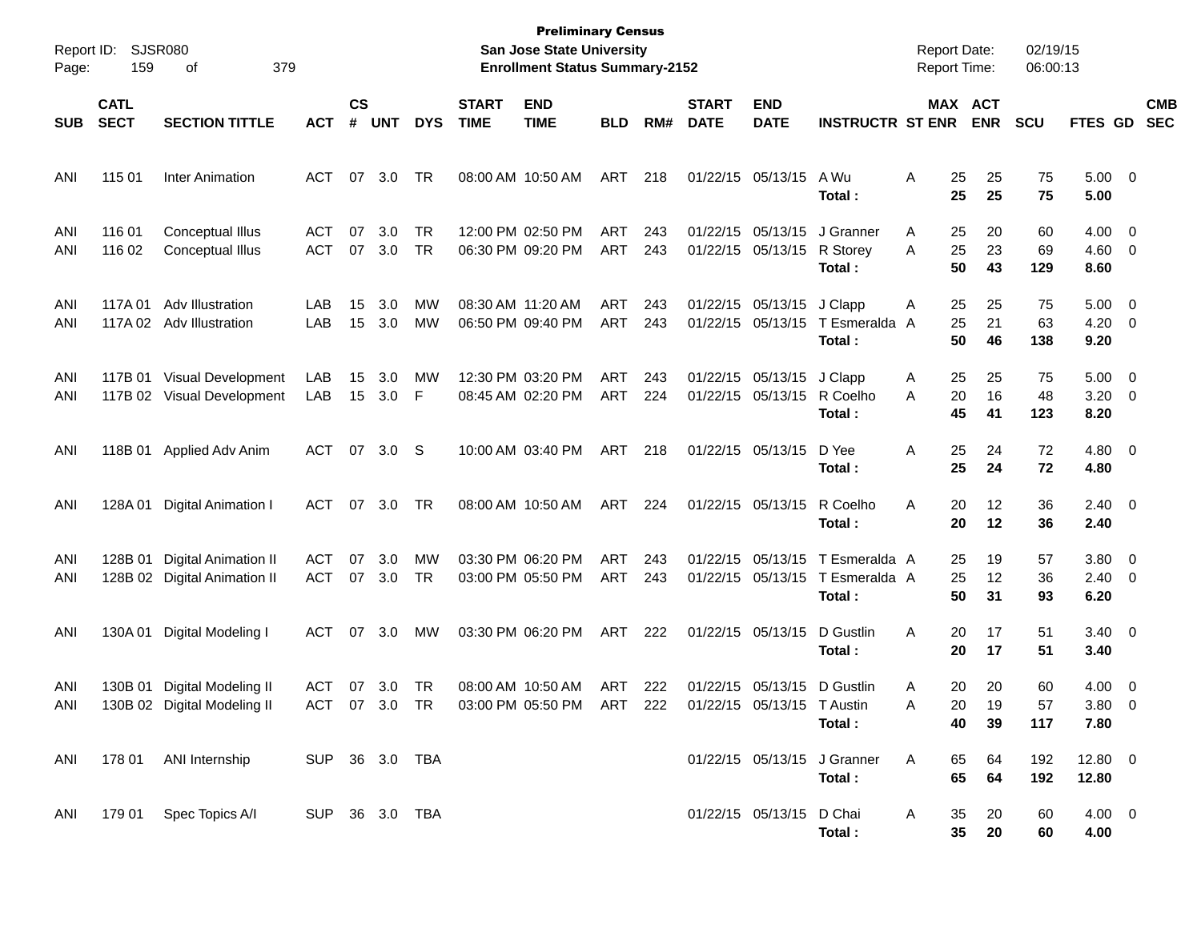**Preliminary Census**
**San Jose State University**
**Enrollment Status Summary-2152**

Report ID: SJSR080
Report Date: 02/19/15
Report Time: 06:00:13

| SUB | CATL SECT | SECTION TITTLE | ACT | CS # | UNT | DYS | START TIME | END TIME | BLD | RM# | START DATE | END DATE | INSTRUCTR | ST | MAX ENR | ACT ENR | SCU | FTES | GD | CMB SEC |
|---|---|---|---|---|---|---|---|---|---|---|---|---|---|---|---|---|---|---|---|---|
| ANI | 115 01 | Inter Animation | ACT | 07 | 3.0 | TR | 08:00 AM | 10:50 AM | ART | 218 | 01/22/15 | 05/13/15 | A Wu | A | 25 | 25 | 75 | 5.00 | 0 | |
| | | | | | | | | | | | | | **Total :** | | **25** | **25** | **75** | **5.00** | | |
| ANI | 116 01 | Conceptual Illus | ACT | 07 | 3.0 | TR | 12:00 PM | 02:50 PM | ART | 243 | 01/22/15 | 05/13/15 | J Granner | A | 25 | 20 | 60 | 4.00 | 0 | |
| ANI | 116 02 | Conceptual Illus | ACT | 07 | 3.0 | TR | 06:30 PM | 09:20 PM | ART | 243 | 01/22/15 | 05/13/15 | R Storey | A | 25 | 23 | 69 | 4.60 | 0 | |
| | | | | | | | | | | | | | **Total :** | | **50** | **43** | **129** | **8.60** | | |
| ANI | 117A 01 | Adv Illustration | LAB | 15 | 3.0 | MW | 08:30 AM | 11:20 AM | ART | 243 | 01/22/15 | 05/13/15 | J Clapp | A | 25 | 25 | 75 | 5.00 | 0 | |
| ANI | 117A 02 | Adv Illustration | LAB | 15 | 3.0 | MW | 06:50 PM | 09:40 PM | ART | 243 | 01/22/15 | 05/13/15 | T Esmeralda | A | 25 | 21 | 63 | 4.20 | 0 | |
| | | | | | | | | | | | | | **Total :** | | **50** | **46** | **138** | **9.20** | | |
| ANI | 117B 01 | Visual Development | LAB | 15 | 3.0 | MW | 12:30 PM | 03:20 PM | ART | 243 | 01/22/15 | 05/13/15 | J Clapp | A | 25 | 25 | 75 | 5.00 | 0 | |
| ANI | 117B 02 | Visual Development | LAB | 15 | 3.0 | F | 08:45 AM | 02:20 PM | ART | 224 | 01/22/15 | 05/13/15 | R Coelho | A | 20 | 16 | 48 | 3.20 | 0 | |
| | | | | | | | | | | | | | **Total :** | | **45** | **41** | **123** | **8.20** | | |
| ANI | 118B 01 | Applied Adv Anim | ACT | 07 | 3.0 | S | 10:00 AM | 03:40 PM | ART | 218 | 01/22/15 | 05/13/15 | D Yee | A | 25 | 24 | 72 | 4.80 | 0 | |
| | | | | | | | | | | | | | **Total :** | | **25** | **24** | **72** | **4.80** | | |
| ANI | 128A 01 | Digital Animation I | ACT | 07 | 3.0 | TR | 08:00 AM | 10:50 AM | ART | 224 | 01/22/15 | 05/13/15 | R Coelho | A | 20 | 12 | 36 | 2.40 | 0 | |
| | | | | | | | | | | | | | **Total :** | | **20** | **12** | **36** | **2.40** | | |
| ANI | 128B 01 | Digital Animation II | ACT | 07 | 3.0 | MW | 03:30 PM | 06:20 PM | ART | 243 | 01/22/15 | 05/13/15 | T Esmeralda | A | 25 | 19 | 57 | 3.80 | 0 | |
| ANI | 128B 02 | Digital Animation II | ACT | 07 | 3.0 | TR | 03:00 PM | 05:50 PM | ART | 243 | 01/22/15 | 05/13/15 | T Esmeralda | A | 25 | 12 | 36 | 2.40 | 0 | |
| | | | | | | | | | | | | | **Total :** | | **50** | **31** | **93** | **6.20** | | |
| ANI | 130A 01 | Digital Modeling I | ACT | 07 | 3.0 | MW | 03:30 PM | 06:20 PM | ART | 222 | 01/22/15 | 05/13/15 | D Gustlin | A | 20 | 17 | 51 | 3.40 | 0 | |
| | | | | | | | | | | | | | **Total :** | | **20** | **17** | **51** | **3.40** | | |
| ANI | 130B 01 | Digital Modeling II | ACT | 07 | 3.0 | TR | 08:00 AM | 10:50 AM | ART | 222 | 01/22/15 | 05/13/15 | D Gustlin | A | 20 | 20 | 60 | 4.00 | 0 | |
| ANI | 130B 02 | Digital Modeling II | ACT | 07 | 3.0 | TR | 03:00 PM | 05:50 PM | ART | 222 | 01/22/15 | 05/13/15 | T Austin | A | 20 | 19 | 57 | 3.80 | 0 | |
| | | | | | | | | | | | | | **Total :** | | **40** | **39** | **117** | **7.80** | | |
| ANI | 178 01 | ANI Internship | SUP | 36 | 3.0 | TBA | | | | | 01/22/15 | 05/13/15 | J Granner | A | 65 | 64 | 192 | 12.80 | 0 | |
| | | | | | | | | | | | | | **Total :** | | **65** | **64** | **192** | **12.80** | | |
| ANI | 179 01 | Spec Topics A/I | SUP | 36 | 3.0 | TBA | | | | | 01/22/15 | 05/13/15 | D Chai | A | 35 | 20 | 60 | 4.00 | 0 | |
| | | | | | | | | | | | | | **Total :** | | **35** | **20** | **60** | **4.00** | | |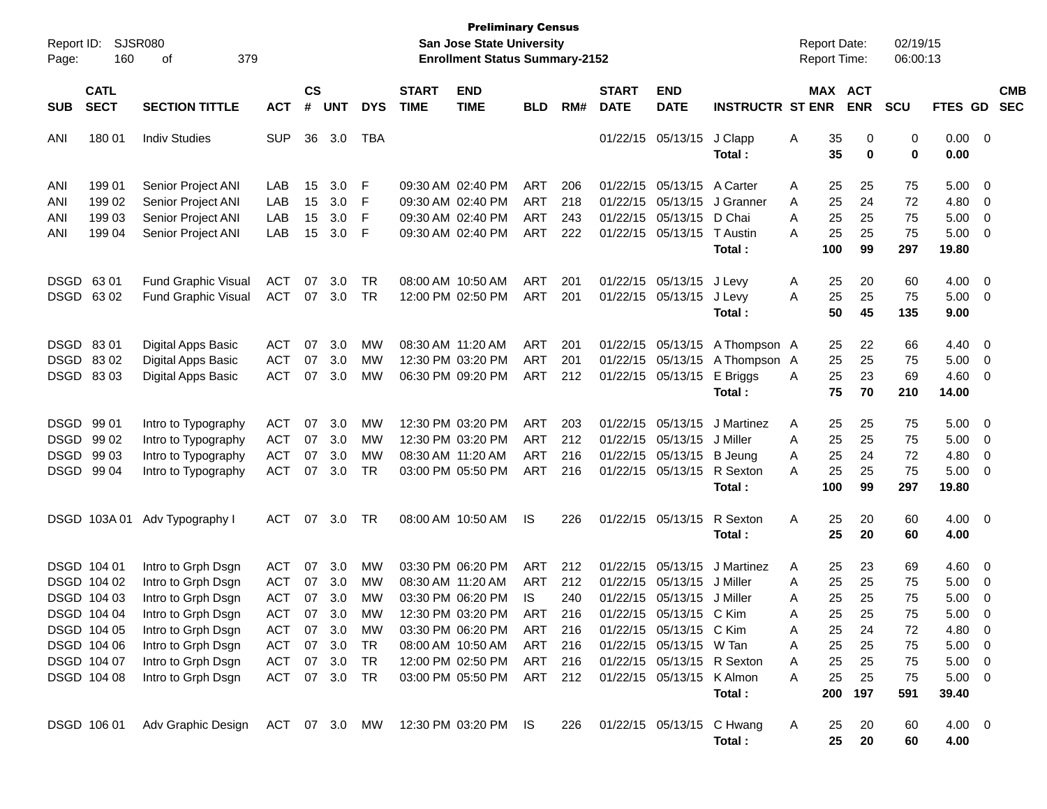**Preliminary Census**
**San Jose State University**
**Enrollment Status Summary-2152**

Report ID: SJSR080
Report Date: 02/19/15
Report Time: 06:00:13

| SUB | CATL SECT | SECTION TITTLE | ACT | CS # | UNT | DYS | START TIME | END TIME | BLD | RM# | START DATE | END DATE | INSTRUCTR | ST | MAX ENR | ACT ENR | SCU | FTES | GD | CMB SEC |
|---|---|---|---|---|---|---|---|---|---|---|---|---|---|---|---|---|---|---|---|---|
| ANI | 180 01 | Indiv Studies | SUP | 36 | 3.0 | TBA | | | | | 01/22/15 | 05/13/15 | J Clapp | A | 35 | 0 | 0 | 0.00 | 0 | |
| | | | | | | | | | | | | | **Total :** | | **35** | **0** | **0** | **0.00** | | |
| ANI | 199 01 | Senior Project ANI | LAB | 15 | 3.0 | F | 09:30 AM | 02:40 PM | ART | 206 | 01/22/15 | 05/13/15 | A Carter | A | 25 | 25 | 75 | 5.00 | 0 | |
| ANI | 199 02 | Senior Project ANI | LAB | 15 | 3.0 | F | 09:30 AM | 02:40 PM | ART | 218 | 01/22/15 | 05/13/15 | J Granner | A | 25 | 24 | 72 | 4.80 | 0 | |
| ANI | 199 03 | Senior Project ANI | LAB | 15 | 3.0 | F | 09:30 AM | 02:40 PM | ART | 243 | 01/22/15 | 05/13/15 | D Chai | A | 25 | 25 | 75 | 5.00 | 0 | |
| ANI | 199 04 | Senior Project ANI | LAB | 15 | 3.0 | F | 09:30 AM | 02:40 PM | ART | 222 | 01/22/15 | 05/13/15 | T Austin | A | 25 | 25 | 75 | 5.00 | 0 | |
| | | | | | | | | | | | | | **Total :** | | **100** | **99** | **297** | **19.80** | | |
| DSGD | 63 01 | Fund Graphic Visual | ACT | 07 | 3.0 | TR | 08:00 AM | 10:50 AM | ART | 201 | 01/22/15 | 05/13/15 | J Levy | A | 25 | 20 | 60 | 4.00 | 0 | |
| DSGD | 63 02 | Fund Graphic Visual | ACT | 07 | 3.0 | TR | 12:00 PM | 02:50 PM | ART | 201 | 01/22/15 | 05/13/15 | J Levy | A | 25 | 25 | 75 | 5.00 | 0 | |
| | | | | | | | | | | | | | **Total :** | | **50** | **45** | **135** | **9.00** | | |
| DSGD | 83 01 | Digital Apps Basic | ACT | 07 | 3.0 | MW | 08:30 AM | 11:20 AM | ART | 201 | 01/22/15 | 05/13/15 | A Thompson | A | 25 | 22 | 66 | 4.40 | 0 | |
| DSGD | 83 02 | Digital Apps Basic | ACT | 07 | 3.0 | MW | 12:30 PM | 03:20 PM | ART | 201 | 01/22/15 | 05/13/15 | A Thompson | A | 25 | 25 | 75 | 5.00 | 0 | |
| DSGD | 83 03 | Digital Apps Basic | ACT | 07 | 3.0 | MW | 06:30 PM | 09:20 PM | ART | 212 | 01/22/15 | 05/13/15 | E Briggs | A | 25 | 23 | 69 | 4.60 | 0 | |
| | | | | | | | | | | | | | **Total :** | | **75** | **70** | **210** | **14.00** | | |
| DSGD | 99 01 | Intro to Typography | ACT | 07 | 3.0 | MW | 12:30 PM | 03:20 PM | ART | 203 | 01/22/15 | 05/13/15 | J Martinez | A | 25 | 25 | 75 | 5.00 | 0 | |
| DSGD | 99 02 | Intro to Typography | ACT | 07 | 3.0 | MW | 12:30 PM | 03:20 PM | ART | 212 | 01/22/15 | 05/13/15 | J Miller | A | 25 | 25 | 75 | 5.00 | 0 | |
| DSGD | 99 03 | Intro to Typography | ACT | 07 | 3.0 | MW | 08:30 AM | 11:20 AM | ART | 216 | 01/22/15 | 05/13/15 | B Jeung | A | 25 | 24 | 72 | 4.80 | 0 | |
| DSGD | 99 04 | Intro to Typography | ACT | 07 | 3.0 | TR | 03:00 PM | 05:50 PM | ART | 216 | 01/22/15 | 05/13/15 | R Sexton | A | 25 | 25 | 75 | 5.00 | 0 | |
| | | | | | | | | | | | | | **Total :** | | **100** | **99** | **297** | **19.80** | | |
| DSGD | 103A 01 | Adv Typography I | ACT | 07 | 3.0 | TR | 08:00 AM | 10:50 AM | IS | 226 | 01/22/15 | 05/13/15 | R Sexton | A | 25 | 20 | 60 | 4.00 | 0 | |
| | | | | | | | | | | | | | **Total :** | | **25** | **20** | **60** | **4.00** | | |
| DSGD | 104 01 | Intro to Grph Dsgn | ACT | 07 | 3.0 | MW | 03:30 PM | 06:20 PM | ART | 212 | 01/22/15 | 05/13/15 | J Martinez | A | 25 | 23 | 69 | 4.60 | 0 | |
| DSGD | 104 02 | Intro to Grph Dsgn | ACT | 07 | 3.0 | MW | 08:30 AM | 11:20 AM | ART | 212 | 01/22/15 | 05/13/15 | J Miller | A | 25 | 25 | 75 | 5.00 | 0 | |
| DSGD | 104 03 | Intro to Grph Dsgn | ACT | 07 | 3.0 | MW | 03:30 PM | 06:20 PM | IS | 240 | 01/22/15 | 05/13/15 | J Miller | A | 25 | 25 | 75 | 5.00 | 0 | |
| DSGD | 104 04 | Intro to Grph Dsgn | ACT | 07 | 3.0 | MW | 12:30 PM | 03:20 PM | ART | 216 | 01/22/15 | 05/13/15 | C Kim | A | 25 | 25 | 75 | 5.00 | 0 | |
| DSGD | 104 05 | Intro to Grph Dsgn | ACT | 07 | 3.0 | MW | 03:30 PM | 06:20 PM | ART | 216 | 01/22/15 | 05/13/15 | C Kim | A | 25 | 24 | 72 | 4.80 | 0 | |
| DSGD | 104 06 | Intro to Grph Dsgn | ACT | 07 | 3.0 | TR | 08:00 AM | 10:50 AM | ART | 216 | 01/22/15 | 05/13/15 | W Tan | A | 25 | 25 | 75 | 5.00 | 0 | |
| DSGD | 104 07 | Intro to Grph Dsgn | ACT | 07 | 3.0 | TR | 12:00 PM | 02:50 PM | ART | 216 | 01/22/15 | 05/13/15 | R Sexton | A | 25 | 25 | 75 | 5.00 | 0 | |
| DSGD | 104 08 | Intro to Grph Dsgn | ACT | 07 | 3.0 | TR | 03:00 PM | 05:50 PM | ART | 212 | 01/22/15 | 05/13/15 | K Almon | A | 25 | 25 | 75 | 5.00 | 0 | |
| | | | | | | | | | | | | | **Total :** | | **200** | **197** | **591** | **39.40** | | |
| DSGD | 106 01 | Adv Graphic Design | ACT | 07 | 3.0 | MW | 12:30 PM | 03:20 PM | IS | 226 | 01/22/15 | 05/13/15 | C Hwang | A | 25 | 20 | 60 | 4.00 | 0 | |
| | | | | | | | | | | | | | **Total :** | | **25** | **20** | **60** | **4.00** | | |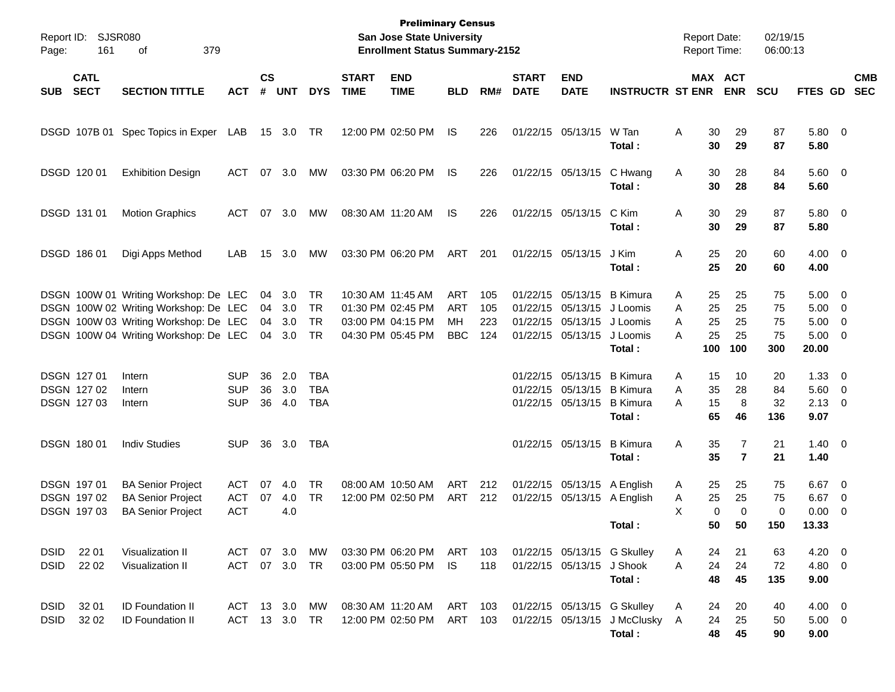**Preliminary Census**
**San Jose State University**
**Enrollment Status Summary-2152**

Report ID: SJSR080
Report Date: 02/19/15
Report Time: 06:00:13

| SUB | CATL SECT | SECTION TITTLE | ACT | CS # | UNT | DYS | START TIME | END TIME | BLD | RM# | START DATE | END DATE | INSTRUCTR | ST | MAX ENR | ACT ENR | SCU | FTES | GD | CMB SEC |
|---|---|---|---|---|---|---|---|---|---|---|---|---|---|---|---|---|---|---|---|---|
| DSGD | 107B 01 | Spec Topics in Exper | LAB | 15 | 3.0 | TR | 12:00 PM | 02:50 PM | IS | 226 | 01/22/15 | 05/13/15 | W Tan | A | 30 | 29 | 87 | 5.80 | 0 | |
| | | | | | | | | | | | | | **Total :** | | **30** | **29** | **87** | **5.80** | | |
| DSGD | 120 01 | Exhibition Design | ACT | 07 | 3.0 | MW | 03:30 PM | 06:20 PM | IS | 226 | 01/22/15 | 05/13/15 | C Hwang | A | 30 | 28 | 84 | 5.60 | 0 | |
| | | | | | | | | | | | | | **Total :** | | **30** | **28** | **84** | **5.60** | | |
| DSGD | 131 01 | Motion Graphics | ACT | 07 | 3.0 | MW | 08:30 AM | 11:20 AM | IS | 226 | 01/22/15 | 05/13/15 | C Kim | A | 30 | 29 | 87 | 5.80 | 0 | |
| | | | | | | | | | | | | | **Total :** | | **30** | **29** | **87** | **5.80** | | |
| DSGD | 186 01 | Digi Apps Method | LAB | 15 | 3.0 | MW | 03:30 PM | 06:20 PM | ART | 201 | 01/22/15 | 05/13/15 | J Kim | A | 25 | 20 | 60 | 4.00 | 0 | |
| | | | | | | | | | | | | | **Total :** | | **25** | **20** | **60** | **4.00** | | |
| DSGN | 100W 01 | Writing Workshop: De | LEC | 04 | 3.0 | TR | 10:30 AM | 11:45 AM | ART | 105 | 01/22/15 | 05/13/15 | B Kimura | A | 25 | 25 | 75 | 5.00 | 0 | |
| DSGN | 100W 02 | Writing Workshop: De | LEC | 04 | 3.0 | TR | 01:30 PM | 02:45 PM | ART | 105 | 01/22/15 | 05/13/15 | J Loomis | A | 25 | 25 | 75 | 5.00 | 0 | |
| DSGN | 100W 03 | Writing Workshop: De | LEC | 04 | 3.0 | TR | 03:00 PM | 04:15 PM | MH | 223 | 01/22/15 | 05/13/15 | J Loomis | A | 25 | 25 | 75 | 5.00 | 0 | |
| DSGN | 100W 04 | Writing Workshop: De | LEC | 04 | 3.0 | TR | 04:30 PM | 05:45 PM | BBC | 124 | 01/22/15 | 05/13/15 | J Loomis | A | 25 | 25 | 75 | 5.00 | 0 | |
| | | | | | | | | | | | | | **Total :** | | **100** | **100** | **300** | **20.00** | | |
| DSGN | 127 01 | Intern | SUP | 36 | 2.0 | TBA | | | | | 01/22/15 | 05/13/15 | B Kimura | A | 15 | 10 | 20 | 1.33 | 0 | |
| DSGN | 127 02 | Intern | SUP | 36 | 3.0 | TBA | | | | | 01/22/15 | 05/13/15 | B Kimura | A | 35 | 28 | 84 | 5.60 | 0 | |
| DSGN | 127 03 | Intern | SUP | 36 | 4.0 | TBA | | | | | 01/22/15 | 05/13/15 | B Kimura | A | 15 | 8 | 32 | 2.13 | 0 | |
| | | | | | | | | | | | | | **Total :** | | **65** | **46** | **136** | **9.07** | | |
| DSGN | 180 01 | Indiv Studies | SUP | 36 | 3.0 | TBA | | | | | 01/22/15 | 05/13/15 | B Kimura | A | 35 | 7 | 21 | 1.40 | 0 | |
| | | | | | | | | | | | | | **Total :** | | **35** | **7** | **21** | **1.40** | | |
| DSGN | 197 01 | BA Senior Project | ACT | 07 | 4.0 | TR | 08:00 AM | 10:50 AM | ART | 212 | 01/22/15 | 05/13/15 | A English | A | 25 | 25 | 75 | 6.67 | 0 | |
| DSGN | 197 02 | BA Senior Project | ACT | 07 | 4.0 | TR | 12:00 PM | 02:50 PM | ART | 212 | 01/22/15 | 05/13/15 | A English | A | 25 | 25 | 75 | 6.67 | 0 | |
| DSGN | 197 03 | BA Senior Project | ACT | | 4.0 | | | | | | | | | X | 0 | 0 | 0 | 0.00 | 0 | |
| | | | | | | | | | | | | | **Total :** | | **50** | **50** | **150** | **13.33** | | |
| DSID | 22 01 | Visualization II | ACT | 07 | 3.0 | MW | 03:30 PM | 06:20 PM | ART | 103 | 01/22/15 | 05/13/15 | G Skulley | A | 24 | 21 | 63 | 4.20 | 0 | |
| DSID | 22 02 | Visualization II | ACT | 07 | 3.0 | TR | 03:00 PM | 05:50 PM | IS | 118 | 01/22/15 | 05/13/15 | J Shook | A | 24 | 24 | 72 | 4.80 | 0 | |
| | | | | | | | | | | | | | **Total :** | | **48** | **45** | **135** | **9.00** | | |
| DSID | 32 01 | ID Foundation II | ACT | 13 | 3.0 | MW | 08:30 AM | 11:20 AM | ART | 103 | 01/22/15 | 05/13/15 | G Skulley | A | 24 | 20 | 40 | 4.00 | 0 | |
| DSID | 32 02 | ID Foundation II | ACT | 13 | 3.0 | TR | 12:00 PM | 02:50 PM | ART | 103 | 01/22/15 | 05/13/15 | J McClusky | A | 24 | 25 | 50 | 5.00 | 0 | |
| | | | | | | | | | | | | | **Total :** | | **48** | **45** | **90** | **9.00** | | |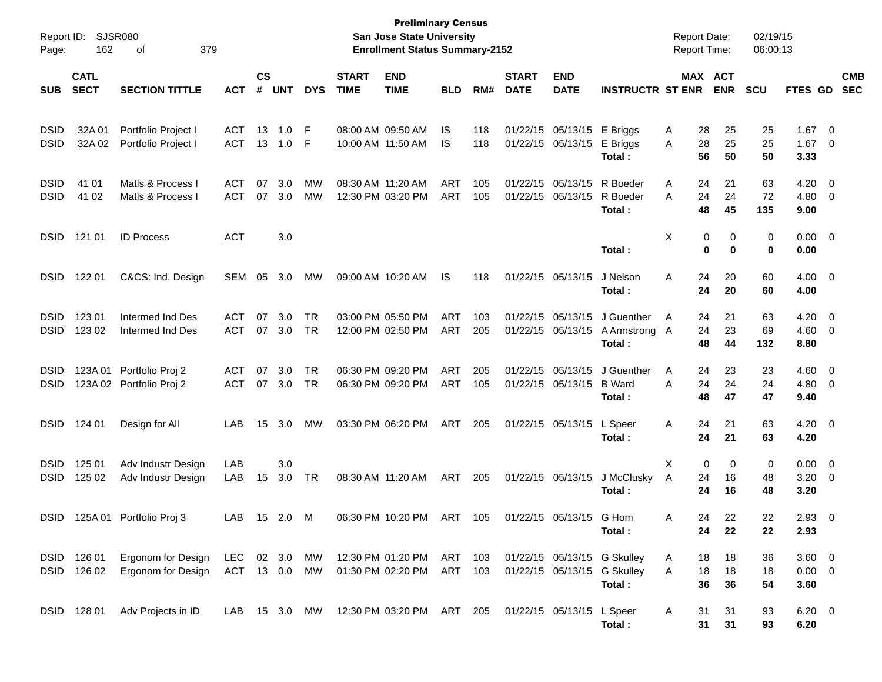**Preliminary Census**
**San Jose State University**
**Enrollment Status Summary-2152**

Report ID: SJSR080
Report Date: 02/19/15
Report Time: 06:00:13

| SUB | CATL SECT | SECTION TITTLE | ACT | CS # | UNT | DYS | START TIME | END TIME | BLD | RM# | START DATE | END DATE | INSTRUCTR | ST | MAX ENR | ACT ENR | SCU | FTES | GD | CMB SEC |
|---|---|---|---|---|---|---|---|---|---|---|---|---|---|---|---|---|---|---|---|---|
| DSID | 32A 01 | Portfolio Project I | ACT | 13 | 1.0 | F | 08:00 AM | 09:50 AM | IS | 118 | 01/22/15 | 05/13/15 | E Briggs | A | 28 | 25 | 25 | 1.67 | 0 | |
| DSID | 32A 02 | Portfolio Project I | ACT | 13 | 1.0 | F | 10:00 AM | 11:50 AM | IS | 118 | 01/22/15 | 05/13/15 | E Briggs | A | 28 | 25 | 25 | 1.67 | 0 | |
| | | | | | | | | | | | | | **Total :** | | **56** | **50** | **50** | **3.33** | | |
| DSID | 41 01 | Matls & Process I | ACT | 07 | 3.0 | MW | 08:30 AM | 11:20 AM | ART | 105 | 01/22/15 | 05/13/15 | R Boeder | A | 24 | 21 | 63 | 4.20 | 0 | |
| DSID | 41 02 | Matls & Process I | ACT | 07 | 3.0 | MW | 12:30 PM | 03:20 PM | ART | 105 | 01/22/15 | 05/13/15 | R Boeder | A | 24 | 24 | 72 | 4.80 | 0 | |
| | | | | | | | | | | | | | **Total :** | | **48** | **45** | **135** | **9.00** | | |
| DSID | 121 01 | ID Process | ACT | | 3.0 | | | | | | | | | X | 0 | 0 | 0 | 0.00 | 0 | |
| | | | | | | | | | | | | | **Total :** | | **0** | **0** | **0** | **0.00** | | |
| DSID | 122 01 | C&CS: Ind. Design | SEM | 05 | 3.0 | MW | 09:00 AM | 10:20 AM | IS | 118 | 01/22/15 | 05/13/15 | J Nelson | A | 24 | 20 | 60 | 4.00 | 0 | |
| | | | | | | | | | | | | | **Total :** | | **24** | **20** | **60** | **4.00** | | |
| DSID | 123 01 | Intermed Ind Des | ACT | 07 | 3.0 | TR | 03:00 PM | 05:50 PM | ART | 103 | 01/22/15 | 05/13/15 | J Guenther | A | 24 | 21 | 63 | 4.20 | 0 | |
| DSID | 123 02 | Intermed Ind Des | ACT | 07 | 3.0 | TR | 12:00 PM | 02:50 PM | ART | 205 | 01/22/15 | 05/13/15 | A Armstrong | A | 24 | 23 | 69 | 4.60 | 0 | |
| | | | | | | | | | | | | | **Total :** | | **48** | **44** | **132** | **8.80** | | |
| DSID | 123A 01 | Portfolio Proj 2 | ACT | 07 | 3.0 | TR | 06:30 PM | 09:20 PM | ART | 205 | 01/22/15 | 05/13/15 | J Guenther | A | 24 | 23 | 23 | 4.60 | 0 | |
| DSID | 123A 02 | Portfolio Proj 2 | ACT | 07 | 3.0 | TR | 06:30 PM | 09:20 PM | ART | 105 | 01/22/15 | 05/13/15 | B Ward | A | 24 | 24 | 24 | 4.80 | 0 | |
| | | | | | | | | | | | | | **Total :** | | **48** | **47** | **47** | **9.40** | | |
| DSID | 124 01 | Design for All | LAB | 15 | 3.0 | MW | 03:30 PM | 06:20 PM | ART | 205 | 01/22/15 | 05/13/15 | L Speer | A | 24 | 21 | 63 | 4.20 | 0 | |
| | | | | | | | | | | | | | **Total :** | | **24** | **21** | **63** | **4.20** | | |
| DSID | 125 01 | Adv Industr Design | LAB | | 3.0 | | | | | | | | | X | 0 | 0 | 0 | 0.00 | 0 | |
| DSID | 125 02 | Adv Industr Design | LAB | 15 | 3.0 | TR | 08:30 AM | 11:20 AM | ART | 205 | 01/22/15 | 05/13/15 | J McClusky | A | 24 | 16 | 48 | 3.20 | 0 | |
| | | | | | | | | | | | | | **Total :** | | **24** | **16** | **48** | **3.20** | | |
| DSID | 125A 01 | Portfolio Proj 3 | LAB | 15 | 2.0 | M | 06:30 PM | 10:20 PM | ART | 105 | 01/22/15 | 05/13/15 | G Hom | A | 24 | 22 | 22 | 2.93 | 0 | |
| | | | | | | | | | | | | | **Total :** | | **24** | **22** | **22** | **2.93** | | |
| DSID | 126 01 | Ergonom for Design | LEC | 02 | 3.0 | MW | 12:30 PM | 01:20 PM | ART | 103 | 01/22/15 | 05/13/15 | G Skulley | A | 18 | 18 | 36 | 3.60 | 0 | |
| DSID | 126 02 | Ergonom for Design | ACT | 13 | 0.0 | MW | 01:30 PM | 02:20 PM | ART | 103 | 01/22/15 | 05/13/15 | G Skulley | A | 18 | 18 | 18 | 0.00 | 0 | |
| | | | | | | | | | | | | | **Total :** | | **36** | **36** | **54** | **3.60** | | |
| DSID | 128 01 | Adv Projects in ID | LAB | 15 | 3.0 | MW | 12:30 PM | 03:20 PM | ART | 205 | 01/22/15 | 05/13/15 | L Speer | A | 31 | 31 | 93 | 6.20 | 0 | |
| | | | | | | | | | | | | | **Total :** | | **31** | **31** | **93** | **6.20** | | |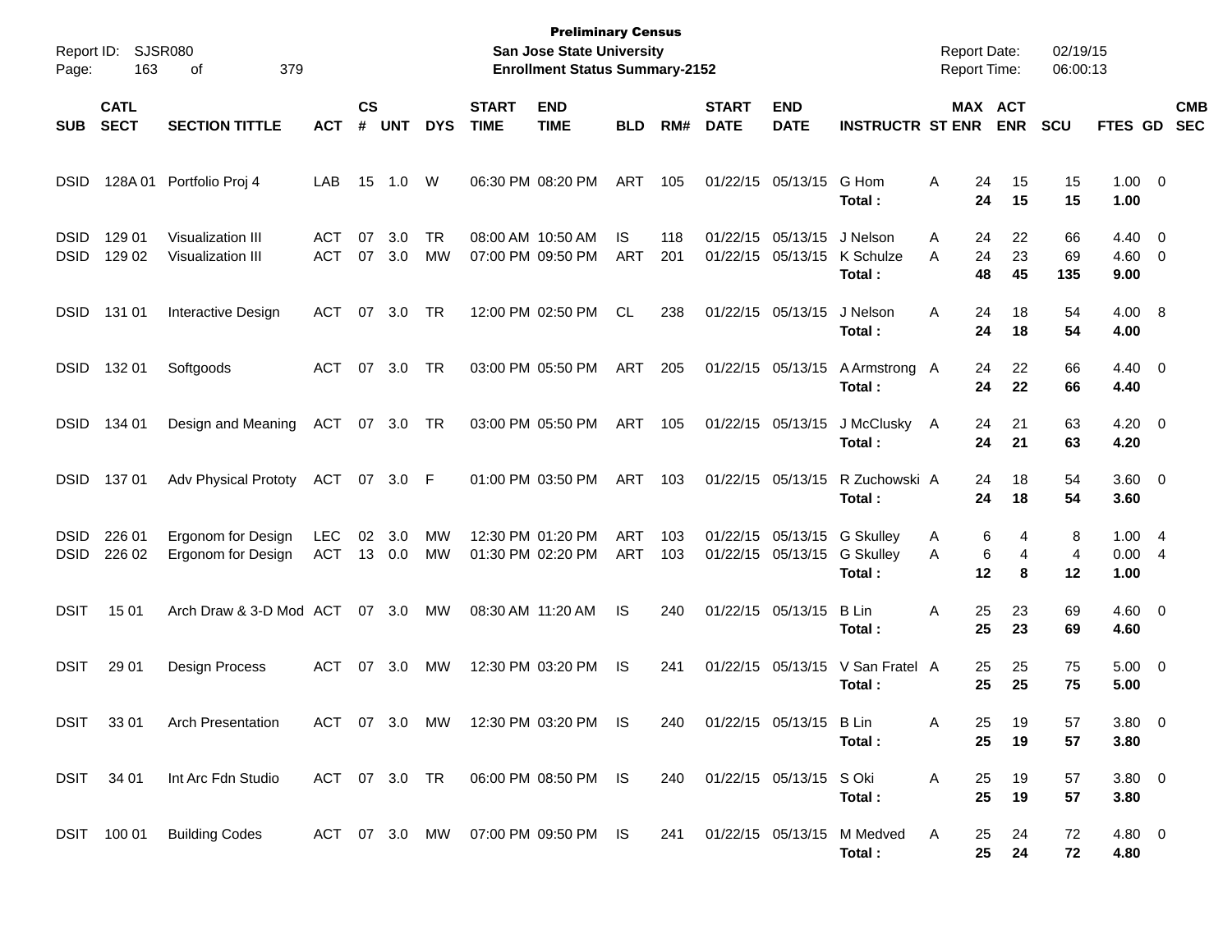**Preliminary Census**
**San Jose State University**
**Enrollment Status Summary-2152**

Report ID: SJSR080
Report Date: 02/19/15
Report Time: 06:00:13

| SUB | CATL SECT | SECTION TITTLE | ACT | CS # | UNT | DYS | START TIME | END TIME | BLD | RM# | START DATE | END DATE | INSTRUCTR | ST | MAX ENR | ACT ENR | SCU | FTES | GD | CMB SEC |
|---|---|---|---|---|---|---|---|---|---|---|---|---|---|---|---|---|---|---|---|---|
| DSID | 128A 01 | Portfolio Proj 4 | LAB | 15 | 1.0 | W | 06:30 PM | 08:20 PM | ART | 105 | 01/22/15 | 05/13/15 | G Hom | A | 24 | 15 | 15 | 1.00 | 0 | |
| | | | | | | | | | | | | | **Total :** | | **24** | **15** | **15** | **1.00** | | |
| DSID | 129 01 | Visualization III | ACT | 07 | 3.0 | TR | 08:00 AM | 10:50 AM | IS | 118 | 01/22/15 | 05/13/15 | J Nelson | A | 24 | 22 | 66 | 4.40 | 0 | |
| DSID | 129 02 | Visualization III | ACT | 07 | 3.0 | MW | 07:00 PM | 09:50 PM | ART | 201 | 01/22/15 | 05/13/15 | K Schulze | A | 24 | 23 | 69 | 4.60 | 0 | |
| | | | | | | | | | | | | | **Total :** | | **48** | **45** | **135** | **9.00** | | |
| DSID | 131 01 | Interactive Design | ACT | 07 | 3.0 | TR | 12:00 PM | 02:50 PM | CL | 238 | 01/22/15 | 05/13/15 | J Nelson | A | 24 | 18 | 54 | 4.00 | 8 | |
| | | | | | | | | | | | | | **Total :** | | **24** | **18** | **54** | **4.00** | | |
| DSID | 132 01 | Softgoods | ACT | 07 | 3.0 | TR | 03:00 PM | 05:50 PM | ART | 205 | 01/22/15 | 05/13/15 | A Armstrong | A | 24 | 22 | 66 | 4.40 | 0 | |
| | | | | | | | | | | | | | **Total :** | | **24** | **22** | **66** | **4.40** | | |
| DSID | 134 01 | Design and Meaning | ACT | 07 | 3.0 | TR | 03:00 PM | 05:50 PM | ART | 105 | 01/22/15 | 05/13/15 | J McClusky | A | 24 | 21 | 63 | 4.20 | 0 | |
| | | | | | | | | | | | | | **Total :** | | **24** | **21** | **63** | **4.20** | | |
| DSID | 137 01 | Adv Physical Prototy | ACT | 07 | 3.0 | F | 01:00 PM | 03:50 PM | ART | 103 | 01/22/15 | 05/13/15 | R Zuchowski | A | 24 | 18 | 54 | 3.60 | 0 | |
| | | | | | | | | | | | | | **Total :** | | **24** | **18** | **54** | **3.60** | | |
| DSID | 226 01 | Ergonom for Design | LEC | 02 | 3.0 | MW | 12:30 PM | 01:20 PM | ART | 103 | 01/22/15 | 05/13/15 | G Skulley | A | 6 | 4 | 8 | 1.00 | 4 | |
| DSID | 226 02 | Ergonom for Design | ACT | 13 | 0.0 | MW | 01:30 PM | 02:20 PM | ART | 103 | 01/22/15 | 05/13/15 | G Skulley | A | 6 | 4 | 4 | 0.00 | 4 | |
| | | | | | | | | | | | | | **Total :** | | **12** | **8** | **12** | **1.00** | | |
| DSIT | 15 01 | Arch Draw & 3-D Mod | ACT | 07 | 3.0 | MW | 08:30 AM | 11:20 AM | IS | 240 | 01/22/15 | 05/13/15 | B Lin | A | 25 | 23 | 69 | 4.60 | 0 | |
| | | | | | | | | | | | | | **Total :** | | **25** | **23** | **69** | **4.60** | | |
| DSIT | 29 01 | Design Process | ACT | 07 | 3.0 | MW | 12:30 PM | 03:20 PM | IS | 241 | 01/22/15 | 05/13/15 | V San Fratel | A | 25 | 25 | 75 | 5.00 | 0 | |
| | | | | | | | | | | | | | **Total :** | | **25** | **25** | **75** | **5.00** | | |
| DSIT | 33 01 | Arch Presentation | ACT | 07 | 3.0 | MW | 12:30 PM | 03:20 PM | IS | 240 | 01/22/15 | 05/13/15 | B Lin | A | 25 | 19 | 57 | 3.80 | 0 | |
| | | | | | | | | | | | | | **Total :** | | **25** | **19** | **57** | **3.80** | | |
| DSIT | 34 01 | Int Arc Fdn Studio | ACT | 07 | 3.0 | TR | 06:00 PM | 08:50 PM | IS | 240 | 01/22/15 | 05/13/15 | S Oki | A | 25 | 19 | 57 | 3.80 | 0 | |
| | | | | | | | | | | | | | **Total :** | | **25** | **19** | **57** | **3.80** | | |
| DSIT | 100 01 | Building Codes | ACT | 07 | 3.0 | MW | 07:00 PM | 09:50 PM | IS | 241 | 01/22/15 | 05/13/15 | M Medved | A | 25 | 24 | 72 | 4.80 | 0 | |
| | | | | | | | | | | | | | **Total :** | | **25** | **24** | **72** | **4.80** | | |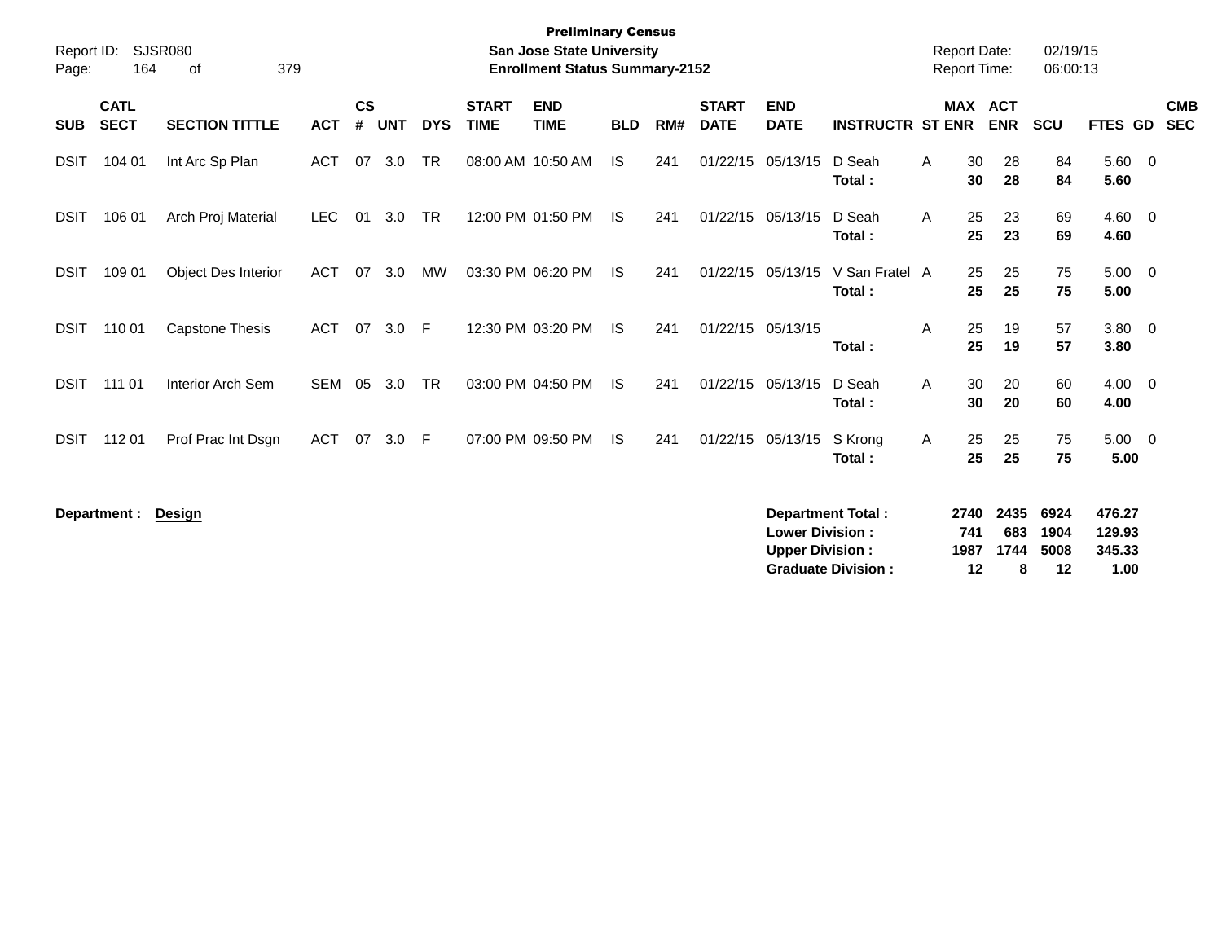**Preliminary Census**
**San Jose State University**
**Enrollment Status Summary-2152**

Report ID: SJSR080
Report Date: 02/19/15
Report Time: 06:00:13

| SUB | CATL SECT | SECTION TITTLE | ACT | CS # | UNT | DYS | START TIME | END TIME | BLD | RM# | START DATE | END DATE | INSTRUCTR | ST | MAX ENR | ACT ENR | SCU | FTES | GD | CMB SEC |
|---|---|---|---|---|---|---|---|---|---|---|---|---|---|---|---|---|---|---|---|---|
| DSIT | 104 01 | Int Arc Sp Plan | ACT | 07 | 3.0 | TR | 08:00 AM | 10:50 AM | IS | 241 | 01/22/15 | 05/13/15 | D Seah | A | 30 | 28 | 84 | 5.60 | 0 | |
| | | | | | | | | | | | | | **Total :** | | **30** | **28** | **84** | **5.60** | | |
| DSIT | 106 01 | Arch Proj Material | LEC | 01 | 3.0 | TR | 12:00 PM | 01:50 PM | IS | 241 | 01/22/15 | 05/13/15 | D Seah | A | 25 | 23 | 69 | 4.60 | 0 | |
| | | | | | | | | | | | | | **Total :** | | **25** | **23** | **69** | **4.60** | | |
| DSIT | 109 01 | Object Des Interior | ACT | 07 | 3.0 | MW | 03:30 PM | 06:20 PM | IS | 241 | 01/22/15 | 05/13/15 | V San Fratel | A | 25 | 25 | 75 | 5.00 | 0 | |
| | | | | | | | | | | | | | **Total :** | | **25** | **25** | **75** | **5.00** | | |
| DSIT | 110 01 | Capstone Thesis | ACT | 07 | 3.0 | F | 12:30 PM | 03:20 PM | IS | 241 | 01/22/15 | 05/13/15 | | A | 25 | 19 | 57 | 3.80 | 0 | |
| | | | | | | | | | | | | | **Total :** | | **25** | **19** | **57** | **3.80** | | |
| DSIT | 111 01 | Interior Arch Sem | SEM | 05 | 3.0 | TR | 03:00 PM | 04:50 PM | IS | 241 | 01/22/15 | 05/13/15 | D Seah | A | 30 | 20 | 60 | 4.00 | 0 | |
| | | | | | | | | | | | | | **Total :** | | **30** | **20** | **60** | **4.00** | | |
| DSIT | 112 01 | Prof Prac Int Dsgn | ACT | 07 | 3.0 | F | 07:00 PM | 09:50 PM | IS | 241 | 01/22/15 | 05/13/15 | S Krong | A | 25 | 25 | 75 | 5.00 | 0 | |
| | | | | | | | | | | | | | **Total :** | | **25** | **25** | **75** | **5.00** | | |

**Department :** **Design**

| | MAX ENR | ACT ENR | SCU | FTES |
|---|---|---|---|---|
| **Department Total :** | **2740** | **2435** | **6924** | **476.27** |
| **Lower Division :** | **741** | **683** | **1904** | **129.93** |
| **Upper Division :** | **1987** | **1744** | **5008** | **345.33** |
| **Graduate Division :** | **12** | **8** | **12** | **1.00** |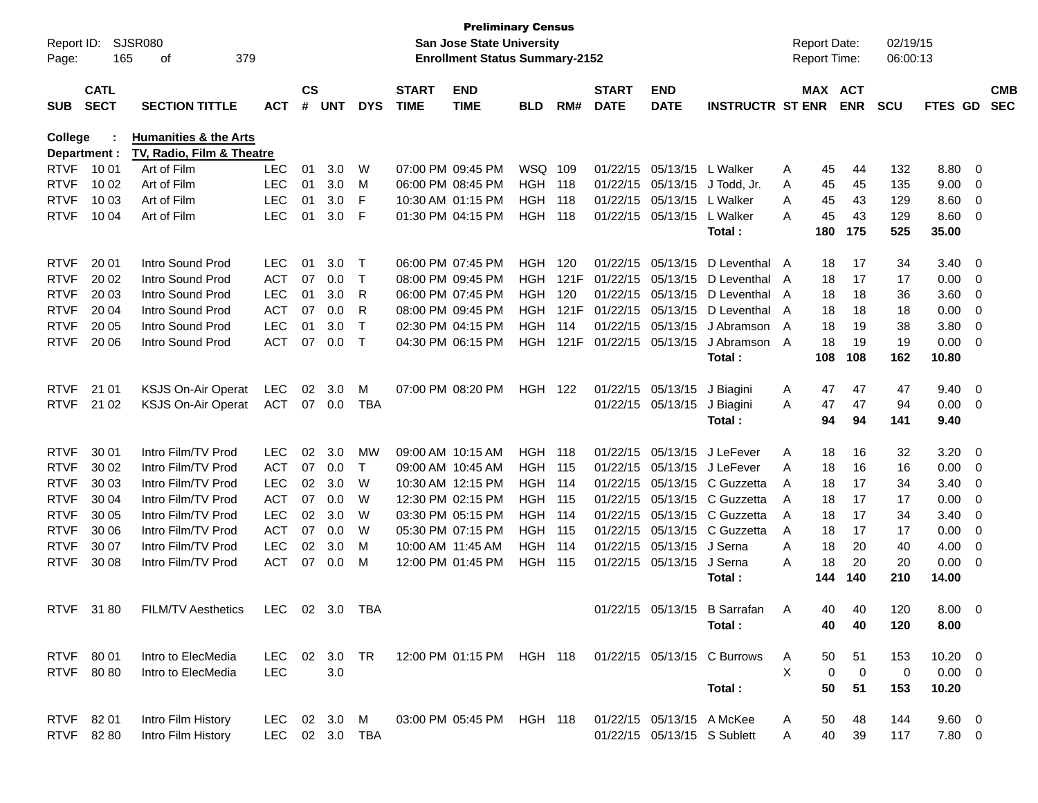**Preliminary Census**
**San Jose State University**
**Enrollment Status Summary-2152**

Report ID: SJSR080
Report Date: 02/19/15
Report Time: 06:00:13

**College : Humanities & the Arts**
**Department : TV, Radio, Film & Theatre**

| SUB | CATL SECT | SECTION TITTLE | ACT | CS # | UNT | DYS | START TIME | END TIME | BLD | RM# | START DATE | END DATE | INSTRUCTR | ST | MAX ENR | ACT ENR | SCU | FTES | GD | CMB SEC |
|---|---|---|---|---|---|---|---|---|---|---|---|---|---|---|---|---|---|---|---|---|
| RTVF | 10 01 | Art of Film | LEC | 01 | 3.0 | W | 07:00 PM | 09:45 PM | WSQ | 109 | 01/22/15 | 05/13/15 | L Walker | A | 45 | 44 | 132 | 8.80 | 0 | |
| RTVF | 10 02 | Art of Film | LEC | 01 | 3.0 | M | 06:00 PM | 08:45 PM | HGH | 118 | 01/22/15 | 05/13/15 | J Todd, Jr. | A | 45 | 45 | 135 | 9.00 | 0 | |
| RTVF | 10 03 | Art of Film | LEC | 01 | 3.0 | F | 10:30 AM | 01:15 PM | HGH | 118 | 01/22/15 | 05/13/15 | L Walker | A | 45 | 43 | 129 | 8.60 | 0 | |
| RTVF | 10 04 | Art of Film | LEC | 01 | 3.0 | F | 01:30 PM | 04:15 PM | HGH | 118 | 01/22/15 | 05/13/15 | L Walker | A | 45 | 43 | 129 | 8.60 | 0 | |
| | | | | | | | | | | | | | **Total :** | | **180** | **175** | **525** | **35.00** | | |
| RTVF | 20 01 | Intro Sound Prod | LEC | 01 | 3.0 | T | 06:00 PM | 07:45 PM | HGH | 120 | 01/22/15 | 05/13/15 | D Leventhal | A | 18 | 17 | 34 | 3.40 | 0 | |
| RTVF | 20 02 | Intro Sound Prod | ACT | 07 | 0.0 | T | 08:00 PM | 09:45 PM | HGH | 121F | 01/22/15 | 05/13/15 | D Leventhal | A | 18 | 17 | 17 | 0.00 | 0 | |
| RTVF | 20 03 | Intro Sound Prod | LEC | 01 | 3.0 | R | 06:00 PM | 07:45 PM | HGH | 120 | 01/22/15 | 05/13/15 | D Leventhal | A | 18 | 18 | 36 | 3.60 | 0 | |
| RTVF | 20 04 | Intro Sound Prod | ACT | 07 | 0.0 | R | 08:00 PM | 09:45 PM | HGH | 121F | 01/22/15 | 05/13/15 | D Leventhal | A | 18 | 18 | 18 | 0.00 | 0 | |
| RTVF | 20 05 | Intro Sound Prod | LEC | 01 | 3.0 | T | 02:30 PM | 04:15 PM | HGH | 114 | 01/22/15 | 05/13/15 | J Abramson | A | 18 | 19 | 38 | 3.80 | 0 | |
| RTVF | 20 06 | Intro Sound Prod | ACT | 07 | 0.0 | T | 04:30 PM | 06:15 PM | HGH | 121F | 01/22/15 | 05/13/15 | J Abramson | A | 18 | 19 | 19 | 0.00 | 0 | |
| | | | | | | | | | | | | | **Total :** | | **108** | **108** | **162** | **10.80** | | |
| RTVF | 21 01 | KSJS On-Air Operat | LEC | 02 | 3.0 | M | 07:00 PM | 08:20 PM | HGH | 122 | 01/22/15 | 05/13/15 | J Biagini | A | 47 | 47 | 47 | 9.40 | 0 | |
| RTVF | 21 02 | KSJS On-Air Operat | ACT | 07 | 0.0 | TBA | | | | | 01/22/15 | 05/13/15 | J Biagini | A | 47 | 47 | 94 | 0.00 | 0 | |
| | | | | | | | | | | | | | **Total :** | | **94** | **94** | **141** | **9.40** | | |
| RTVF | 30 01 | Intro Film/TV Prod | LEC | 02 | 3.0 | MW | 09:00 AM | 10:15 AM | HGH | 118 | 01/22/15 | 05/13/15 | J LeFever | A | 18 | 16 | 32 | 3.20 | 0 | |
| RTVF | 30 02 | Intro Film/TV Prod | ACT | 07 | 0.0 | T | 09:00 AM | 10:45 AM | HGH | 115 | 01/22/15 | 05/13/15 | J LeFever | A | 18 | 16 | 16 | 0.00 | 0 | |
| RTVF | 30 03 | Intro Film/TV Prod | LEC | 02 | 3.0 | W | 10:30 AM | 12:15 PM | HGH | 114 | 01/22/15 | 05/13/15 | C Guzzetta | A | 18 | 17 | 34 | 3.40 | 0 | |
| RTVF | 30 04 | Intro Film/TV Prod | ACT | 07 | 0.0 | W | 12:30 PM | 02:15 PM | HGH | 115 | 01/22/15 | 05/13/15 | C Guzzetta | A | 18 | 17 | 17 | 0.00 | 0 | |
| RTVF | 30 05 | Intro Film/TV Prod | LEC | 02 | 3.0 | W | 03:30 PM | 05:15 PM | HGH | 114 | 01/22/15 | 05/13/15 | C Guzzetta | A | 18 | 17 | 34 | 3.40 | 0 | |
| RTVF | 30 06 | Intro Film/TV Prod | ACT | 07 | 0.0 | W | 05:30 PM | 07:15 PM | HGH | 115 | 01/22/15 | 05/13/15 | C Guzzetta | A | 18 | 17 | 17 | 0.00 | 0 | |
| RTVF | 30 07 | Intro Film/TV Prod | LEC | 02 | 3.0 | M | 10:00 AM | 11:45 AM | HGH | 114 | 01/22/15 | 05/13/15 | J Serna | A | 18 | 20 | 40 | 4.00 | 0 | |
| RTVF | 30 08 | Intro Film/TV Prod | ACT | 07 | 0.0 | M | 12:00 PM | 01:45 PM | HGH | 115 | 01/22/15 | 05/13/15 | J Serna | A | 18 | 20 | 20 | 0.00 | 0 | |
| | | | | | | | | | | | | | **Total :** | | **144** | **140** | **210** | **14.00** | | |
| RTVF | 31 80 | FILM/TV Aesthetics | LEC | 02 | 3.0 | TBA | | | | | 01/22/15 | 05/13/15 | B Sarrafan | A | 40 | 40 | 120 | 8.00 | 0 | |
| | | | | | | | | | | | | | **Total :** | | **40** | **40** | **120** | **8.00** | | |
| RTVF | 80 01 | Intro to ElecMedia | LEC | 02 | 3.0 | TR | 12:00 PM | 01:15 PM | HGH | 118 | 01/22/15 | 05/13/15 | C Burrows | A | 50 | 51 | 153 | 10.20 | 0 | |
| RTVF | 80 80 | Intro to ElecMedia | LEC | | 3.0 | | | | | | | | | X | 0 | 0 | 0 | 0.00 | 0 | |
| | | | | | | | | | | | | | **Total :** | | **50** | **51** | **153** | **10.20** | | |
| RTVF | 82 01 | Intro Film History | LEC | 02 | 3.0 | M | 03:00 PM | 05:45 PM | HGH | 118 | 01/22/15 | 05/13/15 | A McKee | A | 50 | 48 | 144 | 9.60 | 0 | |
| RTVF | 82 80 | Intro Film History | LEC | 02 | 3.0 | TBA | | | | | 01/22/15 | 05/13/15 | S Sublett | A | 40 | 39 | 117 | 7.80 | 0 | |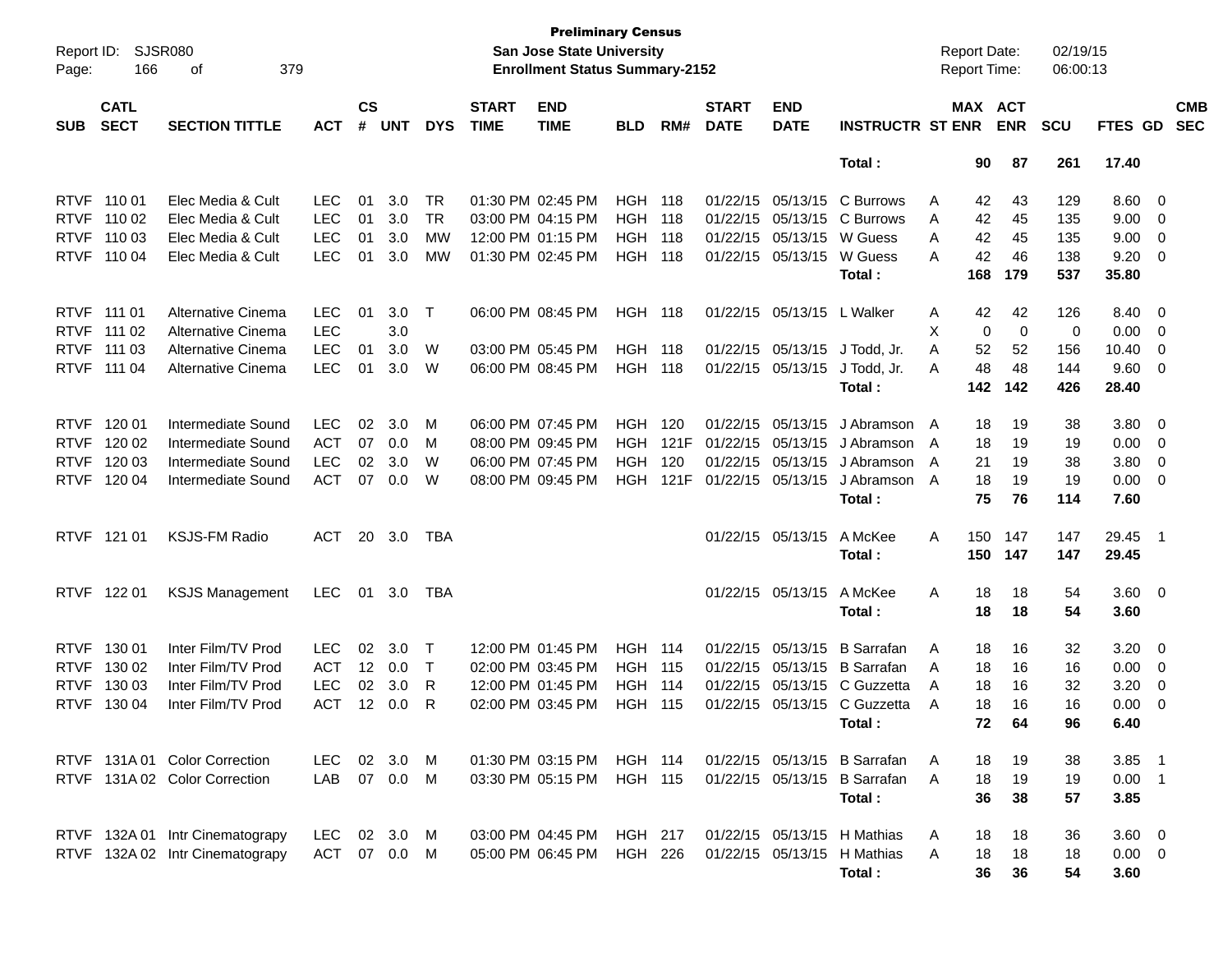**Preliminary Census**
**San Jose State University**
**Enrollment Status Summary-2152**

Report ID: SJSR080
Report Date: 02/19/15
Report Time: 06:00:13

| SUB | CATL SECT | SECTION TITTLE | ACT | CS # | UNT | DYS | START TIME | END TIME | BLD | RM# | START DATE | END DATE | INSTRUCTR | ST | MAX ENR | ACT ENR | SCU | FTES | GD | CMB SEC |
|---|---|---|---|---|---|---|---|---|---|---|---|---|---|---|---|---|---|---|---|---|
| | | | | | | | | | | | | | Total : | | 90 | 87 | 261 | 17.40 | | |
| RTVF | 110 01 | Elec Media & Cult | LEC | 01 | 3.0 | TR | 01:30 PM | 02:45 PM | HGH | 118 | 01/22/15 | 05/13/15 | C Burrows | A | 42 | 43 | 129 | 8.60 | 0 | |
| RTVF | 110 02 | Elec Media & Cult | LEC | 01 | 3.0 | TR | 03:00 PM | 04:15 PM | HGH | 118 | 01/22/15 | 05/13/15 | C Burrows | A | 42 | 45 | 135 | 9.00 | 0 | |
| RTVF | 110 03 | Elec Media & Cult | LEC | 01 | 3.0 | MW | 12:00 PM | 01:15 PM | HGH | 118 | 01/22/15 | 05/13/15 | W Guess | A | 42 | 45 | 135 | 9.00 | 0 | |
| RTVF | 110 04 | Elec Media & Cult | LEC | 01 | 3.0 | MW | 01:30 PM | 02:45 PM | HGH | 118 | 01/22/15 | 05/13/15 | W Guess | A | 42 | 46 | 138 | 9.20 | 0 | |
| | | | | | | | | | | | | | Total : | | 168 | 179 | 537 | 35.80 | | |
| RTVF | 111 01 | Alternative Cinema | LEC | 01 | 3.0 | T | 06:00 PM | 08:45 PM | HGH | 118 | 01/22/15 | 05/13/15 | L Walker | A | 42 | 42 | 126 | 8.40 | 0 | |
| RTVF | 111 02 | Alternative Cinema | LEC | | 3.0 | | | | | | | | | X | 0 | 0 | 0 | 0.00 | 0 | |
| RTVF | 111 03 | Alternative Cinema | LEC | 01 | 3.0 | W | 03:00 PM | 05:45 PM | HGH | 118 | 01/22/15 | 05/13/15 | J Todd, Jr. | A | 52 | 52 | 156 | 10.40 | 0 | |
| RTVF | 111 04 | Alternative Cinema | LEC | 01 | 3.0 | W | 06:00 PM | 08:45 PM | HGH | 118 | 01/22/15 | 05/13/15 | J Todd, Jr. | A | 48 | 48 | 144 | 9.60 | 0 | |
| | | | | | | | | | | | | | Total : | | 142 | 142 | 426 | 28.40 | | |
| RTVF | 120 01 | Intermediate Sound | LEC | 02 | 3.0 | M | 06:00 PM | 07:45 PM | HGH | 120 | 01/22/15 | 05/13/15 | J Abramson | A | 18 | 19 | 38 | 3.80 | 0 | |
| RTVF | 120 02 | Intermediate Sound | ACT | 07 | 0.0 | M | 08:00 PM | 09:45 PM | HGH | 121F | 01/22/15 | 05/13/15 | J Abramson | A | 18 | 19 | 19 | 0.00 | 0 | |
| RTVF | 120 03 | Intermediate Sound | LEC | 02 | 3.0 | W | 06:00 PM | 07:45 PM | HGH | 120 | 01/22/15 | 05/13/15 | J Abramson | A | 21 | 19 | 38 | 3.80 | 0 | |
| RTVF | 120 04 | Intermediate Sound | ACT | 07 | 0.0 | W | 08:00 PM | 09:45 PM | HGH | 121F | 01/22/15 | 05/13/15 | J Abramson | A | 18 | 19 | 19 | 0.00 | 0 | |
| | | | | | | | | | | | | | Total : | | 75 | 76 | 114 | 7.60 | | |
| RTVF | 121 01 | KSJS-FM Radio | ACT | 20 | 3.0 | TBA | | | | | 01/22/15 | 05/13/15 | A McKee | A | 150 | 147 | 147 | 29.45 | 1 | |
| | | | | | | | | | | | | | Total : | | 150 | 147 | 147 | 29.45 | | |
| RTVF | 122 01 | KSJS Management | LEC | 01 | 3.0 | TBA | | | | | 01/22/15 | 05/13/15 | A McKee | A | 18 | 18 | 54 | 3.60 | 0 | |
| | | | | | | | | | | | | | Total : | | 18 | 18 | 54 | 3.60 | | |
| RTVF | 130 01 | Inter Film/TV Prod | LEC | 02 | 3.0 | T | 12:00 PM | 01:45 PM | HGH | 114 | 01/22/15 | 05/13/15 | B Sarrafan | A | 18 | 16 | 32 | 3.20 | 0 | |
| RTVF | 130 02 | Inter Film/TV Prod | ACT | 12 | 0.0 | T | 02:00 PM | 03:45 PM | HGH | 115 | 01/22/15 | 05/13/15 | B Sarrafan | A | 18 | 16 | 16 | 0.00 | 0 | |
| RTVF | 130 03 | Inter Film/TV Prod | LEC | 02 | 3.0 | R | 12:00 PM | 01:45 PM | HGH | 114 | 01/22/15 | 05/13/15 | C Guzzetta | A | 18 | 16 | 32 | 3.20 | 0 | |
| RTVF | 130 04 | Inter Film/TV Prod | ACT | 12 | 0.0 | R | 02:00 PM | 03:45 PM | HGH | 115 | 01/22/15 | 05/13/15 | C Guzzetta | A | 18 | 16 | 16 | 0.00 | 0 | |
| | | | | | | | | | | | | | Total : | | 72 | 64 | 96 | 6.40 | | |
| RTVF | 131A 01 | Color Correction | LEC | 02 | 3.0 | M | 01:30 PM | 03:15 PM | HGH | 114 | 01/22/15 | 05/13/15 | B Sarrafan | A | 18 | 19 | 38 | 3.85 | 1 | |
| RTVF | 131A 02 | Color Correction | LAB | 07 | 0.0 | M | 03:30 PM | 05:15 PM | HGH | 115 | 01/22/15 | 05/13/15 | B Sarrafan | A | 18 | 19 | 19 | 0.00 | 1 | |
| | | | | | | | | | | | | | Total : | | 36 | 38 | 57 | 3.85 | | |
| RTVF | 132A 01 | Intr Cinematograpy | LEC | 02 | 3.0 | M | 03:00 PM | 04:45 PM | HGH | 217 | 01/22/15 | 05/13/15 | H Mathias | A | 18 | 18 | 36 | 3.60 | 0 | |
| RTVF | 132A 02 | Intr Cinematograpy | ACT | 07 | 0.0 | M | 05:00 PM | 06:45 PM | HGH | 226 | 01/22/15 | 05/13/15 | H Mathias | A | 18 | 18 | 18 | 0.00 | 0 | |
| | | | | | | | | | | | | | Total : | | 36 | 36 | 54 | 3.60 | | |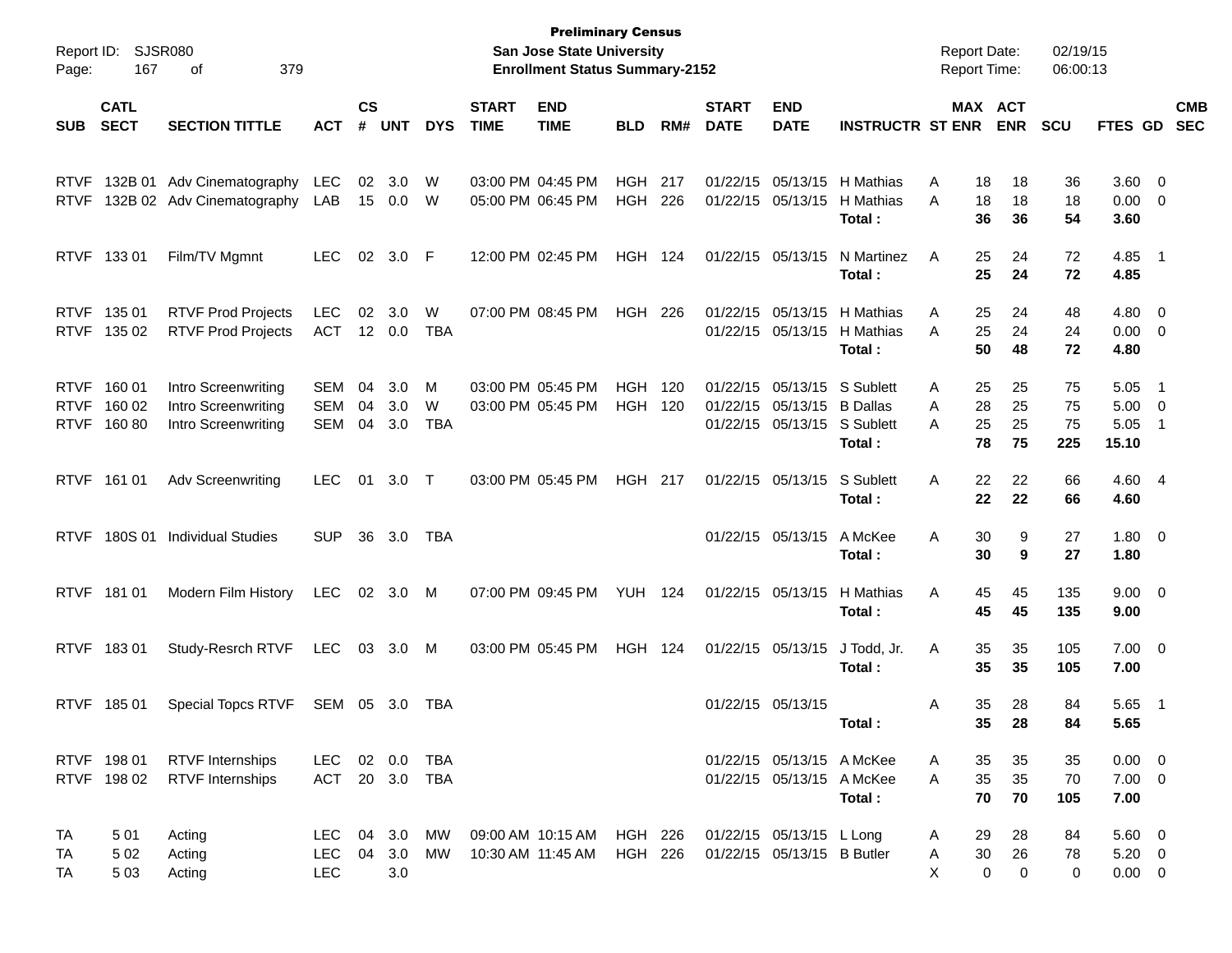**Preliminary Census**
**San Jose State University**
**Enrollment Status Summary-2152**

Report ID: SJSR080
Report Date: 02/19/15
Report Time: 06:00:13

| SUB | CATL SECT | SECTION TITTLE | ACT | CS # | UNT | DYS | START TIME | END TIME | BLD | RM# | START DATE | END DATE | INSTRUCTR | ST | MAX ENR | ACT ENR | SCU | FTES | GD | CMB SEC |
|---|---|---|---|---|---|---|---|---|---|---|---|---|---|---|---|---|---|---|---|---|
| RTVF | 132B 01 | Adv Cinematography | LEC | 02 | 3.0 | W | 03:00 PM | 04:45 PM | HGH | 217 | 01/22/15 | 05/13/15 | H Mathias | A | 18 | 18 | 36 | 3.60 | 0 | |
| RTVF | 132B 02 | Adv Cinematography | LAB | 15 | 0.0 | W | 05:00 PM | 06:45 PM | HGH | 226 | 01/22/15 | 05/13/15 | H Mathias | A | 18 | 18 | 18 | 0.00 | 0 | |
| | | | | | | | | | | | | | **Total :** | | **36** | **36** | **54** | **3.60** | | |
| RTVF | 133 01 | Film/TV Mgmnt | LEC | 02 | 3.0 | F | 12:00 PM | 02:45 PM | HGH | 124 | 01/22/15 | 05/13/15 | N Martinez | A | 25 | 24 | 72 | 4.85 | 1 | |
| | | | | | | | | | | | | | **Total :** | | **25** | **24** | **72** | **4.85** | | |
| RTVF | 135 01 | RTVF Prod Projects | LEC | 02 | 3.0 | W | 07:00 PM | 08:45 PM | HGH | 226 | 01/22/15 | 05/13/15 | H Mathias | A | 25 | 24 | 48 | 4.80 | 0 | |
| RTVF | 135 02 | RTVF Prod Projects | ACT | 12 | 0.0 | TBA | | | | | 01/22/15 | 05/13/15 | H Mathias | A | 25 | 24 | 24 | 0.00 | 0 | |
| | | | | | | | | | | | | | **Total :** | | **50** | **48** | **72** | **4.80** | | |
| RTVF | 160 01 | Intro Screenwriting | SEM | 04 | 3.0 | M | 03:00 PM | 05:45 PM | HGH | 120 | 01/22/15 | 05/13/15 | S Sublett | A | 25 | 25 | 75 | 5.05 | 1 | |
| RTVF | 160 02 | Intro Screenwriting | SEM | 04 | 3.0 | W | 03:00 PM | 05:45 PM | HGH | 120 | 01/22/15 | 05/13/15 | B Dallas | A | 28 | 25 | 75 | 5.00 | 0 | |
| RTVF | 160 80 | Intro Screenwriting | SEM | 04 | 3.0 | TBA | | | | | 01/22/15 | 05/13/15 | S Sublett | A | 25 | 25 | 75 | 5.05 | 1 | |
| | | | | | | | | | | | | | **Total :** | | **78** | **75** | **225** | **15.10** | | |
| RTVF | 161 01 | Adv Screenwriting | LEC | 01 | 3.0 | T | 03:00 PM | 05:45 PM | HGH | 217 | 01/22/15 | 05/13/15 | S Sublett | A | 22 | 22 | 66 | 4.60 | 4 | |
| | | | | | | | | | | | | | **Total :** | | **22** | **22** | **66** | **4.60** | | |
| RTVF | 180S 01 | Individual Studies | SUP | 36 | 3.0 | TBA | | | | | 01/22/15 | 05/13/15 | A McKee | A | 30 | 9 | 27 | 1.80 | 0 | |
| | | | | | | | | | | | | | **Total :** | | **30** | **9** | **27** | **1.80** | | |
| RTVF | 181 01 | Modern Film History | LEC | 02 | 3.0 | M | 07:00 PM | 09:45 PM | YUH | 124 | 01/22/15 | 05/13/15 | H Mathias | A | 45 | 45 | 135 | 9.00 | 0 | |
| | | | | | | | | | | | | | **Total :** | | **45** | **45** | **135** | **9.00** | | |
| RTVF | 183 01 | Study-Resrch RTVF | LEC | 03 | 3.0 | M | 03:00 PM | 05:45 PM | HGH | 124 | 01/22/15 | 05/13/15 | J Todd, Jr. | A | 35 | 35 | 105 | 7.00 | 0 | |
| | | | | | | | | | | | | | **Total :** | | **35** | **35** | **105** | **7.00** | | |
| RTVF | 185 01 | Special Topcs RTVF | SEM | 05 | 3.0 | TBA | | | | | 01/22/15 | 05/13/15 | | A | 35 | 28 | 84 | 5.65 | 1 | |
| | | | | | | | | | | | | | **Total :** | | **35** | **28** | **84** | **5.65** | | |
| RTVF | 198 01 | RTVF Internships | LEC | 02 | 0.0 | TBA | | | | | 01/22/15 | 05/13/15 | A McKee | A | 35 | 35 | 35 | 0.00 | 0 | |
| RTVF | 198 02 | RTVF Internships | ACT | 20 | 3.0 | TBA | | | | | 01/22/15 | 05/13/15 | A McKee | A | 35 | 35 | 70 | 7.00 | 0 | |
| | | | | | | | | | | | | | **Total :** | | **70** | **70** | **105** | **7.00** | | |
| TA | 5 01 | Acting | LEC | 04 | 3.0 | MW | 09:00 AM | 10:15 AM | HGH | 226 | 01/22/15 | 05/13/15 | L Long | A | 29 | 28 | 84 | 5.60 | 0 | |
| TA | 5 02 | Acting | LEC | 04 | 3.0 | MW | 10:30 AM | 11:45 AM | HGH | 226 | 01/22/15 | 05/13/15 | B Butler | A | 30 | 26 | 78 | 5.20 | 0 | |
| TA | 5 03 | Acting | LEC | | 3.0 | | | | | | | | | X | 0 | 0 | 0 | 0.00 | 0 | |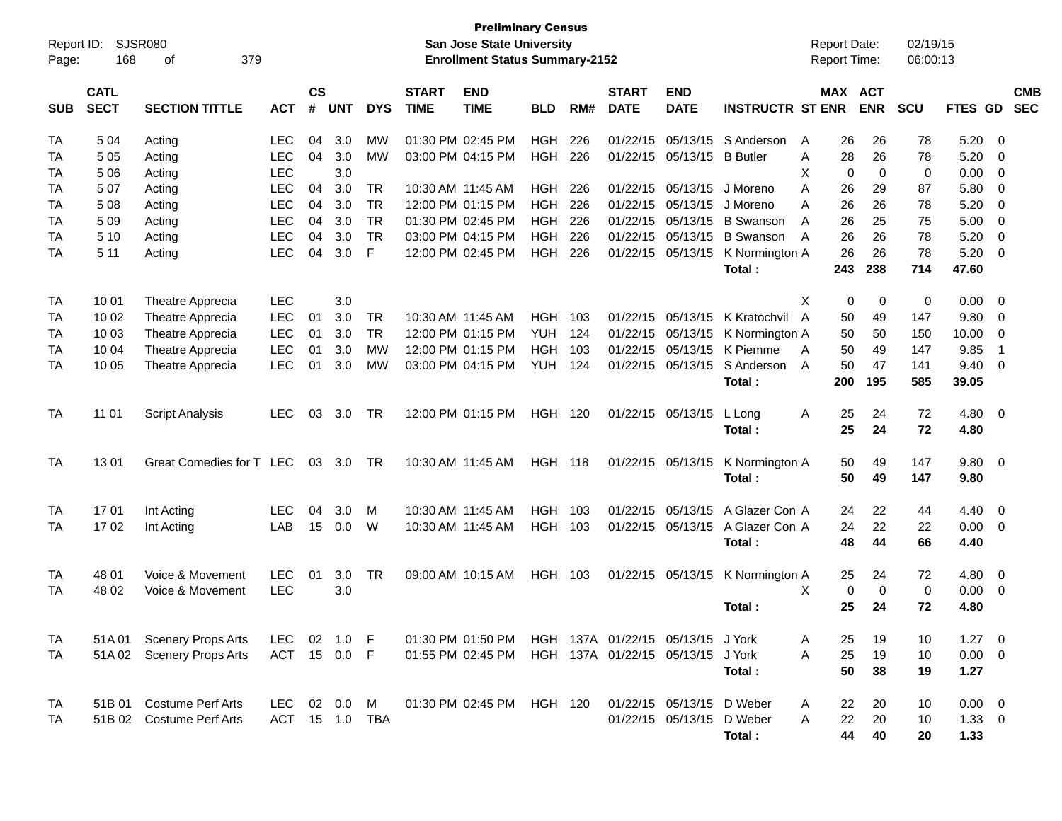**Preliminary Census**
**San Jose State University**
**Enrollment Status Summary-2152**

Report ID: SJSR080
Report Date: 02/19/15
Report Time: 06:00:13

| SUB | CATL SECT | SECTION TITTLE | ACT | CS # | UNT | DYS | START TIME | END TIME | BLD | RM# | START DATE | END DATE | INSTRUCTR | ST | MAX ENR | ACT ENR | SCU | FTES | GD | CMB SEC |
|---|---|---|---|---|---|---|---|---|---|---|---|---|---|---|---|---|---|---|---|---|
| TA | 5 04 | Acting | LEC | 04 | 3.0 | MW | 01:30 PM | 02:45 PM | HGH | 226 | 01/22/15 | 05/13/15 | S Anderson | A | 26 | 26 | 78 | 5.20 | 0 | |
| TA | 5 05 | Acting | LEC | 04 | 3.0 | MW | 03:00 PM | 04:15 PM | HGH | 226 | 01/22/15 | 05/13/15 | B Butler | A | 28 | 26 | 78 | 5.20 | 0 | |
| TA | 5 06 | Acting | LEC | | 3.0 | | | | | | | | | X | 0 | 0 | 0 | 0.00 | 0 | |
| TA | 5 07 | Acting | LEC | 04 | 3.0 | TR | 10:30 AM | 11:45 AM | HGH | 226 | 01/22/15 | 05/13/15 | J Moreno | A | 26 | 29 | 87 | 5.80 | 0 | |
| TA | 5 08 | Acting | LEC | 04 | 3.0 | TR | 12:00 PM | 01:15 PM | HGH | 226 | 01/22/15 | 05/13/15 | J Moreno | A | 26 | 26 | 78 | 5.20 | 0 | |
| TA | 5 09 | Acting | LEC | 04 | 3.0 | TR | 01:30 PM | 02:45 PM | HGH | 226 | 01/22/15 | 05/13/15 | B Swanson | A | 26 | 25 | 75 | 5.00 | 0 | |
| TA | 5 10 | Acting | LEC | 04 | 3.0 | TR | 03:00 PM | 04:15 PM | HGH | 226 | 01/22/15 | 05/13/15 | B Swanson | A | 26 | 26 | 78 | 5.20 | 0 | |
| TA | 5 11 | Acting | LEC | 04 | 3.0 | F | 12:00 PM | 02:45 PM | HGH | 226 | 01/22/15 | 05/13/15 | K Normington | A | 26 | 26 | 78 | 5.20 | 0 | |
| | | | | | | | | | | | | | **Total :** | | **243** | **238** | **714** | **47.60** | | |
| TA | 10 01 | Theatre Apprecia | LEC | | 3.0 | | | | | | | | | X | 0 | 0 | 0 | 0.00 | 0 | |
| TA | 10 02 | Theatre Apprecia | LEC | 01 | 3.0 | TR | 10:30 AM | 11:45 AM | HGH | 103 | 01/22/15 | 05/13/15 | K Kratochvil | A | 50 | 49 | 147 | 9.80 | 0 | |
| TA | 10 03 | Theatre Apprecia | LEC | 01 | 3.0 | TR | 12:00 PM | 01:15 PM | YUH | 124 | 01/22/15 | 05/13/15 | K Normington | A | 50 | 50 | 150 | 10.00 | 0 | |
| TA | 10 04 | Theatre Apprecia | LEC | 01 | 3.0 | MW | 12:00 PM | 01:15 PM | HGH | 103 | 01/22/15 | 05/13/15 | K Piemme | A | 50 | 49 | 147 | 9.85 | 1 | |
| TA | 10 05 | Theatre Apprecia | LEC | 01 | 3.0 | MW | 03:00 PM | 04:15 PM | YUH | 124 | 01/22/15 | 05/13/15 | S Anderson | A | 50 | 47 | 141 | 9.40 | 0 | |
| | | | | | | | | | | | | | **Total :** | | **200** | **195** | **585** | **39.05** | | |
| TA | 11 01 | Script Analysis | LEC | 03 | 3.0 | TR | 12:00 PM | 01:15 PM | HGH | 120 | 01/22/15 | 05/13/15 | L Long | A | 25 | 24 | 72 | 4.80 | 0 | |
| | | | | | | | | | | | | | **Total :** | | **25** | **24** | **72** | **4.80** | | |
| TA | 13 01 | Great Comedies for T | LEC | 03 | 3.0 | TR | 10:30 AM | 11:45 AM | HGH | 118 | 01/22/15 | 05/13/15 | K Normington | A | 50 | 49 | 147 | 9.80 | 0 | |
| | | | | | | | | | | | | | **Total :** | | **50** | **49** | **147** | **9.80** | | |
| TA | 17 01 | Int Acting | LEC | 04 | 3.0 | M | 10:30 AM | 11:45 AM | HGH | 103 | 01/22/15 | 05/13/15 | A Glazer Con | A | 24 | 22 | 44 | 4.40 | 0 | |
| TA | 17 02 | Int Acting | LAB | 15 | 0.0 | W | 10:30 AM | 11:45 AM | HGH | 103 | 01/22/15 | 05/13/15 | A Glazer Con | A | 24 | 22 | 22 | 0.00 | 0 | |
| | | | | | | | | | | | | | **Total :** | | **48** | **44** | **66** | **4.40** | | |
| TA | 48 01 | Voice & Movement | LEC | 01 | 3.0 | TR | 09:00 AM | 10:15 AM | HGH | 103 | 01/22/15 | 05/13/15 | K Normington | A | 25 | 24 | 72 | 4.80 | 0 | |
| TA | 48 02 | Voice & Movement | LEC | | 3.0 | | | | | | | | | X | 0 | 0 | 0 | 0.00 | 0 | |
| | | | | | | | | | | | | | **Total :** | | **25** | **24** | **72** | **4.80** | | |
| TA | 51A 01 | Scenery Props Arts | LEC | 02 | 1.0 | F | 01:30 PM | 01:50 PM | HGH | 137A | 01/22/15 | 05/13/15 | J York | A | 25 | 19 | 10 | 1.27 | 0 | |
| TA | 51A 02 | Scenery Props Arts | ACT | 15 | 0.0 | F | 01:55 PM | 02:45 PM | HGH | 137A | 01/22/15 | 05/13/15 | J York | A | 25 | 19 | 10 | 0.00 | 0 | |
| | | | | | | | | | | | | | **Total :** | | **50** | **38** | **19** | **1.27** | | |
| TA | 51B 01 | Costume Perf Arts | LEC | 02 | 0.0 | M | 01:30 PM | 02:45 PM | HGH | 120 | 01/22/15 | 05/13/15 | D Weber | A | 22 | 20 | 10 | 0.00 | 0 | |
| TA | 51B 02 | Costume Perf Arts | ACT | 15 | 1.0 | TBA | | | | | 01/22/15 | 05/13/15 | D Weber | A | 22 | 20 | 10 | 1.33 | 0 | |
| | | | | | | | | | | | | | **Total :** | | **44** | **40** | **20** | **1.33** | | |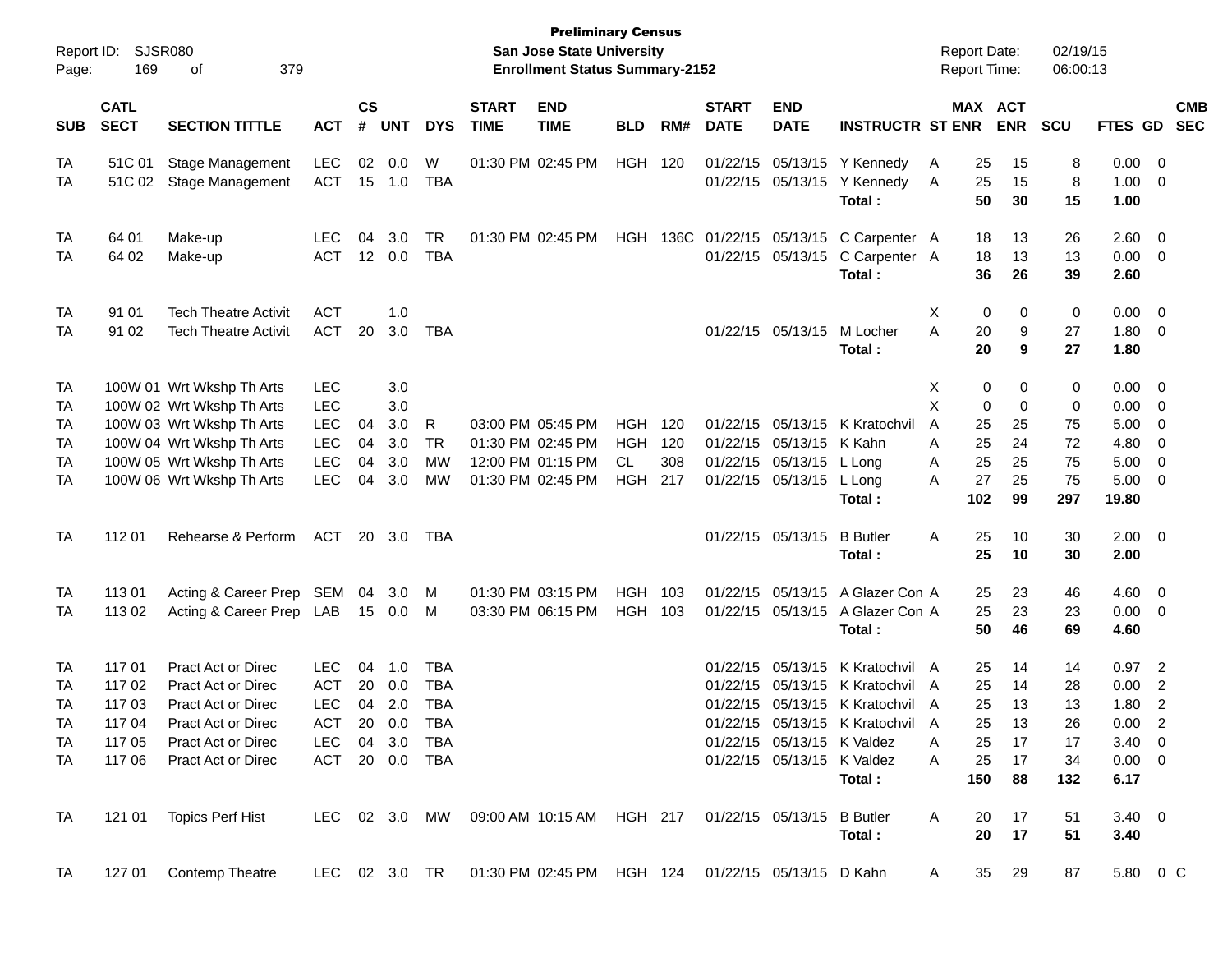**Preliminary Census**
**San Jose State University**
**Enrollment Status Summary-2152**

Report ID: SJSR080
Report Date: 02/19/15
Report Time: 06:00:13

| SUB | CATL SECT | SECTION TITTLE | ACT | CS # | UNT | DYS | START TIME | END TIME | BLD | RM# | START DATE | END DATE | INSTRUCTR | ST | MAX ENR | ACT ENR | SCU | FTES | GD | CMB SEC |
|---|---|---|---|---|---|---|---|---|---|---|---|---|---|---|---|---|---|---|---|---|
| TA | 51C 01 | Stage Management | LEC | 02 | 0.0 | W | 01:30 PM | 02:45 PM | HGH | 120 | 01/22/15 | 05/13/15 | Y Kennedy | A | 25 | 15 | 8 | 0.00 | 0 | |
| TA | 51C 02 | Stage Management | ACT | 15 | 1.0 | TBA | | | | | 01/22/15 | 05/13/15 | Y Kennedy | A | 25 | 15 | 8 | 1.00 | 0 | |
| | | | | | | | | | | | | | **Total :** | | **50** | **30** | **15** | **1.00** | | |
| TA | 64 01 | Make-up | LEC | 04 | 3.0 | TR | 01:30 PM | 02:45 PM | HGH | 136C | 01/22/15 | 05/13/15 | C Carpenter | A | 18 | 13 | 26 | 2.60 | 0 | |
| TA | 64 02 | Make-up | ACT | 12 | 0.0 | TBA | | | | | 01/22/15 | 05/13/15 | C Carpenter | A | 18 | 13 | 13 | 0.00 | 0 | |
| | | | | | | | | | | | | | **Total :** | | **36** | **26** | **39** | **2.60** | | |
| TA | 91 01 | Tech Theatre Activit | ACT | | 1.0 | | | | | | | | | X | 0 | 0 | 0 | 0.00 | 0 | |
| TA | 91 02 | Tech Theatre Activit | ACT | 20 | 3.0 | TBA | | | | | 01/22/15 | 05/13/15 | M Locher | A | 20 | 9 | 27 | 1.80 | 0 | |
| | | | | | | | | | | | | | **Total :** | | **20** | **9** | **27** | **1.80** | | |
| TA | 100W 01 | Wrt Wkshp Th Arts | LEC | | 3.0 | | | | | | | | | X | 0 | 0 | 0 | 0.00 | 0 | |
| TA | 100W 02 | Wrt Wkshp Th Arts | LEC | | 3.0 | | | | | | | | | X | 0 | 0 | 0 | 0.00 | 0 | |
| TA | 100W 03 | Wrt Wkshp Th Arts | LEC | 04 | 3.0 | R | 03:00 PM | 05:45 PM | HGH | 120 | 01/22/15 | 05/13/15 | K Kratochvil | A | 25 | 25 | 75 | 5.00 | 0 | |
| TA | 100W 04 | Wrt Wkshp Th Arts | LEC | 04 | 3.0 | TR | 01:30 PM | 02:45 PM | HGH | 120 | 01/22/15 | 05/13/15 | K Kahn | A | 25 | 24 | 72 | 4.80 | 0 | |
| TA | 100W 05 | Wrt Wkshp Th Arts | LEC | 04 | 3.0 | MW | 12:00 PM | 01:15 PM | CL | 308 | 01/22/15 | 05/13/15 | L Long | A | 25 | 25 | 75 | 5.00 | 0 | |
| TA | 100W 06 | Wrt Wkshp Th Arts | LEC | 04 | 3.0 | MW | 01:30 PM | 02:45 PM | HGH | 217 | 01/22/15 | 05/13/15 | L Long | A | 27 | 25 | 75 | 5.00 | 0 | |
| | | | | | | | | | | | | | **Total :** | | **102** | **99** | **297** | **19.80** | | |
| TA | 112 01 | Rehearse & Perform | ACT | 20 | 3.0 | TBA | | | | | 01/22/15 | 05/13/15 | B Butler | A | 25 | 10 | 30 | 2.00 | 0 | |
| | | | | | | | | | | | | | **Total :** | | **25** | **10** | **30** | **2.00** | | |
| TA | 113 01 | Acting & Career Prep | SEM | 04 | 3.0 | M | 01:30 PM | 03:15 PM | HGH | 103 | 01/22/15 | 05/13/15 | A Glazer Con | A | 25 | 23 | 46 | 4.60 | 0 | |
| TA | 113 02 | Acting & Career Prep | LAB | 15 | 0.0 | M | 03:30 PM | 06:15 PM | HGH | 103 | 01/22/15 | 05/13/15 | A Glazer Con | A | 25 | 23 | 23 | 0.00 | 0 | |
| | | | | | | | | | | | | | **Total :** | | **50** | **46** | **69** | **4.60** | | |
| TA | 117 01 | Pract Act or Direc | LEC | 04 | 1.0 | TBA | | | | | 01/22/15 | 05/13/15 | K Kratochvil | A | 25 | 14 | 14 | 0.97 | 2 | |
| TA | 117 02 | Pract Act or Direc | ACT | 20 | 0.0 | TBA | | | | | 01/22/15 | 05/13/15 | K Kratochvil | A | 25 | 14 | 28 | 0.00 | 2 | |
| TA | 117 03 | Pract Act or Direc | LEC | 04 | 2.0 | TBA | | | | | 01/22/15 | 05/13/15 | K Kratochvil | A | 25 | 13 | 13 | 1.80 | 2 | |
| TA | 117 04 | Pract Act or Direc | ACT | 20 | 0.0 | TBA | | | | | 01/22/15 | 05/13/15 | K Kratochvil | A | 25 | 13 | 26 | 0.00 | 2 | |
| TA | 117 05 | Pract Act or Direc | LEC | 04 | 3.0 | TBA | | | | | 01/22/15 | 05/13/15 | K Valdez | A | 25 | 17 | 17 | 3.40 | 0 | |
| TA | 117 06 | Pract Act or Direc | ACT | 20 | 0.0 | TBA | | | | | 01/22/15 | 05/13/15 | K Valdez | A | 25 | 17 | 34 | 0.00 | 0 | |
| | | | | | | | | | | | | | **Total :** | | **150** | **88** | **132** | **6.17** | | |
| TA | 121 01 | Topics Perf Hist | LEC | 02 | 3.0 | MW | 09:00 AM | 10:15 AM | HGH | 217 | 01/22/15 | 05/13/15 | B Butler | A | 20 | 17 | 51 | 3.40 | 0 | |
| | | | | | | | | | | | | | **Total :** | | **20** | **17** | **51** | **3.40** | | |
| TA | 127 01 | Contemp Theatre | LEC | 02 | 3.0 | TR | 01:30 PM | 02:45 PM | HGH | 124 | 01/22/15 | 05/13/15 | D Kahn | A | 35 | 29 | 87 | 5.80 | 0 | C |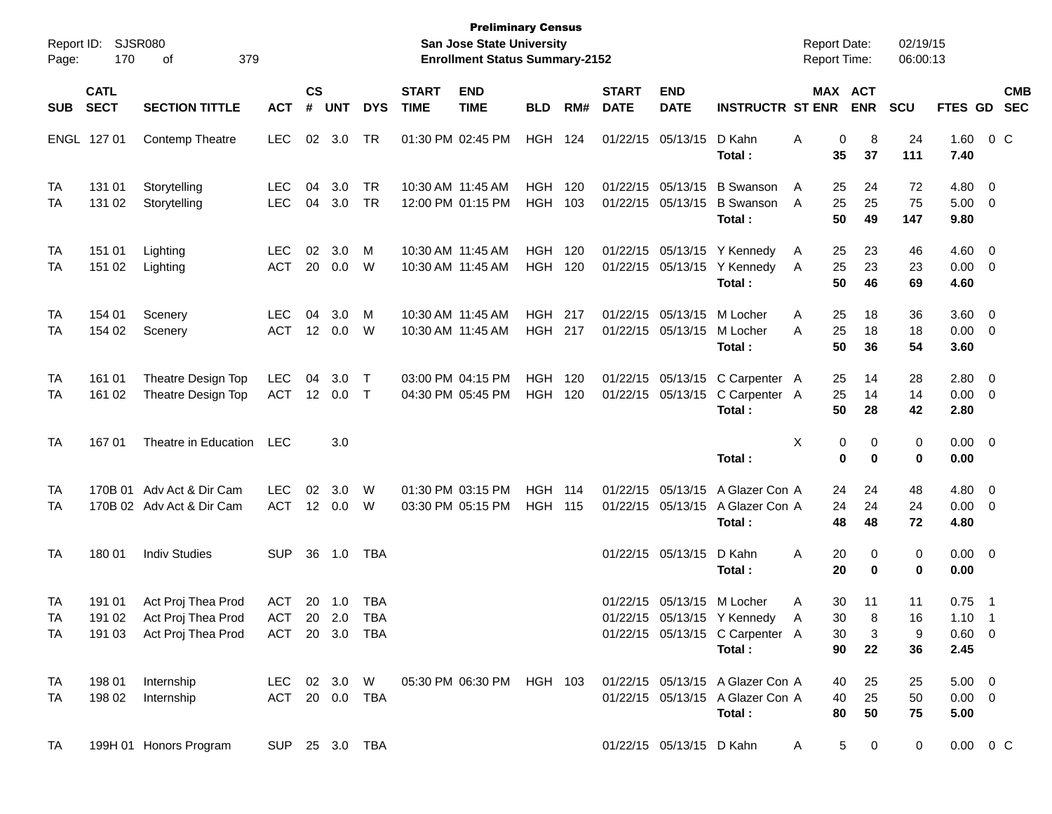**Preliminary Census**
**San Jose State University**
**Enrollment Status Summary-2152**

Report ID: SJSR080
Report Date: 02/19/15
Report Time: 06:00:13

| SUB | CATL SECT | SECTION TITTLE | ACT | CS # | UNT | DYS | START TIME | END TIME | BLD | RM# | START DATE | END DATE | INSTRUCTR | ST | MAX ENR | ACT ENR | SCU | FTES | GD | CMB SEC |
|---|---|---|---|---|---|---|---|---|---|---|---|---|---|---|---|---|---|---|---|---|
| ENGL | 127 01 | Contemp Theatre | LEC | 02 | 3.0 | TR | 01:30 PM | 02:45 PM | HGH | 124 | 01/22/15 | 05/13/15 | D Kahn | A | 0 | 8 | 24 | 1.60 | 0 | C |
| | | | | | | | | | | | | | **Total :** | | **35** | **37** | **111** | **7.40** | | |
| TA | 131 01 | Storytelling | LEC | 04 | 3.0 | TR | 10:30 AM | 11:45 AM | HGH | 120 | 01/22/15 | 05/13/15 | B Swanson | A | 25 | 24 | 72 | 4.80 | 0 | |
| TA | 131 02 | Storytelling | LEC | 04 | 3.0 | TR | 12:00 PM | 01:15 PM | HGH | 103 | 01/22/15 | 05/13/15 | B Swanson | A | 25 | 25 | 75 | 5.00 | 0 | |
| | | | | | | | | | | | | | **Total :** | | **50** | **49** | **147** | **9.80** | | |
| TA | 151 01 | Lighting | LEC | 02 | 3.0 | M | 10:30 AM | 11:45 AM | HGH | 120 | 01/22/15 | 05/13/15 | Y Kennedy | A | 25 | 23 | 46 | 4.60 | 0 | |
| TA | 151 02 | Lighting | ACT | 20 | 0.0 | W | 10:30 AM | 11:45 AM | HGH | 120 | 01/22/15 | 05/13/15 | Y Kennedy | A | 25 | 23 | 23 | 0.00 | 0 | |
| | | | | | | | | | | | | | **Total :** | | **50** | **46** | **69** | **4.60** | | |
| TA | 154 01 | Scenery | LEC | 04 | 3.0 | M | 10:30 AM | 11:45 AM | HGH | 217 | 01/22/15 | 05/13/15 | M Locher | A | 25 | 18 | 36 | 3.60 | 0 | |
| TA | 154 02 | Scenery | ACT | 12 | 0.0 | W | 10:30 AM | 11:45 AM | HGH | 217 | 01/22/15 | 05/13/15 | M Locher | A | 25 | 18 | 18 | 0.00 | 0 | |
| | | | | | | | | | | | | | **Total :** | | **50** | **36** | **54** | **3.60** | | |
| TA | 161 01 | Theatre Design Top | LEC | 04 | 3.0 | T | 03:00 PM | 04:15 PM | HGH | 120 | 01/22/15 | 05/13/15 | C Carpenter | A | 25 | 14 | 28 | 2.80 | 0 | |
| TA | 161 02 | Theatre Design Top | ACT | 12 | 0.0 | T | 04:30 PM | 05:45 PM | HGH | 120 | 01/22/15 | 05/13/15 | C Carpenter | A | 25 | 14 | 14 | 0.00 | 0 | |
| | | | | | | | | | | | | | **Total :** | | **50** | **28** | **42** | **2.80** | | |
| TA | 167 01 | Theatre in Education | LEC | | 3.0 | | | | | | | | | X | 0 | 0 | 0 | 0.00 | 0 | |
| | | | | | | | | | | | | | **Total :** | | **0** | **0** | **0** | **0.00** | | |
| TA | 170B 01 | Adv Act & Dir Cam | LEC | 02 | 3.0 | W | 01:30 PM | 03:15 PM | HGH | 114 | 01/22/15 | 05/13/15 | A Glazer Con | A | 24 | 24 | 48 | 4.80 | 0 | |
| TA | 170B 02 | Adv Act & Dir Cam | ACT | 12 | 0.0 | W | 03:30 PM | 05:15 PM | HGH | 115 | 01/22/15 | 05/13/15 | A Glazer Con | A | 24 | 24 | 24 | 0.00 | 0 | |
| | | | | | | | | | | | | | **Total :** | | **48** | **48** | **72** | **4.80** | | |
| TA | 180 01 | Indiv Studies | SUP | 36 | 1.0 | TBA | | | | | 01/22/15 | 05/13/15 | D Kahn | A | 20 | 0 | 0 | 0.00 | 0 | |
| | | | | | | | | | | | | | **Total :** | | **20** | **0** | **0** | **0.00** | | |
| TA | 191 01 | Act Proj Thea Prod | ACT | 20 | 1.0 | TBA | | | | | 01/22/15 | 05/13/15 | M Locher | A | 30 | 11 | 11 | 0.75 | 1 | |
| TA | 191 02 | Act Proj Thea Prod | ACT | 20 | 2.0 | TBA | | | | | 01/22/15 | 05/13/15 | Y Kennedy | A | 30 | 8 | 16 | 1.10 | 1 | |
| TA | 191 03 | Act Proj Thea Prod | ACT | 20 | 3.0 | TBA | | | | | 01/22/15 | 05/13/15 | C Carpenter | A | 30 | 3 | 9 | 0.60 | 0 | |
| | | | | | | | | | | | | | **Total :** | | **90** | **22** | **36** | **2.45** | | |
| TA | 198 01 | Internship | LEC | 02 | 3.0 | W | 05:30 PM | 06:30 PM | HGH | 103 | 01/22/15 | 05/13/15 | A Glazer Con | A | 40 | 25 | 25 | 5.00 | 0 | |
| TA | 198 02 | Internship | ACT | 20 | 0.0 | TBA | | | | | 01/22/15 | 05/13/15 | A Glazer Con | A | 40 | 25 | 50 | 0.00 | 0 | |
| | | | | | | | | | | | | | **Total :** | | **80** | **50** | **75** | **5.00** | | |
| TA | 199H 01 | Honors Program | SUP | 25 | 3.0 | TBA | | | | | 01/22/15 | 05/13/15 | D Kahn | A | 5 | 0 | 0 | 0.00 | 0 | C |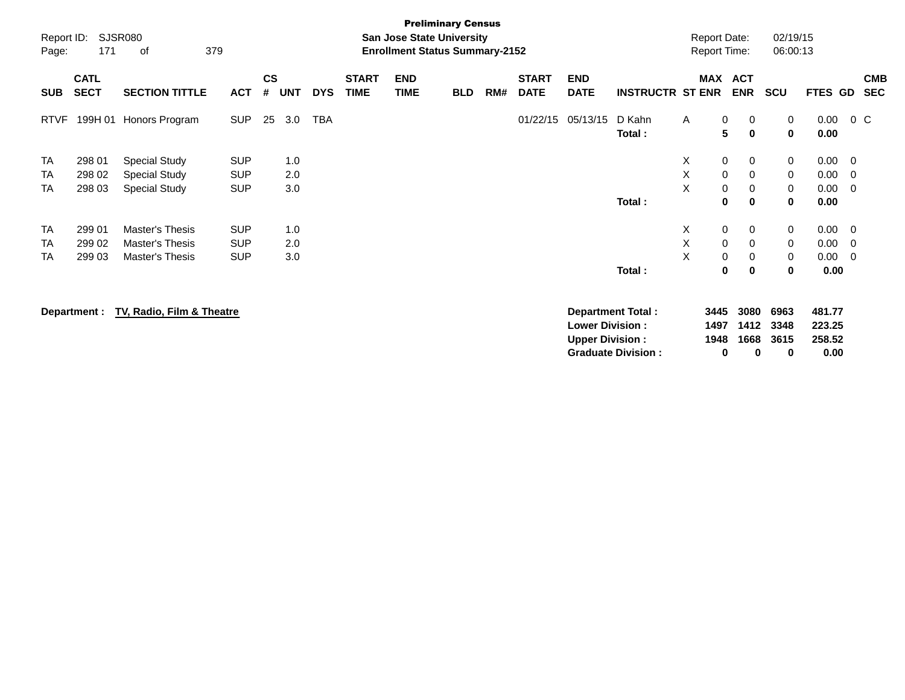**Preliminary Census**
**San Jose State University**
**Enrollment Status Summary-2152**

Report ID: SJSR080
Report Date: 02/19/15
Report Time: 06:00:13

| SUB | CATL SECT | SECTION TITTLE | ACT | CS # | UNT | DYS | START TIME | END TIME | BLD | RM# | START DATE | END DATE | INSTRUCTR | ST | MAX ENR | ACT ENR | SCU | FTES | GD | CMB SEC |
|---|---|---|---|---|---|---|---|---|---|---|---|---|---|---|---|---|---|---|---|---|
| RTVF | 199H 01 | Honors Program | SUP | 25 | 3.0 | TBA | | | | | 01/22/15 | 05/13/15 | D Kahn | A | 0 | 0 | 0 | 0.00 | 0 | C |
| | | | | | | | | | | | | | **Total :** | | **5** | **0** | **0** | **0.00** | | |
| TA | 298 01 | Special Study | SUP | | 1.0 | | | | | | | | | X | 0 | 0 | 0 | 0.00 | 0 | |
| TA | 298 02 | Special Study | SUP | | 2.0 | | | | | | | | | X | 0 | 0 | 0 | 0.00 | 0 | |
| TA | 298 03 | Special Study | SUP | | 3.0 | | | | | | | | | X | 0 | 0 | 0 | 0.00 | 0 | |
| | | | | | | | | | | | | | **Total :** | | **0** | **0** | **0** | **0.00** | | |
| TA | 299 01 | Master's Thesis | SUP | | 1.0 | | | | | | | | | X | 0 | 0 | 0 | 0.00 | 0 | |
| TA | 299 02 | Master's Thesis | SUP | | 2.0 | | | | | | | | | X | 0 | 0 | 0 | 0.00 | 0 | |
| TA | 299 03 | Master's Thesis | SUP | | 3.0 | | | | | | | | | X | 0 | 0 | 0 | 0.00 | 0 | |
| | | | | | | | | | | | | | **Total :** | | **0** | **0** | **0** | **0.00** | | |

**Department :** **TV, Radio, Film & Theatre**

| | MAX ENR | ACT ENR | SCU | FTES |
|---|---|---|---|---|
| **Department Total :** | **3445** | **3080** | **6963** | **481.77** |
| **Lower Division :** | **1497** | **1412** | **3348** | **223.25** |
| **Upper Division :** | **1948** | **1668** | **3615** | **258.52** |
| **Graduate Division :** | **0** | **0** | **0** | **0.00** |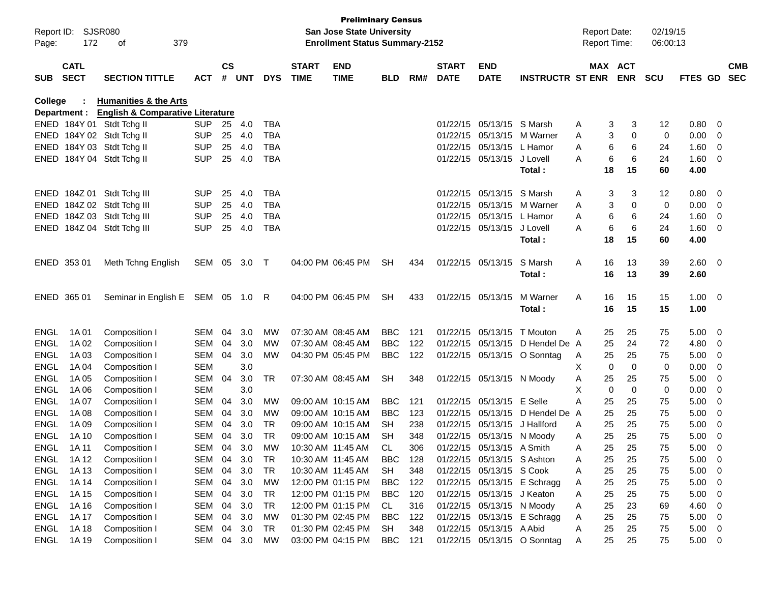Preliminary Census

San Jose State University

Enrollment Status Summary-2152

Report ID: SJSR080

Report Date: 02/19/15

Report Time: 06:00:13

| SUB | CATL SECT | SECTION TITTLE | ACT | CS # | UNT | DYS | START TIME | END TIME | BLD | RM# | START DATE | END DATE | INSTRUCTR | ST | MAX ENR | ACT ENR | SCU | FTES | GD | CMB SEC |
|---|---|---|---|---|---|---|---|---|---|---|---|---|---|---|---|---|---|---|---|---|
| **College :** | | **Humanities & the Arts** | | | | | | | | | | | | | | | | | | |
| **Department :** | | **English & Comparative Literature** | | | | | | | | | | | | | | | | | | |
| ENED | 184Y 01 | Stdt Tchg II | SUP | 25 | 4.0 | TBA | | | | | 01/22/15 | 05/13/15 | S Marsh | A | 3 | 3 | 12 | 0.80 | 0 | |
| ENED | 184Y 02 | Stdt Tchg II | SUP | 25 | 4.0 | TBA | | | | | 01/22/15 | 05/13/15 | M Warner | A | 3 | 0 | 0 | 0.00 | 0 | |
| ENED | 184Y 03 | Stdt Tchg II | SUP | 25 | 4.0 | TBA | | | | | 01/22/15 | 05/13/15 | L Hamor | A | 6 | 6 | 24 | 1.60 | 0 | |
| ENED | 184Y 04 | Stdt Tchg II | SUP | 25 | 4.0 | TBA | | | | | 01/22/15 | 05/13/15 | J Lovell | A | 6 | 6 | 24 | 1.60 | 0 | |
| | | | | | | | | | | | | | **Total :** | | **18** | **15** | **60** | **4.00** | | |
| ENED | 184Z 01 | Stdt Tchg III | SUP | 25 | 4.0 | TBA | | | | | 01/22/15 | 05/13/15 | S Marsh | A | 3 | 3 | 12 | 0.80 | 0 | |
| ENED | 184Z 02 | Stdt Tchg III | SUP | 25 | 4.0 | TBA | | | | | 01/22/15 | 05/13/15 | M Warner | A | 3 | 0 | 0 | 0.00 | 0 | |
| ENED | 184Z 03 | Stdt Tchg III | SUP | 25 | 4.0 | TBA | | | | | 01/22/15 | 05/13/15 | L Hamor | A | 6 | 6 | 24 | 1.60 | 0 | |
| ENED | 184Z 04 | Stdt Tchg III | SUP | 25 | 4.0 | TBA | | | | | 01/22/15 | 05/13/15 | J Lovell | A | 6 | 6 | 24 | 1.60 | 0 | |
| | | | | | | | | | | | | | **Total :** | | **18** | **15** | **60** | **4.00** | | |
| ENED | 353 01 | Meth Tchng English | SEM | 05 | 3.0 | T | 04:00 PM | 06:45 PM | SH | 434 | 01/22/15 | 05/13/15 | S Marsh | A | 16 | 13 | 39 | 2.60 | 0 | |
| | | | | | | | | | | | | | **Total :** | | **16** | **13** | **39** | **2.60** | | |
| ENED | 365 01 | Seminar in English E | SEM | 05 | 1.0 | R | 04:00 PM | 06:45 PM | SH | 433 | 01/22/15 | 05/13/15 | M Warner | A | 16 | 15 | 15 | 1.00 | 0 | |
| | | | | | | | | | | | | | **Total :** | | **16** | **15** | **15** | **1.00** | | |
| ENGL | 1A 01 | Composition I | SEM | 04 | 3.0 | MW | 07:30 AM | 08:45 AM | BBC | 121 | 01/22/15 | 05/13/15 | T Mouton | A | 25 | 25 | 75 | 5.00 | 0 | |
| ENGL | 1A 02 | Composition I | SEM | 04 | 3.0 | MW | 07:30 AM | 08:45 AM | BBC | 122 | 01/22/15 | 05/13/15 | D Hendel De | A | 25 | 24 | 72 | 4.80 | 0 | |
| ENGL | 1A 03 | Composition I | SEM | 04 | 3.0 | MW | 04:30 PM | 05:45 PM | BBC | 122 | 01/22/15 | 05/13/15 | O Sonntag | A | 25 | 25 | 75 | 5.00 | 0 | |
| ENGL | 1A 04 | Composition I | SEM | | 3.0 | | | | | | | | | X | 0 | 0 | 0 | 0.00 | 0 | |
| ENGL | 1A 05 | Composition I | SEM | 04 | 3.0 | TR | 07:30 AM | 08:45 AM | SH | 348 | 01/22/15 | 05/13/15 | N Moody | A | 25 | 25 | 75 | 5.00 | 0 | |
| ENGL | 1A 06 | Composition I | SEM | | 3.0 | | | | | | | | | X | 0 | 0 | 0 | 0.00 | 0 | |
| ENGL | 1A 07 | Composition I | SEM | 04 | 3.0 | MW | 09:00 AM | 10:15 AM | BBC | 121 | 01/22/15 | 05/13/15 | E Selle | A | 25 | 25 | 75 | 5.00 | 0 | |
| ENGL | 1A 08 | Composition I | SEM | 04 | 3.0 | MW | 09:00 AM | 10:15 AM | BBC | 123 | 01/22/15 | 05/13/15 | D Hendel De | A | 25 | 25 | 75 | 5.00 | 0 | |
| ENGL | 1A 09 | Composition I | SEM | 04 | 3.0 | TR | 09:00 AM | 10:15 AM | SH | 238 | 01/22/15 | 05/13/15 | J Hallford | A | 25 | 25 | 75 | 5.00 | 0 | |
| ENGL | 1A 10 | Composition I | SEM | 04 | 3.0 | TR | 09:00 AM | 10:15 AM | SH | 348 | 01/22/15 | 05/13/15 | N Moody | A | 25 | 25 | 75 | 5.00 | 0 | |
| ENGL | 1A 11 | Composition I | SEM | 04 | 3.0 | MW | 10:30 AM | 11:45 AM | CL | 306 | 01/22/15 | 05/13/15 | A Smith | A | 25 | 25 | 75 | 5.00 | 0 | |
| ENGL | 1A 12 | Composition I | SEM | 04 | 3.0 | TR | 10:30 AM | 11:45 AM | BBC | 128 | 01/22/15 | 05/13/15 | S Ashton | A | 25 | 25 | 75 | 5.00 | 0 | |
| ENGL | 1A 13 | Composition I | SEM | 04 | 3.0 | TR | 10:30 AM | 11:45 AM | SH | 348 | 01/22/15 | 05/13/15 | S Cook | A | 25 | 25 | 75 | 5.00 | 0 | |
| ENGL | 1A 14 | Composition I | SEM | 04 | 3.0 | MW | 12:00 PM | 01:15 PM | BBC | 122 | 01/22/15 | 05/13/15 | E Schragg | A | 25 | 25 | 75 | 5.00 | 0 | |
| ENGL | 1A 15 | Composition I | SEM | 04 | 3.0 | TR | 12:00 PM | 01:15 PM | BBC | 120 | 01/22/15 | 05/13/15 | J Keaton | A | 25 | 25 | 75 | 5.00 | 0 | |
| ENGL | 1A 16 | Composition I | SEM | 04 | 3.0 | TR | 12:00 PM | 01:15 PM | CL | 316 | 01/22/15 | 05/13/15 | N Moody | A | 25 | 23 | 69 | 4.60 | 0 | |
| ENGL | 1A 17 | Composition I | SEM | 04 | 3.0 | MW | 01:30 PM | 02:45 PM | BBC | 122 | 01/22/15 | 05/13/15 | E Schragg | A | 25 | 25 | 75 | 5.00 | 0 | |
| ENGL | 1A 18 | Composition I | SEM | 04 | 3.0 | TR | 01:30 PM | 02:45 PM | SH | 348 | 01/22/15 | 05/13/15 | A Abid | A | 25 | 25 | 75 | 5.00 | 0 | |
| ENGL | 1A 19 | Composition I | SEM | 04 | 3.0 | MW | 03:00 PM | 04:15 PM | BBC | 121 | 01/22/15 | 05/13/15 | O Sonntag | A | 25 | 25 | 75 | 5.00 | 0 | |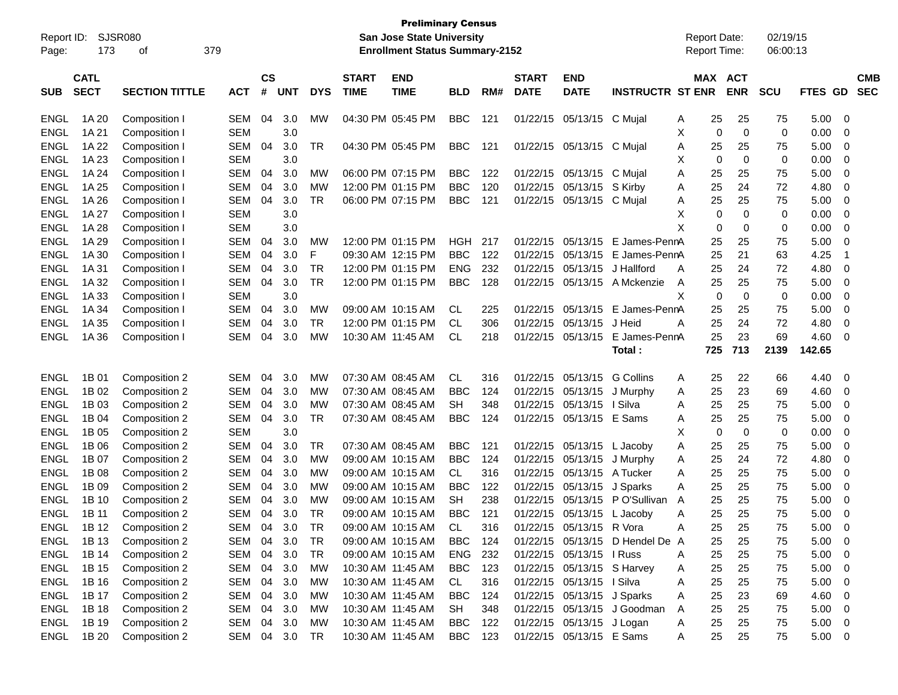**Preliminary Census**
**San Jose State University**
**Enrollment Status Summary-2152**

Report ID: SJSR080
Report Date: 02/19/15
Report Time: 06:00:13

| SUB | CATL SECT | SECTION TITTLE | ACT | CS # | UNT | DYS | START TIME | END TIME | BLD | RM# | START DATE | END DATE | INSTRUCTR | ST | MAX ENR | ACT ENR | SCU | FTES | GD | CMB SEC |
|---|---|---|---|---|---|---|---|---|---|---|---|---|---|---|---|---|---|---|---|---|
| ENGL | 1A 20 | Composition I | SEM | 04 | 3.0 | MW | 04:30 PM | 05:45 PM | BBC | 121 | 01/22/15 | 05/13/15 | C Mujal | A | 25 | 25 | 75 | 5.00 | 0 | |
| ENGL | 1A 21 | Composition I | SEM | | 3.0 | | | | | | | | | X | 0 | 0 | 0 | 0.00 | 0 | |
| ENGL | 1A 22 | Composition I | SEM | 04 | 3.0 | TR | 04:30 PM | 05:45 PM | BBC | 121 | 01/22/15 | 05/13/15 | C Mujal | A | 25 | 25 | 75 | 5.00 | 0 | |
| ENGL | 1A 23 | Composition I | SEM | | 3.0 | | | | | | | | | X | 0 | 0 | 0 | 0.00 | 0 | |
| ENGL | 1A 24 | Composition I | SEM | 04 | 3.0 | MW | 06:00 PM | 07:15 PM | BBC | 122 | 01/22/15 | 05/13/15 | C Mujal | A | 25 | 25 | 75 | 5.00 | 0 | |
| ENGL | 1A 25 | Composition I | SEM | 04 | 3.0 | MW | 12:00 PM | 01:15 PM | BBC | 120 | 01/22/15 | 05/13/15 | S Kirby | A | 25 | 24 | 72 | 4.80 | 0 | |
| ENGL | 1A 26 | Composition I | SEM | 04 | 3.0 | TR | 06:00 PM | 07:15 PM | BBC | 121 | 01/22/15 | 05/13/15 | C Mujal | A | 25 | 25 | 75 | 5.00 | 0 | |
| ENGL | 1A 27 | Composition I | SEM | | 3.0 | | | | | | | | | X | 0 | 0 | 0 | 0.00 | 0 | |
| ENGL | 1A 28 | Composition I | SEM | | 3.0 | | | | | | | | | X | 0 | 0 | 0 | 0.00 | 0 | |
| ENGL | 1A 29 | Composition I | SEM | 04 | 3.0 | MW | 12:00 PM | 01:15 PM | HGH | 217 | 01/22/15 | 05/13/15 | E James-Penn | A | 25 | 25 | 75 | 5.00 | 0 | |
| ENGL | 1A 30 | Composition I | SEM | 04 | 3.0 | F | 09:30 AM | 12:15 PM | BBC | 122 | 01/22/15 | 05/13/15 | E James-Penn | A | 25 | 21 | 63 | 4.25 | 1 | |
| ENGL | 1A 31 | Composition I | SEM | 04 | 3.0 | TR | 12:00 PM | 01:15 PM | ENG | 232 | 01/22/15 | 05/13/15 | J Hallford | A | 25 | 24 | 72 | 4.80 | 0 | |
| ENGL | 1A 32 | Composition I | SEM | 04 | 3.0 | TR | 12:00 PM | 01:15 PM | BBC | 128 | 01/22/15 | 05/13/15 | A Mckenzie | A | 25 | 25 | 75 | 5.00 | 0 | |
| ENGL | 1A 33 | Composition I | SEM | | 3.0 | | | | | | | | | X | 0 | 0 | 0 | 0.00 | 0 | |
| ENGL | 1A 34 | Composition I | SEM | 04 | 3.0 | MW | 09:00 AM | 10:15 AM | CL | 225 | 01/22/15 | 05/13/15 | E James-Penn | A | 25 | 25 | 75 | 5.00 | 0 | |
| ENGL | 1A 35 | Composition I | SEM | 04 | 3.0 | TR | 12:00 PM | 01:15 PM | CL | 306 | 01/22/15 | 05/13/15 | J Heid | A | 25 | 24 | 72 | 4.80 | 0 | |
| ENGL | 1A 36 | Composition I | SEM | 04 | 3.0 | MW | 10:30 AM | 11:45 AM | CL | 218 | 01/22/15 | 05/13/15 | E James-Penn | A | 25 | 23 | 69 | 4.60 | 0 | |
| | | | | | | | | | | | | | **Total :** | | **725** | **713** | **2139** | **142.65** | | |
| ENGL | 1B 01 | Composition 2 | SEM | 04 | 3.0 | MW | 07:30 AM | 08:45 AM | CL | 316 | 01/22/15 | 05/13/15 | G Collins | A | 25 | 22 | 66 | 4.40 | 0 | |
| ENGL | 1B 02 | Composition 2 | SEM | 04 | 3.0 | MW | 07:30 AM | 08:45 AM | BBC | 124 | 01/22/15 | 05/13/15 | J Murphy | A | 25 | 23 | 69 | 4.60 | 0 | |
| ENGL | 1B 03 | Composition 2 | SEM | 04 | 3.0 | MW | 07:30 AM | 08:45 AM | SH | 348 | 01/22/15 | 05/13/15 | I Silva | A | 25 | 25 | 75 | 5.00 | 0 | |
| ENGL | 1B 04 | Composition 2 | SEM | 04 | 3.0 | TR | 07:30 AM | 08:45 AM | BBC | 124 | 01/22/15 | 05/13/15 | E Sams | A | 25 | 25 | 75 | 5.00 | 0 | |
| ENGL | 1B 05 | Composition 2 | SEM | | 3.0 | | | | | | | | | X | 0 | 0 | 0 | 0.00 | 0 | |
| ENGL | 1B 06 | Composition 2 | SEM | 04 | 3.0 | TR | 07:30 AM | 08:45 AM | BBC | 121 | 01/22/15 | 05/13/15 | L Jacoby | A | 25 | 25 | 75 | 5.00 | 0 | |
| ENGL | 1B 07 | Composition 2 | SEM | 04 | 3.0 | MW | 09:00 AM | 10:15 AM | BBC | 124 | 01/22/15 | 05/13/15 | J Murphy | A | 25 | 24 | 72 | 4.80 | 0 | |
| ENGL | 1B 08 | Composition 2 | SEM | 04 | 3.0 | MW | 09:00 AM | 10:15 AM | CL | 316 | 01/22/15 | 05/13/15 | A Tucker | A | 25 | 25 | 75 | 5.00 | 0 | |
| ENGL | 1B 09 | Composition 2 | SEM | 04 | 3.0 | MW | 09:00 AM | 10:15 AM | BBC | 122 | 01/22/15 | 05/13/15 | J Sparks | A | 25 | 25 | 75 | 5.00 | 0 | |
| ENGL | 1B 10 | Composition 2 | SEM | 04 | 3.0 | MW | 09:00 AM | 10:15 AM | SH | 238 | 01/22/15 | 05/13/15 | P O'Sullivan | A | 25 | 25 | 75 | 5.00 | 0 | |
| ENGL | 1B 11 | Composition 2 | SEM | 04 | 3.0 | TR | 09:00 AM | 10:15 AM | BBC | 121 | 01/22/15 | 05/13/15 | L Jacoby | A | 25 | 25 | 75 | 5.00 | 0 | |
| ENGL | 1B 12 | Composition 2 | SEM | 04 | 3.0 | TR | 09:00 AM | 10:15 AM | CL | 316 | 01/22/15 | 05/13/15 | R Vora | A | 25 | 25 | 75 | 5.00 | 0 | |
| ENGL | 1B 13 | Composition 2 | SEM | 04 | 3.0 | TR | 09:00 AM | 10:15 AM | BBC | 124 | 01/22/15 | 05/13/15 | D Hendel De | A | 25 | 25 | 75 | 5.00 | 0 | |
| ENGL | 1B 14 | Composition 2 | SEM | 04 | 3.0 | TR | 09:00 AM | 10:15 AM | ENG | 232 | 01/22/15 | 05/13/15 | I Russ | A | 25 | 25 | 75 | 5.00 | 0 | |
| ENGL | 1B 15 | Composition 2 | SEM | 04 | 3.0 | MW | 10:30 AM | 11:45 AM | BBC | 123 | 01/22/15 | 05/13/15 | S Harvey | A | 25 | 25 | 75 | 5.00 | 0 | |
| ENGL | 1B 16 | Composition 2 | SEM | 04 | 3.0 | MW | 10:30 AM | 11:45 AM | CL | 316 | 01/22/15 | 05/13/15 | I Silva | A | 25 | 25 | 75 | 5.00 | 0 | |
| ENGL | 1B 17 | Composition 2 | SEM | 04 | 3.0 | MW | 10:30 AM | 11:45 AM | BBC | 124 | 01/22/15 | 05/13/15 | J Sparks | A | 25 | 23 | 69 | 4.60 | 0 | |
| ENGL | 1B 18 | Composition 2 | SEM | 04 | 3.0 | MW | 10:30 AM | 11:45 AM | SH | 348 | 01/22/15 | 05/13/15 | J Goodman | A | 25 | 25 | 75 | 5.00 | 0 | |
| ENGL | 1B 19 | Composition 2 | SEM | 04 | 3.0 | MW | 10:30 AM | 11:45 AM | BBC | 122 | 01/22/15 | 05/13/15 | J Logan | A | 25 | 25 | 75 | 5.00 | 0 | |
| ENGL | 1B 20 | Composition 2 | SEM | 04 | 3.0 | TR | 10:30 AM | 11:45 AM | BBC | 123 | 01/22/15 | 05/13/15 | E Sams | A | 25 | 25 | 75 | 5.00 | 0 | |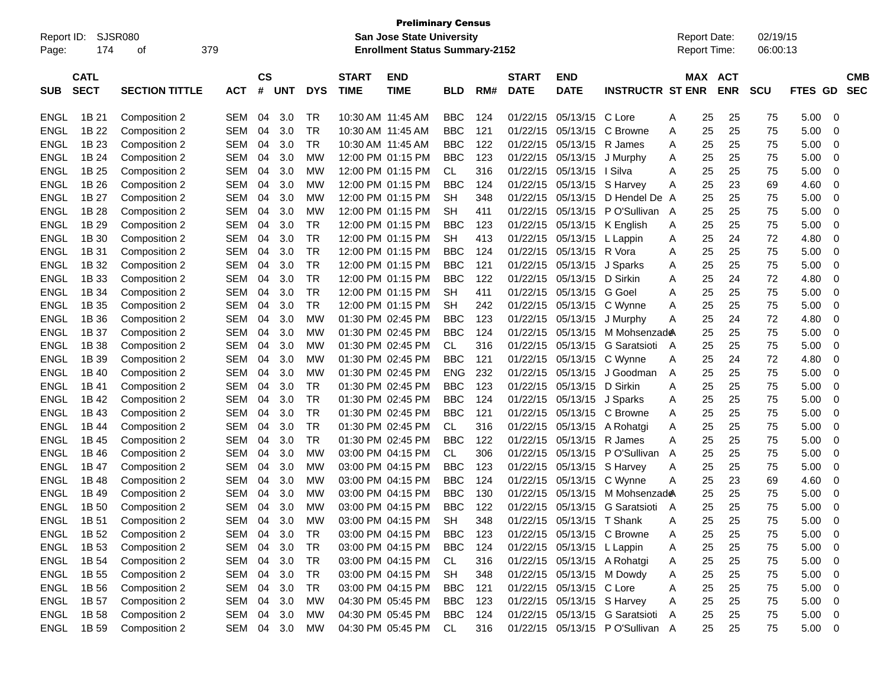**Preliminary Census**
**San Jose State University**
**Enrollment Status Summary-2152**

Report ID: SJSR080
Report Date: 02/19/15
Report Time: 06:00:13

| SUB | CATL SECT | SECTION TITTLE | ACT | CS # | UNT | DYS | START TIME | END TIME | BLD | RM# | START DATE | END DATE | INSTRUCTR | ST | MAX ENR | ACT ENR | SCU | FTES | GD | CMB SEC |
|---|---|---|---|---|---|---|---|---|---|---|---|---|---|---|---|---|---|---|---|---|
| ENGL | 1B 21 | Composition 2 | SEM | 04 | 3.0 | TR | 10:30 AM | 11:45 AM | BBC | 124 | 01/22/15 | 05/13/15 | C Lore | A | 25 | 25 | 75 | 5.00 | 0 | |
| ENGL | 1B 22 | Composition 2 | SEM | 04 | 3.0 | TR | 10:30 AM | 11:45 AM | BBC | 121 | 01/22/15 | 05/13/15 | C Browne | A | 25 | 25 | 75 | 5.00 | 0 | |
| ENGL | 1B 23 | Composition 2 | SEM | 04 | 3.0 | TR | 10:30 AM | 11:45 AM | BBC | 122 | 01/22/15 | 05/13/15 | R James | A | 25 | 25 | 75 | 5.00 | 0 | |
| ENGL | 1B 24 | Composition 2 | SEM | 04 | 3.0 | MW | 12:00 PM | 01:15 PM | BBC | 123 | 01/22/15 | 05/13/15 | J Murphy | A | 25 | 25 | 75 | 5.00 | 0 | |
| ENGL | 1B 25 | Composition 2 | SEM | 04 | 3.0 | MW | 12:00 PM | 01:15 PM | CL | 316 | 01/22/15 | 05/13/15 | I Silva | A | 25 | 25 | 75 | 5.00 | 0 | |
| ENGL | 1B 26 | Composition 2 | SEM | 04 | 3.0 | MW | 12:00 PM | 01:15 PM | BBC | 124 | 01/22/15 | 05/13/15 | S Harvey | A | 25 | 23 | 69 | 4.60 | 0 | |
| ENGL | 1B 27 | Composition 2 | SEM | 04 | 3.0 | MW | 12:00 PM | 01:15 PM | SH | 348 | 01/22/15 | 05/13/15 | D Hendel De | A | 25 | 25 | 75 | 5.00 | 0 | |
| ENGL | 1B 28 | Composition 2 | SEM | 04 | 3.0 | MW | 12:00 PM | 01:15 PM | SH | 411 | 01/22/15 | 05/13/15 | P O'Sullivan | A | 25 | 25 | 75 | 5.00 | 0 | |
| ENGL | 1B 29 | Composition 2 | SEM | 04 | 3.0 | TR | 12:00 PM | 01:15 PM | BBC | 123 | 01/22/15 | 05/13/15 | K English | A | 25 | 25 | 75 | 5.00 | 0 | |
| ENGL | 1B 30 | Composition 2 | SEM | 04 | 3.0 | TR | 12:00 PM | 01:15 PM | SH | 413 | 01/22/15 | 05/13/15 | L Lappin | A | 25 | 24 | 72 | 4.80 | 0 | |
| ENGL | 1B 31 | Composition 2 | SEM | 04 | 3.0 | TR | 12:00 PM | 01:15 PM | BBC | 124 | 01/22/15 | 05/13/15 | R Vora | A | 25 | 25 | 75 | 5.00 | 0 | |
| ENGL | 1B 32 | Composition 2 | SEM | 04 | 3.0 | TR | 12:00 PM | 01:15 PM | BBC | 121 | 01/22/15 | 05/13/15 | J Sparks | A | 25 | 25 | 75 | 5.00 | 0 | |
| ENGL | 1B 33 | Composition 2 | SEM | 04 | 3.0 | TR | 12:00 PM | 01:15 PM | BBC | 122 | 01/22/15 | 05/13/15 | D Sirkin | A | 25 | 24 | 72 | 4.80 | 0 | |
| ENGL | 1B 34 | Composition 2 | SEM | 04 | 3.0 | TR | 12:00 PM | 01:15 PM | SH | 411 | 01/22/15 | 05/13/15 | G Goel | A | 25 | 25 | 75 | 5.00 | 0 | |
| ENGL | 1B 35 | Composition 2 | SEM | 04 | 3.0 | TR | 12:00 PM | 01:15 PM | SH | 242 | 01/22/15 | 05/13/15 | C Wynne | A | 25 | 25 | 75 | 5.00 | 0 | |
| ENGL | 1B 36 | Composition 2 | SEM | 04 | 3.0 | MW | 01:30 PM | 02:45 PM | BBC | 123 | 01/22/15 | 05/13/15 | J Murphy | A | 25 | 24 | 72 | 4.80 | 0 | |
| ENGL | 1B 37 | Composition 2 | SEM | 04 | 3.0 | MW | 01:30 PM | 02:45 PM | BBC | 124 | 01/22/15 | 05/13/15 | M Mohsenzade | A | 25 | 25 | 75 | 5.00 | 0 | |
| ENGL | 1B 38 | Composition 2 | SEM | 04 | 3.0 | MW | 01:30 PM | 02:45 PM | CL | 316 | 01/22/15 | 05/13/15 | G Saratsioti | A | 25 | 25 | 75 | 5.00 | 0 | |
| ENGL | 1B 39 | Composition 2 | SEM | 04 | 3.0 | MW | 01:30 PM | 02:45 PM | BBC | 121 | 01/22/15 | 05/13/15 | C Wynne | A | 25 | 24 | 72 | 4.80 | 0 | |
| ENGL | 1B 40 | Composition 2 | SEM | 04 | 3.0 | MW | 01:30 PM | 02:45 PM | ENG | 232 | 01/22/15 | 05/13/15 | J Goodman | A | 25 | 25 | 75 | 5.00 | 0 | |
| ENGL | 1B 41 | Composition 2 | SEM | 04 | 3.0 | TR | 01:30 PM | 02:45 PM | BBC | 123 | 01/22/15 | 05/13/15 | D Sirkin | A | 25 | 25 | 75 | 5.00 | 0 | |
| ENGL | 1B 42 | Composition 2 | SEM | 04 | 3.0 | TR | 01:30 PM | 02:45 PM | BBC | 124 | 01/22/15 | 05/13/15 | J Sparks | A | 25 | 25 | 75 | 5.00 | 0 | |
| ENGL | 1B 43 | Composition 2 | SEM | 04 | 3.0 | TR | 01:30 PM | 02:45 PM | BBC | 121 | 01/22/15 | 05/13/15 | C Browne | A | 25 | 25 | 75 | 5.00 | 0 | |
| ENGL | 1B 44 | Composition 2 | SEM | 04 | 3.0 | TR | 01:30 PM | 02:45 PM | CL | 316 | 01/22/15 | 05/13/15 | A Rohatgi | A | 25 | 25 | 75 | 5.00 | 0 | |
| ENGL | 1B 45 | Composition 2 | SEM | 04 | 3.0 | TR | 01:30 PM | 02:45 PM | BBC | 122 | 01/22/15 | 05/13/15 | R James | A | 25 | 25 | 75 | 5.00 | 0 | |
| ENGL | 1B 46 | Composition 2 | SEM | 04 | 3.0 | MW | 03:00 PM | 04:15 PM | CL | 306 | 01/22/15 | 05/13/15 | P O'Sullivan | A | 25 | 25 | 75 | 5.00 | 0 | |
| ENGL | 1B 47 | Composition 2 | SEM | 04 | 3.0 | MW | 03:00 PM | 04:15 PM | BBC | 123 | 01/22/15 | 05/13/15 | S Harvey | A | 25 | 25 | 75 | 5.00 | 0 | |
| ENGL | 1B 48 | Composition 2 | SEM | 04 | 3.0 | MW | 03:00 PM | 04:15 PM | BBC | 124 | 01/22/15 | 05/13/15 | C Wynne | A | 25 | 23 | 69 | 4.60 | 0 | |
| ENGL | 1B 49 | Composition 2 | SEM | 04 | 3.0 | MW | 03:00 PM | 04:15 PM | BBC | 130 | 01/22/15 | 05/13/15 | M Mohsenzade | A | 25 | 25 | 75 | 5.00 | 0 | |
| ENGL | 1B 50 | Composition 2 | SEM | 04 | 3.0 | MW | 03:00 PM | 04:15 PM | BBC | 122 | 01/22/15 | 05/13/15 | G Saratsioti | A | 25 | 25 | 75 | 5.00 | 0 | |
| ENGL | 1B 51 | Composition 2 | SEM | 04 | 3.0 | MW | 03:00 PM | 04:15 PM | SH | 348 | 01/22/15 | 05/13/15 | T Shank | A | 25 | 25 | 75 | 5.00 | 0 | |
| ENGL | 1B 52 | Composition 2 | SEM | 04 | 3.0 | TR | 03:00 PM | 04:15 PM | BBC | 123 | 01/22/15 | 05/13/15 | C Browne | A | 25 | 25 | 75 | 5.00 | 0 | |
| ENGL | 1B 53 | Composition 2 | SEM | 04 | 3.0 | TR | 03:00 PM | 04:15 PM | BBC | 124 | 01/22/15 | 05/13/15 | L Lappin | A | 25 | 25 | 75 | 5.00 | 0 | |
| ENGL | 1B 54 | Composition 2 | SEM | 04 | 3.0 | TR | 03:00 PM | 04:15 PM | CL | 316 | 01/22/15 | 05/13/15 | A Rohatgi | A | 25 | 25 | 75 | 5.00 | 0 | |
| ENGL | 1B 55 | Composition 2 | SEM | 04 | 3.0 | TR | 03:00 PM | 04:15 PM | SH | 348 | 01/22/15 | 05/13/15 | M Dowdy | A | 25 | 25 | 75 | 5.00 | 0 | |
| ENGL | 1B 56 | Composition 2 | SEM | 04 | 3.0 | TR | 03:00 PM | 04:15 PM | BBC | 121 | 01/22/15 | 05/13/15 | C Lore | A | 25 | 25 | 75 | 5.00 | 0 | |
| ENGL | 1B 57 | Composition 2 | SEM | 04 | 3.0 | MW | 04:30 PM | 05:45 PM | BBC | 123 | 01/22/15 | 05/13/15 | S Harvey | A | 25 | 25 | 75 | 5.00 | 0 | |
| ENGL | 1B 58 | Composition 2 | SEM | 04 | 3.0 | MW | 04:30 PM | 05:45 PM | BBC | 124 | 01/22/15 | 05/13/15 | G Saratsioti | A | 25 | 25 | 75 | 5.00 | 0 | |
| ENGL | 1B 59 | Composition 2 | SEM | 04 | 3.0 | MW | 04:30 PM | 05:45 PM | CL | 316 | 01/22/15 | 05/13/15 | P O'Sullivan | A | 25 | 25 | 75 | 5.00 | 0 | |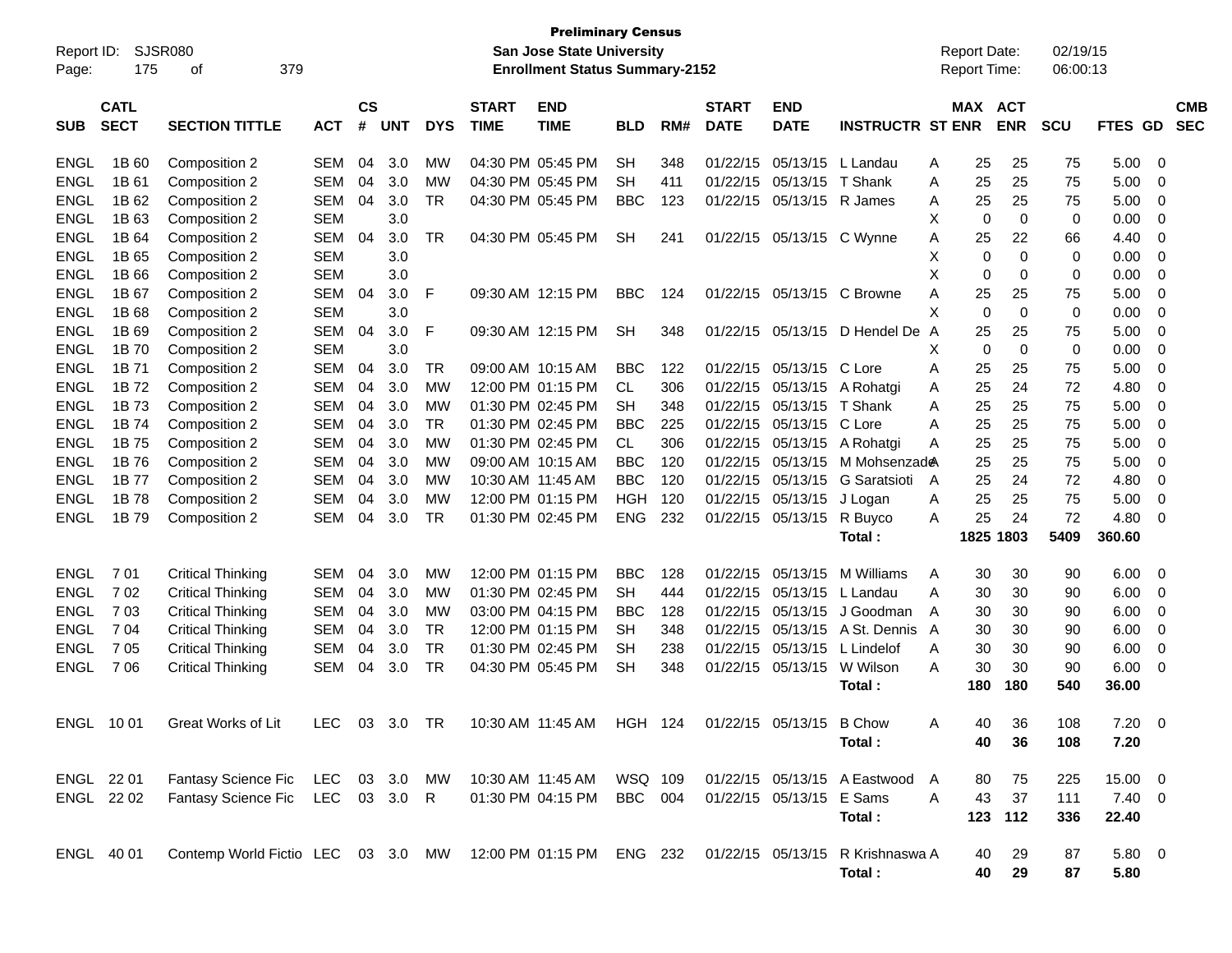**Preliminary Census**
**San Jose State University**
**Enrollment Status Summary-2152**

Report ID: SJSR080
Report Date: 02/19/15
Report Time: 06:00:13

| SUB | CATL SECT | SECTION TITTLE | ACT | CS # | UNT | DYS | START TIME | END TIME | BLD | RM# | START DATE | END DATE | INSTRUCTR | ST | MAX ENR | ACT ENR | SCU | FTES | GD | CMB SEC |
|---|---|---|---|---|---|---|---|---|---|---|---|---|---|---|---|---|---|---|---|---|
| ENGL | 1B 60 | Composition 2 | SEM | 04 | 3.0 | MW | 04:30 PM | 05:45 PM | SH | 348 | 01/22/15 | 05/13/15 | L Landau | A | 25 | 25 | 75 | 5.00 | 0 | |
| ENGL | 1B 61 | Composition 2 | SEM | 04 | 3.0 | MW | 04:30 PM | 05:45 PM | SH | 411 | 01/22/15 | 05/13/15 | T Shank | A | 25 | 25 | 75 | 5.00 | 0 | |
| ENGL | 1B 62 | Composition 2 | SEM | 04 | 3.0 | TR | 04:30 PM | 05:45 PM | BBC | 123 | 01/22/15 | 05/13/15 | R James | A | 25 | 25 | 75 | 5.00 | 0 | |
| ENGL | 1B 63 | Composition 2 | SEM | | 3.0 | | | | | | | | | X | 0 | 0 | 0 | 0.00 | 0 | |
| ENGL | 1B 64 | Composition 2 | SEM | 04 | 3.0 | TR | 04:30 PM | 05:45 PM | SH | 241 | 01/22/15 | 05/13/15 | C Wynne | A | 25 | 22 | 66 | 4.40 | 0 | |
| ENGL | 1B 65 | Composition 2 | SEM | | 3.0 | | | | | | | | | X | 0 | 0 | 0 | 0.00 | 0 | |
| ENGL | 1B 66 | Composition 2 | SEM | | 3.0 | | | | | | | | | X | 0 | 0 | 0 | 0.00 | 0 | |
| ENGL | 1B 67 | Composition 2 | SEM | 04 | 3.0 | F | 09:30 AM | 12:15 PM | BBC | 124 | 01/22/15 | 05/13/15 | C Browne | A | 25 | 25 | 75 | 5.00 | 0 | |
| ENGL | 1B 68 | Composition 2 | SEM | | 3.0 | | | | | | | | | X | 0 | 0 | 0 | 0.00 | 0 | |
| ENGL | 1B 69 | Composition 2 | SEM | 04 | 3.0 | F | 09:30 AM | 12:15 PM | SH | 348 | 01/22/15 | 05/13/15 | D Hendel De | A | 25 | 25 | 75 | 5.00 | 0 | |
| ENGL | 1B 70 | Composition 2 | SEM | | 3.0 | | | | | | | | | X | 0 | 0 | 0 | 0.00 | 0 | |
| ENGL | 1B 71 | Composition 2 | SEM | 04 | 3.0 | TR | 09:00 AM | 10:15 AM | BBC | 122 | 01/22/15 | 05/13/15 | C Lore | A | 25 | 25 | 75 | 5.00 | 0 | |
| ENGL | 1B 72 | Composition 2 | SEM | 04 | 3.0 | MW | 12:00 PM | 01:15 PM | CL | 306 | 01/22/15 | 05/13/15 | A Rohatgi | A | 25 | 24 | 72 | 4.80 | 0 | |
| ENGL | 1B 73 | Composition 2 | SEM | 04 | 3.0 | MW | 01:30 PM | 02:45 PM | SH | 348 | 01/22/15 | 05/13/15 | T Shank | A | 25 | 25 | 75 | 5.00 | 0 | |
| ENGL | 1B 74 | Composition 2 | SEM | 04 | 3.0 | TR | 01:30 PM | 02:45 PM | BBC | 225 | 01/22/15 | 05/13/15 | C Lore | A | 25 | 25 | 75 | 5.00 | 0 | |
| ENGL | 1B 75 | Composition 2 | SEM | 04 | 3.0 | MW | 01:30 PM | 02:45 PM | CL | 306 | 01/22/15 | 05/13/15 | A Rohatgi | A | 25 | 25 | 75 | 5.00 | 0 | |
| ENGL | 1B 76 | Composition 2 | SEM | 04 | 3.0 | MW | 09:00 AM | 10:15 AM | BBC | 120 | 01/22/15 | 05/13/15 | M Mohsenzade | A | 25 | 25 | 75 | 5.00 | 0 | |
| ENGL | 1B 77 | Composition 2 | SEM | 04 | 3.0 | MW | 10:30 AM | 11:45 AM | BBC | 120 | 01/22/15 | 05/13/15 | G Saratsioti | A | 25 | 24 | 72 | 4.80 | 0 | |
| ENGL | 1B 78 | Composition 2 | SEM | 04 | 3.0 | MW | 12:00 PM | 01:15 PM | HGH | 120 | 01/22/15 | 05/13/15 | J Logan | A | 25 | 25 | 75 | 5.00 | 0 | |
| ENGL | 1B 79 | Composition 2 | SEM | 04 | 3.0 | TR | 01:30 PM | 02:45 PM | ENG | 232 | 01/22/15 | 05/13/15 | R Buyco | A | 25 | 24 | 72 | 4.80 | 0 | |
| | | | | | | | | | | | | | **Total :** | | **1825** | **1803** | **5409** | **360.60** | | |
| ENGL | 7 01 | Critical Thinking | SEM | 04 | 3.0 | MW | 12:00 PM | 01:15 PM | BBC | 128 | 01/22/15 | 05/13/15 | M Williams | A | 30 | 30 | 90 | 6.00 | 0 | |
| ENGL | 7 02 | Critical Thinking | SEM | 04 | 3.0 | MW | 01:30 PM | 02:45 PM | SH | 444 | 01/22/15 | 05/13/15 | L Landau | A | 30 | 30 | 90 | 6.00 | 0 | |
| ENGL | 7 03 | Critical Thinking | SEM | 04 | 3.0 | MW | 03:00 PM | 04:15 PM | BBC | 128 | 01/22/15 | 05/13/15 | J Goodman | A | 30 | 30 | 90 | 6.00 | 0 | |
| ENGL | 7 04 | Critical Thinking | SEM | 04 | 3.0 | TR | 12:00 PM | 01:15 PM | SH | 348 | 01/22/15 | 05/13/15 | A St. Dennis | A | 30 | 30 | 90 | 6.00 | 0 | |
| ENGL | 7 05 | Critical Thinking | SEM | 04 | 3.0 | TR | 01:30 PM | 02:45 PM | SH | 238 | 01/22/15 | 05/13/15 | L Lindelof | A | 30 | 30 | 90 | 6.00 | 0 | |
| ENGL | 7 06 | Critical Thinking | SEM | 04 | 3.0 | TR | 04:30 PM | 05:45 PM | SH | 348 | 01/22/15 | 05/13/15 | W Wilson | A | 30 | 30 | 90 | 6.00 | 0 | |
| | | | | | | | | | | | | | **Total :** | | **180** | **180** | **540** | **36.00** | | |
| ENGL | 10 01 | Great Works of Lit | LEC | 03 | 3.0 | TR | 10:30 AM | 11:45 AM | HGH | 124 | 01/22/15 | 05/13/15 | B Chow | A | 40 | 36 | 108 | 7.20 | 0 | |
| | | | | | | | | | | | | | **Total :** | | **40** | **36** | **108** | **7.20** | | |
| ENGL | 22 01 | Fantasy Science Fic | LEC | 03 | 3.0 | MW | 10:30 AM | 11:45 AM | WSQ | 109 | 01/22/15 | 05/13/15 | A Eastwood | A | 80 | 75 | 225 | 15.00 | 0 | |
| ENGL | 22 02 | Fantasy Science Fic | LEC | 03 | 3.0 | R | 01:30 PM | 04:15 PM | BBC | 004 | 01/22/15 | 05/13/15 | E Sams | A | 43 | 37 | 111 | 7.40 | 0 | |
| | | | | | | | | | | | | | **Total :** | | **123** | **112** | **336** | **22.40** | | |
| ENGL | 40 01 | Contemp World Fictio | LEC | 03 | 3.0 | MW | 12:00 PM | 01:15 PM | ENG | 232 | 01/22/15 | 05/13/15 | R Krishnaswa | A | 40 | 29 | 87 | 5.80 | 0 | |
| | | | | | | | | | | | | | **Total :** | | **40** | **29** | **87** | **5.80** | | |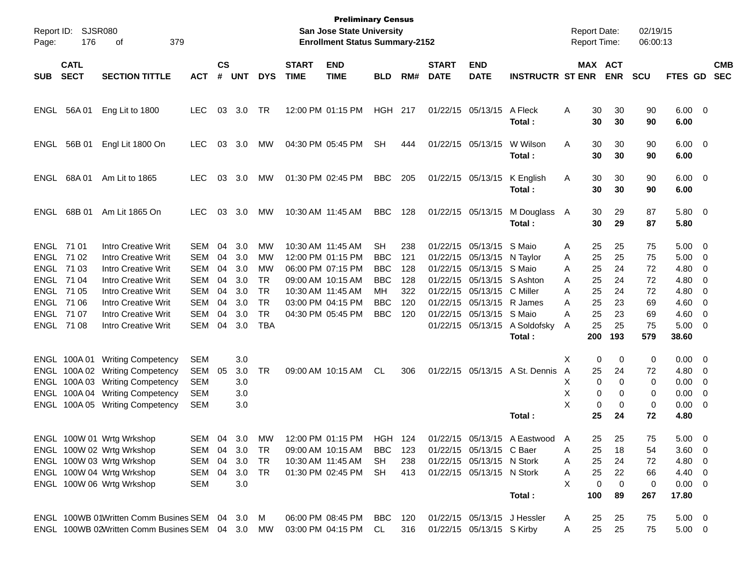**Preliminary Census**
**San Jose State University**
**Enrollment Status Summary-2152**

Report ID: SJSR080
Report Date: 02/19/15
Report Time: 06:00:13

| SUB | CATL SECT | SECTION TITTLE | ACT | CS # | UNT | DYS | START TIME | END TIME | BLD | RM# | START DATE | END DATE | INSTRUCTR | ST | MAX ENR | ACT ENR | SCU | FTES | GD | CMB SEC |
|---|---|---|---|---|---|---|---|---|---|---|---|---|---|---|---|---|---|---|---|---|
| ENGL | 56A 01 | Eng Lit to 1800 | LEC | 03 | 3.0 | TR | 12:00 PM | 01:15 PM | HGH | 217 | 01/22/15 | 05/13/15 | A Fleck | A | 30 | 30 | 90 | 6.00 | 0 | |
| | | | | | | | | | | | | | **Total :** | | **30** | **30** | **90** | **6.00** | | |
| ENGL | 56B 01 | Engl Lit 1800 On | LEC | 03 | 3.0 | MW | 04:30 PM | 05:45 PM | SH | 444 | 01/22/15 | 05/13/15 | W Wilson | A | 30 | 30 | 90 | 6.00 | 0 | |
| | | | | | | | | | | | | | **Total :** | | **30** | **30** | **90** | **6.00** | | |
| ENGL | 68A 01 | Am Lit to 1865 | LEC | 03 | 3.0 | MW | 01:30 PM | 02:45 PM | BBC | 205 | 01/22/15 | 05/13/15 | K English | A | 30 | 30 | 90 | 6.00 | 0 | |
| | | | | | | | | | | | | | **Total :** | | **30** | **30** | **90** | **6.00** | | |
| ENGL | 68B 01 | Am Lit 1865 On | LEC | 03 | 3.0 | MW | 10:30 AM | 11:45 AM | BBC | 128 | 01/22/15 | 05/13/15 | M Douglass | A | 30 | 29 | 87 | 5.80 | 0 | |
| | | | | | | | | | | | | | **Total :** | | **30** | **29** | **87** | **5.80** | | |
| ENGL | 71 01 | Intro Creative Writ | SEM | 04 | 3.0 | MW | 10:30 AM | 11:45 AM | SH | 238 | 01/22/15 | 05/13/15 | S Maio | A | 25 | 25 | 75 | 5.00 | 0 | |
| ENGL | 71 02 | Intro Creative Writ | SEM | 04 | 3.0 | MW | 12:00 PM | 01:15 PM | BBC | 121 | 01/22/15 | 05/13/15 | N Taylor | A | 25 | 25 | 75 | 5.00 | 0 | |
| ENGL | 71 03 | Intro Creative Writ | SEM | 04 | 3.0 | MW | 06:00 PM | 07:15 PM | BBC | 128 | 01/22/15 | 05/13/15 | S Maio | A | 25 | 24 | 72 | 4.80 | 0 | |
| ENGL | 71 04 | Intro Creative Writ | SEM | 04 | 3.0 | TR | 09:00 AM | 10:15 AM | BBC | 128 | 01/22/15 | 05/13/15 | S Ashton | A | 25 | 24 | 72 | 4.80 | 0 | |
| ENGL | 71 05 | Intro Creative Writ | SEM | 04 | 3.0 | TR | 10:30 AM | 11:45 AM | MH | 322 | 01/22/15 | 05/13/15 | C Miller | A | 25 | 24 | 72 | 4.80 | 0 | |
| ENGL | 71 06 | Intro Creative Writ | SEM | 04 | 3.0 | TR | 03:00 PM | 04:15 PM | BBC | 120 | 01/22/15 | 05/13/15 | R James | A | 25 | 23 | 69 | 4.60 | 0 | |
| ENGL | 71 07 | Intro Creative Writ | SEM | 04 | 3.0 | TR | 04:30 PM | 05:45 PM | BBC | 120 | 01/22/15 | 05/13/15 | S Maio | A | 25 | 23 | 69 | 4.60 | 0 | |
| ENGL | 71 08 | Intro Creative Writ | SEM | 04 | 3.0 | TBA | | | | | 01/22/15 | 05/13/15 | A Soldofsky | A | 25 | 25 | 75 | 5.00 | 0 | |
| | | | | | | | | | | | | | **Total :** | | **200** | **193** | **579** | **38.60** | | |
| ENGL | 100A 01 | Writing Competency | SEM | | 3.0 | | | | | | | | | X | 0 | 0 | 0 | 0.00 | 0 | |
| ENGL | 100A 02 | Writing Competency | SEM | 05 | 3.0 | TR | 09:00 AM | 10:15 AM | CL | 306 | 01/22/15 | 05/13/15 | A St. Dennis | A | 25 | 24 | 72 | 4.80 | 0 | |
| ENGL | 100A 03 | Writing Competency | SEM | | 3.0 | | | | | | | | | X | 0 | 0 | 0 | 0.00 | 0 | |
| ENGL | 100A 04 | Writing Competency | SEM | | 3.0 | | | | | | | | | X | 0 | 0 | 0 | 0.00 | 0 | |
| ENGL | 100A 05 | Writing Competency | SEM | | 3.0 | | | | | | | | | X | 0 | 0 | 0 | 0.00 | 0 | |
| | | | | | | | | | | | | | **Total :** | | **25** | **24** | **72** | **4.80** | | |
| ENGL | 100W 01 | Wrtg Wrkshop | SEM | 04 | 3.0 | MW | 12:00 PM | 01:15 PM | HGH | 124 | 01/22/15 | 05/13/15 | A Eastwood | A | 25 | 25 | 75 | 5.00 | 0 | |
| ENGL | 100W 02 | Wrtg Wrkshop | SEM | 04 | 3.0 | TR | 09:00 AM | 10:15 AM | BBC | 123 | 01/22/15 | 05/13/15 | C Baer | A | 25 | 18 | 54 | 3.60 | 0 | |
| ENGL | 100W 03 | Wrtg Wrkshop | SEM | 04 | 3.0 | TR | 10:30 AM | 11:45 AM | SH | 238 | 01/22/15 | 05/13/15 | N Stork | A | 25 | 24 | 72 | 4.80 | 0 | |
| ENGL | 100W 04 | Wrtg Wrkshop | SEM | 04 | 3.0 | TR | 01:30 PM | 02:45 PM | SH | 413 | 01/22/15 | 05/13/15 | N Stork | A | 25 | 22 | 66 | 4.40 | 0 | |
| ENGL | 100W 06 | Wrtg Wrkshop | SEM | | 3.0 | | | | | | | | | X | 0 | 0 | 0 | 0.00 | 0 | |
| | | | | | | | | | | | | | **Total :** | | **100** | **89** | **267** | **17.80** | | |
| ENGL | 100WB 01 | Written Comm Busines | SEM | 04 | 3.0 | M | 06:00 PM | 08:45 PM | BBC | 120 | 01/22/15 | 05/13/15 | J Hessler | A | 25 | 25 | 75 | 5.00 | 0 | |
| ENGL | 100WB 02 | Written Comm Busines | SEM | 04 | 3.0 | MW | 03:00 PM | 04:15 PM | CL | 316 | 01/22/15 | 05/13/15 | S Kirby | A | 25 | 25 | 75 | 5.00 | 0 | |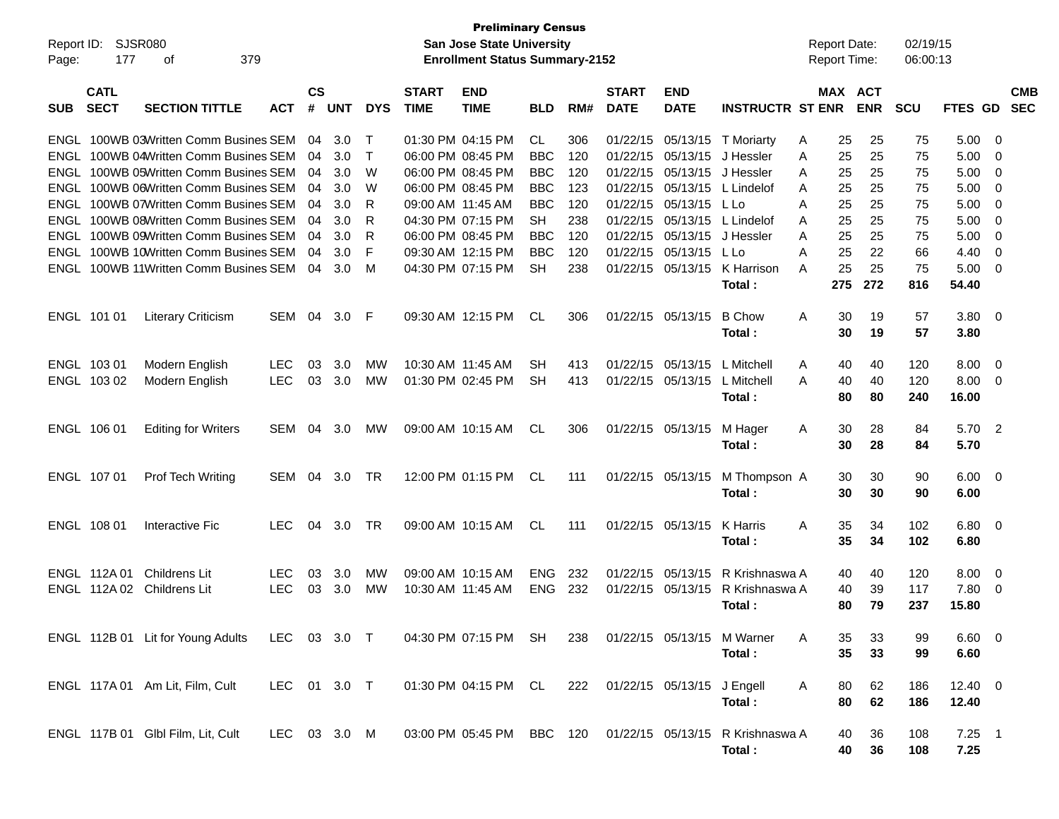**Preliminary Census**
**San Jose State University**
**Enrollment Status Summary-2152**

Report ID: SJSR080
Report Date: 02/19/15
Report Time: 06:00:13

| SUB | CATL SECT | SECTION TITTLE | ACT | CS # | UNT | DYS | START TIME | END TIME | BLD | RM# | START DATE | END DATE | INSTRUCTR | ST | MAX ENR | ACT ENR | SCU | FTES | GD | CMB SEC |
|---|---|---|---|---|---|---|---|---|---|---|---|---|---|---|---|---|---|---|---|---|
| ENGL | 100WB 03 | Written Comm Busines | SEM | 04 | 3.0 | T | 01:30 PM | 04:15 PM | CL | 306 | 01/22/15 | 05/13/15 | T Moriarty | A | 25 | 25 | 75 | 5.00 | 0 | |
| ENGL | 100WB 04 | Written Comm Busines | SEM | 04 | 3.0 | T | 06:00 PM | 08:45 PM | BBC | 120 | 01/22/15 | 05/13/15 | J Hessler | A | 25 | 25 | 75 | 5.00 | 0 | |
| ENGL | 100WB 05 | Written Comm Busines | SEM | 04 | 3.0 | W | 06:00 PM | 08:45 PM | BBC | 120 | 01/22/15 | 05/13/15 | J Hessler | A | 25 | 25 | 75 | 5.00 | 0 | |
| ENGL | 100WB 06 | Written Comm Busines | SEM | 04 | 3.0 | W | 06:00 PM | 08:45 PM | BBC | 123 | 01/22/15 | 05/13/15 | L Lindelof | A | 25 | 25 | 75 | 5.00 | 0 | |
| ENGL | 100WB 07 | Written Comm Busines | SEM | 04 | 3.0 | R | 09:00 AM | 11:45 AM | BBC | 120 | 01/22/15 | 05/13/15 | L Lo | A | 25 | 25 | 75 | 5.00 | 0 | |
| ENGL | 100WB 08 | Written Comm Busines | SEM | 04 | 3.0 | R | 04:30 PM | 07:15 PM | SH | 238 | 01/22/15 | 05/13/15 | L Lindelof | A | 25 | 25 | 75 | 5.00 | 0 | |
| ENGL | 100WB 09 | Written Comm Busines | SEM | 04 | 3.0 | R | 06:00 PM | 08:45 PM | BBC | 120 | 01/22/15 | 05/13/15 | J Hessler | A | 25 | 25 | 75 | 5.00 | 0 | |
| ENGL | 100WB 10 | Written Comm Busines | SEM | 04 | 3.0 | F | 09:30 AM | 12:15 PM | BBC | 120 | 01/22/15 | 05/13/15 | L Lo | A | 25 | 22 | 66 | 4.40 | 0 | |
| ENGL | 100WB 11 | Written Comm Busines | SEM | 04 | 3.0 | M | 04:30 PM | 07:15 PM | SH | 238 | 01/22/15 | 05/13/15 | K Harrison | A | 25 | 25 | 75 | 5.00 | 0 | |
| | | | | | | | | | | | | | **Total :** | | **275** | **272** | **816** | **54.40** | | |
| ENGL | 101 01 | Literary Criticism | SEM | 04 | 3.0 | F | 09:30 AM | 12:15 PM | CL | 306 | 01/22/15 | 05/13/15 | B Chow | A | 30 | 19 | 57 | 3.80 | 0 | |
| | | | | | | | | | | | | | **Total :** | | **30** | **19** | **57** | **3.80** | | |
| ENGL | 103 01 | Modern English | LEC | 03 | 3.0 | MW | 10:30 AM | 11:45 AM | SH | 413 | 01/22/15 | 05/13/15 | L Mitchell | A | 40 | 40 | 120 | 8.00 | 0 | |
| ENGL | 103 02 | Modern English | LEC | 03 | 3.0 | MW | 01:30 PM | 02:45 PM | SH | 413 | 01/22/15 | 05/13/15 | L Mitchell | A | 40 | 40 | 120 | 8.00 | 0 | |
| | | | | | | | | | | | | | **Total :** | | **80** | **80** | **240** | **16.00** | | |
| ENGL | 106 01 | Editing for Writers | SEM | 04 | 3.0 | MW | 09:00 AM | 10:15 AM | CL | 306 | 01/22/15 | 05/13/15 | M Hager | A | 30 | 28 | 84 | 5.70 | 2 | |
| | | | | | | | | | | | | | **Total :** | | **30** | **28** | **84** | **5.70** | | |
| ENGL | 107 01 | Prof Tech Writing | SEM | 04 | 3.0 | TR | 12:00 PM | 01:15 PM | CL | 111 | 01/22/15 | 05/13/15 | M Thompson | A | 30 | 30 | 90 | 6.00 | 0 | |
| | | | | | | | | | | | | | **Total :** | | **30** | **30** | **90** | **6.00** | | |
| ENGL | 108 01 | Interactive Fic | LEC | 04 | 3.0 | TR | 09:00 AM | 10:15 AM | CL | 111 | 01/22/15 | 05/13/15 | K Harris | A | 35 | 34 | 102 | 6.80 | 0 | |
| | | | | | | | | | | | | | **Total :** | | **35** | **34** | **102** | **6.80** | | |
| ENGL | 112A 01 | Childrens Lit | LEC | 03 | 3.0 | MW | 09:00 AM | 10:15 AM | ENG | 232 | 01/22/15 | 05/13/15 | R Krishnaswa | A | 40 | 40 | 120 | 8.00 | 0 | |
| ENGL | 112A 02 | Childrens Lit | LEC | 03 | 3.0 | MW | 10:30 AM | 11:45 AM | ENG | 232 | 01/22/15 | 05/13/15 | R Krishnaswa | A | 40 | 39 | 117 | 7.80 | 0 | |
| | | | | | | | | | | | | | **Total :** | | **80** | **79** | **237** | **15.80** | | |
| ENGL | 112B 01 | Lit for Young Adults | LEC | 03 | 3.0 | T | 04:30 PM | 07:15 PM | SH | 238 | 01/22/15 | 05/13/15 | M Warner | A | 35 | 33 | 99 | 6.60 | 0 | |
| | | | | | | | | | | | | | **Total :** | | **35** | **33** | **99** | **6.60** | | |
| ENGL | 117A 01 | Am Lit, Film, Cult | LEC | 01 | 3.0 | T | 01:30 PM | 04:15 PM | CL | 222 | 01/22/15 | 05/13/15 | J Engell | A | 80 | 62 | 186 | 12.40 | 0 | |
| | | | | | | | | | | | | | **Total :** | | **80** | **62** | **186** | **12.40** | | |
| ENGL | 117B 01 | Glbl Film, Lit, Cult | LEC | 03 | 3.0 | M | 03:00 PM | 05:45 PM | BBC | 120 | 01/22/15 | 05/13/15 | R Krishnaswa | A | 40 | 36 | 108 | 7.25 | 1 | |
| | | | | | | | | | | | | | **Total :** | | **40** | **36** | **108** | **7.25** | | |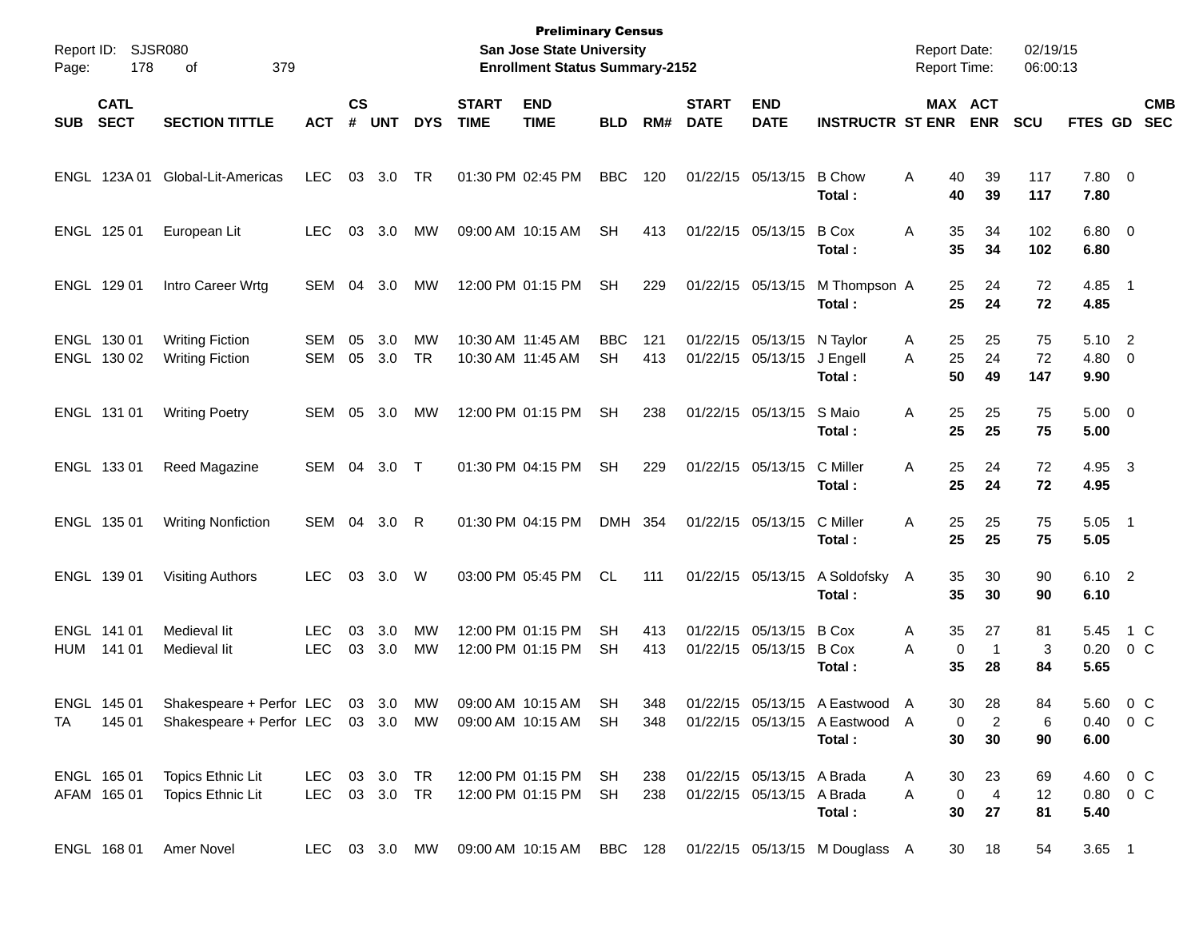**Preliminary Census**
**San Jose State University**
**Enrollment Status Summary-2152**

Report ID: SJSR080
Report Date: 02/19/15
Report Time: 06:00:13

| SUB | CATL SECT | SECTION TITTLE | ACT | CS # | UNT | DYS | START TIME | END TIME | BLD | RM# | START DATE | END DATE | INSTRUCTR | ST | MAX ENR | ACT ENR | SCU | FTES | GD | CMB SEC |
|---|---|---|---|---|---|---|---|---|---|---|---|---|---|---|---|---|---|---|---|---|
| ENGL | 123A 01 | Global-Lit-Americas | LEC | 03 | 3.0 | TR | 01:30 PM | 02:45 PM | BBC | 120 | 01/22/15 | 05/13/15 | B Chow | A | 40 | 39 | 117 | 7.80 | 0 | |
| | | | | | | | | | | | | | **Total :** | | **40** | **39** | **117** | **7.80** | | |
| ENGL | 125 01 | European Lit | LEC | 03 | 3.0 | MW | 09:00 AM | 10:15 AM | SH | 413 | 01/22/15 | 05/13/15 | B Cox | A | 35 | 34 | 102 | 6.80 | 0 | |
| | | | | | | | | | | | | | **Total :** | | **35** | **34** | **102** | **6.80** | | |
| ENGL | 129 01 | Intro Career Wrtg | SEM | 04 | 3.0 | MW | 12:00 PM | 01:15 PM | SH | 229 | 01/22/15 | 05/13/15 | M Thompson | A | 25 | 24 | 72 | 4.85 | 1 | |
| | | | | | | | | | | | | | **Total :** | | **25** | **24** | **72** | **4.85** | | |
| ENGL | 130 01 | Writing Fiction | SEM | 05 | 3.0 | MW | 10:30 AM | 11:45 AM | BBC | 121 | 01/22/15 | 05/13/15 | N Taylor | A | 25 | 25 | 75 | 5.10 | 2 | |
| ENGL | 130 02 | Writing Fiction | SEM | 05 | 3.0 | TR | 10:30 AM | 11:45 AM | SH | 413 | 01/22/15 | 05/13/15 | J Engell | A | 25 | 24 | 72 | 4.80 | 0 | |
| | | | | | | | | | | | | | **Total :** | | **50** | **49** | **147** | **9.90** | | |
| ENGL | 131 01 | Writing Poetry | SEM | 05 | 3.0 | MW | 12:00 PM | 01:15 PM | SH | 238 | 01/22/15 | 05/13/15 | S Maio | A | 25 | 25 | 75 | 5.00 | 0 | |
| | | | | | | | | | | | | | **Total :** | | **25** | **25** | **75** | **5.00** | | |
| ENGL | 133 01 | Reed Magazine | SEM | 04 | 3.0 | T | 01:30 PM | 04:15 PM | SH | 229 | 01/22/15 | 05/13/15 | C Miller | A | 25 | 24 | 72 | 4.95 | 3 | |
| | | | | | | | | | | | | | **Total :** | | **25** | **24** | **72** | **4.95** | | |
| ENGL | 135 01 | Writing Nonfiction | SEM | 04 | 3.0 | R | 01:30 PM | 04:15 PM | DMH | 354 | 01/22/15 | 05/13/15 | C Miller | A | 25 | 25 | 75 | 5.05 | 1 | |
| | | | | | | | | | | | | | **Total :** | | **25** | **25** | **75** | **5.05** | | |
| ENGL | 139 01 | Visiting Authors | LEC | 03 | 3.0 | W | 03:00 PM | 05:45 PM | CL | 111 | 01/22/15 | 05/13/15 | A Soldofsky | A | 35 | 30 | 90 | 6.10 | 2 | |
| | | | | | | | | | | | | | **Total :** | | **35** | **30** | **90** | **6.10** | | |
| ENGL | 141 01 | Medieval lit | LEC | 03 | 3.0 | MW | 12:00 PM | 01:15 PM | SH | 413 | 01/22/15 | 05/13/15 | B Cox | A | 35 | 27 | 81 | 5.45 | 1 | C |
| HUM | 141 01 | Medieval lit | LEC | 03 | 3.0 | MW | 12:00 PM | 01:15 PM | SH | 413 | 01/22/15 | 05/13/15 | B Cox | A | 0 | 1 | 3 | 0.20 | 0 | C |
| | | | | | | | | | | | | | **Total :** | | **35** | **28** | **84** | **5.65** | | |
| ENGL | 145 01 | Shakespeare + Perfor | LEC | 03 | 3.0 | MW | 09:00 AM | 10:15 AM | SH | 348 | 01/22/15 | 05/13/15 | A Eastwood | A | 30 | 28 | 84 | 5.60 | 0 | C |
| TA | 145 01 | Shakespeare + Perfor | LEC | 03 | 3.0 | MW | 09:00 AM | 10:15 AM | SH | 348 | 01/22/15 | 05/13/15 | A Eastwood | A | 0 | 2 | 6 | 0.40 | 0 | C |
| | | | | | | | | | | | | | **Total :** | | **30** | **30** | **90** | **6.00** | | |
| ENGL | 165 01 | Topics Ethnic Lit | LEC | 03 | 3.0 | TR | 12:00 PM | 01:15 PM | SH | 238 | 01/22/15 | 05/13/15 | A Brada | A | 30 | 23 | 69 | 4.60 | 0 | C |
| AFAM | 165 01 | Topics Ethnic Lit | LEC | 03 | 3.0 | TR | 12:00 PM | 01:15 PM | SH | 238 | 01/22/15 | 05/13/15 | A Brada | A | 0 | 4 | 12 | 0.80 | 0 | C |
| | | | | | | | | | | | | | **Total :** | | **30** | **27** | **81** | **5.40** | | |
| ENGL | 168 01 | Amer Novel | LEC | 03 | 3.0 | MW | 09:00 AM | 10:15 AM | BBC | 128 | 01/22/15 | 05/13/15 | M Douglass | A | 30 | 18 | 54 | 3.65 | 1 | |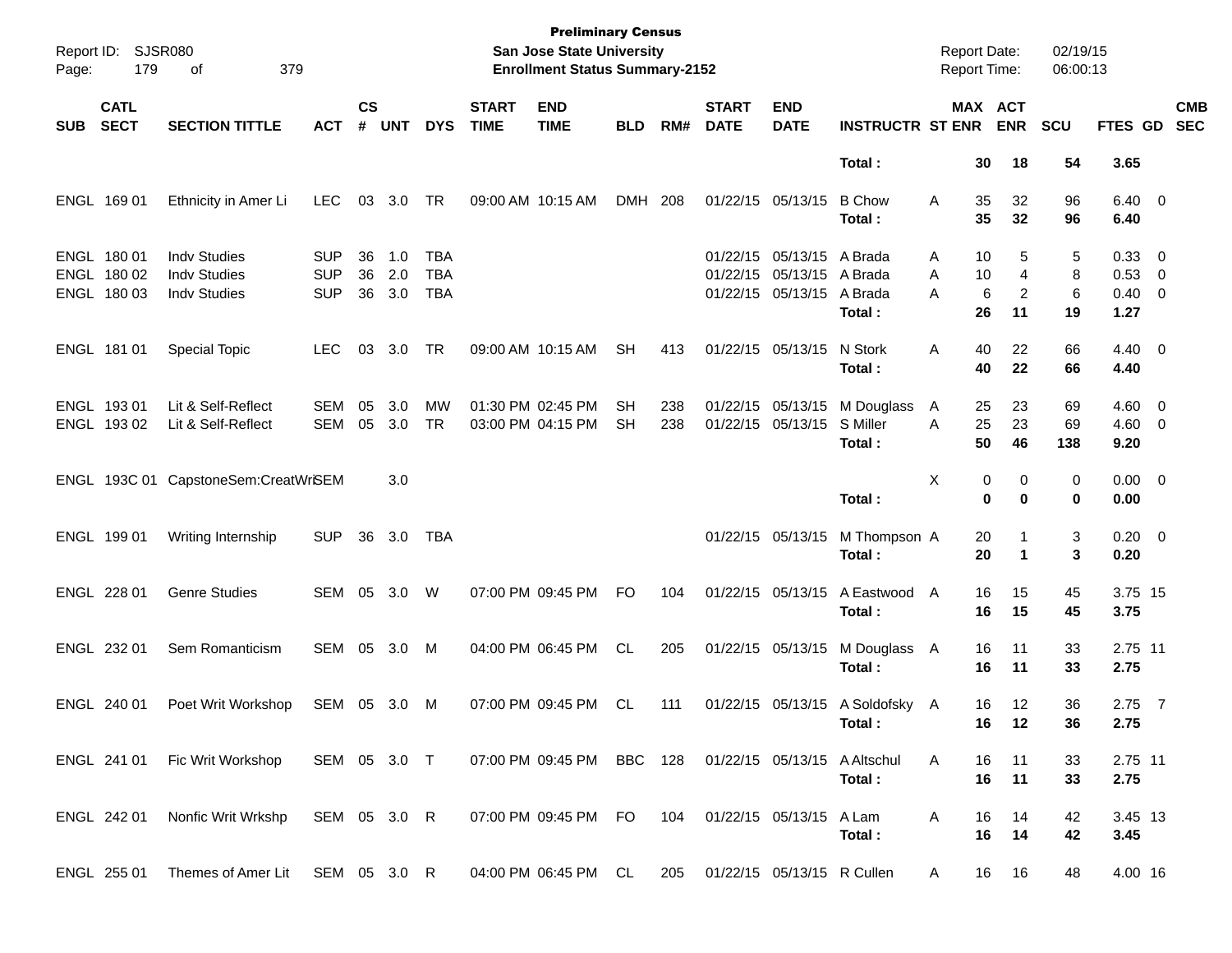Preliminary Census
San Jose State University
Enrollment Status Summary-2152

| SUB | CATL SECT | SECTION TITTLE | ACT | CS # | UNT | DYS | START TIME | END TIME | BLD | RM# | START DATE | END DATE | INSTRUCTR | ST | MAX ENR | ACT ENR | SCU | FTES | GD | CMB SEC |
|---|---|---|---|---|---|---|---|---|---|---|---|---|---|---|---|---|---|---|---|---|
| | | | | | | | | | | | | | **Total :** | | **30** | **18** | **54** | **3.65** | | |
| ENGL | 169 01 | Ethnicity in Amer Li | LEC | 03 | 3.0 | TR | 09:00 AM | 10:15 AM | DMH | 208 | 01/22/15 | 05/13/15 | B Chow | A | 35 | 32 | 96 | 6.40 | 0 | |
| | | | | | | | | | | | | | **Total :** | | **35** | **32** | **96** | **6.40** | | |
| ENGL | 180 01 | Indv Studies | SUP | 36 | 1.0 | TBA | | | | | 01/22/15 | 05/13/15 | A Brada | A | 10 | 5 | 5 | 0.33 | 0 | |
| ENGL | 180 02 | Indv Studies | SUP | 36 | 2.0 | TBA | | | | | 01/22/15 | 05/13/15 | A Brada | A | 10 | 4 | 8 | 0.53 | 0 | |
| ENGL | 180 03 | Indv Studies | SUP | 36 | 3.0 | TBA | | | | | 01/22/15 | 05/13/15 | A Brada | A | 6 | 2 | 6 | 0.40 | 0 | |
| | | | | | | | | | | | | | **Total :** | | **26** | **11** | **19** | **1.27** | | |
| ENGL | 181 01 | Special Topic | LEC | 03 | 3.0 | TR | 09:00 AM | 10:15 AM | SH | 413 | 01/22/15 | 05/13/15 | N Stork | A | 40 | 22 | 66 | 4.40 | 0 | |
| | | | | | | | | | | | | | **Total :** | | **40** | **22** | **66** | **4.40** | | |
| ENGL | 193 01 | Lit & Self-Reflect | SEM | 05 | 3.0 | MW | 01:30 PM | 02:45 PM | SH | 238 | 01/22/15 | 05/13/15 | M Douglass | A | 25 | 23 | 69 | 4.60 | 0 | |
| ENGL | 193 02 | Lit & Self-Reflect | SEM | 05 | 3.0 | TR | 03:00 PM | 04:15 PM | SH | 238 | 01/22/15 | 05/13/15 | S Miller | A | 25 | 23 | 69 | 4.60 | 0 | |
| | | | | | | | | | | | | | **Total :** | | **50** | **46** | **138** | **9.20** | | |
| ENGL | 193C 01 | CapstoneSem:CreatWri | SEM | | 3.0 | | | | | | | | | X | 0 | 0 | 0 | 0.00 | 0 | |
| | | | | | | | | | | | | | **Total :** | | **0** | **0** | **0** | **0.00** | | |
| ENGL | 199 01 | Writing Internship | SUP | 36 | 3.0 | TBA | | | | | 01/22/15 | 05/13/15 | M Thompson | A | 20 | 1 | 3 | 0.20 | 0 | |
| | | | | | | | | | | | | | **Total :** | | **20** | **1** | **3** | **0.20** | | |
| ENGL | 228 01 | Genre Studies | SEM | 05 | 3.0 | W | 07:00 PM | 09:45 PM | FO | 104 | 01/22/15 | 05/13/15 | A Eastwood | A | 16 | 15 | 45 | 3.75 | 15 | |
| | | | | | | | | | | | | | **Total :** | | **16** | **15** | **45** | **3.75** | | |
| ENGL | 232 01 | Sem Romanticism | SEM | 05 | 3.0 | M | 04:00 PM | 06:45 PM | CL | 205 | 01/22/15 | 05/13/15 | M Douglass | A | 16 | 11 | 33 | 2.75 | 11 | |
| | | | | | | | | | | | | | **Total :** | | **16** | **11** | **33** | **2.75** | | |
| ENGL | 240 01 | Poet Writ Workshop | SEM | 05 | 3.0 | M | 07:00 PM | 09:45 PM | CL | 111 | 01/22/15 | 05/13/15 | A Soldofsky | A | 16 | 12 | 36 | 2.75 | 7 | |
| | | | | | | | | | | | | | **Total :** | | **16** | **12** | **36** | **2.75** | | |
| ENGL | 241 01 | Fic Writ Workshop | SEM | 05 | 3.0 | T | 07:00 PM | 09:45 PM | BBC | 128 | 01/22/15 | 05/13/15 | A Altschul | A | 16 | 11 | 33 | 2.75 | 11 | |
| | | | | | | | | | | | | | **Total :** | | **16** | **11** | **33** | **2.75** | | |
| ENGL | 242 01 | Nonfic Writ Wrkshp | SEM | 05 | 3.0 | R | 07:00 PM | 09:45 PM | FO | 104 | 01/22/15 | 05/13/15 | A Lam | A | 16 | 14 | 42 | 3.45 | 13 | |
| | | | | | | | | | | | | | **Total :** | | **16** | **14** | **42** | **3.45** | | |
| ENGL | 255 01 | Themes of Amer Lit | SEM | 05 | 3.0 | R | 04:00 PM | 06:45 PM | CL | 205 | 01/22/15 | 05/13/15 | R Cullen | A | 16 | 16 | 48 | 4.00 | 16 | |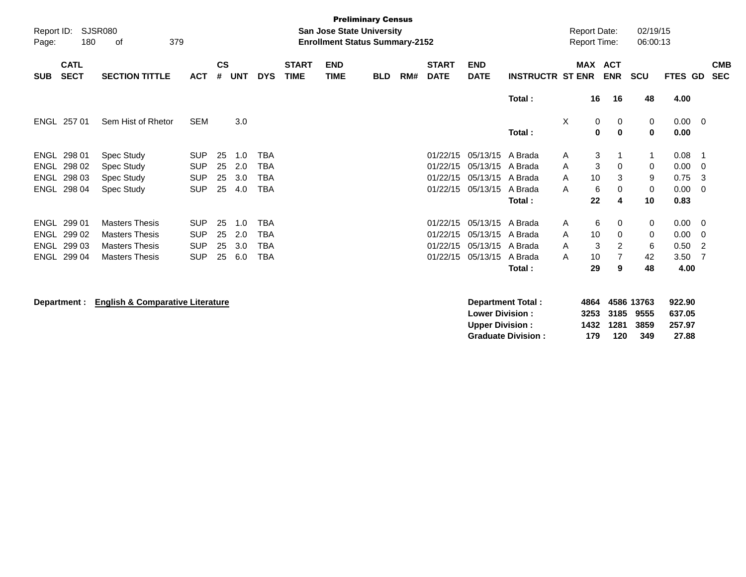**Preliminary Census**
**San Jose State University**
**Enrollment Status Summary-2152**

Report ID: SJSR080
Report Date: 02/19/15
Report Time: 06:00:13

| SUB | CATL SECT | SECTION TITTLE | ACT | CS # | UNT | DYS | START TIME | END TIME | BLD | RM# | START DATE | END DATE | INSTRUCTR | ST | MAX ENR | ACT ENR | SCU | FTES | GD | CMB SEC |
|---|---|---|---|---|---|---|---|---|---|---|---|---|---|---|---|---|---|---|---|---|
| | | | | | | | | | | | | | **Total :** | | **16** | **16** | **48** | **4.00** | | |
| ENGL | 257 01 | Sem Hist of Rhetor | SEM | | 3.0 | | | | | | | | | X | 0 | 0 | 0 | 0.00 | 0 | |
| | | | | | | | | | | | | | **Total :** | | **0** | **0** | **0** | **0.00** | | |
| ENGL | 298 01 | Spec Study | SUP | 25 | 1.0 | TBA | | | | | 01/22/15 | 05/13/15 | A Brada | A | 3 | 1 | 1 | 0.08 | 1 | |
| ENGL | 298 02 | Spec Study | SUP | 25 | 2.0 | TBA | | | | | 01/22/15 | 05/13/15 | A Brada | A | 3 | 0 | 0 | 0.00 | 0 | |
| ENGL | 298 03 | Spec Study | SUP | 25 | 3.0 | TBA | | | | | 01/22/15 | 05/13/15 | A Brada | A | 10 | 3 | 9 | 0.75 | 3 | |
| ENGL | 298 04 | Spec Study | SUP | 25 | 4.0 | TBA | | | | | 01/22/15 | 05/13/15 | A Brada | A | 6 | 0 | 0 | 0.00 | 0 | |
| | | | | | | | | | | | | | **Total :** | | **22** | **4** | **10** | **0.83** | | |
| ENGL | 299 01 | Masters Thesis | SUP | 25 | 1.0 | TBA | | | | | 01/22/15 | 05/13/15 | A Brada | A | 6 | 0 | 0 | 0.00 | 0 | |
| ENGL | 299 02 | Masters Thesis | SUP | 25 | 2.0 | TBA | | | | | 01/22/15 | 05/13/15 | A Brada | A | 10 | 0 | 0 | 0.00 | 0 | |
| ENGL | 299 03 | Masters Thesis | SUP | 25 | 3.0 | TBA | | | | | 01/22/15 | 05/13/15 | A Brada | A | 3 | 2 | 6 | 0.50 | 2 | |
| ENGL | 299 04 | Masters Thesis | SUP | 25 | 6.0 | TBA | | | | | 01/22/15 | 05/13/15 | A Brada | A | 10 | 7 | 42 | 3.50 | 7 | |
| | | | | | | | | | | | | | **Total :** | | **29** | **9** | **48** | **4.00** | | |

**Department : English & Comparative Literature**

| | MAX ENR | ACT ENR | SCU | FTES |
|---|---|---|---|---|
| **Department Total :** | **4864** | **4586** | **13763** | **922.90** |
| **Lower Division :** | **3253** | **3185** | **9555** | **637.05** |
| **Upper Division :** | **1432** | **1281** | **3859** | **257.97** |
| **Graduate Division :** | **179** | **120** | **349** | **27.88** |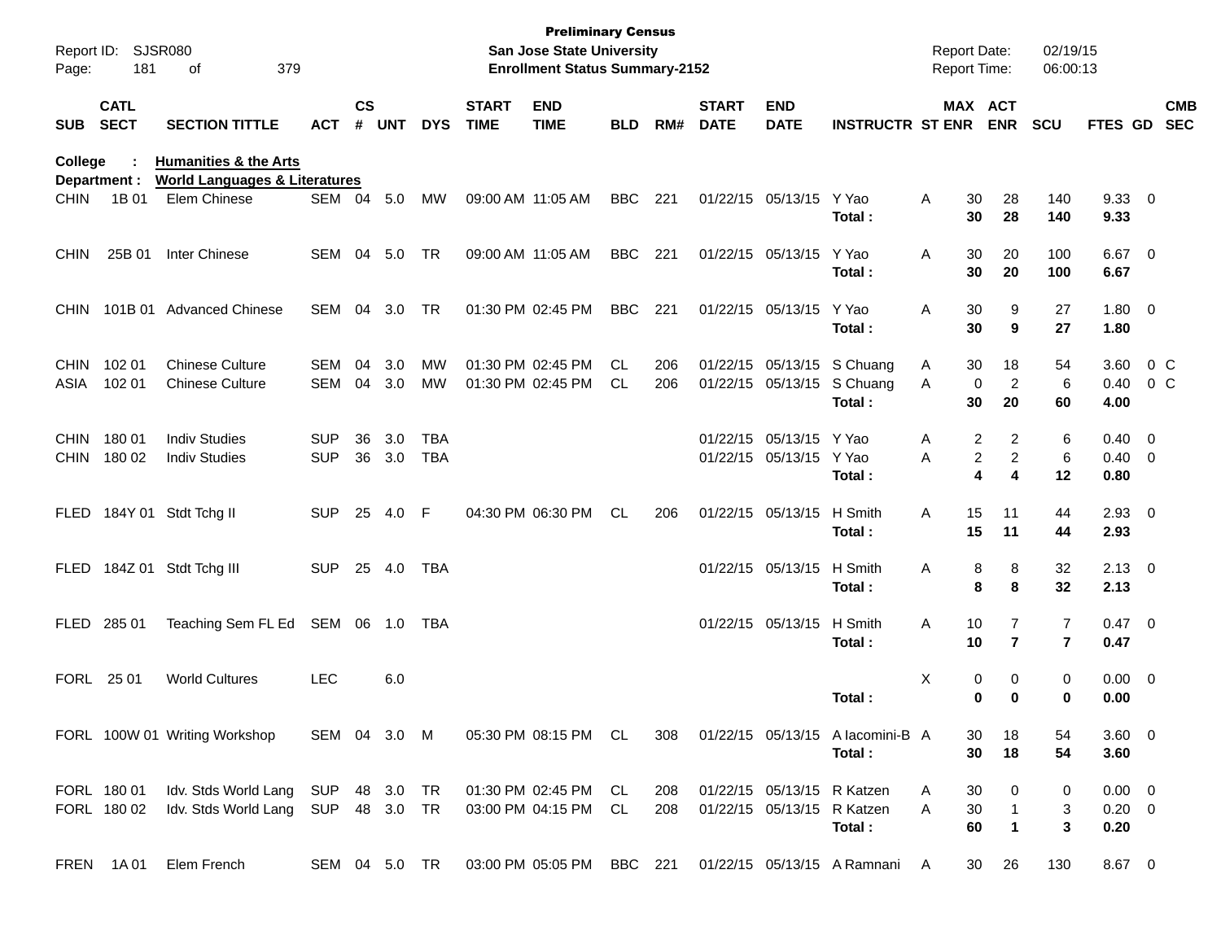**Preliminary Census**
**San Jose State University**
**Enrollment Status Summary-2152**

Report ID: SJSR080
Report Date: 02/19/15
Report Time: 06:00:13

**College : Humanities & the Arts**
**Department : World Languages & Literatures**

| SUB | CATL SECT | SECTION TITTLE | ACT | CS # | UNT | DYS | START TIME | END TIME | BLD | RM# | START DATE | END DATE | INSTRUCTR | ST | MAX ENR | ACT ENR | SCU | FTES | GD | CMB SEC |
|---|---|---|---|---|---|---|---|---|---|---|---|---|---|---|---|---|---|---|---|---|
| CHIN | 1B 01 | Elem Chinese | SEM | 04 | 5.0 | MW | 09:00 AM | 11:05 AM | BBC | 221 | 01/22/15 | 05/13/15 | Y Yao | A | 30 | 28 | 140 | 9.33 | 0 | |
| | | | | | | | | | | | | | **Total :** | | **30** | **28** | **140** | **9.33** | | |
| CHIN | 25B 01 | Inter Chinese | SEM | 04 | 5.0 | TR | 09:00 AM | 11:05 AM | BBC | 221 | 01/22/15 | 05/13/15 | Y Yao | A | 30 | 20 | 100 | 6.67 | 0 | |
| | | | | | | | | | | | | | **Total :** | | **30** | **20** | **100** | **6.67** | | |
| CHIN | 101B 01 | Advanced Chinese | SEM | 04 | 3.0 | TR | 01:30 PM | 02:45 PM | BBC | 221 | 01/22/15 | 05/13/15 | Y Yao | A | 30 | 9 | 27 | 1.80 | 0 | |
| | | | | | | | | | | | | | **Total :** | | **30** | **9** | **27** | **1.80** | | |
| CHIN | 102 01 | Chinese Culture | SEM | 04 | 3.0 | MW | 01:30 PM | 02:45 PM | CL | 206 | 01/22/15 | 05/13/15 | S Chuang | A | 30 | 18 | 54 | 3.60 | 0 | C |
| ASIA | 102 01 | Chinese Culture | SEM | 04 | 3.0 | MW | 01:30 PM | 02:45 PM | CL | 206 | 01/22/15 | 05/13/15 | S Chuang | A | 0 | 2 | 6 | 0.40 | 0 | C |
| | | | | | | | | | | | | | **Total :** | | **30** | **20** | **60** | **4.00** | | |
| CHIN | 180 01 | Indiv Studies | SUP | 36 | 3.0 | TBA | | | | | 01/22/15 | 05/13/15 | Y Yao | A | 2 | 2 | 6 | 0.40 | 0 | |
| CHIN | 180 02 | Indiv Studies | SUP | 36 | 3.0 | TBA | | | | | 01/22/15 | 05/13/15 | Y Yao | A | 2 | 2 | 6 | 0.40 | 0 | |
| | | | | | | | | | | | | | **Total :** | | **4** | **4** | **12** | **0.80** | | |
| FLED | 184Y 01 | Stdt Tchg II | SUP | 25 | 4.0 | F | 04:30 PM | 06:30 PM | CL | 206 | 01/22/15 | 05/13/15 | H Smith | A | 15 | 11 | 44 | 2.93 | 0 | |
| | | | | | | | | | | | | | **Total :** | | **15** | **11** | **44** | **2.93** | | |
| FLED | 184Z 01 | Stdt Tchg III | SUP | 25 | 4.0 | TBA | | | | | 01/22/15 | 05/13/15 | H Smith | A | 8 | 8 | 32 | 2.13 | 0 | |
| | | | | | | | | | | | | | **Total :** | | **8** | **8** | **32** | **2.13** | | |
| FLED | 285 01 | Teaching Sem FL Ed | SEM | 06 | 1.0 | TBA | | | | | 01/22/15 | 05/13/15 | H Smith | A | 10 | 7 | 7 | 0.47 | 0 | |
| | | | | | | | | | | | | | **Total :** | | **10** | **7** | **7** | **0.47** | | |
| FORL | 25 01 | World Cultures | LEC | | 6.0 | | | | | | | | | X | 0 | 0 | 0 | 0.00 | 0 | |
| | | | | | | | | | | | | | **Total :** | | **0** | **0** | **0** | **0.00** | | |
| FORL | 100W 01 | Writing Workshop | SEM | 04 | 3.0 | M | 05:30 PM | 08:15 PM | CL | 308 | 01/22/15 | 05/13/15 | A Iacomini-B | A | 30 | 18 | 54 | 3.60 | 0 | |
| | | | | | | | | | | | | | **Total :** | | **30** | **18** | **54** | **3.60** | | |
| FORL | 180 01 | Idv. Stds World Lang | SUP | 48 | 3.0 | TR | 01:30 PM | 02:45 PM | CL | 208 | 01/22/15 | 05/13/15 | R Katzen | A | 30 | 0 | 0 | 0.00 | 0 | |
| FORL | 180 02 | Idv. Stds World Lang | SUP | 48 | 3.0 | TR | 03:00 PM | 04:15 PM | CL | 208 | 01/22/15 | 05/13/15 | R Katzen | A | 30 | 1 | 3 | 0.20 | 0 | |
| | | | | | | | | | | | | | **Total :** | | **60** | **1** | **3** | **0.20** | | |
| FREN | 1A 01 | Elem French | SEM | 04 | 5.0 | TR | 03:00 PM | 05:05 PM | BBC | 221 | 01/22/15 | 05/13/15 | A Ramnani | A | 30 | 26 | 130 | 8.67 | 0 | |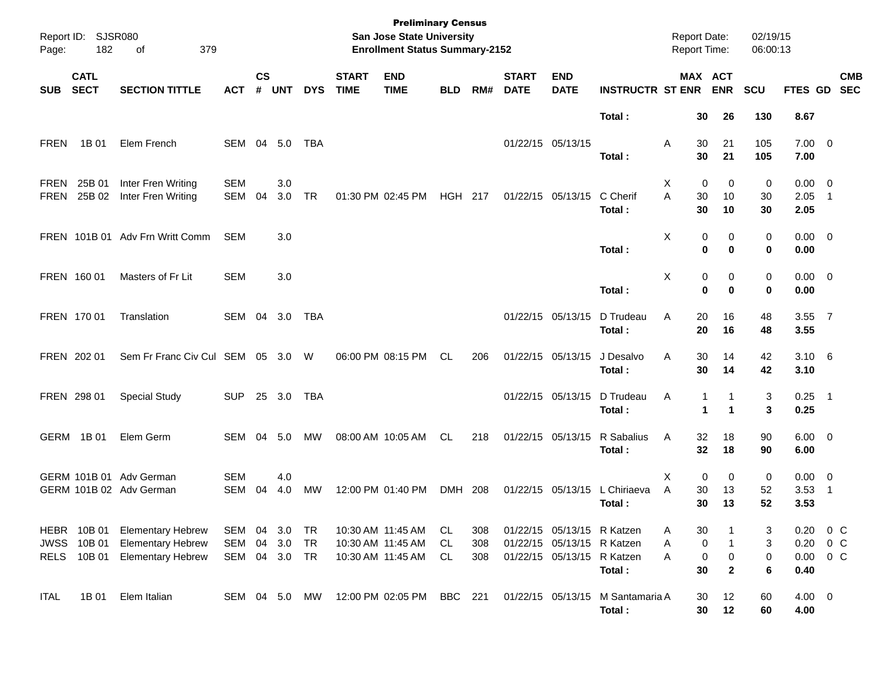**Preliminary Census**
**San Jose State University**
**Enrollment Status Summary-2152**

Report ID: SJSR080
Report Date: 02/19/15
Report Time: 06:00:13

| SUB | CATL SECT | SECTION TITTLE | ACT | CS # | UNT | DYS | START TIME | END TIME | BLD | RM# | START DATE | END DATE | INSTRUCTR | ST | MAX ENR | ACT ENR | SCU | FTES | GD | CMB SEC |
|---|---|---|---|---|---|---|---|---|---|---|---|---|---|---|---|---|---|---|---|---|
| | | | | | | | | | | | | | **Total :** | | **30** | **26** | **130** | **8.67** | | |
| FREN | 1B 01 | Elem French | SEM | 04 | 5.0 | TBA | | | | | 01/22/15 | 05/13/15 | | A | 30 | 21 | 105 | 7.00 | 0 | |
| | | | | | | | | | | | | | **Total :** | | **30** | **21** | **105** | **7.00** | | |
| FREN | 25B 01 | Inter Fren Writing | SEM | | 3.0 | | | | | | | | | X | 0 | 0 | 0 | 0.00 | 0 | |
| FREN | 25B 02 | Inter Fren Writing | SEM | 04 | 3.0 | TR | 01:30 PM | 02:45 PM | HGH | 217 | 01/22/15 | 05/13/15 | C Cherif | A | 30 | 10 | 30 | 2.05 | 1 | |
| | | | | | | | | | | | | | **Total :** | | **30** | **10** | **30** | **2.05** | | |
| FREN | 101B 01 | Adv Frn Writt Comm | SEM | | 3.0 | | | | | | | | | X | 0 | 0 | 0 | 0.00 | 0 | |
| | | | | | | | | | | | | | **Total :** | | **0** | **0** | **0** | **0.00** | | |
| FREN | 160 01 | Masters of Fr Lit | SEM | | 3.0 | | | | | | | | | X | 0 | 0 | 0 | 0.00 | 0 | |
| | | | | | | | | | | | | | **Total :** | | **0** | **0** | **0** | **0.00** | | |
| FREN | 170 01 | Translation | SEM | 04 | 3.0 | TBA | | | | | 01/22/15 | 05/13/15 | D Trudeau | A | 20 | 16 | 48 | 3.55 | 7 | |
| | | | | | | | | | | | | | **Total :** | | **20** | **16** | **48** | **3.55** | | |
| FREN | 202 01 | Sem Fr Franc Civ Cul | SEM | 05 | 3.0 | W | 06:00 PM | 08:15 PM | CL | 206 | 01/22/15 | 05/13/15 | J Desalvo | A | 30 | 14 | 42 | 3.10 | 6 | |
| | | | | | | | | | | | | | **Total :** | | **30** | **14** | **42** | **3.10** | | |
| FREN | 298 01 | Special Study | SUP | 25 | 3.0 | TBA | | | | | 01/22/15 | 05/13/15 | D Trudeau | A | 1 | 1 | 3 | 0.25 | 1 | |
| | | | | | | | | | | | | | **Total :** | | **1** | **1** | **3** | **0.25** | | |
| GERM | 1B 01 | Elem Germ | SEM | 04 | 5.0 | MW | 08:00 AM | 10:05 AM | CL | 218 | 01/22/15 | 05/13/15 | R Sabalius | A | 32 | 18 | 90 | 6.00 | 0 | |
| | | | | | | | | | | | | | **Total :** | | **32** | **18** | **90** | **6.00** | | |
| GERM | 101B 01 | Adv German | SEM | | 4.0 | | | | | | | | | X | 0 | 0 | 0 | 0.00 | 0 | |
| GERM | 101B 02 | Adv German | SEM | 04 | 4.0 | MW | 12:00 PM | 01:40 PM | DMH | 208 | 01/22/15 | 05/13/15 | L Chiriaeva | A | 30 | 13 | 52 | 3.53 | 1 | |
| | | | | | | | | | | | | | **Total :** | | **30** | **13** | **52** | **3.53** | | |
| HEBR | 10B 01 | Elementary Hebrew | SEM | 04 | 3.0 | TR | 10:30 AM | 11:45 AM | CL | 308 | 01/22/15 | 05/13/15 | R Katzen | A | 30 | 1 | 3 | 0.20 | 0 | C |
| JWSS | 10B 01 | Elementary Hebrew | SEM | 04 | 3.0 | TR | 10:30 AM | 11:45 AM | CL | 308 | 01/22/15 | 05/13/15 | R Katzen | A | 0 | 1 | 3 | 0.20 | 0 | C |
| RELS | 10B 01 | Elementary Hebrew | SEM | 04 | 3.0 | TR | 10:30 AM | 11:45 AM | CL | 308 | 01/22/15 | 05/13/15 | R Katzen | A | 0 | 0 | 0 | 0.00 | 0 | C |
| | | | | | | | | | | | | | **Total :** | | **30** | **2** | **6** | **0.40** | | |
| ITAL | 1B 01 | Elem Italian | SEM | 04 | 5.0 | MW | 12:00 PM | 02:05 PM | BBC | 221 | 01/22/15 | 05/13/15 | M Santamaria | A | 30 | 12 | 60 | 4.00 | 0 | |
| | | | | | | | | | | | | | **Total :** | | **30** | **12** | **60** | **4.00** | | |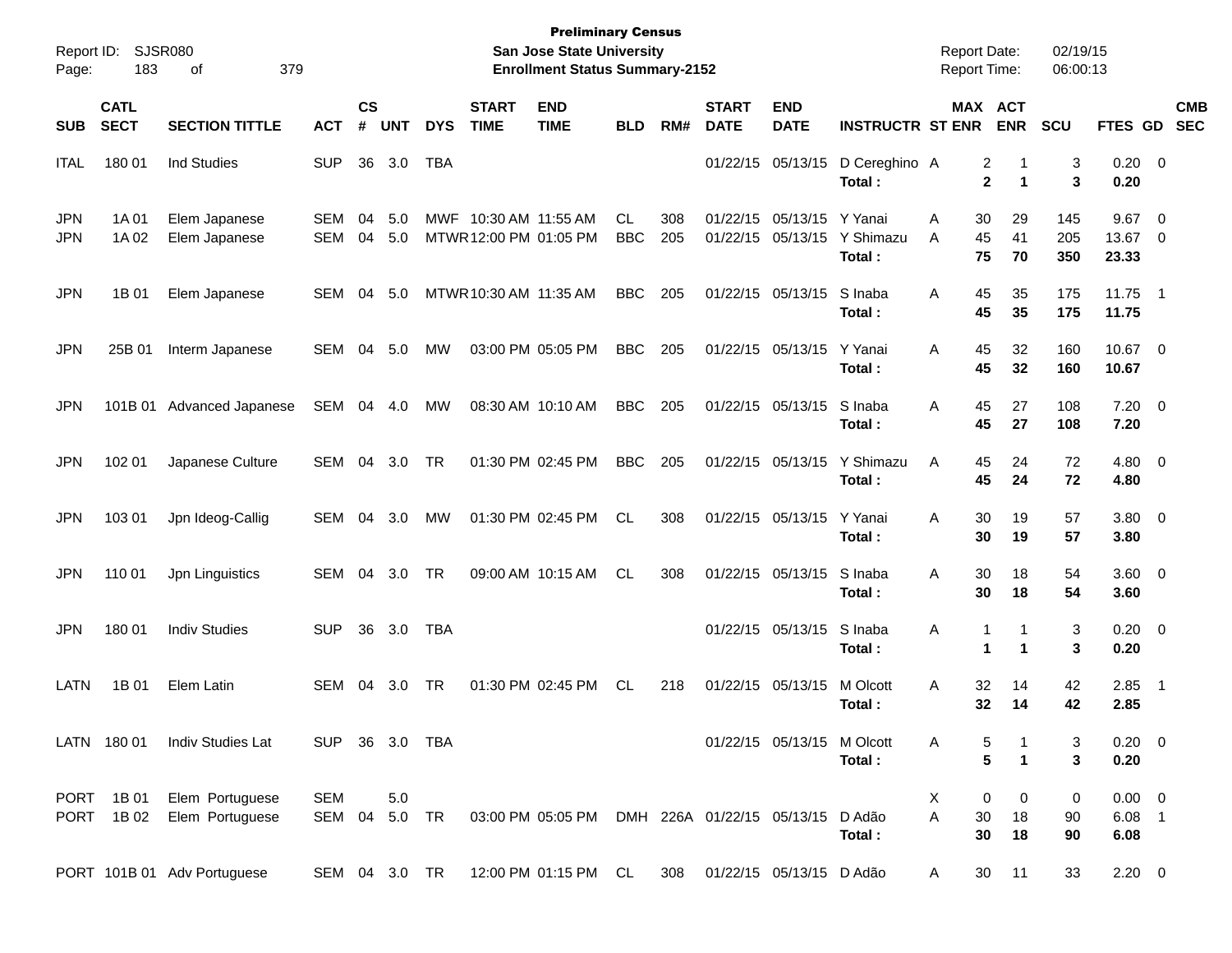**Preliminary Census**
**San Jose State University**
**Enrollment Status Summary-2152**

Report ID: SJSR080
Report Date: 02/19/15
Report Time: 06:00:13

| SUB | CATL SECT | SECTION TITTLE | ACT | CS # | UNT | DYS | START TIME | END TIME | BLD | RM# | START DATE | END DATE | INSTRUCTR | ST | MAX ENR | ACT ENR | SCU | FTES | GD | CMB SEC |
|---|---|---|---|---|---|---|---|---|---|---|---|---|---|---|---|---|---|---|---|---|
| ITAL | 180 01 | Ind Studies | SUP | 36 | 3.0 | TBA | | | | | 01/22/15 | 05/13/15 | D Cereghino | A | 2 | 1 | 3 | 0.20 | 0 | |
| | | | | | | | | | | | | | **Total :** | | **2** | **1** | **3** | **0.20** | | |
| JPN | 1A 01 | Elem Japanese | SEM | 04 | 5.0 | MWF | 10:30 AM | 11:55 AM | CL | 308 | 01/22/15 | 05/13/15 | Y Yanai | A | 30 | 29 | 145 | 9.67 | 0 | |
| JPN | 1A 02 | Elem Japanese | SEM | 04 | 5.0 | MTWR | 12:00 PM | 01:05 PM | BBC | 205 | 01/22/15 | 05/13/15 | Y Shimazu | A | 45 | 41 | 205 | 13.67 | 0 | |
| | | | | | | | | | | | | | **Total :** | | **75** | **70** | **350** | **23.33** | | |
| JPN | 1B 01 | Elem Japanese | SEM | 04 | 5.0 | MTWR | 10:30 AM | 11:35 AM | BBC | 205 | 01/22/15 | 05/13/15 | S Inaba | A | 45 | 35 | 175 | 11.75 | 1 | |
| | | | | | | | | | | | | | **Total :** | | **45** | **35** | **175** | **11.75** | | |
| JPN | 25B 01 | Interm Japanese | SEM | 04 | 5.0 | MW | 03:00 PM | 05:05 PM | BBC | 205 | 01/22/15 | 05/13/15 | Y Yanai | A | 45 | 32 | 160 | 10.67 | 0 | |
| | | | | | | | | | | | | | **Total :** | | **45** | **32** | **160** | **10.67** | | |
| JPN | 101B 01 | Advanced Japanese | SEM | 04 | 4.0 | MW | 08:30 AM | 10:10 AM | BBC | 205 | 01/22/15 | 05/13/15 | S Inaba | A | 45 | 27 | 108 | 7.20 | 0 | |
| | | | | | | | | | | | | | **Total :** | | **45** | **27** | **108** | **7.20** | | |
| JPN | 102 01 | Japanese Culture | SEM | 04 | 3.0 | TR | 01:30 PM | 02:45 PM | BBC | 205 | 01/22/15 | 05/13/15 | Y Shimazu | A | 45 | 24 | 72 | 4.80 | 0 | |
| | | | | | | | | | | | | | **Total :** | | **45** | **24** | **72** | **4.80** | | |
| JPN | 103 01 | Jpn Ideog-Callig | SEM | 04 | 3.0 | MW | 01:30 PM | 02:45 PM | CL | 308 | 01/22/15 | 05/13/15 | Y Yanai | A | 30 | 19 | 57 | 3.80 | 0 | |
| | | | | | | | | | | | | | **Total :** | | **30** | **19** | **57** | **3.80** | | |
| JPN | 110 01 | Jpn Linguistics | SEM | 04 | 3.0 | TR | 09:00 AM | 10:15 AM | CL | 308 | 01/22/15 | 05/13/15 | S Inaba | A | 30 | 18 | 54 | 3.60 | 0 | |
| | | | | | | | | | | | | | **Total :** | | **30** | **18** | **54** | **3.60** | | |
| JPN | 180 01 | Indiv Studies | SUP | 36 | 3.0 | TBA | | | | | 01/22/15 | 05/13/15 | S Inaba | A | 1 | 1 | 3 | 0.20 | 0 | |
| | | | | | | | | | | | | | **Total :** | | **1** | **1** | **3** | **0.20** | | |
| LATN | 1B 01 | Elem Latin | SEM | 04 | 3.0 | TR | 01:30 PM | 02:45 PM | CL | 218 | 01/22/15 | 05/13/15 | M Olcott | A | 32 | 14 | 42 | 2.85 | 1 | |
| | | | | | | | | | | | | | **Total :** | | **32** | **14** | **42** | **2.85** | | |
| LATN | 180 01 | Indiv Studies Lat | SUP | 36 | 3.0 | TBA | | | | | 01/22/15 | 05/13/15 | M Olcott | A | 5 | 1 | 3 | 0.20 | 0 | |
| | | | | | | | | | | | | | **Total :** | | **5** | **1** | **3** | **0.20** | | |
| PORT | 1B 01 | Elem Portuguese | SEM | | 5.0 | | | | | | | | | X | 0 | 0 | 0 | 0.00 | 0 | |
| PORT | 1B 02 | Elem Portuguese | SEM | 04 | 5.0 | TR | 03:00 PM | 05:05 PM | DMH | 226A | 01/22/15 | 05/13/15 | D Adão | A | 30 | 18 | 90 | 6.08 | 1 | |
| | | | | | | | | | | | | | **Total :** | | **30** | **18** | **90** | **6.08** | | |
| PORT | 101B 01 | Adv Portuguese | SEM | 04 | 3.0 | TR | 12:00 PM | 01:15 PM | CL | 308 | 01/22/15 | 05/13/15 | D Adão | A | 30 | 11 | 33 | 2.20 | 0 | |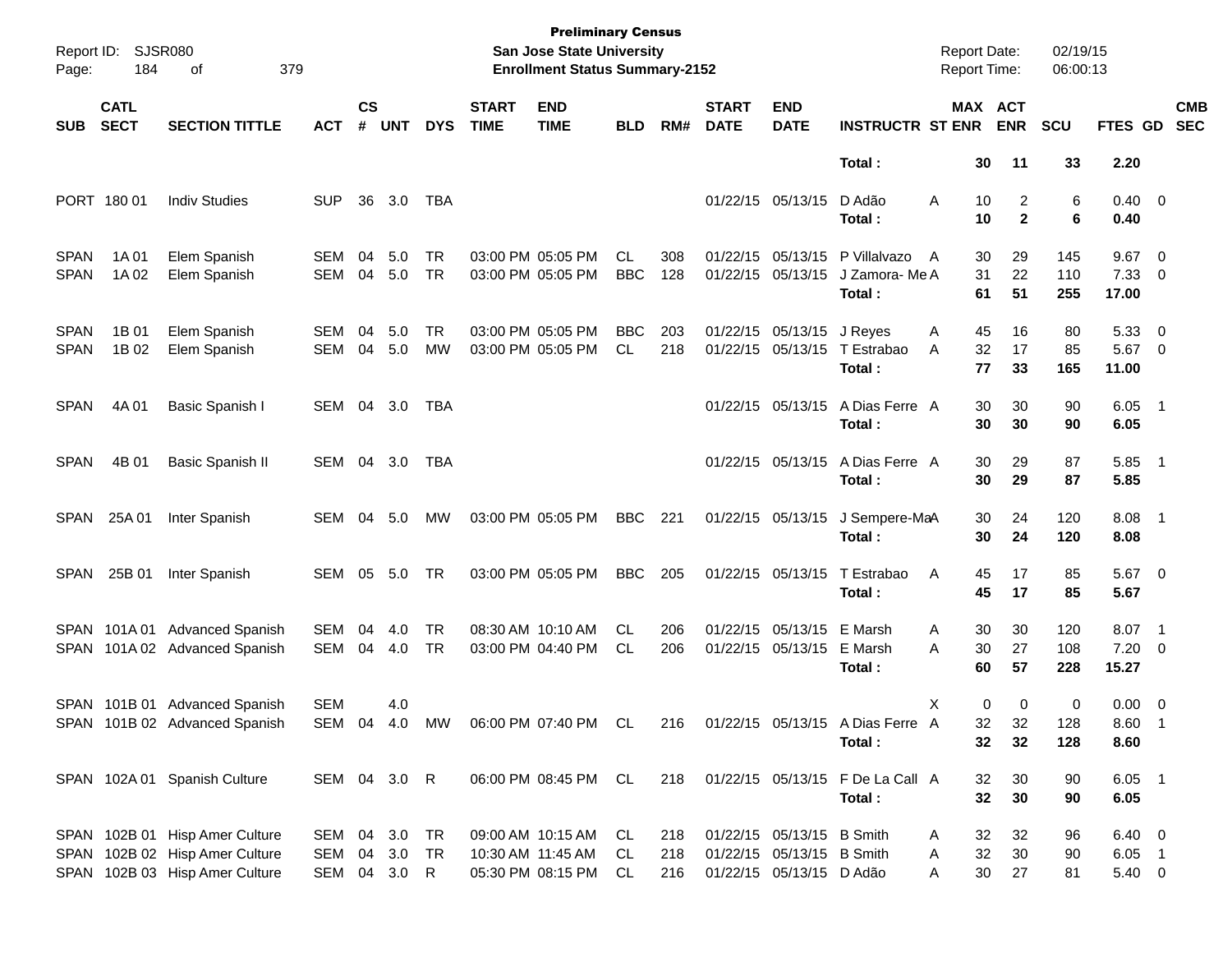**Preliminary Census**
**San Jose State University**
**Enrollment Status Summary-2152**

Report ID: SJSR080
Report Date: 02/19/15
Report Time: 06:00:13

| SUB | CATL SECT | SECTION TITTLE | ACT | CS # | UNT | DYS | START TIME | END TIME | BLD | RM# | START DATE | END DATE | INSTRUCTR | ST | MAX ENR | ACT ENR | SCU | FTES | GD | CMB SEC |
|---|---|---|---|---|---|---|---|---|---|---|---|---|---|---|---|---|---|---|---|---|
| | | | | | | | | | | | | | **Total :** | | **30** | **11** | **33** | **2.20** | | |
| PORT | 180 01 | Indiv Studies | SUP | 36 | 3.0 | TBA | | | | | 01/22/15 | 05/13/15 | D Adão | A | 10 | 2 | 6 | 0.40 | 0 | |
| | | | | | | | | | | | | | **Total :** | | **10** | **2** | **6** | **0.40** | | |
| SPAN | 1A 01 | Elem Spanish | SEM | 04 | 5.0 | TR | 03:00 PM | 05:05 PM | CL | 308 | 01/22/15 | 05/13/15 | P Villalvazo | A | 30 | 29 | 145 | 9.67 | 0 | |
| SPAN | 1A 02 | Elem Spanish | SEM | 04 | 5.0 | TR | 03:00 PM | 05:05 PM | BBC | 128 | 01/22/15 | 05/13/15 | J Zamora- Me | A | 31 | 22 | 110 | 7.33 | 0 | |
| | | | | | | | | | | | | | **Total :** | | **61** | **51** | **255** | **17.00** | | |
| SPAN | 1B 01 | Elem Spanish | SEM | 04 | 5.0 | TR | 03:00 PM | 05:05 PM | BBC | 203 | 01/22/15 | 05/13/15 | J Reyes | A | 45 | 16 | 80 | 5.33 | 0 | |
| SPAN | 1B 02 | Elem Spanish | SEM | 04 | 5.0 | MW | 03:00 PM | 05:05 PM | CL | 218 | 01/22/15 | 05/13/15 | T Estrabao | A | 32 | 17 | 85 | 5.67 | 0 | |
| | | | | | | | | | | | | | **Total :** | | **77** | **33** | **165** | **11.00** | | |
| SPAN | 4A 01 | Basic Spanish I | SEM | 04 | 3.0 | TBA | | | | | 01/22/15 | 05/13/15 | A Dias Ferre | A | 30 | 30 | 90 | 6.05 | 1 | |
| | | | | | | | | | | | | | **Total :** | | **30** | **30** | **90** | **6.05** | | |
| SPAN | 4B 01 | Basic Spanish II | SEM | 04 | 3.0 | TBA | | | | | 01/22/15 | 05/13/15 | A Dias Ferre | A | 30 | 29 | 87 | 5.85 | 1 | |
| | | | | | | | | | | | | | **Total :** | | **30** | **29** | **87** | **5.85** | | |
| SPAN | 25A 01 | Inter Spanish | SEM | 04 | 5.0 | MW | 03:00 PM | 05:05 PM | BBC | 221 | 01/22/15 | 05/13/15 | J Sempere-Ma | A | 30 | 24 | 120 | 8.08 | 1 | |
| | | | | | | | | | | | | | **Total :** | | **30** | **24** | **120** | **8.08** | | |
| SPAN | 25B 01 | Inter Spanish | SEM | 05 | 5.0 | TR | 03:00 PM | 05:05 PM | BBC | 205 | 01/22/15 | 05/13/15 | T Estrabao | A | 45 | 17 | 85 | 5.67 | 0 | |
| | | | | | | | | | | | | | **Total :** | | **45** | **17** | **85** | **5.67** | | |
| SPAN | 101A 01 | Advanced Spanish | SEM | 04 | 4.0 | TR | 08:30 AM | 10:10 AM | CL | 206 | 01/22/15 | 05/13/15 | E Marsh | A | 30 | 30 | 120 | 8.07 | 1 | |
| SPAN | 101A 02 | Advanced Spanish | SEM | 04 | 4.0 | TR | 03:00 PM | 04:40 PM | CL | 206 | 01/22/15 | 05/13/15 | E Marsh | A | 30 | 27 | 108 | 7.20 | 0 | |
| | | | | | | | | | | | | | **Total :** | | **60** | **57** | **228** | **15.27** | | |
| SPAN | 101B 01 | Advanced Spanish | SEM | | 4.0 | | | | | | | | | X | 0 | 0 | 0 | 0.00 | 0 | |
| SPAN | 101B 02 | Advanced Spanish | SEM | 04 | 4.0 | MW | 06:00 PM | 07:40 PM | CL | 216 | 01/22/15 | 05/13/15 | A Dias Ferre | A | 32 | 32 | 128 | 8.60 | 1 | |
| | | | | | | | | | | | | | **Total :** | | **32** | **32** | **128** | **8.60** | | |
| SPAN | 102A 01 | Spanish Culture | SEM | 04 | 3.0 | R | 06:00 PM | 08:45 PM | CL | 218 | 01/22/15 | 05/13/15 | F De La Call | A | 32 | 30 | 90 | 6.05 | 1 | |
| | | | | | | | | | | | | | **Total :** | | **32** | **30** | **90** | **6.05** | | |
| SPAN | 102B 01 | Hisp Amer Culture | SEM | 04 | 3.0 | TR | 09:00 AM | 10:15 AM | CL | 218 | 01/22/15 | 05/13/15 | B Smith | A | 32 | 32 | 96 | 6.40 | 0 | |
| SPAN | 102B 02 | Hisp Amer Culture | SEM | 04 | 3.0 | TR | 10:30 AM | 11:45 AM | CL | 218 | 01/22/15 | 05/13/15 | B Smith | A | 32 | 30 | 90 | 6.05 | 1 | |
| SPAN | 102B 03 | Hisp Amer Culture | SEM | 04 | 3.0 | R | 05:30 PM | 08:15 PM | CL | 216 | 01/22/15 | 05/13/15 | D Adão | A | 30 | 27 | 81 | 5.40 | 0 | |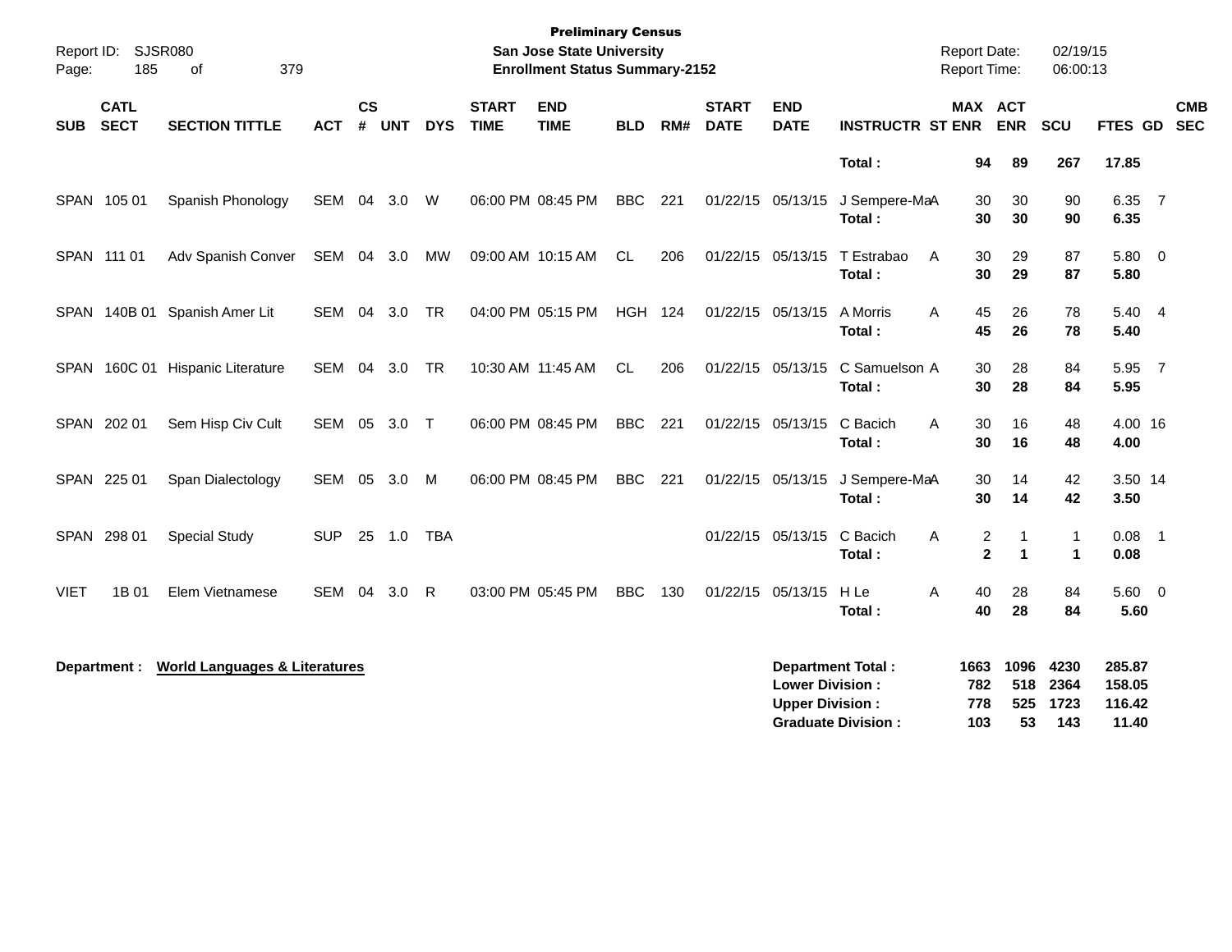Preliminary Census
San Jose State University
Enrollment Status Summary-2152

Report ID: SJSR080
Report Date: 02/19/15
Report Time: 06:00:13

| SUB | CATL SECT | SECTION TITTLE | ACT | CS # | UNT | DYS | START TIME | END TIME | BLD | RM# | START DATE | END DATE | INSTRUCTR | ST | MAX ENR | ACT ENR | SCU | FTES | GD | CMB SEC |
|---|---|---|---|---|---|---|---|---|---|---|---|---|---|---|---|---|---|---|---|---|
| | | | | | | | | | | | | | **Total :** | | **94** | **89** | **267** | **17.85** | | |
| SPAN | 105 01 | Spanish Phonology | SEM | 04 | 3.0 | W | 06:00 PM | 08:45 PM | BBC | 221 | 01/22/15 | 05/13/15 | J Sempere-Ma | A | 30 | 30 | 90 | 6.35 | 7 | |
| | | | | | | | | | | | | | **Total :** | | **30** | **30** | **90** | **6.35** | | |
| SPAN | 111 01 | Adv Spanish Conver | SEM | 04 | 3.0 | MW | 09:00 AM | 10:15 AM | CL | 206 | 01/22/15 | 05/13/15 | T Estrabao | A | 30 | 29 | 87 | 5.80 | 0 | |
| | | | | | | | | | | | | | **Total :** | | **30** | **29** | **87** | **5.80** | | |
| SPAN | 140B 01 | Spanish Amer Lit | SEM | 04 | 3.0 | TR | 04:00 PM | 05:15 PM | HGH | 124 | 01/22/15 | 05/13/15 | A Morris | A | 45 | 26 | 78 | 5.40 | 4 | |
| | | | | | | | | | | | | | **Total :** | | **45** | **26** | **78** | **5.40** | | |
| SPAN | 160C 01 | Hispanic Literature | SEM | 04 | 3.0 | TR | 10:30 AM | 11:45 AM | CL | 206 | 01/22/15 | 05/13/15 | C Samuelson | A | 30 | 28 | 84 | 5.95 | 7 | |
| | | | | | | | | | | | | | **Total :** | | **30** | **28** | **84** | **5.95** | | |
| SPAN | 202 01 | Sem Hisp Civ Cult | SEM | 05 | 3.0 | T | 06:00 PM | 08:45 PM | BBC | 221 | 01/22/15 | 05/13/15 | C Bacich | A | 30 | 16 | 48 | 4.00 | 16 | |
| | | | | | | | | | | | | | **Total :** | | **30** | **16** | **48** | **4.00** | | |
| SPAN | 225 01 | Span Dialectology | SEM | 05 | 3.0 | M | 06:00 PM | 08:45 PM | BBC | 221 | 01/22/15 | 05/13/15 | J Sempere-Ma | A | 30 | 14 | 42 | 3.50 | 14 | |
| | | | | | | | | | | | | | **Total :** | | **30** | **14** | **42** | **3.50** | | |
| SPAN | 298 01 | Special Study | SUP | 25 | 1.0 | TBA | | | | | 01/22/15 | 05/13/15 | C Bacich | A | 2 | 1 | 1 | 0.08 | 1 | |
| | | | | | | | | | | | | | **Total :** | | **2** | **1** | **1** | **0.08** | | |
| VIET | 1B 01 | Elem Vietnamese | SEM | 04 | 3.0 | R | 03:00 PM | 05:45 PM | BBC | 130 | 01/22/15 | 05/13/15 | H Le | A | 40 | 28 | 84 | 5.60 | 0 | |
| | | | | | | | | | | | | | **Total :** | | **40** | **28** | **84** | **5.60** | | |

**Department :** **World Languages & Literatures**

| | MAX ENR | ACT ENR | SCU | FTES |
|---|---|---|---|---|
| **Department Total :** | **1663** | **1096** | **4230** | **285.87** |
| **Lower Division :** | **782** | **518** | **2364** | **158.05** |
| **Upper Division :** | **778** | **525** | **1723** | **116.42** |
| **Graduate Division :** | **103** | **53** | **143** | **11.40** |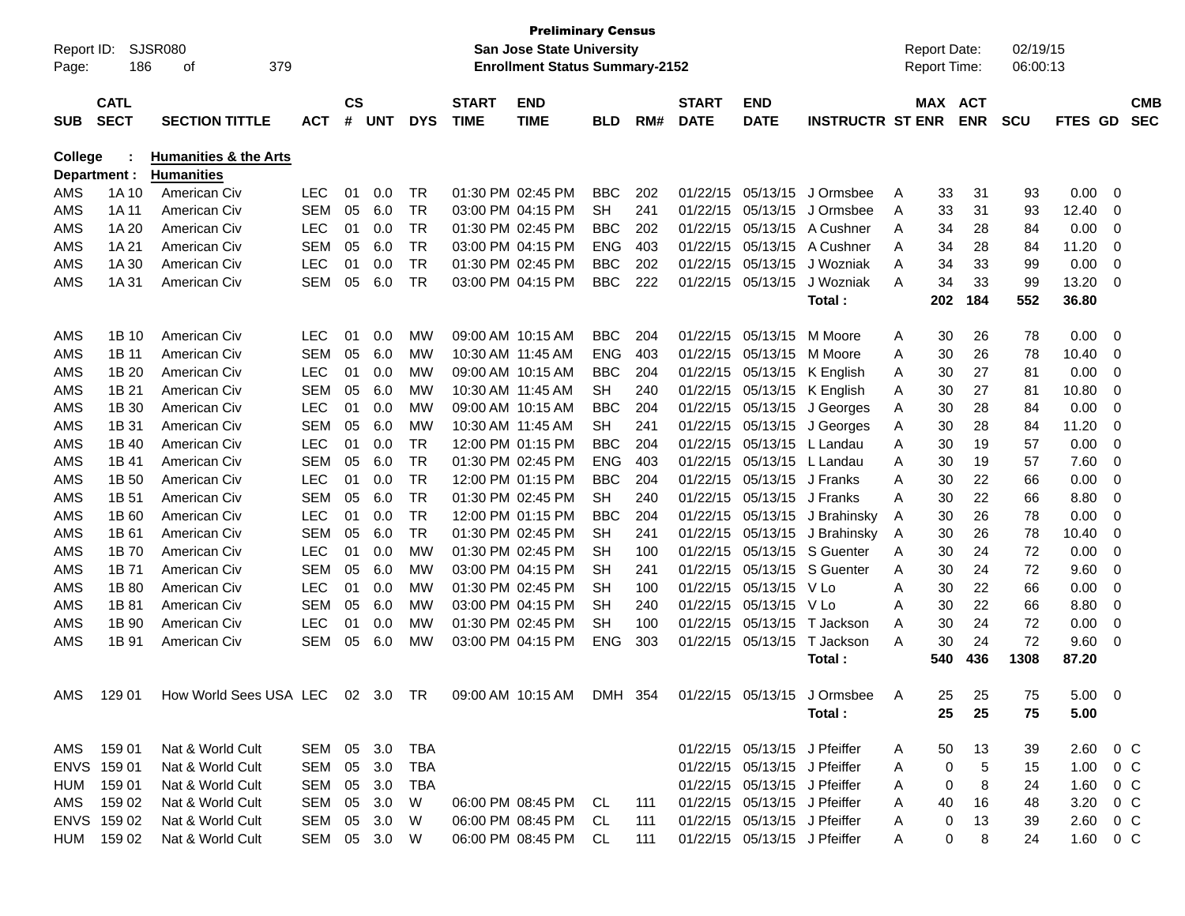**Preliminary Census**
**San Jose State University**
**Enrollment Status Summary-2152**

Report ID: SJSR080
Report Date: 02/19/15
Report Time: 06:00:13

| SUB | CATL SECT | SECTION TITTLE | ACT | CS # | UNT | DYS | START TIME | END TIME | BLD | RM# | START DATE | END DATE | INSTRUCTR | ST | MAX ENR | ACT ENR | SCU | FTES | GD | CMB SEC |
|---|---|---|---|---|---|---|---|---|---|---|---|---|---|---|---|---|---|---|---|---|
| **College :** | | **Humanities & the Arts** | | | | | | | | | | | | | | | | | | |
| **Department :** | | **Humanities** | | | | | | | | | | | | | | | | | | |
| AMS | 1A 10 | American Civ | LEC | 01 | 0.0 | TR | 01:30 PM | 02:45 PM | BBC | 202 | 01/22/15 | 05/13/15 | J Ormsbee | A | 33 | 31 | 93 | 0.00 | 0 | |
| AMS | 1A 11 | American Civ | SEM | 05 | 6.0 | TR | 03:00 PM | 04:15 PM | SH | 241 | 01/22/15 | 05/13/15 | J Ormsbee | A | 33 | 31 | 93 | 12.40 | 0 | |
| AMS | 1A 20 | American Civ | LEC | 01 | 0.0 | TR | 01:30 PM | 02:45 PM | BBC | 202 | 01/22/15 | 05/13/15 | A Cushner | A | 34 | 28 | 84 | 0.00 | 0 | |
| AMS | 1A 21 | American Civ | SEM | 05 | 6.0 | TR | 03:00 PM | 04:15 PM | ENG | 403 | 01/22/15 | 05/13/15 | A Cushner | A | 34 | 28 | 84 | 11.20 | 0 | |
| AMS | 1A 30 | American Civ | LEC | 01 | 0.0 | TR | 01:30 PM | 02:45 PM | BBC | 202 | 01/22/15 | 05/13/15 | J Wozniak | A | 34 | 33 | 99 | 0.00 | 0 | |
| AMS | 1A 31 | American Civ | SEM | 05 | 6.0 | TR | 03:00 PM | 04:15 PM | BBC | 222 | 01/22/15 | 05/13/15 | J Wozniak | A | 34 | 33 | 99 | 13.20 | 0 | |
| | | | | | | | | | | | | | **Total :** | | **202** | **184** | **552** | **36.80** | | |
| AMS | 1B 10 | American Civ | LEC | 01 | 0.0 | MW | 09:00 AM | 10:15 AM | BBC | 204 | 01/22/15 | 05/13/15 | M Moore | A | 30 | 26 | 78 | 0.00 | 0 | |
| AMS | 1B 11 | American Civ | SEM | 05 | 6.0 | MW | 10:30 AM | 11:45 AM | ENG | 403 | 01/22/15 | 05/13/15 | M Moore | A | 30 | 26 | 78 | 10.40 | 0 | |
| AMS | 1B 20 | American Civ | LEC | 01 | 0.0 | MW | 09:00 AM | 10:15 AM | BBC | 204 | 01/22/15 | 05/13/15 | K English | A | 30 | 27 | 81 | 0.00 | 0 | |
| AMS | 1B 21 | American Civ | SEM | 05 | 6.0 | MW | 10:30 AM | 11:45 AM | SH | 240 | 01/22/15 | 05/13/15 | K English | A | 30 | 27 | 81 | 10.80 | 0 | |
| AMS | 1B 30 | American Civ | LEC | 01 | 0.0 | MW | 09:00 AM | 10:15 AM | BBC | 204 | 01/22/15 | 05/13/15 | J Georges | A | 30 | 28 | 84 | 0.00 | 0 | |
| AMS | 1B 31 | American Civ | SEM | 05 | 6.0 | MW | 10:30 AM | 11:45 AM | SH | 241 | 01/22/15 | 05/13/15 | J Georges | A | 30 | 28 | 84 | 11.20 | 0 | |
| AMS | 1B 40 | American Civ | LEC | 01 | 0.0 | TR | 12:00 PM | 01:15 PM | BBC | 204 | 01/22/15 | 05/13/15 | L Landau | A | 30 | 19 | 57 | 0.00 | 0 | |
| AMS | 1B 41 | American Civ | SEM | 05 | 6.0 | TR | 01:30 PM | 02:45 PM | ENG | 403 | 01/22/15 | 05/13/15 | L Landau | A | 30 | 19 | 57 | 7.60 | 0 | |
| AMS | 1B 50 | American Civ | LEC | 01 | 0.0 | TR | 12:00 PM | 01:15 PM | BBC | 204 | 01/22/15 | 05/13/15 | J Franks | A | 30 | 22 | 66 | 0.00 | 0 | |
| AMS | 1B 51 | American Civ | SEM | 05 | 6.0 | TR | 01:30 PM | 02:45 PM | SH | 240 | 01/22/15 | 05/13/15 | J Franks | A | 30 | 22 | 66 | 8.80 | 0 | |
| AMS | 1B 60 | American Civ | LEC | 01 | 0.0 | TR | 12:00 PM | 01:15 PM | BBC | 204 | 01/22/15 | 05/13/15 | J Brahinsky | A | 30 | 26 | 78 | 0.00 | 0 | |
| AMS | 1B 61 | American Civ | SEM | 05 | 6.0 | TR | 01:30 PM | 02:45 PM | SH | 241 | 01/22/15 | 05/13/15 | J Brahinsky | A | 30 | 26 | 78 | 10.40 | 0 | |
| AMS | 1B 70 | American Civ | LEC | 01 | 0.0 | MW | 01:30 PM | 02:45 PM | SH | 100 | 01/22/15 | 05/13/15 | S Guenter | A | 30 | 24 | 72 | 0.00 | 0 | |
| AMS | 1B 71 | American Civ | SEM | 05 | 6.0 | MW | 03:00 PM | 04:15 PM | SH | 241 | 01/22/15 | 05/13/15 | S Guenter | A | 30 | 24 | 72 | 9.60 | 0 | |
| AMS | 1B 80 | American Civ | LEC | 01 | 0.0 | MW | 01:30 PM | 02:45 PM | SH | 100 | 01/22/15 | 05/13/15 | V Lo | A | 30 | 22 | 66 | 0.00 | 0 | |
| AMS | 1B 81 | American Civ | SEM | 05 | 6.0 | MW | 03:00 PM | 04:15 PM | SH | 240 | 01/22/15 | 05/13/15 | V Lo | A | 30 | 22 | 66 | 8.80 | 0 | |
| AMS | 1B 90 | American Civ | LEC | 01 | 0.0 | MW | 01:30 PM | 02:45 PM | SH | 100 | 01/22/15 | 05/13/15 | T Jackson | A | 30 | 24 | 72 | 0.00 | 0 | |
| AMS | 1B 91 | American Civ | SEM | 05 | 6.0 | MW | 03:00 PM | 04:15 PM | ENG | 303 | 01/22/15 | 05/13/15 | T Jackson | A | 30 | 24 | 72 | 9.60 | 0 | |
| | | | | | | | | | | | | | **Total :** | | **540** | **436** | **1308** | **87.20** | | |
| AMS | 129 01 | How World Sees USA | LEC | 02 | 3.0 | TR | 09:00 AM | 10:15 AM | DMH | 354 | 01/22/15 | 05/13/15 | J Ormsbee | A | 25 | 25 | 75 | 5.00 | 0 | |
| | | | | | | | | | | | | | **Total :** | | **25** | **25** | **75** | **5.00** | | |
| AMS | 159 01 | Nat & World Cult | SEM | 05 | 3.0 | TBA | | | | | 01/22/15 | 05/13/15 | J Pfeiffer | A | 50 | 13 | 39 | 2.60 | 0 | C |
| ENVS | 159 01 | Nat & World Cult | SEM | 05 | 3.0 | TBA | | | | | 01/22/15 | 05/13/15 | J Pfeiffer | A | 0 | 5 | 15 | 1.00 | 0 | C |
| HUM | 159 01 | Nat & World Cult | SEM | 05 | 3.0 | TBA | | | | | 01/22/15 | 05/13/15 | J Pfeiffer | A | 0 | 8 | 24 | 1.60 | 0 | C |
| AMS | 159 02 | Nat & World Cult | SEM | 05 | 3.0 | W | 06:00 PM | 08:45 PM | CL | 111 | 01/22/15 | 05/13/15 | J Pfeiffer | A | 40 | 16 | 48 | 3.20 | 0 | C |
| ENVS | 159 02 | Nat & World Cult | SEM | 05 | 3.0 | W | 06:00 PM | 08:45 PM | CL | 111 | 01/22/15 | 05/13/15 | J Pfeiffer | A | 0 | 13 | 39 | 2.60 | 0 | C |
| HUM | 159 02 | Nat & World Cult | SEM | 05 | 3.0 | W | 06:00 PM | 08:45 PM | CL | 111 | 01/22/15 | 05/13/15 | J Pfeiffer | A | 0 | 8 | 24 | 1.60 | 0 | C |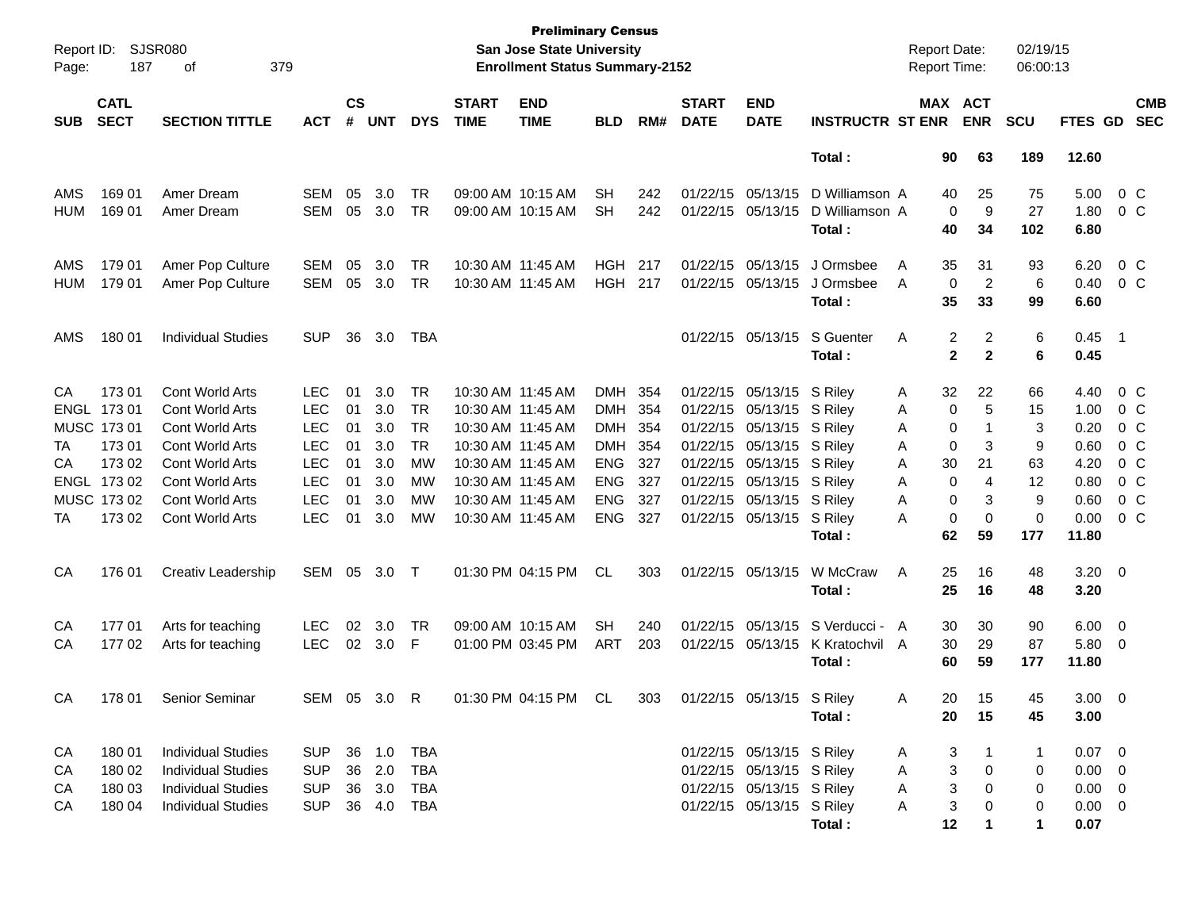**Preliminary Census**
**San Jose State University**
**Enrollment Status Summary-2152**

Report ID: SJSR080
Report Date: 02/19/15
Report Time: 06:00:13

| SUB | CATL SECT | SECTION TITTLE | ACT | CS # | UNT | DYS | START TIME | END TIME | BLD | RM# | START DATE | END DATE | INSTRUCTR | ST | MAX ENR | ACT ENR | SCU | FTES | GD | CMB SEC |
|---|---|---|---|---|---|---|---|---|---|---|---|---|---|---|---|---|---|---|---|---|
| | | | | | | | | | | | | | **Total :** | | **90** | **63** | **189** | **12.60** | | |
| AMS | 169 01 | Amer Dream | SEM | 05 | 3.0 | TR | 09:00 AM | 10:15 AM | SH | 242 | 01/22/15 | 05/13/15 | D Williamson | A | 40 | 25 | 75 | 5.00 | 0 | C |
| HUM | 169 01 | Amer Dream | SEM | 05 | 3.0 | TR | 09:00 AM | 10:15 AM | SH | 242 | 01/22/15 | 05/13/15 | D Williamson | A | 0 | 9 | 27 | 1.80 | 0 | C |
| | | | | | | | | | | | | | **Total :** | | **40** | **34** | **102** | **6.80** | | |
| AMS | 179 01 | Amer Pop Culture | SEM | 05 | 3.0 | TR | 10:30 AM | 11:45 AM | HGH | 217 | 01/22/15 | 05/13/15 | J Ormsbee | A | 35 | 31 | 93 | 6.20 | 0 | C |
| HUM | 179 01 | Amer Pop Culture | SEM | 05 | 3.0 | TR | 10:30 AM | 11:45 AM | HGH | 217 | 01/22/15 | 05/13/15 | J Ormsbee | A | 0 | 2 | 6 | 0.40 | 0 | C |
| | | | | | | | | | | | | | **Total :** | | **35** | **33** | **99** | **6.60** | | |
| AMS | 180 01 | Individual Studies | SUP | 36 | 3.0 | TBA | | | | | 01/22/15 | 05/13/15 | S Guenter | A | 2 | 2 | 6 | 0.45 | 1 | |
| | | | | | | | | | | | | | **Total :** | | **2** | **2** | **6** | **0.45** | | |
| CA | 173 01 | Cont World Arts | LEC | 01 | 3.0 | TR | 10:30 AM | 11:45 AM | DMH | 354 | 01/22/15 | 05/13/15 | S Riley | A | 32 | 22 | 66 | 4.40 | 0 | C |
| ENGL | 173 01 | Cont World Arts | LEC | 01 | 3.0 | TR | 10:30 AM | 11:45 AM | DMH | 354 | 01/22/15 | 05/13/15 | S Riley | A | 0 | 5 | 15 | 1.00 | 0 | C |
| MUSC | 173 01 | Cont World Arts | LEC | 01 | 3.0 | TR | 10:30 AM | 11:45 AM | DMH | 354 | 01/22/15 | 05/13/15 | S Riley | A | 0 | 1 | 3 | 0.20 | 0 | C |
| TA | 173 01 | Cont World Arts | LEC | 01 | 3.0 | TR | 10:30 AM | 11:45 AM | DMH | 354 | 01/22/15 | 05/13/15 | S Riley | A | 0 | 3 | 9 | 0.60 | 0 | C |
| CA | 173 02 | Cont World Arts | LEC | 01 | 3.0 | MW | 10:30 AM | 11:45 AM | ENG | 327 | 01/22/15 | 05/13/15 | S Riley | A | 30 | 21 | 63 | 4.20 | 0 | C |
| ENGL | 173 02 | Cont World Arts | LEC | 01 | 3.0 | MW | 10:30 AM | 11:45 AM | ENG | 327 | 01/22/15 | 05/13/15 | S Riley | A | 0 | 4 | 12 | 0.80 | 0 | C |
| MUSC | 173 02 | Cont World Arts | LEC | 01 | 3.0 | MW | 10:30 AM | 11:45 AM | ENG | 327 | 01/22/15 | 05/13/15 | S Riley | A | 0 | 3 | 9 | 0.60 | 0 | C |
| TA | 173 02 | Cont World Arts | LEC | 01 | 3.0 | MW | 10:30 AM | 11:45 AM | ENG | 327 | 01/22/15 | 05/13/15 | S Riley | A | 0 | 0 | 0 | 0.00 | 0 | C |
| | | | | | | | | | | | | | **Total :** | | **62** | **59** | **177** | **11.80** | | |
| CA | 176 01 | Creativ Leadership | SEM | 05 | 3.0 | T | 01:30 PM | 04:15 PM | CL | 303 | 01/22/15 | 05/13/15 | W McCraw | A | 25 | 16 | 48 | 3.20 | 0 | |
| | | | | | | | | | | | | | **Total :** | | **25** | **16** | **48** | **3.20** | | |
| CA | 177 01 | Arts for teaching | LEC | 02 | 3.0 | TR | 09:00 AM | 10:15 AM | SH | 240 | 01/22/15 | 05/13/15 | S Verducci - | A | 30 | 30 | 90 | 6.00 | 0 | |
| CA | 177 02 | Arts for teaching | LEC | 02 | 3.0 | F | 01:00 PM | 03:45 PM | ART | 203 | 01/22/15 | 05/13/15 | K Kratochvil | A | 30 | 29 | 87 | 5.80 | 0 | |
| | | | | | | | | | | | | | **Total :** | | **60** | **59** | **177** | **11.80** | | |
| CA | 178 01 | Senior Seminar | SEM | 05 | 3.0 | R | 01:30 PM | 04:15 PM | CL | 303 | 01/22/15 | 05/13/15 | S Riley | A | 20 | 15 | 45 | 3.00 | 0 | |
| | | | | | | | | | | | | | **Total :** | | **20** | **15** | **45** | **3.00** | | |
| CA | 180 01 | Individual Studies | SUP | 36 | 1.0 | TBA | | | | | 01/22/15 | 05/13/15 | S Riley | A | 3 | 1 | 1 | 0.07 | 0 | |
| CA | 180 02 | Individual Studies | SUP | 36 | 2.0 | TBA | | | | | 01/22/15 | 05/13/15 | S Riley | A | 3 | 0 | 0 | 0.00 | 0 | |
| CA | 180 03 | Individual Studies | SUP | 36 | 3.0 | TBA | | | | | 01/22/15 | 05/13/15 | S Riley | A | 3 | 0 | 0 | 0.00 | 0 | |
| CA | 180 04 | Individual Studies | SUP | 36 | 4.0 | TBA | | | | | 01/22/15 | 05/13/15 | S Riley | A | 3 | 0 | 0 | 0.00 | 0 | |
| | | | | | | | | | | | | | **Total :** | | **12** | **1** | **1** | **0.07** | | |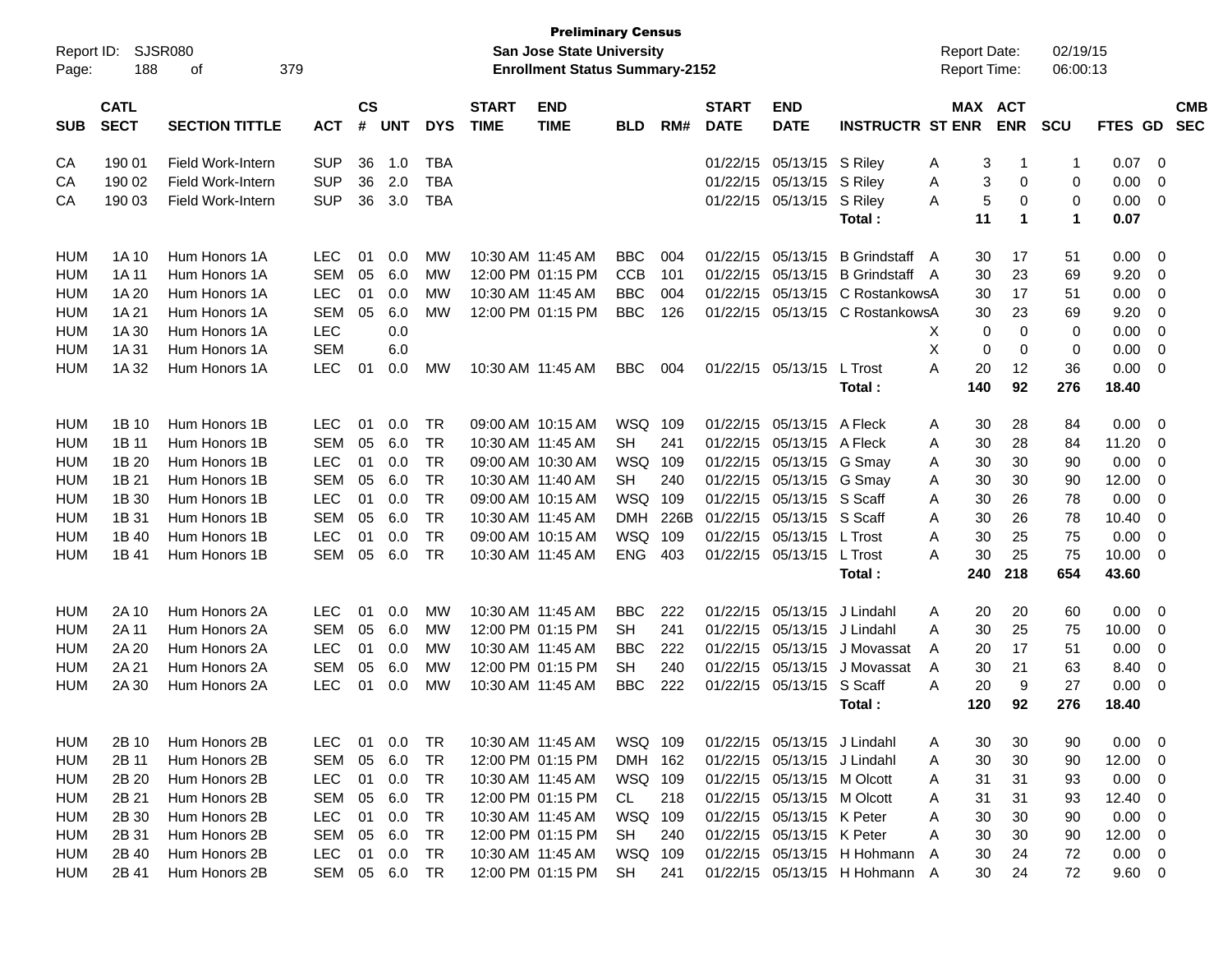**Preliminary Census**
**San Jose State University**
**Enrollment Status Summary-2152**

Report ID: SJSR080

Report Date: 02/19/15
Report Time: 06:00:13

| SUB | CATL SECT | SECTION TITTLE | ACT | CS # | UNT | DYS | START TIME | END TIME | BLD | RM# | START DATE | END DATE | INSTRUCTR | ST | MAX ENR | ACT ENR | SCU | FTES | GD | CMB SEC |
|---|---|---|---|---|---|---|---|---|---|---|---|---|---|---|---|---|---|---|---|---|
| CA | 190 01 | Field Work-Intern | SUP | 36 | 1.0 | TBA | | | | | 01/22/15 | 05/13/15 | S Riley | A | 3 | 1 | 1 | 0.07 | 0 | |
| CA | 190 02 | Field Work-Intern | SUP | 36 | 2.0 | TBA | | | | | 01/22/15 | 05/13/15 | S Riley | A | 3 | 0 | 0 | 0.00 | 0 | |
| CA | 190 03 | Field Work-Intern | SUP | 36 | 3.0 | TBA | | | | | 01/22/15 | 05/13/15 | S Riley | A | 5 | 0 | 0 | 0.00 | 0 | |
| | | | | | | | | | | | | | **Total :** | | **11** | **1** | **1** | **0.07** | | |
| HUM | 1A 10 | Hum Honors 1A | LEC | 01 | 0.0 | MW | 10:30 AM | 11:45 AM | BBC | 004 | 01/22/15 | 05/13/15 | B Grindstaff | A | 30 | 17 | 51 | 0.00 | 0 | |
| HUM | 1A 11 | Hum Honors 1A | SEM | 05 | 6.0 | MW | 12:00 PM | 01:15 PM | CCB | 101 | 01/22/15 | 05/13/15 | B Grindstaff | A | 30 | 23 | 69 | 9.20 | 0 | |
| HUM | 1A 20 | Hum Honors 1A | LEC | 01 | 0.0 | MW | 10:30 AM | 11:45 AM | BBC | 004 | 01/22/15 | 05/13/15 | C Rostankows | A | 30 | 17 | 51 | 0.00 | 0 | |
| HUM | 1A 21 | Hum Honors 1A | SEM | 05 | 6.0 | MW | 12:00 PM | 01:15 PM | BBC | 126 | 01/22/15 | 05/13/15 | C Rostankows | A | 30 | 23 | 69 | 9.20 | 0 | |
| HUM | 1A 30 | Hum Honors 1A | LEC | | 0.0 | | | | | | | | | X | 0 | 0 | 0 | 0.00 | 0 | |
| HUM | 1A 31 | Hum Honors 1A | SEM | | 6.0 | | | | | | | | | X | 0 | 0 | 0 | 0.00 | 0 | |
| HUM | 1A 32 | Hum Honors 1A | LEC | 01 | 0.0 | MW | 10:30 AM | 11:45 AM | BBC | 004 | 01/22/15 | 05/13/15 | L Trost | A | 20 | 12 | 36 | 0.00 | 0 | |
| | | | | | | | | | | | | | **Total :** | | **140** | **92** | **276** | **18.40** | | |
| HUM | 1B 10 | Hum Honors 1B | LEC | 01 | 0.0 | TR | 09:00 AM | 10:15 AM | WSQ | 109 | 01/22/15 | 05/13/15 | A Fleck | A | 30 | 28 | 84 | 0.00 | 0 | |
| HUM | 1B 11 | Hum Honors 1B | SEM | 05 | 6.0 | TR | 10:30 AM | 11:45 AM | SH | 241 | 01/22/15 | 05/13/15 | A Fleck | A | 30 | 28 | 84 | 11.20 | 0 | |
| HUM | 1B 20 | Hum Honors 1B | LEC | 01 | 0.0 | TR | 09:00 AM | 10:30 AM | WSQ | 109 | 01/22/15 | 05/13/15 | G Smay | A | 30 | 30 | 90 | 0.00 | 0 | |
| HUM | 1B 21 | Hum Honors 1B | SEM | 05 | 6.0 | TR | 10:30 AM | 11:40 AM | SH | 240 | 01/22/15 | 05/13/15 | G Smay | A | 30 | 30 | 90 | 12.00 | 0 | |
| HUM | 1B 30 | Hum Honors 1B | LEC | 01 | 0.0 | TR | 09:00 AM | 10:15 AM | WSQ | 109 | 01/22/15 | 05/13/15 | S Scaff | A | 30 | 26 | 78 | 0.00 | 0 | |
| HUM | 1B 31 | Hum Honors 1B | SEM | 05 | 6.0 | TR | 10:30 AM | 11:45 AM | DMH | 226B | 01/22/15 | 05/13/15 | S Scaff | A | 30 | 26 | 78 | 10.40 | 0 | |
| HUM | 1B 40 | Hum Honors 1B | LEC | 01 | 0.0 | TR | 09:00 AM | 10:15 AM | WSQ | 109 | 01/22/15 | 05/13/15 | L Trost | A | 30 | 25 | 75 | 0.00 | 0 | |
| HUM | 1B 41 | Hum Honors 1B | SEM | 05 | 6.0 | TR | 10:30 AM | 11:45 AM | ENG | 403 | 01/22/15 | 05/13/15 | L Trost | A | 30 | 25 | 75 | 10.00 | 0 | |
| | | | | | | | | | | | | | **Total :** | | **240** | **218** | **654** | **43.60** | | |
| HUM | 2A 10 | Hum Honors 2A | LEC | 01 | 0.0 | MW | 10:30 AM | 11:45 AM | BBC | 222 | 01/22/15 | 05/13/15 | J Lindahl | A | 20 | 20 | 60 | 0.00 | 0 | |
| HUM | 2A 11 | Hum Honors 2A | SEM | 05 | 6.0 | MW | 12:00 PM | 01:15 PM | SH | 241 | 01/22/15 | 05/13/15 | J Lindahl | A | 30 | 25 | 75 | 10.00 | 0 | |
| HUM | 2A 20 | Hum Honors 2A | LEC | 01 | 0.0 | MW | 10:30 AM | 11:45 AM | BBC | 222 | 01/22/15 | 05/13/15 | J Movassat | A | 20 | 17 | 51 | 0.00 | 0 | |
| HUM | 2A 21 | Hum Honors 2A | SEM | 05 | 6.0 | MW | 12:00 PM | 01:15 PM | SH | 240 | 01/22/15 | 05/13/15 | J Movassat | A | 30 | 21 | 63 | 8.40 | 0 | |
| HUM | 2A 30 | Hum Honors 2A | LEC | 01 | 0.0 | MW | 10:30 AM | 11:45 AM | BBC | 222 | 01/22/15 | 05/13/15 | S Scaff | A | 20 | 9 | 27 | 0.00 | 0 | |
| | | | | | | | | | | | | | **Total :** | | **120** | **92** | **276** | **18.40** | | |
| HUM | 2B 10 | Hum Honors 2B | LEC | 01 | 0.0 | TR | 10:30 AM | 11:45 AM | WSQ | 109 | 01/22/15 | 05/13/15 | J Lindahl | A | 30 | 30 | 90 | 0.00 | 0 | |
| HUM | 2B 11 | Hum Honors 2B | SEM | 05 | 6.0 | TR | 12:00 PM | 01:15 PM | DMH | 162 | 01/22/15 | 05/13/15 | J Lindahl | A | 30 | 30 | 90 | 12.00 | 0 | |
| HUM | 2B 20 | Hum Honors 2B | LEC | 01 | 0.0 | TR | 10:30 AM | 11:45 AM | WSQ | 109 | 01/22/15 | 05/13/15 | M Olcott | A | 31 | 31 | 93 | 0.00 | 0 | |
| HUM | 2B 21 | Hum Honors 2B | SEM | 05 | 6.0 | TR | 12:00 PM | 01:15 PM | CL | 218 | 01/22/15 | 05/13/15 | M Olcott | A | 31 | 31 | 93 | 12.40 | 0 | |
| HUM | 2B 30 | Hum Honors 2B | LEC | 01 | 0.0 | TR | 10:30 AM | 11:45 AM | WSQ | 109 | 01/22/15 | 05/13/15 | K Peter | A | 30 | 30 | 90 | 0.00 | 0 | |
| HUM | 2B 31 | Hum Honors 2B | SEM | 05 | 6.0 | TR | 12:00 PM | 01:15 PM | SH | 240 | 01/22/15 | 05/13/15 | K Peter | A | 30 | 30 | 90 | 12.00 | 0 | |
| HUM | 2B 40 | Hum Honors 2B | LEC | 01 | 0.0 | TR | 10:30 AM | 11:45 AM | WSQ | 109 | 01/22/15 | 05/13/15 | H Hohmann | A | 30 | 24 | 72 | 0.00 | 0 | |
| HUM | 2B 41 | Hum Honors 2B | SEM | 05 | 6.0 | TR | 12:00 PM | 01:15 PM | SH | 241 | 01/22/15 | 05/13/15 | H Hohmann | A | 30 | 24 | 72 | 9.60 | 0 | |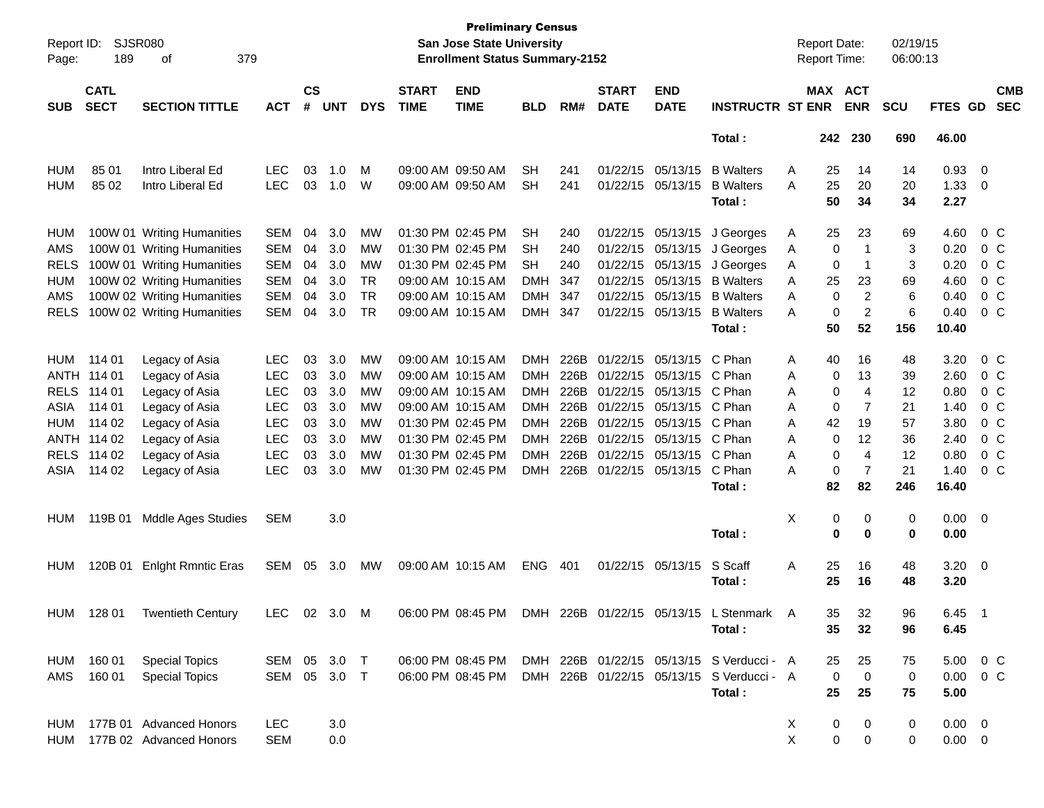**Preliminary Census**
**San Jose State University**
**Enrollment Status Summary-2152**

Report ID: SJSR080
Report Date: 02/19/15
Report Time: 06:00:13

| SUB | CATL SECT | SECTION TITTLE | ACT | CS # | UNT | DYS | START TIME | END TIME | BLD | RM# | START DATE | END DATE | INSTRUCTR | ST | MAX ENR | ACT ENR | SCU | FTES | GD | CMB SEC |
|---|---|---|---|---|---|---|---|---|---|---|---|---|---|---|---|---|---|---|---|---|
| | | | | | | | | | | | | | **Total :** | | **242** | **230** | **690** | **46.00** | | |
| HUM | 85 01 | Intro Liberal Ed | LEC | 03 | 1.0 | M | 09:00 AM | 09:50 AM | SH | 241 | 01/22/15 | 05/13/15 | B Walters | A | 25 | 14 | 14 | 0.93 | 0 | |
| HUM | 85 02 | Intro Liberal Ed | LEC | 03 | 1.0 | W | 09:00 AM | 09:50 AM | SH | 241 | 01/22/15 | 05/13/15 | B Walters | A | 25 | 20 | 20 | 1.33 | 0 | |
| | | | | | | | | | | | | | **Total :** | | **50** | **34** | **34** | **2.27** | | |
| HUM | 100W 01 | Writing Humanities | SEM | 04 | 3.0 | MW | 01:30 PM | 02:45 PM | SH | 240 | 01/22/15 | 05/13/15 | J Georges | A | 25 | 23 | 69 | 4.60 | 0 | C |
| AMS | 100W 01 | Writing Humanities | SEM | 04 | 3.0 | MW | 01:30 PM | 02:45 PM | SH | 240 | 01/22/15 | 05/13/15 | J Georges | A | 0 | 1 | 3 | 0.20 | 0 | C |
| RELS | 100W 01 | Writing Humanities | SEM | 04 | 3.0 | MW | 01:30 PM | 02:45 PM | SH | 240 | 01/22/15 | 05/13/15 | J Georges | A | 0 | 1 | 3 | 0.20 | 0 | C |
| HUM | 100W 02 | Writing Humanities | SEM | 04 | 3.0 | TR | 09:00 AM | 10:15 AM | DMH | 347 | 01/22/15 | 05/13/15 | B Walters | A | 25 | 23 | 69 | 4.60 | 0 | C |
| AMS | 100W 02 | Writing Humanities | SEM | 04 | 3.0 | TR | 09:00 AM | 10:15 AM | DMH | 347 | 01/22/15 | 05/13/15 | B Walters | A | 0 | 2 | 6 | 0.40 | 0 | C |
| RELS | 100W 02 | Writing Humanities | SEM | 04 | 3.0 | TR | 09:00 AM | 10:15 AM | DMH | 347 | 01/22/15 | 05/13/15 | B Walters | A | 0 | 2 | 6 | 0.40 | 0 | C |
| | | | | | | | | | | | | | **Total :** | | **50** | **52** | **156** | **10.40** | | |
| HUM | 114 01 | Legacy of Asia | LEC | 03 | 3.0 | MW | 09:00 AM | 10:15 AM | DMH | 226B | 01/22/15 | 05/13/15 | C Phan | A | 40 | 16 | 48 | 3.20 | 0 | C |
| ANTH | 114 01 | Legacy of Asia | LEC | 03 | 3.0 | MW | 09:00 AM | 10:15 AM | DMH | 226B | 01/22/15 | 05/13/15 | C Phan | A | 0 | 13 | 39 | 2.60 | 0 | C |
| RELS | 114 01 | Legacy of Asia | LEC | 03 | 3.0 | MW | 09:00 AM | 10:15 AM | DMH | 226B | 01/22/15 | 05/13/15 | C Phan | A | 0 | 4 | 12 | 0.80 | 0 | C |
| ASIA | 114 01 | Legacy of Asia | LEC | 03 | 3.0 | MW | 09:00 AM | 10:15 AM | DMH | 226B | 01/22/15 | 05/13/15 | C Phan | A | 0 | 7 | 21 | 1.40 | 0 | C |
| HUM | 114 02 | Legacy of Asia | LEC | 03 | 3.0 | MW | 01:30 PM | 02:45 PM | DMH | 226B | 01/22/15 | 05/13/15 | C Phan | A | 42 | 19 | 57 | 3.80 | 0 | C |
| ANTH | 114 02 | Legacy of Asia | LEC | 03 | 3.0 | MW | 01:30 PM | 02:45 PM | DMH | 226B | 01/22/15 | 05/13/15 | C Phan | A | 0 | 12 | 36 | 2.40 | 0 | C |
| RELS | 114 02 | Legacy of Asia | LEC | 03 | 3.0 | MW | 01:30 PM | 02:45 PM | DMH | 226B | 01/22/15 | 05/13/15 | C Phan | A | 0 | 4 | 12 | 0.80 | 0 | C |
| ASIA | 114 02 | Legacy of Asia | LEC | 03 | 3.0 | MW | 01:30 PM | 02:45 PM | DMH | 226B | 01/22/15 | 05/13/15 | C Phan | A | 0 | 7 | 21 | 1.40 | 0 | C |
| | | | | | | | | | | | | | **Total :** | | **82** | **82** | **246** | **16.40** | | |
| HUM | 119B 01 | Mddle Ages Studies | SEM | | 3.0 | | | | | | | | | X | 0 | 0 | 0 | 0.00 | 0 | |
| | | | | | | | | | | | | | **Total :** | | **0** | **0** | **0** | **0.00** | | |
| HUM | 120B 01 | Enlght Rmntic Eras | SEM | 05 | 3.0 | MW | 09:00 AM | 10:15 AM | ENG | 401 | 01/22/15 | 05/13/15 | S Scaff | A | 25 | 16 | 48 | 3.20 | 0 | |
| | | | | | | | | | | | | | **Total :** | | **25** | **16** | **48** | **3.20** | | |
| HUM | 128 01 | Twentieth Century | LEC | 02 | 3.0 | M | 06:00 PM | 08:45 PM | DMH | 226B | 01/22/15 | 05/13/15 | L Stenmark | A | 35 | 32 | 96 | 6.45 | 1 | |
| | | | | | | | | | | | | | **Total :** | | **35** | **32** | **96** | **6.45** | | |
| HUM | 160 01 | Special Topics | SEM | 05 | 3.0 | T | 06:00 PM | 08:45 PM | DMH | 226B | 01/22/15 | 05/13/15 | S Verducci - | A | 25 | 25 | 75 | 5.00 | 0 | C |
| AMS | 160 01 | Special Topics | SEM | 05 | 3.0 | T | 06:00 PM | 08:45 PM | DMH | 226B | 01/22/15 | 05/13/15 | S Verducci - | A | 0 | 0 | 0 | 0.00 | 0 | C |
| | | | | | | | | | | | | | **Total :** | | **25** | **25** | **75** | **5.00** | | |
| HUM | 177B 01 | Advanced Honors | LEC | | 3.0 | | | | | | | | | X | 0 | 0 | 0 | 0.00 | 0 | |
| HUM | 177B 02 | Advanced Honors | SEM | | 0.0 | | | | | | | | | X | 0 | 0 | 0 | 0.00 | 0 | |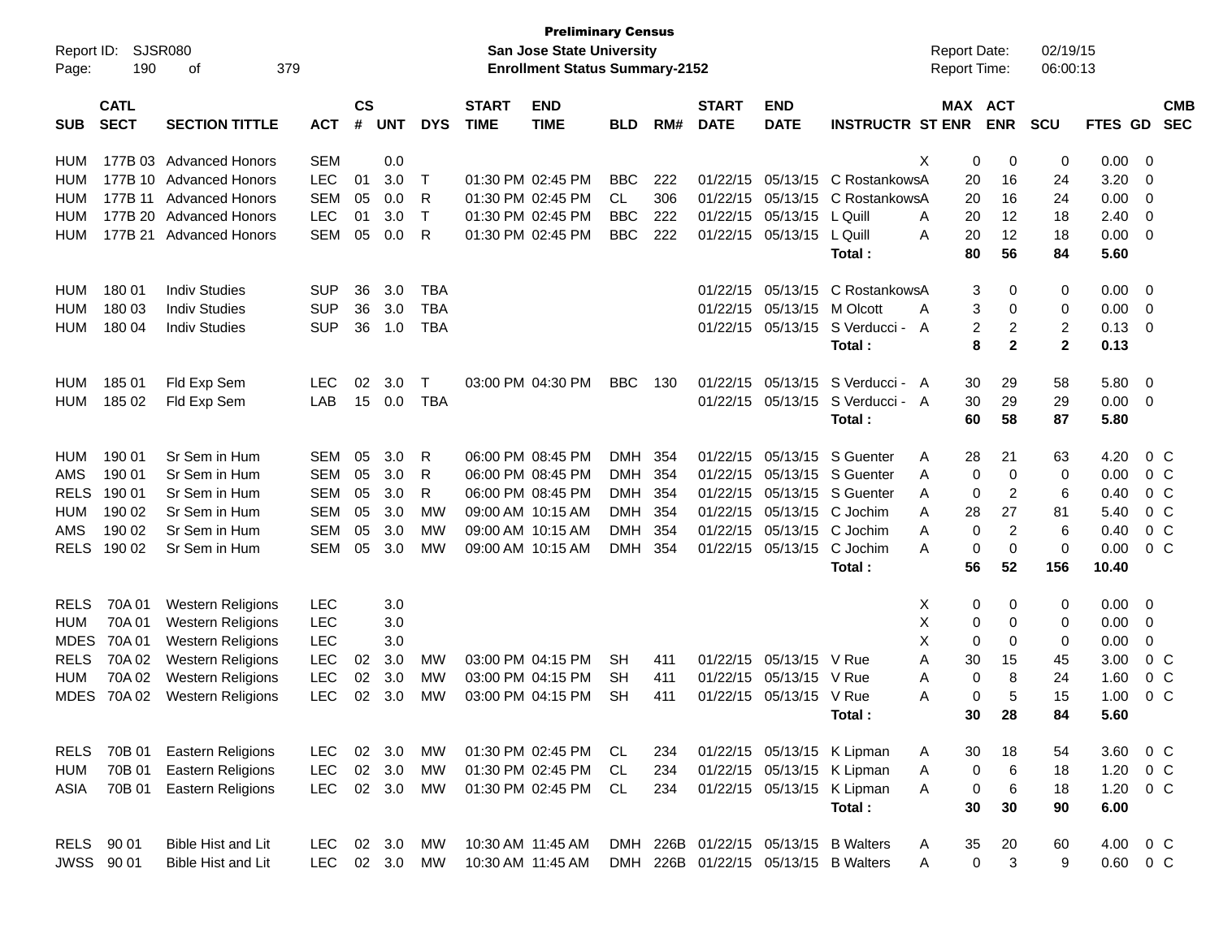**Preliminary Census**
**San Jose State University**
**Enrollment Status Summary-2152**

Report ID: SJSR080
Report Date: 02/19/15
Report Time: 06:00:13

| SUB | CATL SECT | SECTION TITTLE | ACT | CS # | UNT | DYS | START TIME | END TIME | BLD | RM# | START DATE | END DATE | INSTRUCTR | ST | MAX ENR | ACT ENR | SCU | FTES | GD | CMB SEC |
|---|---|---|---|---|---|---|---|---|---|---|---|---|---|---|---|---|---|---|---|---|
| HUM | 177B 03 | Advanced Honors | SEM | | 0.0 | | | | | | | | | X | 0 | 0 | 0 | 0.00 | 0 | |
| HUM | 177B 10 | Advanced Honors | LEC | 01 | 3.0 | T | 01:30 PM | 02:45 PM | BBC | 222 | 01/22/15 | 05/13/15 | C Rostankows | A | 20 | 16 | 24 | 3.20 | 0 | |
| HUM | 177B 11 | Advanced Honors | SEM | 05 | 0.0 | R | 01:30 PM | 02:45 PM | CL | 306 | 01/22/15 | 05/13/15 | C Rostankows | A | 20 | 16 | 24 | 0.00 | 0 | |
| HUM | 177B 20 | Advanced Honors | LEC | 01 | 3.0 | T | 01:30 PM | 02:45 PM | BBC | 222 | 01/22/15 | 05/13/15 | L Quill | A | 20 | 12 | 18 | 2.40 | 0 | |
| HUM | 177B 21 | Advanced Honors | SEM | 05 | 0.0 | R | 01:30 PM | 02:45 PM | BBC | 222 | 01/22/15 | 05/13/15 | L Quill | A | 20 | 12 | 18 | 0.00 | 0 | |
| | | | | | | | | | | | | | **Total :** | | **80** | **56** | **84** | **5.60** | | |
| HUM | 180 01 | Indiv Studies | SUP | 36 | 3.0 | TBA | | | | | 01/22/15 | 05/13/15 | C Rostankows | A | 3 | 0 | 0 | 0.00 | 0 | |
| HUM | 180 03 | Indiv Studies | SUP | 36 | 3.0 | TBA | | | | | 01/22/15 | 05/13/15 | M Olcott | A | 3 | 0 | 0 | 0.00 | 0 | |
| HUM | 180 04 | Indiv Studies | SUP | 36 | 1.0 | TBA | | | | | 01/22/15 | 05/13/15 | S Verducci - | A | 2 | 2 | 2 | 0.13 | 0 | |
| | | | | | | | | | | | | | **Total :** | | **8** | **2** | **2** | **0.13** | | |
| HUM | 185 01 | Fld Exp Sem | LEC | 02 | 3.0 | T | 03:00 PM | 04:30 PM | BBC | 130 | 01/22/15 | 05/13/15 | S Verducci - | A | 30 | 29 | 58 | 5.80 | 0 | |
| HUM | 185 02 | Fld Exp Sem | LAB | 15 | 0.0 | TBA | | | | | 01/22/15 | 05/13/15 | S Verducci - | A | 30 | 29 | 29 | 0.00 | 0 | |
| | | | | | | | | | | | | | **Total :** | | **60** | **58** | **87** | **5.80** | | |
| HUM | 190 01 | Sr Sem in Hum | SEM | 05 | 3.0 | R | 06:00 PM | 08:45 PM | DMH | 354 | 01/22/15 | 05/13/15 | S Guenter | A | 28 | 21 | 63 | 4.20 | 0 | C |
| AMS | 190 01 | Sr Sem in Hum | SEM | 05 | 3.0 | R | 06:00 PM | 08:45 PM | DMH | 354 | 01/22/15 | 05/13/15 | S Guenter | A | 0 | 0 | 0 | 0.00 | 0 | C |
| RELS | 190 01 | Sr Sem in Hum | SEM | 05 | 3.0 | R | 06:00 PM | 08:45 PM | DMH | 354 | 01/22/15 | 05/13/15 | S Guenter | A | 0 | 2 | 6 | 0.40 | 0 | C |
| HUM | 190 02 | Sr Sem in Hum | SEM | 05 | 3.0 | MW | 09:00 AM | 10:15 AM | DMH | 354 | 01/22/15 | 05/13/15 | C Jochim | A | 28 | 27 | 81 | 5.40 | 0 | C |
| AMS | 190 02 | Sr Sem in Hum | SEM | 05 | 3.0 | MW | 09:00 AM | 10:15 AM | DMH | 354 | 01/22/15 | 05/13/15 | C Jochim | A | 0 | 2 | 6 | 0.40 | 0 | C |
| RELS | 190 02 | Sr Sem in Hum | SEM | 05 | 3.0 | MW | 09:00 AM | 10:15 AM | DMH | 354 | 01/22/15 | 05/13/15 | C Jochim | A | 0 | 0 | 0 | 0.00 | 0 | C |
| | | | | | | | | | | | | | **Total :** | | **56** | **52** | **156** | **10.40** | | |
| RELS | 70A 01 | Western Religions | LEC | | 3.0 | | | | | | | | | X | 0 | 0 | 0 | 0.00 | 0 | |
| HUM | 70A 01 | Western Religions | LEC | | 3.0 | | | | | | | | | X | 0 | 0 | 0 | 0.00 | 0 | |
| MDES | 70A 01 | Western Religions | LEC | | 3.0 | | | | | | | | | X | 0 | 0 | 0 | 0.00 | 0 | |
| RELS | 70A 02 | Western Religions | LEC | 02 | 3.0 | MW | 03:00 PM | 04:15 PM | SH | 411 | 01/22/15 | 05/13/15 | V Rue | A | 30 | 15 | 45 | 3.00 | 0 | C |
| HUM | 70A 02 | Western Religions | LEC | 02 | 3.0 | MW | 03:00 PM | 04:15 PM | SH | 411 | 01/22/15 | 05/13/15 | V Rue | A | 0 | 8 | 24 | 1.60 | 0 | C |
| MDES | 70A 02 | Western Religions | LEC | 02 | 3.0 | MW | 03:00 PM | 04:15 PM | SH | 411 | 01/22/15 | 05/13/15 | V Rue | A | 0 | 5 | 15 | 1.00 | 0 | C |
| | | | | | | | | | | | | | **Total :** | | **30** | **28** | **84** | **5.60** | | |
| RELS | 70B 01 | Eastern Religions | LEC | 02 | 3.0 | MW | 01:30 PM | 02:45 PM | CL | 234 | 01/22/15 | 05/13/15 | K Lipman | A | 30 | 18 | 54 | 3.60 | 0 | C |
| HUM | 70B 01 | Eastern Religions | LEC | 02 | 3.0 | MW | 01:30 PM | 02:45 PM | CL | 234 | 01/22/15 | 05/13/15 | K Lipman | A | 0 | 6 | 18 | 1.20 | 0 | C |
| ASIA | 70B 01 | Eastern Religions | LEC | 02 | 3.0 | MW | 01:30 PM | 02:45 PM | CL | 234 | 01/22/15 | 05/13/15 | K Lipman | A | 0 | 6 | 18 | 1.20 | 0 | C |
| | | | | | | | | | | | | | **Total :** | | **30** | **30** | **90** | **6.00** | | |
| RELS | 90 01 | Bible Hist and Lit | LEC | 02 | 3.0 | MW | 10:30 AM | 11:45 AM | DMH | 226B | 01/22/15 | 05/13/15 | B Walters | A | 35 | 20 | 60 | 4.00 | 0 | C |
| JWSS | 90 01 | Bible Hist and Lit | LEC | 02 | 3.0 | MW | 10:30 AM | 11:45 AM | DMH | 226B | 01/22/15 | 05/13/15 | B Walters | A | 0 | 3 | 9 | 0.60 | 0 | C |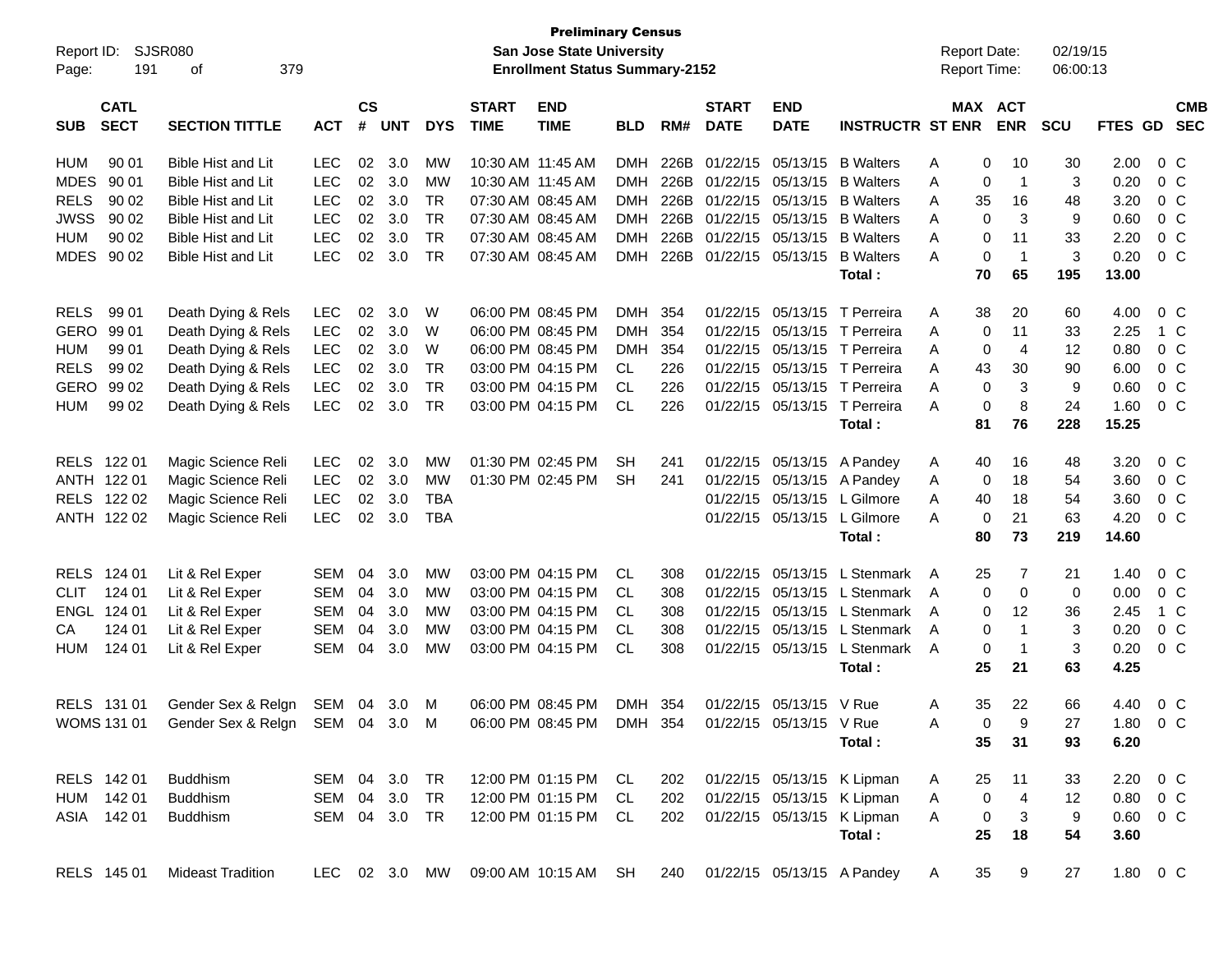**Preliminary Census**
**San Jose State University**
**Enrollment Status Summary-2152**

Report ID: SJSR080
Report Date: 02/19/15
Report Time: 06:00:13

| SUB | CATL SECT | SECTION TITTLE | ACT | CS # | UNT | DYS | START TIME | END TIME | BLD | RM# | START DATE | END DATE | INSTRUCTR | ST | MAX ENR | ACT ENR | SCU | FTES | GD | CMB SEC |
|---|---|---|---|---|---|---|---|---|---|---|---|---|---|---|---|---|---|---|---|---|
| HUM | 90 01 | Bible Hist and Lit | LEC | 02 | 3.0 | MW | 10:30 AM | 11:45 AM | DMH | 226B | 01/22/15 | 05/13/15 | B Walters | A | 0 | 10 | 30 | 2.00 | 0 | C |
| MDES | 90 01 | Bible Hist and Lit | LEC | 02 | 3.0 | MW | 10:30 AM | 11:45 AM | DMH | 226B | 01/22/15 | 05/13/15 | B Walters | A | 0 | 1 | 3 | 0.20 | 0 | C |
| RELS | 90 02 | Bible Hist and Lit | LEC | 02 | 3.0 | TR | 07:30 AM | 08:45 AM | DMH | 226B | 01/22/15 | 05/13/15 | B Walters | A | 35 | 16 | 48 | 3.20 | 0 | C |
| JWSS | 90 02 | Bible Hist and Lit | LEC | 02 | 3.0 | TR | 07:30 AM | 08:45 AM | DMH | 226B | 01/22/15 | 05/13/15 | B Walters | A | 0 | 3 | 9 | 0.60 | 0 | C |
| HUM | 90 02 | Bible Hist and Lit | LEC | 02 | 3.0 | TR | 07:30 AM | 08:45 AM | DMH | 226B | 01/22/15 | 05/13/15 | B Walters | A | 0 | 11 | 33 | 2.20 | 0 | C |
| MDES | 90 02 | Bible Hist and Lit | LEC | 02 | 3.0 | TR | 07:30 AM | 08:45 AM | DMH | 226B | 01/22/15 | 05/13/15 | B Walters | A | 0 | 1 | 3 | 0.20 | 0 | C |
| | | | | | | | | | | | | | **Total :** | | **70** | **65** | **195** | **13.00** | | |
| RELS | 99 01 | Death Dying & Rels | LEC | 02 | 3.0 | W | 06:00 PM | 08:45 PM | DMH | 354 | 01/22/15 | 05/13/15 | T Perreira | A | 38 | 20 | 60 | 4.00 | 0 | C |
| GERO | 99 01 | Death Dying & Rels | LEC | 02 | 3.0 | W | 06:00 PM | 08:45 PM | DMH | 354 | 01/22/15 | 05/13/15 | T Perreira | A | 0 | 11 | 33 | 2.25 | 1 | C |
| HUM | 99 01 | Death Dying & Rels | LEC | 02 | 3.0 | W | 06:00 PM | 08:45 PM | DMH | 354 | 01/22/15 | 05/13/15 | T Perreira | A | 0 | 4 | 12 | 0.80 | 0 | C |
| RELS | 99 02 | Death Dying & Rels | LEC | 02 | 3.0 | TR | 03:00 PM | 04:15 PM | CL | 226 | 01/22/15 | 05/13/15 | T Perreira | A | 43 | 30 | 90 | 6.00 | 0 | C |
| GERO | 99 02 | Death Dying & Rels | LEC | 02 | 3.0 | TR | 03:00 PM | 04:15 PM | CL | 226 | 01/22/15 | 05/13/15 | T Perreira | A | 0 | 3 | 9 | 0.60 | 0 | C |
| HUM | 99 02 | Death Dying & Rels | LEC | 02 | 3.0 | TR | 03:00 PM | 04:15 PM | CL | 226 | 01/22/15 | 05/13/15 | T Perreira | A | 0 | 8 | 24 | 1.60 | 0 | C |
| | | | | | | | | | | | | | **Total :** | | **81** | **76** | **228** | **15.25** | | |
| RELS | 122 01 | Magic Science Reli | LEC | 02 | 3.0 | MW | 01:30 PM | 02:45 PM | SH | 241 | 01/22/15 | 05/13/15 | A Pandey | A | 40 | 16 | 48 | 3.20 | 0 | C |
| ANTH | 122 01 | Magic Science Reli | LEC | 02 | 3.0 | MW | 01:30 PM | 02:45 PM | SH | 241 | 01/22/15 | 05/13/15 | A Pandey | A | 0 | 18 | 54 | 3.60 | 0 | C |
| RELS | 122 02 | Magic Science Reli | LEC | 02 | 3.0 | TBA | | | | | 01/22/15 | 05/13/15 | L Gilmore | A | 40 | 18 | 54 | 3.60 | 0 | C |
| ANTH | 122 02 | Magic Science Reli | LEC | 02 | 3.0 | TBA | | | | | 01/22/15 | 05/13/15 | L Gilmore | A | 0 | 21 | 63 | 4.20 | 0 | C |
| | | | | | | | | | | | | | **Total :** | | **80** | **73** | **219** | **14.60** | | |
| RELS | 124 01 | Lit & Rel Exper | SEM | 04 | 3.0 | MW | 03:00 PM | 04:15 PM | CL | 308 | 01/22/15 | 05/13/15 | L Stenmark | A | 25 | 7 | 21 | 1.40 | 0 | C |
| CLIT | 124 01 | Lit & Rel Exper | SEM | 04 | 3.0 | MW | 03:00 PM | 04:15 PM | CL | 308 | 01/22/15 | 05/13/15 | L Stenmark | A | 0 | 0 | 0 | 0.00 | 0 | C |
| ENGL | 124 01 | Lit & Rel Exper | SEM | 04 | 3.0 | MW | 03:00 PM | 04:15 PM | CL | 308 | 01/22/15 | 05/13/15 | L Stenmark | A | 0 | 12 | 36 | 2.45 | 1 | C |
| CA | 124 01 | Lit & Rel Exper | SEM | 04 | 3.0 | MW | 03:00 PM | 04:15 PM | CL | 308 | 01/22/15 | 05/13/15 | L Stenmark | A | 0 | 1 | 3 | 0.20 | 0 | C |
| HUM | 124 01 | Lit & Rel Exper | SEM | 04 | 3.0 | MW | 03:00 PM | 04:15 PM | CL | 308 | 01/22/15 | 05/13/15 | L Stenmark | A | 0 | 1 | 3 | 0.20 | 0 | C |
| | | | | | | | | | | | | | **Total :** | | **25** | **21** | **63** | **4.25** | | |
| RELS | 131 01 | Gender Sex & Relgn | SEM | 04 | 3.0 | M | 06:00 PM | 08:45 PM | DMH | 354 | 01/22/15 | 05/13/15 | V Rue | A | 35 | 22 | 66 | 4.40 | 0 | C |
| WOMS | 131 01 | Gender Sex & Relgn | SEM | 04 | 3.0 | M | 06:00 PM | 08:45 PM | DMH | 354 | 01/22/15 | 05/13/15 | V Rue | A | 0 | 9 | 27 | 1.80 | 0 | C |
| | | | | | | | | | | | | | **Total :** | | **35** | **31** | **93** | **6.20** | | |
| RELS | 142 01 | Buddhism | SEM | 04 | 3.0 | TR | 12:00 PM | 01:15 PM | CL | 202 | 01/22/15 | 05/13/15 | K Lipman | A | 25 | 11 | 33 | 2.20 | 0 | C |
| HUM | 142 01 | Buddhism | SEM | 04 | 3.0 | TR | 12:00 PM | 01:15 PM | CL | 202 | 01/22/15 | 05/13/15 | K Lipman | A | 0 | 4 | 12 | 0.80 | 0 | C |
| ASIA | 142 01 | Buddhism | SEM | 04 | 3.0 | TR | 12:00 PM | 01:15 PM | CL | 202 | 01/22/15 | 05/13/15 | K Lipman | A | 0 | 3 | 9 | 0.60 | 0 | C |
| | | | | | | | | | | | | | **Total :** | | **25** | **18** | **54** | **3.60** | | |
| RELS | 145 01 | Mideast Tradition | LEC | 02 | 3.0 | MW | 09:00 AM | 10:15 AM | SH | 240 | 01/22/15 | 05/13/15 | A Pandey | A | 35 | 9 | 27 | 1.80 | 0 | C |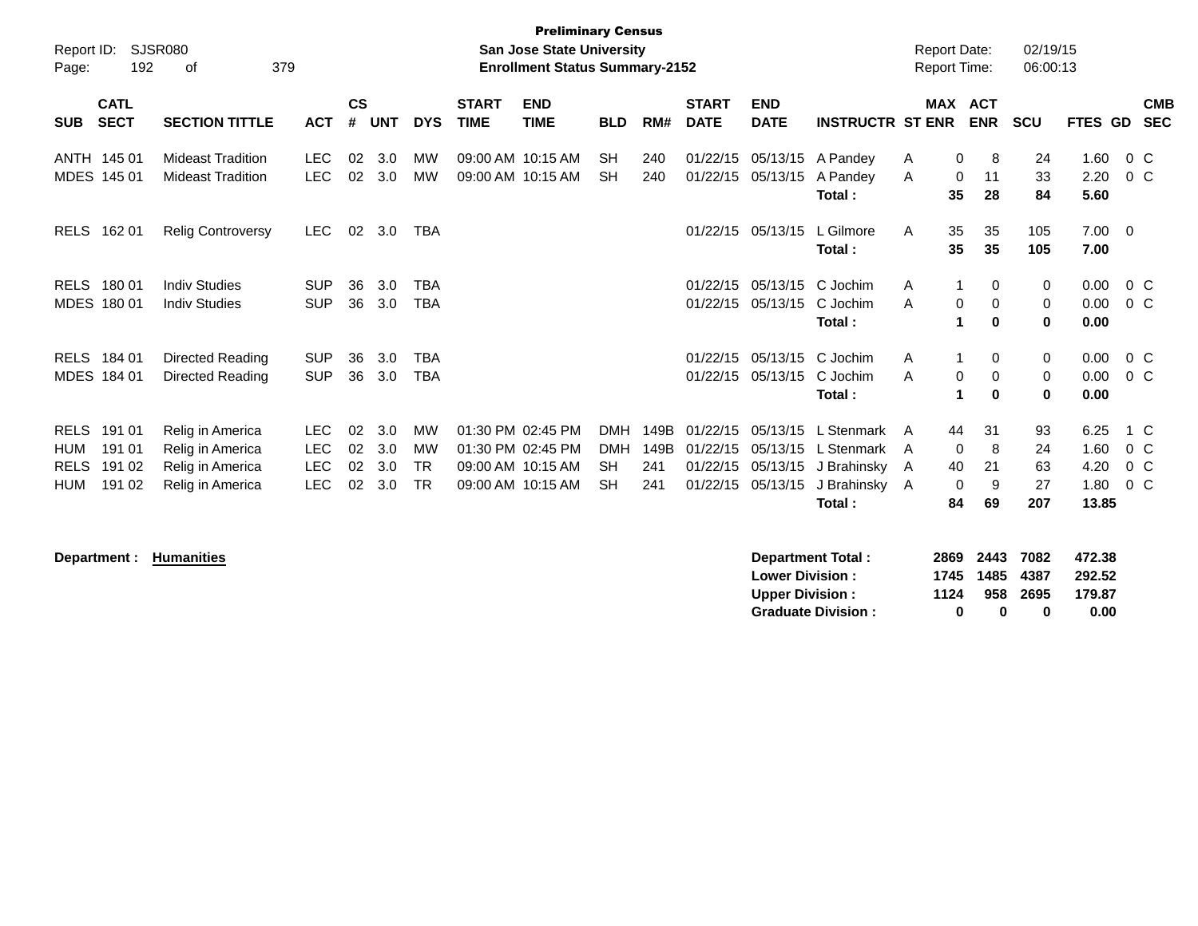**Preliminary Census**
**San Jose State University**
**Enrollment Status Summary-2152**

Report ID: SJSR080
Report Date: 02/19/15
Report Time: 06:00:13

| SUB | CATL SECT | SECTION TITTLE | ACT | CS # | UNT | DYS | START TIME | END TIME | BLD | RM# | START DATE | END DATE | INSTRUCTR | ST | MAX ENR | ACT ENR | SCU | FTES | GD | CMB SEC |
|---|---|---|---|---|---|---|---|---|---|---|---|---|---|---|---|---|---|---|---|---|
| ANTH | 145 01 | Mideast Tradition | LEC | 02 | 3.0 | MW | 09:00 AM | 10:15 AM | SH | 240 | 01/22/15 | 05/13/15 | A Pandey | A | 0 | 8 | 24 | 1.60 | 0 | C |
| MDES | 145 01 | Mideast Tradition | LEC | 02 | 3.0 | MW | 09:00 AM | 10:15 AM | SH | 240 | 01/22/15 | 05/13/15 | A Pandey | A | 0 | 11 | 33 | 2.20 | 0 | C |
| | | | | | | | | | | | | | **Total :** | | **35** | **28** | **84** | **5.60** | | |
| RELS | 162 01 | Relig Controversy | LEC | 02 | 3.0 | TBA | | | | | 01/22/15 | 05/13/15 | L Gilmore | A | 35 | 35 | 105 | 7.00 | 0 | |
| | | | | | | | | | | | | | **Total :** | | **35** | **35** | **105** | **7.00** | | |
| RELS | 180 01 | Indiv Studies | SUP | 36 | 3.0 | TBA | | | | | 01/22/15 | 05/13/15 | C Jochim | A | 1 | 0 | 0 | 0.00 | 0 | C |
| MDES | 180 01 | Indiv Studies | SUP | 36 | 3.0 | TBA | | | | | 01/22/15 | 05/13/15 | C Jochim | A | 0 | 0 | 0 | 0.00 | 0 | C |
| | | | | | | | | | | | | | **Total :** | | **1** | **0** | **0** | **0.00** | | |
| RELS | 184 01 | Directed Reading | SUP | 36 | 3.0 | TBA | | | | | 01/22/15 | 05/13/15 | C Jochim | A | 1 | 0 | 0 | 0.00 | 0 | C |
| MDES | 184 01 | Directed Reading | SUP | 36 | 3.0 | TBA | | | | | 01/22/15 | 05/13/15 | C Jochim | A | 0 | 0 | 0 | 0.00 | 0 | C |
| | | | | | | | | | | | | | **Total :** | | **1** | **0** | **0** | **0.00** | | |
| RELS | 191 01 | Relig in America | LEC | 02 | 3.0 | MW | 01:30 PM | 02:45 PM | DMH | 149B | 01/22/15 | 05/13/15 | L Stenmark | A | 44 | 31 | 93 | 6.25 | 1 | C |
| HUM | 191 01 | Relig in America | LEC | 02 | 3.0 | MW | 01:30 PM | 02:45 PM | DMH | 149B | 01/22/15 | 05/13/15 | L Stenmark | A | 0 | 8 | 24 | 1.60 | 0 | C |
| RELS | 191 02 | Relig in America | LEC | 02 | 3.0 | TR | 09:00 AM | 10:15 AM | SH | 241 | 01/22/15 | 05/13/15 | J Brahinsky | A | 40 | 21 | 63 | 4.20 | 0 | C |
| HUM | 191 02 | Relig in America | LEC | 02 | 3.0 | TR | 09:00 AM | 10:15 AM | SH | 241 | 01/22/15 | 05/13/15 | J Brahinsky | A | 0 | 9 | 27 | 1.80 | 0 | C |
| | | | | | | | | | | | | | **Total :** | | **84** | **69** | **207** | **13.85** | | |

**Department :** **Humanities**

| | MAX ENR | ACT ENR | SCU | FTES |
|---|---|---|---|---|
| **Department Total :** | **2869** | **2443** | **7082** | **472.38** |
| **Lower Division :** | **1745** | **1485** | **4387** | **292.52** |
| **Upper Division :** | **1124** | **958** | **2695** | **179.87** |
| **Graduate Division :** | **0** | **0** | **0** | **0.00** |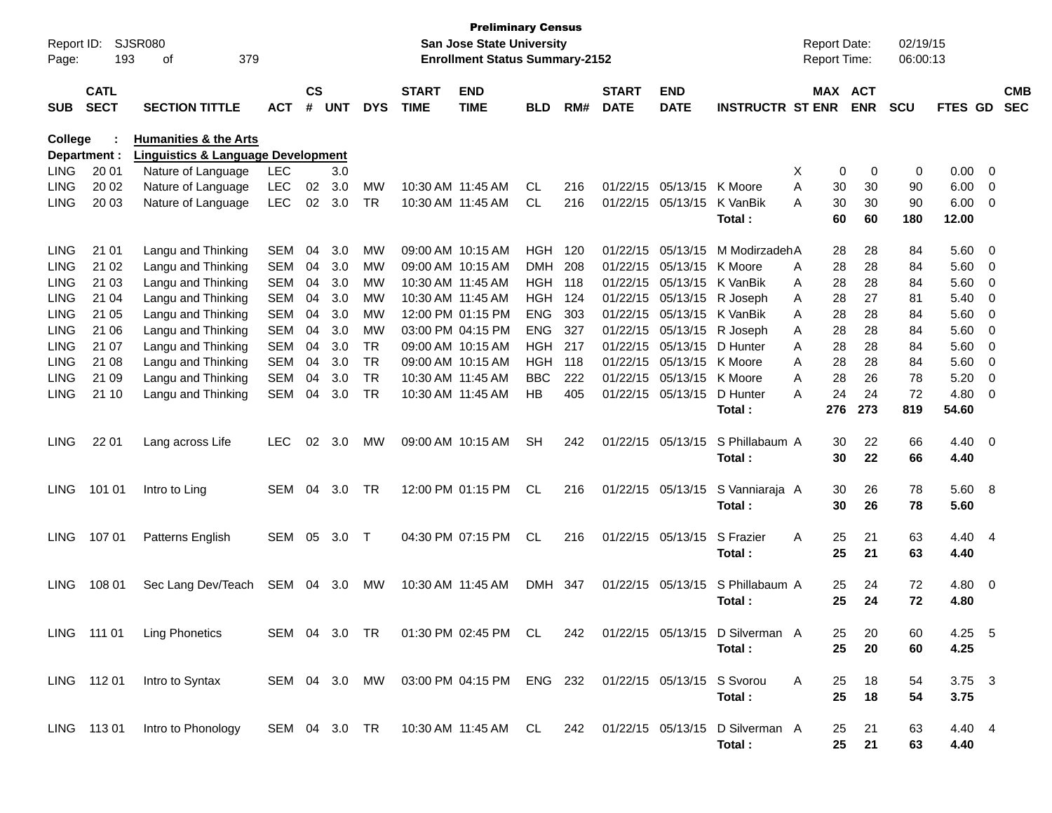**Preliminary Census**
**San Jose State University**
**Enrollment Status Summary-2152**

Report ID: SJSR080
Report Date: 02/19/15
Report Time: 06:00:13

| SUB | CATL SECT | SECTION TITTLE | ACT | CS # | UNT | DYS | START TIME | END TIME | BLD | RM# | START DATE | END DATE | INSTRUCTR | ST | MAX ENR | ACT ENR | SCU | FTES | GD | CMB SEC |
|---|---|---|---|---|---|---|---|---|---|---|---|---|---|---|---|---|---|---|---|---|
| **College :** | | **Humanities & the Arts** | | | | | | | | | | | | | | | | | | |
| **Department :** | | **Linguistics & Language Development** | | | | | | | | | | | | | | | | | | |
| LING | 20 01 | Nature of Language | LEC | | 3.0 | | | | | | | | | X | 0 | 0 | 0 | 0.00 | 0 | |
| LING | 20 02 | Nature of Language | LEC | 02 | 3.0 | MW | 10:30 AM | 11:45 AM | CL | 216 | 01/22/15 | 05/13/15 | K Moore | A | 30 | 30 | 90 | 6.00 | 0 | |
| LING | 20 03 | Nature of Language | LEC | 02 | 3.0 | TR | 10:30 AM | 11:45 AM | CL | 216 | 01/22/15 | 05/13/15 | K VanBik | A | 30 | 30 | 90 | 6.00 | 0 | |
| | | | | | | | | | | | | | **Total :** | | **60** | **60** | **180** | **12.00** | | |
| LING | 21 01 | Langu and Thinking | SEM | 04 | 3.0 | MW | 09:00 AM | 10:15 AM | HGH | 120 | 01/22/15 | 05/13/15 | M Modirzadeh | A | 28 | 28 | 84 | 5.60 | 0 | |
| LING | 21 02 | Langu and Thinking | SEM | 04 | 3.0 | MW | 09:00 AM | 10:15 AM | DMH | 208 | 01/22/15 | 05/13/15 | K Moore | A | 28 | 28 | 84 | 5.60 | 0 | |
| LING | 21 03 | Langu and Thinking | SEM | 04 | 3.0 | MW | 10:30 AM | 11:45 AM | HGH | 118 | 01/22/15 | 05/13/15 | K VanBik | A | 28 | 28 | 84 | 5.60 | 0 | |
| LING | 21 04 | Langu and Thinking | SEM | 04 | 3.0 | MW | 10:30 AM | 11:45 AM | HGH | 124 | 01/22/15 | 05/13/15 | R Joseph | A | 28 | 27 | 81 | 5.40 | 0 | |
| LING | 21 05 | Langu and Thinking | SEM | 04 | 3.0 | MW | 12:00 PM | 01:15 PM | ENG | 303 | 01/22/15 | 05/13/15 | K VanBik | A | 28 | 28 | 84 | 5.60 | 0 | |
| LING | 21 06 | Langu and Thinking | SEM | 04 | 3.0 | MW | 03:00 PM | 04:15 PM | ENG | 327 | 01/22/15 | 05/13/15 | R Joseph | A | 28 | 28 | 84 | 5.60 | 0 | |
| LING | 21 07 | Langu and Thinking | SEM | 04 | 3.0 | TR | 09:00 AM | 10:15 AM | HGH | 217 | 01/22/15 | 05/13/15 | D Hunter | A | 28 | 28 | 84 | 5.60 | 0 | |
| LING | 21 08 | Langu and Thinking | SEM | 04 | 3.0 | TR | 09:00 AM | 10:15 AM | HGH | 118 | 01/22/15 | 05/13/15 | K Moore | A | 28 | 28 | 84 | 5.60 | 0 | |
| LING | 21 09 | Langu and Thinking | SEM | 04 | 3.0 | TR | 10:30 AM | 11:45 AM | BBC | 222 | 01/22/15 | 05/13/15 | K Moore | A | 28 | 26 | 78 | 5.20 | 0 | |
| LING | 21 10 | Langu and Thinking | SEM | 04 | 3.0 | TR | 10:30 AM | 11:45 AM | HB | 405 | 01/22/15 | 05/13/15 | D Hunter | A | 24 | 24 | 72 | 4.80 | 0 | |
| | | | | | | | | | | | | | **Total :** | | **276** | **273** | **819** | **54.60** | | |
| LING | 22 01 | Lang across Life | LEC | 02 | 3.0 | MW | 09:00 AM | 10:15 AM | SH | 242 | 01/22/15 | 05/13/15 | S Phillabaum | A | 30 | 22 | 66 | 4.40 | 0 | |
| | | | | | | | | | | | | | **Total :** | | **30** | **22** | **66** | **4.40** | | |
| LING | 101 01 | Intro to Ling | SEM | 04 | 3.0 | TR | 12:00 PM | 01:15 PM | CL | 216 | 01/22/15 | 05/13/15 | S Vanniaraja | A | 30 | 26 | 78 | 5.60 | 8 | |
| | | | | | | | | | | | | | **Total :** | | **30** | **26** | **78** | **5.60** | | |
| LING | 107 01 | Patterns English | SEM | 05 | 3.0 | T | 04:30 PM | 07:15 PM | CL | 216 | 01/22/15 | 05/13/15 | S Frazier | A | 25 | 21 | 63 | 4.40 | 4 | |
| | | | | | | | | | | | | | **Total :** | | **25** | **21** | **63** | **4.40** | | |
| LING | 108 01 | Sec Lang Dev/Teach | SEM | 04 | 3.0 | MW | 10:30 AM | 11:45 AM | DMH | 347 | 01/22/15 | 05/13/15 | S Phillabaum | A | 25 | 24 | 72 | 4.80 | 0 | |
| | | | | | | | | | | | | | **Total :** | | **25** | **24** | **72** | **4.80** | | |
| LING | 111 01 | Ling Phonetics | SEM | 04 | 3.0 | TR | 01:30 PM | 02:45 PM | CL | 242 | 01/22/15 | 05/13/15 | D Silverman | A | 25 | 20 | 60 | 4.25 | 5 | |
| | | | | | | | | | | | | | **Total :** | | **25** | **20** | **60** | **4.25** | | |
| LING | 112 01 | Intro to Syntax | SEM | 04 | 3.0 | MW | 03:00 PM | 04:15 PM | ENG | 232 | 01/22/15 | 05/13/15 | S Svorou | A | 25 | 18 | 54 | 3.75 | 3 | |
| | | | | | | | | | | | | | **Total :** | | **25** | **18** | **54** | **3.75** | | |
| LING | 113 01 | Intro to Phonology | SEM | 04 | 3.0 | TR | 10:30 AM | 11:45 AM | CL | 242 | 01/22/15 | 05/13/15 | D Silverman | A | 25 | 21 | 63 | 4.40 | 4 | |
| | | | | | | | | | | | | | **Total :** | | **25** | **21** | **63** | **4.40** | | |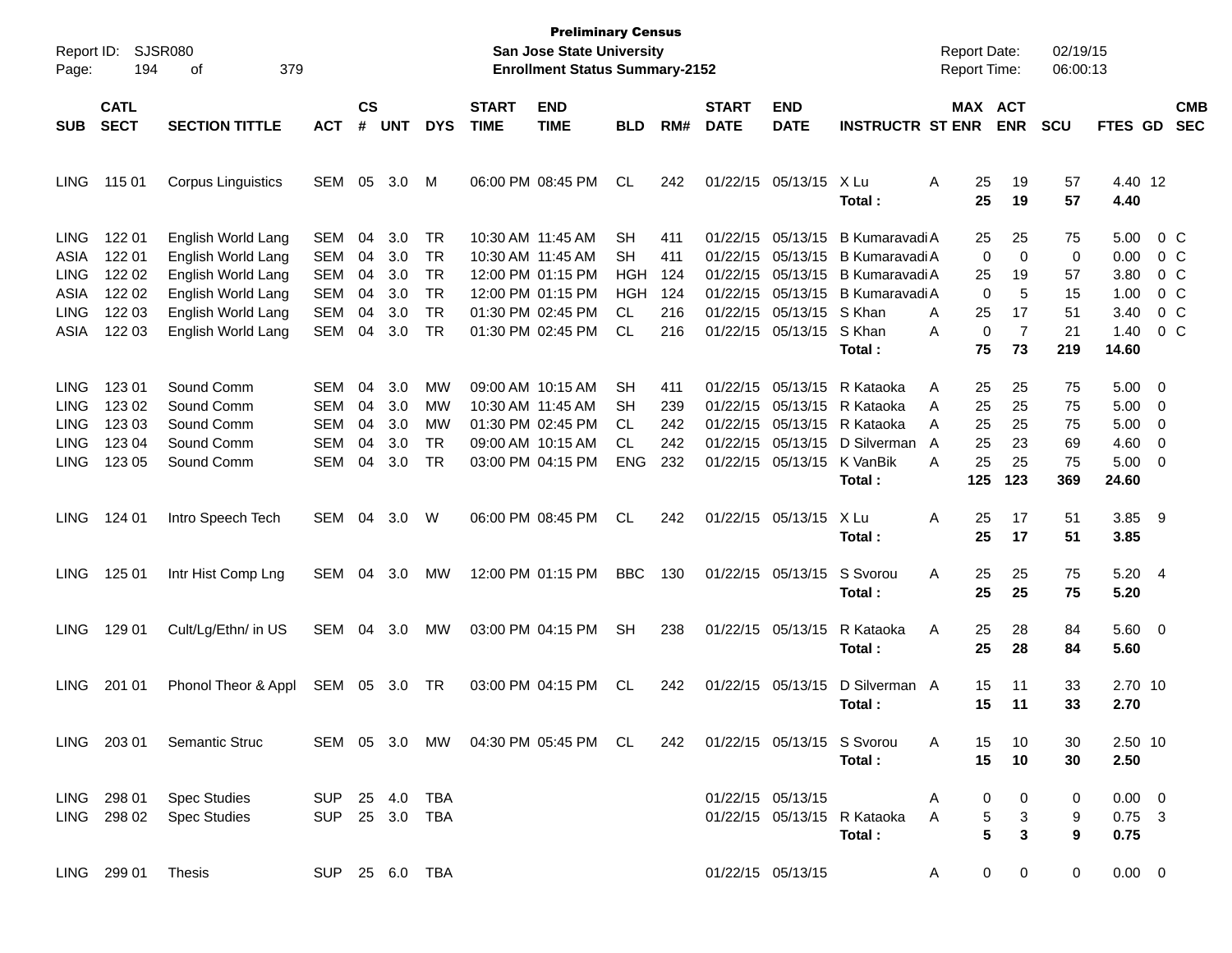**Preliminary Census**
**San Jose State University**
**Enrollment Status Summary-2152**

Report ID: SJSR080
Report Date: 02/19/15
Report Time: 06:00:13

| SUB | CATL SECT | SECTION TITTLE | ACT | CS # | UNT | DYS | START TIME | END TIME | BLD | RM# | START DATE | END DATE | INSTRUCTR | ST | MAX ENR | ACT ENR | SCU | FTES | GD | CMB SEC |
|---|---|---|---|---|---|---|---|---|---|---|---|---|---|---|---|---|---|---|---|---|
| LING | 115 01 | Corpus Linguistics | SEM | 05 | 3.0 | M | 06:00 PM | 08:45 PM | CL | 242 | 01/22/15 | 05/13/15 | X Lu | A | 25 | 19 | 57 | 4.40 | 12 | |
| | | | | | | | | | | | | | **Total :** | | **25** | **19** | **57** | **4.40** | | |
| LING | 122 01 | English World Lang | SEM | 04 | 3.0 | TR | 10:30 AM | 11:45 AM | SH | 411 | 01/22/15 | 05/13/15 | B Kumaravadi | A | 25 | 25 | 75 | 5.00 | 0 | C |
| ASIA | 122 01 | English World Lang | SEM | 04 | 3.0 | TR | 10:30 AM | 11:45 AM | SH | 411 | 01/22/15 | 05/13/15 | B Kumaravadi | A | 0 | 0 | 0 | 0.00 | 0 | C |
| LING | 122 02 | English World Lang | SEM | 04 | 3.0 | TR | 12:00 PM | 01:15 PM | HGH | 124 | 01/22/15 | 05/13/15 | B Kumaravadi | A | 25 | 19 | 57 | 3.80 | 0 | C |
| ASIA | 122 02 | English World Lang | SEM | 04 | 3.0 | TR | 12:00 PM | 01:15 PM | HGH | 124 | 01/22/15 | 05/13/15 | B Kumaravadi | A | 0 | 5 | 15 | 1.00 | 0 | C |
| LING | 122 03 | English World Lang | SEM | 04 | 3.0 | TR | 01:30 PM | 02:45 PM | CL | 216 | 01/22/15 | 05/13/15 | S Khan | A | 25 | 17 | 51 | 3.40 | 0 | C |
| ASIA | 122 03 | English World Lang | SEM | 04 | 3.0 | TR | 01:30 PM | 02:45 PM | CL | 216 | 01/22/15 | 05/13/15 | S Khan | A | 0 | 7 | 21 | 1.40 | 0 | C |
| | | | | | | | | | | | | | **Total :** | | **75** | **73** | **219** | **14.60** | | |
| LING | 123 01 | Sound Comm | SEM | 04 | 3.0 | MW | 09:00 AM | 10:15 AM | SH | 411 | 01/22/15 | 05/13/15 | R Kataoka | A | 25 | 25 | 75 | 5.00 | 0 | |
| LING | 123 02 | Sound Comm | SEM | 04 | 3.0 | MW | 10:30 AM | 11:45 AM | SH | 239 | 01/22/15 | 05/13/15 | R Kataoka | A | 25 | 25 | 75 | 5.00 | 0 | |
| LING | 123 03 | Sound Comm | SEM | 04 | 3.0 | MW | 01:30 PM | 02:45 PM | CL | 242 | 01/22/15 | 05/13/15 | R Kataoka | A | 25 | 25 | 75 | 5.00 | 0 | |
| LING | 123 04 | Sound Comm | SEM | 04 | 3.0 | TR | 09:00 AM | 10:15 AM | CL | 242 | 01/22/15 | 05/13/15 | D Silverman | A | 25 | 23 | 69 | 4.60 | 0 | |
| LING | 123 05 | Sound Comm | SEM | 04 | 3.0 | TR | 03:00 PM | 04:15 PM | ENG | 232 | 01/22/15 | 05/13/15 | K VanBik | A | 25 | 25 | 75 | 5.00 | 0 | |
| | | | | | | | | | | | | | **Total :** | | **125** | **123** | **369** | **24.60** | | |
| LING | 124 01 | Intro Speech Tech | SEM | 04 | 3.0 | W | 06:00 PM | 08:45 PM | CL | 242 | 01/22/15 | 05/13/15 | X Lu | A | 25 | 17 | 51 | 3.85 | 9 | |
| | | | | | | | | | | | | | **Total :** | | **25** | **17** | **51** | **3.85** | | |
| LING | 125 01 | Intr Hist Comp Lng | SEM | 04 | 3.0 | MW | 12:00 PM | 01:15 PM | BBC | 130 | 01/22/15 | 05/13/15 | S Svorou | A | 25 | 25 | 75 | 5.20 | 4 | |
| | | | | | | | | | | | | | **Total :** | | **25** | **25** | **75** | **5.20** | | |
| LING | 129 01 | Cult/Lg/Ethn/ in US | SEM | 04 | 3.0 | MW | 03:00 PM | 04:15 PM | SH | 238 | 01/22/15 | 05/13/15 | R Kataoka | A | 25 | 28 | 84 | 5.60 | 0 | |
| | | | | | | | | | | | | | **Total :** | | **25** | **28** | **84** | **5.60** | | |
| LING | 201 01 | Phonol Theor & Appl | SEM | 05 | 3.0 | TR | 03:00 PM | 04:15 PM | CL | 242 | 01/22/15 | 05/13/15 | D Silverman | A | 15 | 11 | 33 | 2.70 | 10 | |
| | | | | | | | | | | | | | **Total :** | | **15** | **11** | **33** | **2.70** | | |
| LING | 203 01 | Semantic Struc | SEM | 05 | 3.0 | MW | 04:30 PM | 05:45 PM | CL | 242 | 01/22/15 | 05/13/15 | S Svorou | A | 15 | 10 | 30 | 2.50 | 10 | |
| | | | | | | | | | | | | | **Total :** | | **15** | **10** | **30** | **2.50** | | |
| LING | 298 01 | Spec Studies | SUP | 25 | 4.0 | TBA | | | | | 01/22/15 | 05/13/15 | | A | 0 | 0 | 0 | 0.00 | 0 | |
| LING | 298 02 | Spec Studies | SUP | 25 | 3.0 | TBA | | | | | 01/22/15 | 05/13/15 | R Kataoka | A | 5 | 3 | 9 | 0.75 | 3 | |
| | | | | | | | | | | | | | **Total :** | | **5** | **3** | **9** | **0.75** | | |
| LING | 299 01 | Thesis | SUP | 25 | 6.0 | TBA | | | | | 01/22/15 | 05/13/15 | | A | 0 | 0 | 0 | 0.00 | 0 | |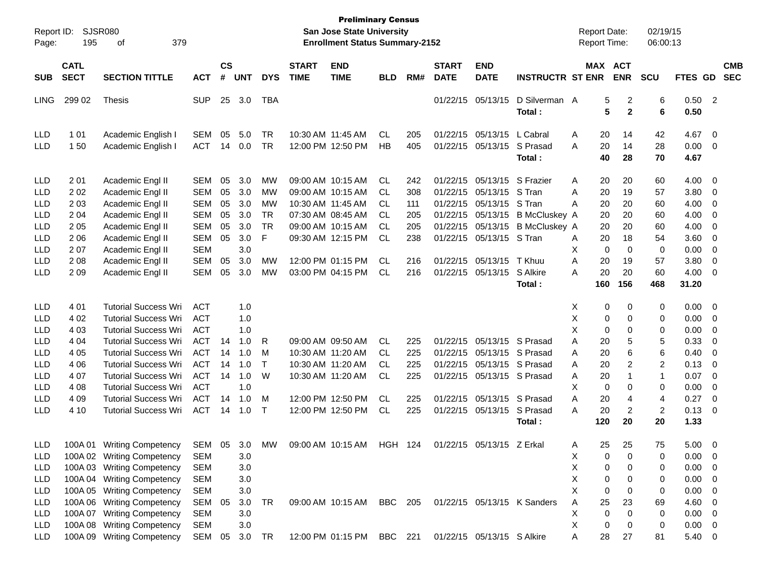**Preliminary Census**
**San Jose State University**
**Enrollment Status Summary-2152**

Report ID: SJSR080
Report Date: 02/19/15
Report Time: 06:00:13

| SUB | CATL SECT | SECTION TITTLE | ACT | CS # | UNT | DYS | START TIME | END TIME | BLD | RM# | START DATE | END DATE | INSTRUCTR | ST | MAX ENR | ACT ENR | SCU | FTES | GD | CMB SEC |
|---|---|---|---|---|---|---|---|---|---|---|---|---|---|---|---|---|---|---|---|---|
| LING | 299 02 | Thesis | SUP | 25 | 3.0 | TBA | | | | | 01/22/15 | 05/13/15 | D Silverman | A | 5 | 2 | 6 | 0.50 | 2 | |
| | | | | | | | | | | | | | **Total :** | | **5** | **2** | **6** | **0.50** | | |
| LLD | 1 01 | Academic English I | SEM | 05 | 5.0 | TR | 10:30 AM | 11:45 AM | CL | 205 | 01/22/15 | 05/13/15 | L Cabral | A | 20 | 14 | 42 | 4.67 | 0 | |
| LLD | 1 50 | Academic English I | ACT | 14 | 0.0 | TR | 12:00 PM | 12:50 PM | HB | 405 | 01/22/15 | 05/13/15 | S Prasad | A | 20 | 14 | 28 | 0.00 | 0 | |
| | | | | | | | | | | | | | **Total :** | | **40** | **28** | **70** | **4.67** | | |
| LLD | 2 01 | Academic Engl II | SEM | 05 | 3.0 | MW | 09:00 AM | 10:15 AM | CL | 242 | 01/22/15 | 05/13/15 | S Frazier | A | 20 | 20 | 60 | 4.00 | 0 | |
| LLD | 2 02 | Academic Engl II | SEM | 05 | 3.0 | MW | 09:00 AM | 10:15 AM | CL | 308 | 01/22/15 | 05/13/15 | S Tran | A | 20 | 19 | 57 | 3.80 | 0 | |
| LLD | 2 03 | Academic Engl II | SEM | 05 | 3.0 | MW | 10:30 AM | 11:45 AM | CL | 111 | 01/22/15 | 05/13/15 | S Tran | A | 20 | 20 | 60 | 4.00 | 0 | |
| LLD | 2 04 | Academic Engl II | SEM | 05 | 3.0 | TR | 07:30 AM | 08:45 AM | CL | 205 | 01/22/15 | 05/13/15 | B McCluskey | A | 20 | 20 | 60 | 4.00 | 0 | |
| LLD | 2 05 | Academic Engl II | SEM | 05 | 3.0 | TR | 09:00 AM | 10:15 AM | CL | 205 | 01/22/15 | 05/13/15 | B McCluskey | A | 20 | 20 | 60 | 4.00 | 0 | |
| LLD | 2 06 | Academic Engl II | SEM | 05 | 3.0 | F | 09:30 AM | 12:15 PM | CL | 238 | 01/22/15 | 05/13/15 | S Tran | A | 20 | 18 | 54 | 3.60 | 0 | |
| LLD | 2 07 | Academic Engl II | SEM | | 3.0 | | | | | | | | | X | 0 | 0 | 0 | 0.00 | 0 | |
| LLD | 2 08 | Academic Engl II | SEM | 05 | 3.0 | MW | 12:00 PM | 01:15 PM | CL | 216 | 01/22/15 | 05/13/15 | T Khuu | A | 20 | 19 | 57 | 3.80 | 0 | |
| LLD | 2 09 | Academic Engl II | SEM | 05 | 3.0 | MW | 03:00 PM | 04:15 PM | CL | 216 | 01/22/15 | 05/13/15 | S Alkire | A | 20 | 20 | 60 | 4.00 | 0 | |
| | | | | | | | | | | | | | **Total :** | | **160** | **156** | **468** | **31.20** | | |
| LLD | 4 01 | Tutorial Success Wri | ACT | | 1.0 | | | | | | | | | X | 0 | 0 | 0 | 0.00 | 0 | |
| LLD | 4 02 | Tutorial Success Wri | ACT | | 1.0 | | | | | | | | | X | 0 | 0 | 0 | 0.00 | 0 | |
| LLD | 4 03 | Tutorial Success Wri | ACT | | 1.0 | | | | | | | | | X | 0 | 0 | 0 | 0.00 | 0 | |
| LLD | 4 04 | Tutorial Success Wri | ACT | 14 | 1.0 | R | 09:00 AM | 09:50 AM | CL | 225 | 01/22/15 | 05/13/15 | S Prasad | A | 20 | 5 | 5 | 0.33 | 0 | |
| LLD | 4 05 | Tutorial Success Wri | ACT | 14 | 1.0 | M | 10:30 AM | 11:20 AM | CL | 225 | 01/22/15 | 05/13/15 | S Prasad | A | 20 | 6 | 6 | 0.40 | 0 | |
| LLD | 4 06 | Tutorial Success Wri | ACT | 14 | 1.0 | T | 10:30 AM | 11:20 AM | CL | 225 | 01/22/15 | 05/13/15 | S Prasad | A | 20 | 2 | 2 | 0.13 | 0 | |
| LLD | 4 07 | Tutorial Success Wri | ACT | 14 | 1.0 | W | 10:30 AM | 11:20 AM | CL | 225 | 01/22/15 | 05/13/15 | S Prasad | A | 20 | 1 | 1 | 0.07 | 0 | |
| LLD | 4 08 | Tutorial Success Wri | ACT | | 1.0 | | | | | | | | | X | 0 | 0 | 0 | 0.00 | 0 | |
| LLD | 4 09 | Tutorial Success Wri | ACT | 14 | 1.0 | M | 12:00 PM | 12:50 PM | CL | 225 | 01/22/15 | 05/13/15 | S Prasad | A | 20 | 4 | 4 | 0.27 | 0 | |
| LLD | 4 10 | Tutorial Success Wri | ACT | 14 | 1.0 | T | 12:00 PM | 12:50 PM | CL | 225 | 01/22/15 | 05/13/15 | S Prasad | A | 20 | 2 | 2 | 0.13 | 0 | |
| | | | | | | | | | | | | | **Total :** | | **120** | **20** | **20** | **1.33** | | |
| LLD | 100A 01 | Writing Competency | SEM | 05 | 3.0 | MW | 09:00 AM | 10:15 AM | HGH | 124 | 01/22/15 | 05/13/15 | Z Erkal | A | 25 | 25 | 75 | 5.00 | 0 | |
| LLD | 100A 02 | Writing Competency | SEM | | 3.0 | | | | | | | | | X | 0 | 0 | 0 | 0.00 | 0 | |
| LLD | 100A 03 | Writing Competency | SEM | | 3.0 | | | | | | | | | X | 0 | 0 | 0 | 0.00 | 0 | |
| LLD | 100A 04 | Writing Competency | SEM | | 3.0 | | | | | | | | | X | 0 | 0 | 0 | 0.00 | 0 | |
| LLD | 100A 05 | Writing Competency | SEM | | 3.0 | | | | | | | | | X | 0 | 0 | 0 | 0.00 | 0 | |
| LLD | 100A 06 | Writing Competency | SEM | 05 | 3.0 | TR | 09:00 AM | 10:15 AM | BBC | 205 | 01/22/15 | 05/13/15 | K Sanders | A | 25 | 23 | 69 | 4.60 | 0 | |
| LLD | 100A 07 | Writing Competency | SEM | | 3.0 | | | | | | | | | X | 0 | 0 | 0 | 0.00 | 0 | |
| LLD | 100A 08 | Writing Competency | SEM | | 3.0 | | | | | | | | | X | 0 | 0 | 0 | 0.00 | 0 | |
| LLD | 100A 09 | Writing Competency | SEM | 05 | 3.0 | TR | 12:00 PM | 01:15 PM | BBC | 221 | 01/22/15 | 05/13/15 | S Alkire | A | 28 | 27 | 81 | 5.40 | 0 | |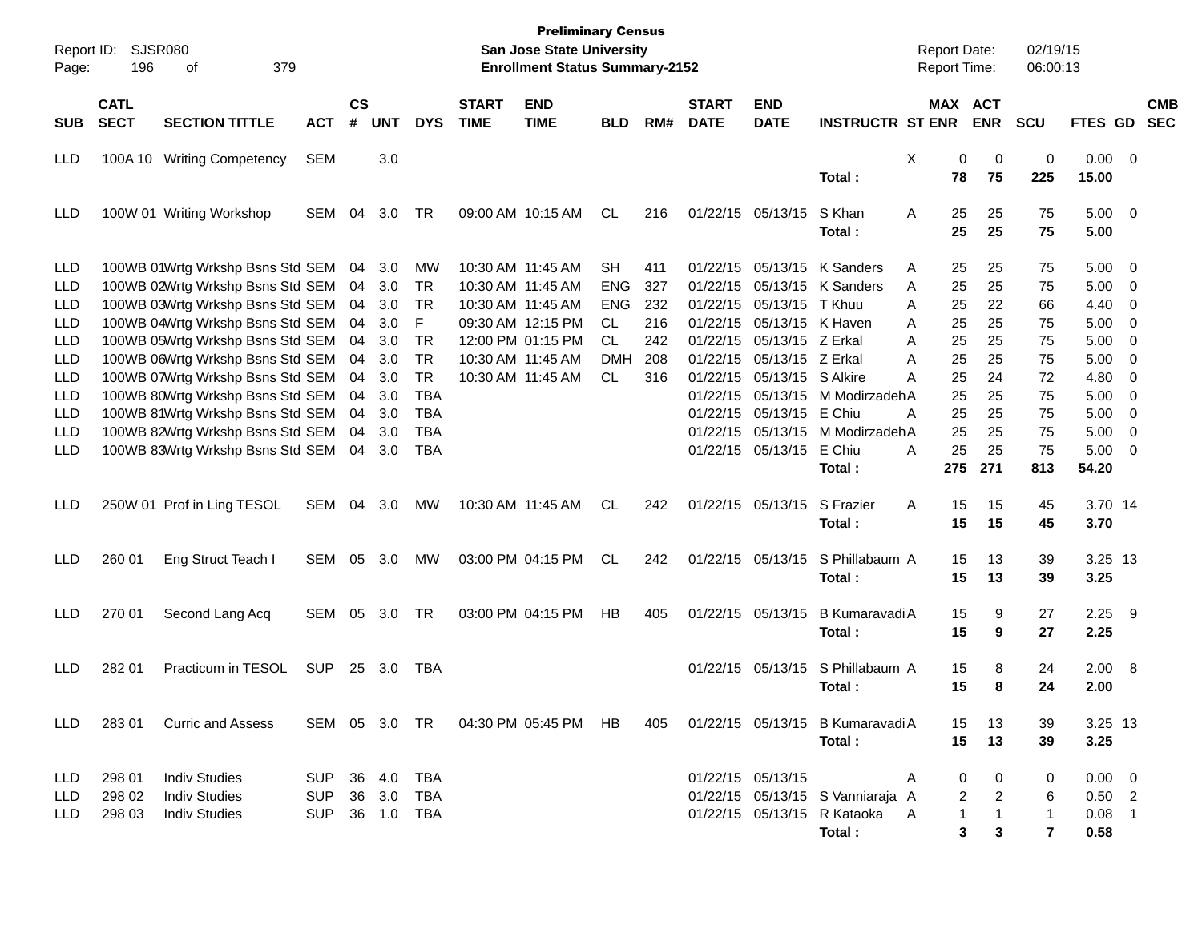**Preliminary Census**
**San Jose State University**
**Enrollment Status Summary-2152**

Report ID: SJSR080
Report Date: 02/19/15
Report Time: 06:00:13

| SUB | CATL SECT | SECTION TITTLE | ACT | CS # | UNT | DYS | START TIME | END TIME | BLD | RM# | START DATE | END DATE | INSTRUCTR | ST | MAX ENR | ACT ENR | SCU | FTES | GD | CMB SEC |
|---|---|---|---|---|---|---|---|---|---|---|---|---|---|---|---|---|---|---|---|---|
| LLD | 100A 10 | Writing Competency | SEM | | 3.0 | | | | | | | | | X | 0 | 0 | 0 | 0.00 | 0 | |
| | | | | | | | | | | | | | **Total :** | | **78** | **75** | **225** | **15.00** | | |
| LLD | 100W 01 | Writing Workshop | SEM | 04 | 3.0 | TR | 09:00 AM | 10:15 AM | CL | 216 | 01/22/15 | 05/13/15 | S Khan | A | 25 | 25 | 75 | 5.00 | 0 | |
| | | | | | | | | | | | | | **Total :** | | **25** | **25** | **75** | **5.00** | | |
| LLD | 100WB 01 | Wrtg Wrkshp Bsns Std | SEM | 04 | 3.0 | MW | 10:30 AM | 11:45 AM | SH | 411 | 01/22/15 | 05/13/15 | K Sanders | A | 25 | 25 | 75 | 5.00 | 0 | |
| LLD | 100WB 02 | Wrtg Wrkshp Bsns Std | SEM | 04 | 3.0 | TR | 10:30 AM | 11:45 AM | ENG | 327 | 01/22/15 | 05/13/15 | K Sanders | A | 25 | 25 | 75 | 5.00 | 0 | |
| LLD | 100WB 03 | Wrtg Wrkshp Bsns Std | SEM | 04 | 3.0 | TR | 10:30 AM | 11:45 AM | ENG | 232 | 01/22/15 | 05/13/15 | T Khuu | A | 25 | 22 | 66 | 4.40 | 0 | |
| LLD | 100WB 04 | Wrtg Wrkshp Bsns Std | SEM | 04 | 3.0 | F | 09:30 AM | 12:15 PM | CL | 216 | 01/22/15 | 05/13/15 | K Haven | A | 25 | 25 | 75 | 5.00 | 0 | |
| LLD | 100WB 05 | Wrtg Wrkshp Bsns Std | SEM | 04 | 3.0 | TR | 12:00 PM | 01:15 PM | CL | 242 | 01/22/15 | 05/13/15 | Z Erkal | A | 25 | 25 | 75 | 5.00 | 0 | |
| LLD | 100WB 06 | Wrtg Wrkshp Bsns Std | SEM | 04 | 3.0 | TR | 10:30 AM | 11:45 AM | DMH | 208 | 01/22/15 | 05/13/15 | Z Erkal | A | 25 | 25 | 75 | 5.00 | 0 | |
| LLD | 100WB 07 | Wrtg Wrkshp Bsns Std | SEM | 04 | 3.0 | TR | 10:30 AM | 11:45 AM | CL | 316 | 01/22/15 | 05/13/15 | S Alkire | A | 25 | 24 | 72 | 4.80 | 0 | |
| LLD | 100WB 80 | Wrtg Wrkshp Bsns Std | SEM | 04 | 3.0 | TBA | | | | | 01/22/15 | 05/13/15 | M Modirzadeh | A | 25 | 25 | 75 | 5.00 | 0 | |
| LLD | 100WB 81 | Wrtg Wrkshp Bsns Std | SEM | 04 | 3.0 | TBA | | | | | 01/22/15 | 05/13/15 | E Chiu | A | 25 | 25 | 75 | 5.00 | 0 | |
| LLD | 100WB 82 | Wrtg Wrkshp Bsns Std | SEM | 04 | 3.0 | TBA | | | | | 01/22/15 | 05/13/15 | M Modirzadeh | A | 25 | 25 | 75 | 5.00 | 0 | |
| LLD | 100WB 83 | Wrtg Wrkshp Bsns Std | SEM | 04 | 3.0 | TBA | | | | | 01/22/15 | 05/13/15 | E Chiu | A | 25 | 25 | 75 | 5.00 | 0 | |
| | | | | | | | | | | | | | **Total :** | | **275** | **271** | **813** | **54.20** | | |
| LLD | 250W 01 | Prof in Ling TESOL | SEM | 04 | 3.0 | MW | 10:30 AM | 11:45 AM | CL | 242 | 01/22/15 | 05/13/15 | S Frazier | A | 15 | 15 | 45 | 3.70 | 14 | |
| | | | | | | | | | | | | | **Total :** | | **15** | **15** | **45** | **3.70** | | |
| LLD | 260 01 | Eng Struct Teach I | SEM | 05 | 3.0 | MW | 03:00 PM | 04:15 PM | CL | 242 | 01/22/15 | 05/13/15 | S Phillabaum | A | 15 | 13 | 39 | 3.25 | 13 | |
| | | | | | | | | | | | | | **Total :** | | **15** | **13** | **39** | **3.25** | | |
| LLD | 270 01 | Second Lang Acq | SEM | 05 | 3.0 | TR | 03:00 PM | 04:15 PM | HB | 405 | 01/22/15 | 05/13/15 | B Kumaravadi | A | 15 | 9 | 27 | 2.25 | 9 | |
| | | | | | | | | | | | | | **Total :** | | **15** | **9** | **27** | **2.25** | | |
| LLD | 282 01 | Practicum in TESOL | SUP | 25 | 3.0 | TBA | | | | | 01/22/15 | 05/13/15 | S Phillabaum | A | 15 | 8 | 24 | 2.00 | 8 | |
| | | | | | | | | | | | | | **Total :** | | **15** | **8** | **24** | **2.00** | | |
| LLD | 283 01 | Curric and Assess | SEM | 05 | 3.0 | TR | 04:30 PM | 05:45 PM | HB | 405 | 01/22/15 | 05/13/15 | B Kumaravadi | A | 15 | 13 | 39 | 3.25 | 13 | |
| | | | | | | | | | | | | | **Total :** | | **15** | **13** | **39** | **3.25** | | |
| LLD | 298 01 | Indiv Studies | SUP | 36 | 4.0 | TBA | | | | | 01/22/15 | 05/13/15 | | A | 0 | 0 | 0 | 0.00 | 0 | |
| LLD | 298 02 | Indiv Studies | SUP | 36 | 3.0 | TBA | | | | | 01/22/15 | 05/13/15 | S Vanniaraja | A | 2 | 2 | 6 | 0.50 | 2 | |
| LLD | 298 03 | Indiv Studies | SUP | 36 | 1.0 | TBA | | | | | 01/22/15 | 05/13/15 | R Kataoka | A | 1 | 1 | 1 | 0.08 | 1 | |
| | | | | | | | | | | | | | **Total :** | | **3** | **3** | **7** | **0.58** | | |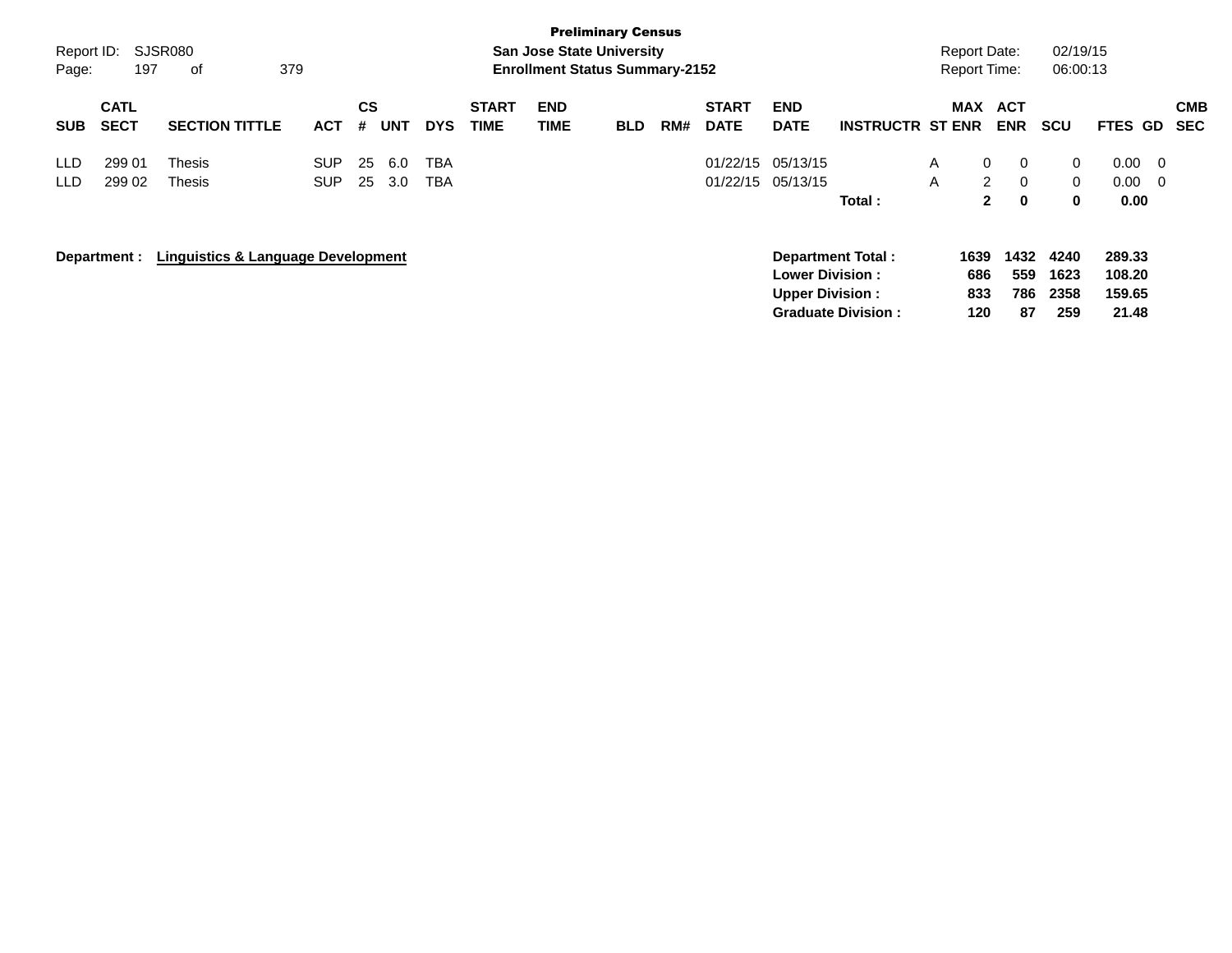**Preliminary Census**

**San Jose State University**

**Enrollment Status Summary-2152**

Report ID: SJSR080

Report Date: 02/19/15

Report Time: 06:00:13

| SUB | CATL SECT | SECTION TITTLE | ACT | CS # | UNT | DYS | START TIME | END TIME | BLD | RM# | START DATE | END DATE | INSTRUCTR | ST | MAX ENR | ACT ENR | SCU | FTES | GD | CMB SEC |
|---|---|---|---|---|---|---|---|---|---|---|---|---|---|---|---|---|---|---|---|---|
| LLD | 299 01 | Thesis | SUP | 25 | 6.0 | TBA | | | | | 01/22/15 | 05/13/15 | | A | 0 | 0 | 0 | 0.00 | 0 | |
| LLD | 299 02 | Thesis | SUP | 25 | 3.0 | TBA | | | | | 01/22/15 | 05/13/15 | | A | 2 | 0 | 0 | 0.00 | 0 | |
| | | | | | | | | | | | | | **Total :** | | **2** | **0** | **0** | **0.00** | | |

**Department :** **Linguistics & Language Development**

| | MAX ENR | ACT ENR | SCU | FTES |
|---|---|---|---|---|
| **Department Total :** | **1639** | **1432** | **4240** | **289.33** |
| **Lower Division :** | **686** | **559** | **1623** | **108.20** |
| **Upper Division :** | **833** | **786** | **2358** | **159.65** |
| **Graduate Division :** | **120** | **87** | **259** | **21.48** |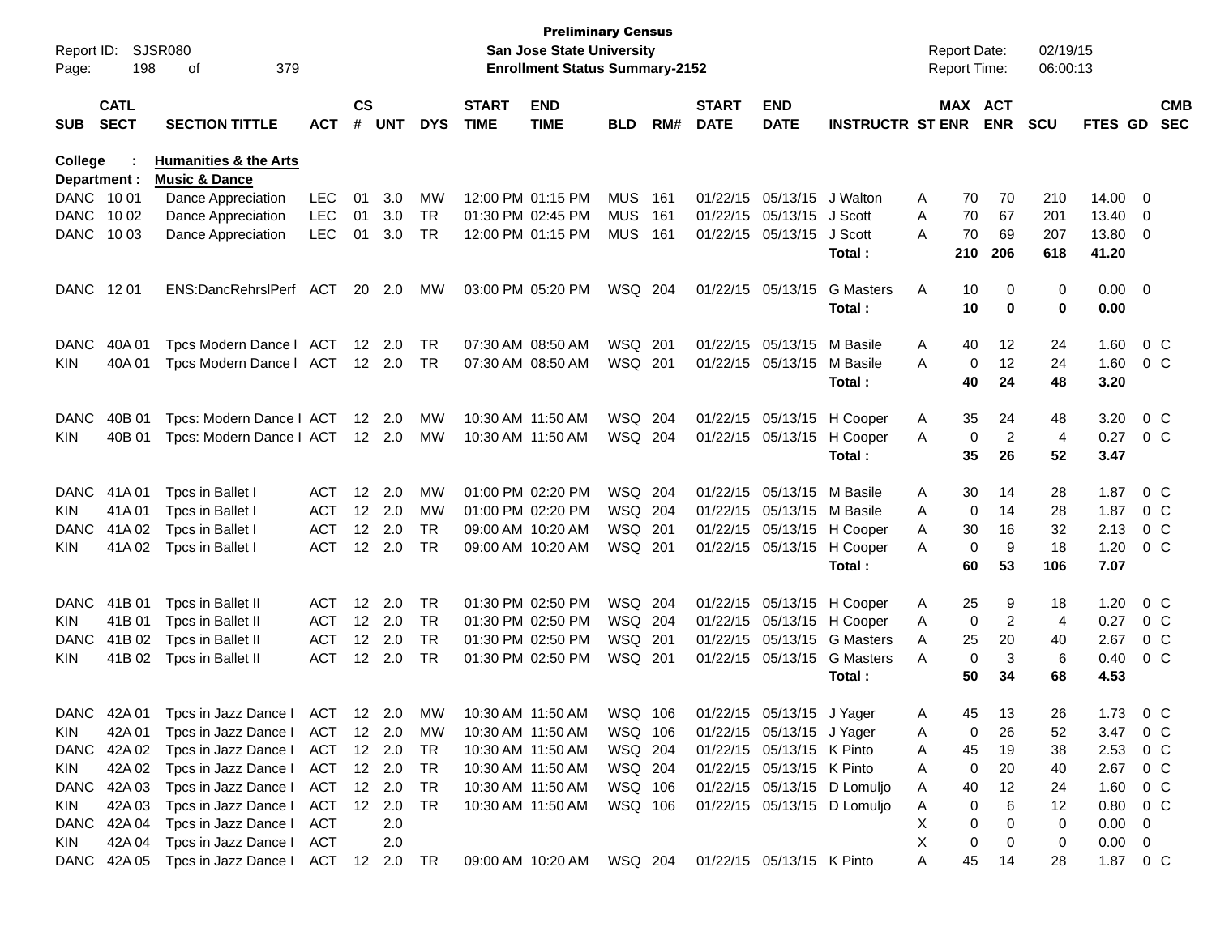**Preliminary Census**
**San Jose State University**
**Enrollment Status Summary-2152**

Report ID: SJSR080
Report Date: 02/19/15
Report Time: 06:00:13

| SUB | CATL SECT | SECTION TITTLE | ACT | CS # | UNT | DYS | START TIME | END TIME | BLD | RM# | START DATE | END DATE | INSTRUCTR | ST | MAX ENR | ACT ENR | SCU | FTES | GD | CMB SEC |
|---|---|---|---|---|---|---|---|---|---|---|---|---|---|---|---|---|---|---|---|---|
| **College :** | | **Humanities & the Arts** | | | | | | | | | | | | | | | | | | |
| **Department :** | | **Music & Dance** | | | | | | | | | | | | | | | | | | |
| DANC | 10 01 | Dance Appreciation | LEC | 01 | 3.0 | MW | 12:00 PM | 01:15 PM | MUS | 161 | 01/22/15 | 05/13/15 | J Walton | A | 70 | 70 | 210 | 14.00 | 0 | |
| DANC | 10 02 | Dance Appreciation | LEC | 01 | 3.0 | TR | 01:30 PM | 02:45 PM | MUS | 161 | 01/22/15 | 05/13/15 | J Scott | A | 70 | 67 | 201 | 13.40 | 0 | |
| DANC | 10 03 | Dance Appreciation | LEC | 01 | 3.0 | TR | 12:00 PM | 01:15 PM | MUS | 161 | 01/22/15 | 05/13/15 | J Scott | A | 70 | 69 | 207 | 13.80 | 0 | |
| | | | | | | | | | | | | | **Total :** | | **210** | **206** | **618** | **41.20** | | |
| DANC | 12 01 | ENS:DancRehrslPerf | ACT | 20 | 2.0 | MW | 03:00 PM | 05:20 PM | WSQ | 204 | 01/22/15 | 05/13/15 | G Masters | A | 10 | 0 | 0 | 0.00 | 0 | |
| | | | | | | | | | | | | | **Total :** | | **10** | **0** | **0** | **0.00** | | |
| DANC | 40A 01 | Tpcs Modern Dance I | ACT | 12 | 2.0 | TR | 07:30 AM | 08:50 AM | WSQ | 201 | 01/22/15 | 05/13/15 | M Basile | A | 40 | 12 | 24 | 1.60 | 0 | C |
| KIN | 40A 01 | Tpcs Modern Dance I | ACT | 12 | 2.0 | TR | 07:30 AM | 08:50 AM | WSQ | 201 | 01/22/15 | 05/13/15 | M Basile | A | 0 | 12 | 24 | 1.60 | 0 | C |
| | | | | | | | | | | | | | **Total :** | | **40** | **24** | **48** | **3.20** | | |
| DANC | 40B 01 | Tpcs: Modern Dance I | ACT | 12 | 2.0 | MW | 10:30 AM | 11:50 AM | WSQ | 204 | 01/22/15 | 05/13/15 | H Cooper | A | 35 | 24 | 48 | 3.20 | 0 | C |
| KIN | 40B 01 | Tpcs: Modern Dance I | ACT | 12 | 2.0 | MW | 10:30 AM | 11:50 AM | WSQ | 204 | 01/22/15 | 05/13/15 | H Cooper | A | 0 | 2 | 4 | 0.27 | 0 | C |
| | | | | | | | | | | | | | **Total :** | | **35** | **26** | **52** | **3.47** | | |
| DANC | 41A 01 | Tpcs in Ballet I | ACT | 12 | 2.0 | MW | 01:00 PM | 02:20 PM | WSQ | 204 | 01/22/15 | 05/13/15 | M Basile | A | 30 | 14 | 28 | 1.87 | 0 | C |
| KIN | 41A 01 | Tpcs in Ballet I | ACT | 12 | 2.0 | MW | 01:00 PM | 02:20 PM | WSQ | 204 | 01/22/15 | 05/13/15 | M Basile | A | 0 | 14 | 28 | 1.87 | 0 | C |
| DANC | 41A 02 | Tpcs in Ballet I | ACT | 12 | 2.0 | TR | 09:00 AM | 10:20 AM | WSQ | 201 | 01/22/15 | 05/13/15 | H Cooper | A | 30 | 16 | 32 | 2.13 | 0 | C |
| KIN | 41A 02 | Tpcs in Ballet I | ACT | 12 | 2.0 | TR | 09:00 AM | 10:20 AM | WSQ | 201 | 01/22/15 | 05/13/15 | H Cooper | A | 0 | 9 | 18 | 1.20 | 0 | C |
| | | | | | | | | | | | | | **Total :** | | **60** | **53** | **106** | **7.07** | | |
| DANC | 41B 01 | Tpcs in Ballet II | ACT | 12 | 2.0 | TR | 01:30 PM | 02:50 PM | WSQ | 204 | 01/22/15 | 05/13/15 | H Cooper | A | 25 | 9 | 18 | 1.20 | 0 | C |
| KIN | 41B 01 | Tpcs in Ballet II | ACT | 12 | 2.0 | TR | 01:30 PM | 02:50 PM | WSQ | 204 | 01/22/15 | 05/13/15 | H Cooper | A | 0 | 2 | 4 | 0.27 | 0 | C |
| DANC | 41B 02 | Tpcs in Ballet II | ACT | 12 | 2.0 | TR | 01:30 PM | 02:50 PM | WSQ | 201 | 01/22/15 | 05/13/15 | G Masters | A | 25 | 20 | 40 | 2.67 | 0 | C |
| KIN | 41B 02 | Tpcs in Ballet II | ACT | 12 | 2.0 | TR | 01:30 PM | 02:50 PM | WSQ | 201 | 01/22/15 | 05/13/15 | G Masters | A | 0 | 3 | 6 | 0.40 | 0 | C |
| | | | | | | | | | | | | | **Total :** | | **50** | **34** | **68** | **4.53** | | |
| DANC | 42A 01 | Tpcs in Jazz Dance I | ACT | 12 | 2.0 | MW | 10:30 AM | 11:50 AM | WSQ | 106 | 01/22/15 | 05/13/15 | J Yager | A | 45 | 13 | 26 | 1.73 | 0 | C |
| KIN | 42A 01 | Tpcs in Jazz Dance I | ACT | 12 | 2.0 | MW | 10:30 AM | 11:50 AM | WSQ | 106 | 01/22/15 | 05/13/15 | J Yager | A | 0 | 26 | 52 | 3.47 | 0 | C |
| DANC | 42A 02 | Tpcs in Jazz Dance I | ACT | 12 | 2.0 | TR | 10:30 AM | 11:50 AM | WSQ | 204 | 01/22/15 | 05/13/15 | K Pinto | A | 45 | 19 | 38 | 2.53 | 0 | C |
| KIN | 42A 02 | Tpcs in Jazz Dance I | ACT | 12 | 2.0 | TR | 10:30 AM | 11:50 AM | WSQ | 204 | 01/22/15 | 05/13/15 | K Pinto | A | 0 | 20 | 40 | 2.67 | 0 | C |
| DANC | 42A 03 | Tpcs in Jazz Dance I | ACT | 12 | 2.0 | TR | 10:30 AM | 11:50 AM | WSQ | 106 | 01/22/15 | 05/13/15 | D Lomuljo | A | 40 | 12 | 24 | 1.60 | 0 | C |
| KIN | 42A 03 | Tpcs in Jazz Dance I | ACT | 12 | 2.0 | TR | 10:30 AM | 11:50 AM | WSQ | 106 | 01/22/15 | 05/13/15 | D Lomuljo | A | 0 | 6 | 12 | 0.80 | 0 | C |
| DANC | 42A 04 | Tpcs in Jazz Dance I | ACT | | 2.0 | | | | | | | | | X | 0 | 0 | 0 | 0.00 | 0 | |
| KIN | 42A 04 | Tpcs in Jazz Dance I | ACT | | 2.0 | | | | | | | | | X | 0 | 0 | 0 | 0.00 | 0 | |
| DANC | 42A 05 | Tpcs in Jazz Dance I | ACT | 12 | 2.0 | TR | 09:00 AM | 10:20 AM | WSQ | 204 | 01/22/15 | 05/13/15 | K Pinto | A | 45 | 14 | 28 | 1.87 | 0 | C |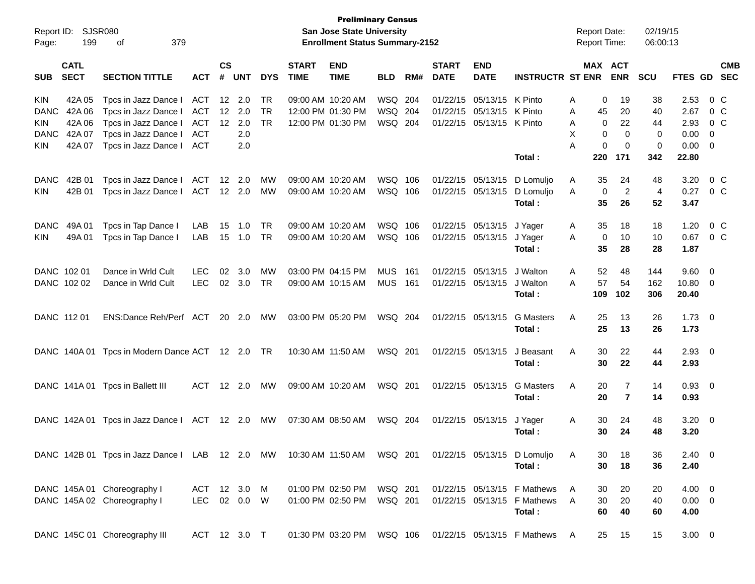**Preliminary Census**
**San Jose State University**
**Enrollment Status Summary-2152**

Report ID: SJSR080
Report Date: 02/19/15
Report Time: 06:00:13

| SUB | CATL SECT | SECTION TITTLE | ACT | CS # | UNT | DYS | START TIME | END TIME | BLD | RM# | START DATE | END DATE | INSTRUCTR | ST | MAX ENR | ACT ENR | SCU | FTES | GD | CMB SEC |
|---|---|---|---|---|---|---|---|---|---|---|---|---|---|---|---|---|---|---|---|---|
| KIN | 42A 05 | Tpcs in Jazz Dance I | ACT | 12 | 2.0 | TR | 09:00 AM | 10:20 AM | WSQ | 204 | 01/22/15 | 05/13/15 | K Pinto | A | 0 | 19 | 38 | 2.53 | 0 | C |
| DANC | 42A 06 | Tpcs in Jazz Dance I | ACT | 12 | 2.0 | TR | 12:00 PM | 01:30 PM | WSQ | 204 | 01/22/15 | 05/13/15 | K Pinto | A | 45 | 20 | 40 | 2.67 | 0 | C |
| KIN | 42A 06 | Tpcs in Jazz Dance I | ACT | 12 | 2.0 | TR | 12:00 PM | 01:30 PM | WSQ | 204 | 01/22/15 | 05/13/15 | K Pinto | A | 0 | 22 | 44 | 2.93 | 0 | C |
| DANC | 42A 07 | Tpcs in Jazz Dance I | ACT | | 2.0 | | | | | | | | | X | 0 | 0 | 0 | 0.00 | 0 | |
| KIN | 42A 07 | Tpcs in Jazz Dance I | ACT | | 2.0 | | | | | | | | | A | 0 | 0 | 0 | 0.00 | 0 | |
| | | | | | | | | | | | | | **Total :** | | **220** | **171** | **342** | **22.80** | | |
| DANC | 42B 01 | Tpcs in Jazz Dance I | ACT | 12 | 2.0 | MW | 09:00 AM | 10:20 AM | WSQ | 106 | 01/22/15 | 05/13/15 | D Lomuljo | A | 35 | 24 | 48 | 3.20 | 0 | C |
| KIN | 42B 01 | Tpcs in Jazz Dance I | ACT | 12 | 2.0 | MW | 09:00 AM | 10:20 AM | WSQ | 106 | 01/22/15 | 05/13/15 | D Lomuljo | A | 0 | 2 | 4 | 0.27 | 0 | C |
| | | | | | | | | | | | | | **Total :** | | **35** | **26** | **52** | **3.47** | | |
| DANC | 49A 01 | Tpcs in Tap Dance I | LAB | 15 | 1.0 | TR | 09:00 AM | 10:20 AM | WSQ | 106 | 01/22/15 | 05/13/15 | J Yager | A | 35 | 18 | 18 | 1.20 | 0 | C |
| KIN | 49A 01 | Tpcs in Tap Dance I | LAB | 15 | 1.0 | TR | 09:00 AM | 10:20 AM | WSQ | 106 | 01/22/15 | 05/13/15 | J Yager | A | 0 | 10 | 10 | 0.67 | 0 | C |
| | | | | | | | | | | | | | **Total :** | | **35** | **28** | **28** | **1.87** | | |
| DANC | 102 01 | Dance in Wrld Cult | LEC | 02 | 3.0 | MW | 03:00 PM | 04:15 PM | MUS | 161 | 01/22/15 | 05/13/15 | J Walton | A | 52 | 48 | 144 | 9.60 | 0 | |
| DANC | 102 02 | Dance in Wrld Cult | LEC | 02 | 3.0 | TR | 09:00 AM | 10:15 AM | MUS | 161 | 01/22/15 | 05/13/15 | J Walton | A | 57 | 54 | 162 | 10.80 | 0 | |
| | | | | | | | | | | | | | **Total :** | | **109** | **102** | **306** | **20.40** | | |
| DANC | 112 01 | ENS:Dance Reh/Perf | ACT | 20 | 2.0 | MW | 03:00 PM | 05:20 PM | WSQ | 204 | 01/22/15 | 05/13/15 | G Masters | A | 25 | 13 | 26 | 1.73 | 0 | |
| | | | | | | | | | | | | | **Total :** | | **25** | **13** | **26** | **1.73** | | |
| DANC | 140A 01 | Tpcs in Modern Dance | ACT | 12 | 2.0 | TR | 10:30 AM | 11:50 AM | WSQ | 201 | 01/22/15 | 05/13/15 | J Beasant | A | 30 | 22 | 44 | 2.93 | 0 | |
| | | | | | | | | | | | | | **Total :** | | **30** | **22** | **44** | **2.93** | | |
| DANC | 141A 01 | Tpcs in Ballett III | ACT | 12 | 2.0 | MW | 09:00 AM | 10:20 AM | WSQ | 201 | 01/22/15 | 05/13/15 | G Masters | A | 20 | 7 | 14 | 0.93 | 0 | |
| | | | | | | | | | | | | | **Total :** | | **20** | **7** | **14** | **0.93** | | |
| DANC | 142A 01 | Tpcs in Jazz Dance I | ACT | 12 | 2.0 | MW | 07:30 AM | 08:50 AM | WSQ | 204 | 01/22/15 | 05/13/15 | J Yager | A | 30 | 24 | 48 | 3.20 | 0 | |
| | | | | | | | | | | | | | **Total :** | | **30** | **24** | **48** | **3.20** | | |
| DANC | 142B 01 | Tpcs in Jazz Dance I | LAB | 12 | 2.0 | MW | 10:30 AM | 11:50 AM | WSQ | 201 | 01/22/15 | 05/13/15 | D Lomuljo | A | 30 | 18 | 36 | 2.40 | 0 | |
| | | | | | | | | | | | | | **Total :** | | **30** | **18** | **36** | **2.40** | | |
| DANC | 145A 01 | Choreography I | ACT | 12 | 3.0 | M | 01:00 PM | 02:50 PM | WSQ | 201 | 01/22/15 | 05/13/15 | F Mathews | A | 30 | 20 | 20 | 4.00 | 0 | |
| DANC | 145A 02 | Choreography I | LEC | 02 | 0.0 | W | 01:00 PM | 02:50 PM | WSQ | 201 | 01/22/15 | 05/13/15 | F Mathews | A | 30 | 20 | 40 | 0.00 | 0 | |
| | | | | | | | | | | | | | **Total :** | | **60** | **40** | **60** | **4.00** | | |
| DANC | 145C 01 | Choreography III | ACT | 12 | 3.0 | T | 01:30 PM | 03:20 PM | WSQ | 106 | 01/22/15 | 05/13/15 | F Mathews | A | 25 | 15 | 15 | 3.00 | 0 | |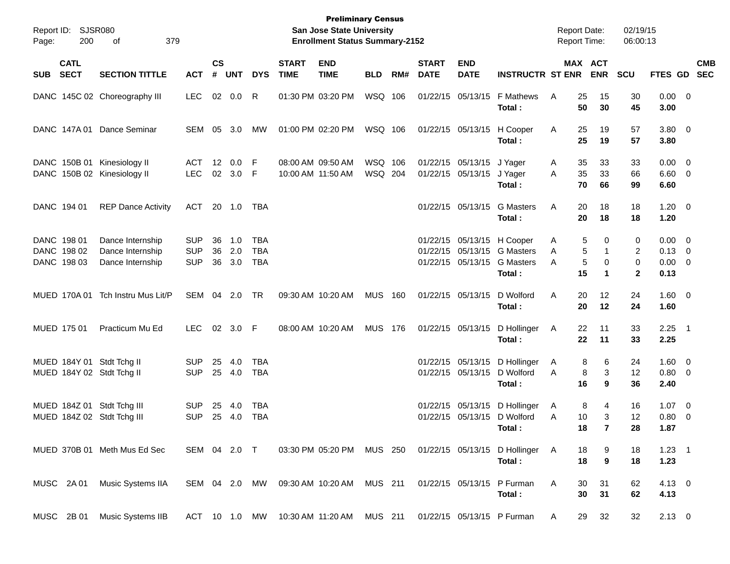**Preliminary Census**
**San Jose State University**
**Enrollment Status Summary-2152**

Report ID: SJSR080
Report Date: 02/19/15
Report Time: 06:00:13

| SUB | CATL SECT | SECTION TITTLE | ACT | CS # | UNT | DYS | START TIME | END TIME | BLD | RM# | START DATE | END DATE | INSTRUCTR | ST | MAX ENR | ACT ENR | SCU | FTES | GD | CMB SEC |
|---|---|---|---|---|---|---|---|---|---|---|---|---|---|---|---|---|---|---|---|---|
| DANC | 145C 02 | Choreography III | LEC | 02 | 0.0 | R | 01:30 PM | 03:20 PM | WSQ | 106 | 01/22/15 | 05/13/15 | F Mathews | A | 25 | 15 | 30 | 0.00 | 0 | |
| | | | | | | | | | | | | | **Total :** | | **50** | **30** | **45** | **3.00** | | |
| DANC | 147A 01 | Dance Seminar | SEM | 05 | 3.0 | MW | 01:00 PM | 02:20 PM | WSQ | 106 | 01/22/15 | 05/13/15 | H Cooper | A | 25 | 19 | 57 | 3.80 | 0 | |
| | | | | | | | | | | | | | **Total :** | | **25** | **19** | **57** | **3.80** | | |
| DANC | 150B 01 | Kinesiology II | ACT | 12 | 0.0 | F | 08:00 AM | 09:50 AM | WSQ | 106 | 01/22/15 | 05/13/15 | J Yager | A | 35 | 33 | 33 | 0.00 | 0 | |
| DANC | 150B 02 | Kinesiology II | LEC | 02 | 3.0 | F | 10:00 AM | 11:50 AM | WSQ | 204 | 01/22/15 | 05/13/15 | J Yager | A | 35 | 33 | 66 | 6.60 | 0 | |
| | | | | | | | | | | | | | **Total :** | | **70** | **66** | **99** | **6.60** | | |
| DANC | 194 01 | REP Dance Activity | ACT | 20 | 1.0 | TBA | | | | | 01/22/15 | 05/13/15 | G Masters | A | 20 | 18 | 18 | 1.20 | 0 | |
| | | | | | | | | | | | | | **Total :** | | **20** | **18** | **18** | **1.20** | | |
| DANC | 198 01 | Dance Internship | SUP | 36 | 1.0 | TBA | | | | | 01/22/15 | 05/13/15 | H Cooper | A | 5 | 0 | 0 | 0.00 | 0 | |
| DANC | 198 02 | Dance Internship | SUP | 36 | 2.0 | TBA | | | | | 01/22/15 | 05/13/15 | G Masters | A | 5 | 1 | 2 | 0.13 | 0 | |
| DANC | 198 03 | Dance Internship | SUP | 36 | 3.0 | TBA | | | | | 01/22/15 | 05/13/15 | G Masters | A | 5 | 0 | 0 | 0.00 | 0 | |
| | | | | | | | | | | | | | **Total :** | | **15** | **1** | **2** | **0.13** | | |
| MUED | 170A 01 | Tch Instru Mus Lit/P | SEM | 04 | 2.0 | TR | 09:30 AM | 10:20 AM | MUS | 160 | 01/22/15 | 05/13/15 | D Wolford | A | 20 | 12 | 24 | 1.60 | 0 | |
| | | | | | | | | | | | | | **Total :** | | **20** | **12** | **24** | **1.60** | | |
| MUED | 175 01 | Practicum Mu Ed | LEC | 02 | 3.0 | F | 08:00 AM | 10:20 AM | MUS | 176 | 01/22/15 | 05/13/15 | D Hollinger | A | 22 | 11 | 33 | 2.25 | 1 | |
| | | | | | | | | | | | | | **Total :** | | **22** | **11** | **33** | **2.25** | | |
| MUED | 184Y 01 | Stdt Tchg II | SUP | 25 | 4.0 | TBA | | | | | 01/22/15 | 05/13/15 | D Hollinger | A | 8 | 6 | 24 | 1.60 | 0 | |
| MUED | 184Y 02 | Stdt Tchg II | SUP | 25 | 4.0 | TBA | | | | | 01/22/15 | 05/13/15 | D Wolford | A | 8 | 3 | 12 | 0.80 | 0 | |
| | | | | | | | | | | | | | **Total :** | | **16** | **9** | **36** | **2.40** | | |
| MUED | 184Z 01 | Stdt Tchg III | SUP | 25 | 4.0 | TBA | | | | | 01/22/15 | 05/13/15 | D Hollinger | A | 8 | 4 | 16 | 1.07 | 0 | |
| MUED | 184Z 02 | Stdt Tchg III | SUP | 25 | 4.0 | TBA | | | | | 01/22/15 | 05/13/15 | D Wolford | A | 10 | 3 | 12 | 0.80 | 0 | |
| | | | | | | | | | | | | | **Total :** | | **18** | **7** | **28** | **1.87** | | |
| MUED | 370B 01 | Meth Mus Ed Sec | SEM | 04 | 2.0 | T | 03:30 PM | 05:20 PM | MUS | 250 | 01/22/15 | 05/13/15 | D Hollinger | A | 18 | 9 | 18 | 1.23 | 1 | |
| | | | | | | | | | | | | | **Total :** | | **18** | **9** | **18** | **1.23** | | |
| MUSC | 2A 01 | Music Systems IIA | SEM | 04 | 2.0 | MW | 09:30 AM | 10:20 AM | MUS | 211 | 01/22/15 | 05/13/15 | P Furman | A | 30 | 31 | 62 | 4.13 | 0 | |
| | | | | | | | | | | | | | **Total :** | | **30** | **31** | **62** | **4.13** | | |
| MUSC | 2B 01 | Music Systems IIB | ACT | 10 | 1.0 | MW | 10:30 AM | 11:20 AM | MUS | 211 | 01/22/15 | 05/13/15 | P Furman | A | 29 | 32 | 32 | 2.13 | 0 | |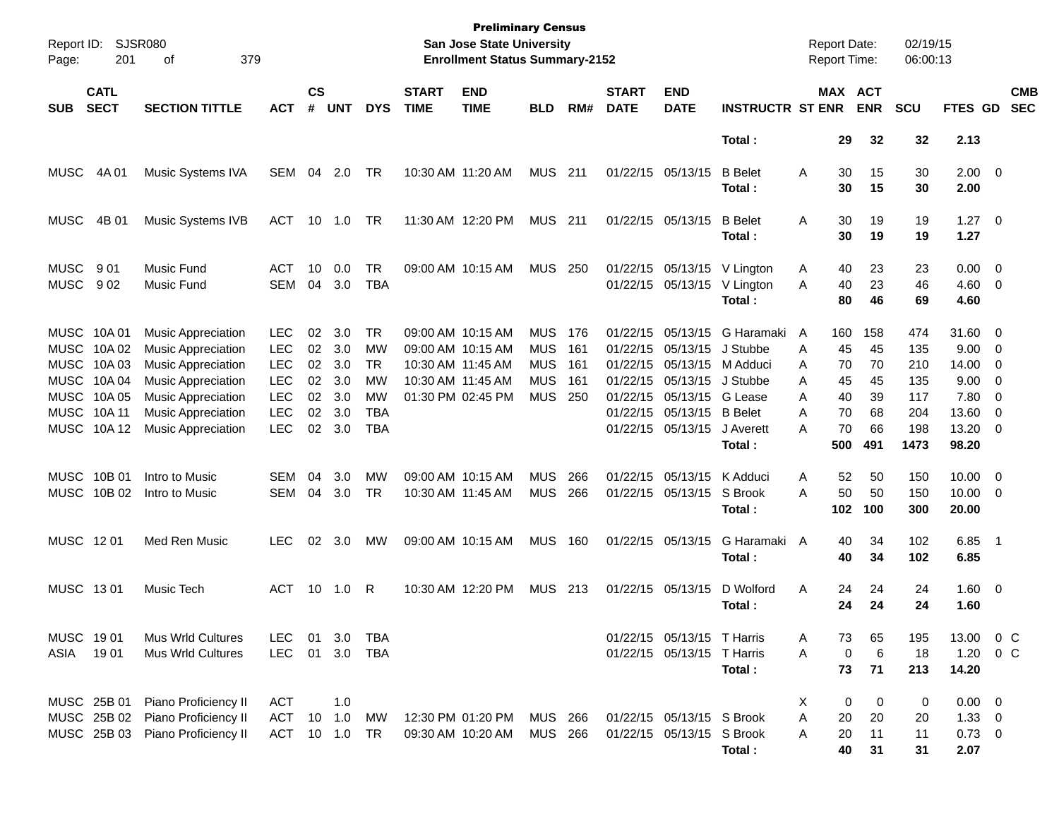**Preliminary Census**
**San Jose State University**
**Enrollment Status Summary-2152**

Report ID: SJSR080
Report Date: 02/19/15
Report Time: 06:00:13

| SUB | CATL SECT | SECTION TITTLE | ACT | CS # | UNT | DYS | START TIME | END TIME | BLD | RM# | START DATE | END DATE | INSTRUCTR | ST | MAX ENR | ACT ENR | SCU | FTES | GD | CMB SEC |
|---|---|---|---|---|---|---|---|---|---|---|---|---|---|---|---|---|---|---|---|---|
| | | | | | | | | | | | | | **Total :** | | **29** | **32** | **32** | **2.13** | | |
| MUSC | 4A 01 | Music Systems IVA | SEM | 04 | 2.0 | TR | 10:30 AM | 11:20 AM | MUS | 211 | 01/22/15 | 05/13/15 | B Belet | A | 30 | 15 | 30 | 2.00 | 0 | |
| | | | | | | | | | | | | | **Total :** | | **30** | **15** | **30** | **2.00** | | |
| MUSC | 4B 01 | Music Systems IVB | ACT | 10 | 1.0 | TR | 11:30 AM | 12:20 PM | MUS | 211 | 01/22/15 | 05/13/15 | B Belet | A | 30 | 19 | 19 | 1.27 | 0 | |
| | | | | | | | | | | | | | **Total :** | | **30** | **19** | **19** | **1.27** | | |
| MUSC | 9 01 | Music Fund | ACT | 10 | 0.0 | TR | 09:00 AM | 10:15 AM | MUS | 250 | 01/22/15 | 05/13/15 | V Lington | A | 40 | 23 | 23 | 0.00 | 0 | |
| MUSC | 9 02 | Music Fund | SEM | 04 | 3.0 | TBA | | | | | 01/22/15 | 05/13/15 | V Lington | A | 40 | 23 | 46 | 4.60 | 0 | |
| | | | | | | | | | | | | | **Total :** | | **80** | **46** | **69** | **4.60** | | |
| MUSC | 10A 01 | Music Appreciation | LEC | 02 | 3.0 | TR | 09:00 AM | 10:15 AM | MUS | 176 | 01/22/15 | 05/13/15 | G Haramaki | A | 160 | 158 | 474 | 31.60 | 0 | |
| MUSC | 10A 02 | Music Appreciation | LEC | 02 | 3.0 | MW | 09:00 AM | 10:15 AM | MUS | 161 | 01/22/15 | 05/13/15 | J Stubbe | A | 45 | 45 | 135 | 9.00 | 0 | |
| MUSC | 10A 03 | Music Appreciation | LEC | 02 | 3.0 | TR | 10:30 AM | 11:45 AM | MUS | 161 | 01/22/15 | 05/13/15 | M Adduci | A | 70 | 70 | 210 | 14.00 | 0 | |
| MUSC | 10A 04 | Music Appreciation | LEC | 02 | 3.0 | MW | 10:30 AM | 11:45 AM | MUS | 161 | 01/22/15 | 05/13/15 | J Stubbe | A | 45 | 45 | 135 | 9.00 | 0 | |
| MUSC | 10A 05 | Music Appreciation | LEC | 02 | 3.0 | MW | 01:30 PM | 02:45 PM | MUS | 250 | 01/22/15 | 05/13/15 | G Lease | A | 40 | 39 | 117 | 7.80 | 0 | |
| MUSC | 10A 11 | Music Appreciation | LEC | 02 | 3.0 | TBA | | | | | 01/22/15 | 05/13/15 | B Belet | A | 70 | 68 | 204 | 13.60 | 0 | |
| MUSC | 10A 12 | Music Appreciation | LEC | 02 | 3.0 | TBA | | | | | 01/22/15 | 05/13/15 | J Averett | A | 70 | 66 | 198 | 13.20 | 0 | |
| | | | | | | | | | | | | | **Total :** | | **500** | **491** | **1473** | **98.20** | | |
| MUSC | 10B 01 | Intro to Music | SEM | 04 | 3.0 | MW | 09:00 AM | 10:15 AM | MUS | 266 | 01/22/15 | 05/13/15 | K Adduci | A | 52 | 50 | 150 | 10.00 | 0 | |
| MUSC | 10B 02 | Intro to Music | SEM | 04 | 3.0 | TR | 10:30 AM | 11:45 AM | MUS | 266 | 01/22/15 | 05/13/15 | S Brook | A | 50 | 50 | 150 | 10.00 | 0 | |
| | | | | | | | | | | | | | **Total :** | | **102** | **100** | **300** | **20.00** | | |
| MUSC | 12 01 | Med Ren Music | LEC | 02 | 3.0 | MW | 09:00 AM | 10:15 AM | MUS | 160 | 01/22/15 | 05/13/15 | G Haramaki | A | 40 | 34 | 102 | 6.85 | 1 | |
| | | | | | | | | | | | | | **Total :** | | **40** | **34** | **102** | **6.85** | | |
| MUSC | 13 01 | Music Tech | ACT | 10 | 1.0 | R | 10:30 AM | 12:20 PM | MUS | 213 | 01/22/15 | 05/13/15 | D Wolford | A | 24 | 24 | 24 | 1.60 | 0 | |
| | | | | | | | | | | | | | **Total :** | | **24** | **24** | **24** | **1.60** | | |
| MUSC | 19 01 | Mus Wrld Cultures | LEC | 01 | 3.0 | TBA | | | | | 01/22/15 | 05/13/15 | T Harris | A | 73 | 65 | 195 | 13.00 | 0 | C |
| ASIA | 19 01 | Mus Wrld Cultures | LEC | 01 | 3.0 | TBA | | | | | 01/22/15 | 05/13/15 | T Harris | A | 0 | 6 | 18 | 1.20 | 0 | C |
| | | | | | | | | | | | | | **Total :** | | **73** | **71** | **213** | **14.20** | | |
| MUSC | 25B 01 | Piano Proficiency II | ACT | | 1.0 | | | | | | | | | X | 0 | 0 | 0 | 0.00 | 0 | |
| MUSC | 25B 02 | Piano Proficiency II | ACT | 10 | 1.0 | MW | 12:30 PM | 01:20 PM | MUS | 266 | 01/22/15 | 05/13/15 | S Brook | A | 20 | 20 | 20 | 1.33 | 0 | |
| MUSC | 25B 03 | Piano Proficiency II | ACT | 10 | 1.0 | TR | 09:30 AM | 10:20 AM | MUS | 266 | 01/22/15 | 05/13/15 | S Brook | A | 20 | 11 | 11 | 0.73 | 0 | |
| | | | | | | | | | | | | | **Total :** | | **40** | **31** | **31** | **2.07** | | |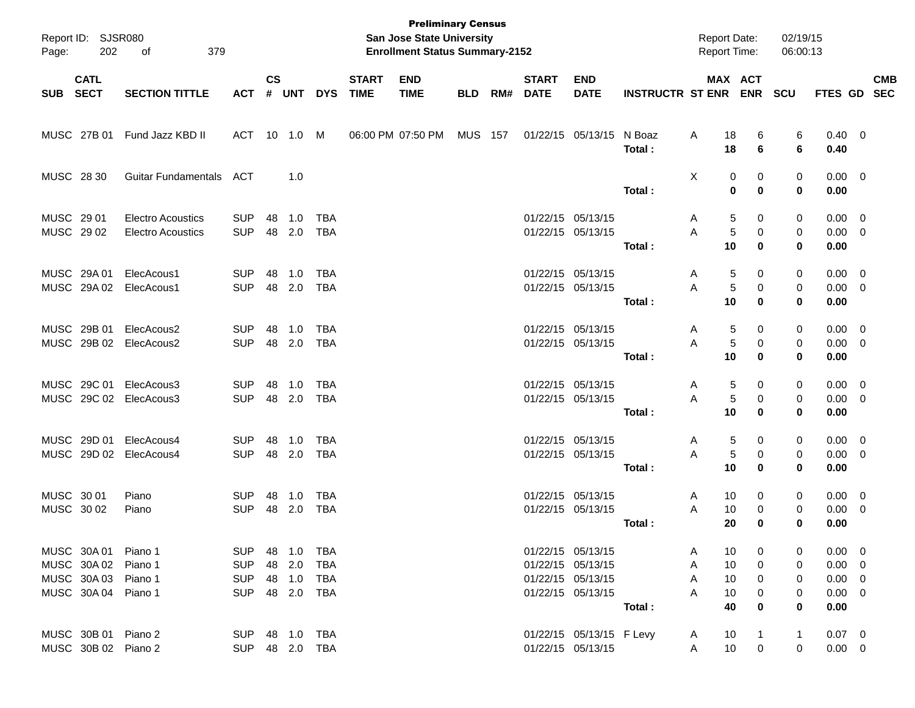**Preliminary Census**
**San Jose State University**
**Enrollment Status Summary-2152**

Report ID: SJSR080
Report Date: 02/19/15
Report Time: 06:00:13

| SUB | CATL SECT | SECTION TITTLE | ACT | CS # | UNT | DYS | START TIME | END TIME | BLD | RM# | START DATE | END DATE | INSTRUCTR | ST | MAX ENR | ACT ENR | SCU | FTES | GD | CMB SEC |
|---|---|---|---|---|---|---|---|---|---|---|---|---|---|---|---|---|---|---|---|---|
| MUSC | 27B 01 | Fund Jazz KBD II | ACT | 10 | 1.0 | M | 06:00 PM | 07:50 PM | MUS | 157 | 01/22/15 | 05/13/15 | N Boaz | A | 18 | 6 | 6 | 0.40 | 0 | |
| | | | | | | | | | | | | | **Total :** | | **18** | **6** | **6** | **0.40** | | |
| MUSC | 28 30 | Guitar Fundamentals | ACT | | 1.0 | | | | | | | | | X | 0 | 0 | 0 | 0.00 | 0 | |
| | | | | | | | | | | | | | **Total :** | | **0** | **0** | **0** | **0.00** | | |
| MUSC | 29 01 | Electro Acoustics | SUP | 48 | 1.0 | TBA | | | | | 01/22/15 | 05/13/15 | | A | 5 | 0 | 0 | 0.00 | 0 | |
| MUSC | 29 02 | Electro Acoustics | SUP | 48 | 2.0 | TBA | | | | | 01/22/15 | 05/13/15 | | A | 5 | 0 | 0 | 0.00 | 0 | |
| | | | | | | | | | | | | | **Total :** | | **10** | **0** | **0** | **0.00** | | |
| MUSC | 29A 01 | ElecAcous1 | SUP | 48 | 1.0 | TBA | | | | | 01/22/15 | 05/13/15 | | A | 5 | 0 | 0 | 0.00 | 0 | |
| MUSC | 29A 02 | ElecAcous1 | SUP | 48 | 2.0 | TBA | | | | | 01/22/15 | 05/13/15 | | A | 5 | 0 | 0 | 0.00 | 0 | |
| | | | | | | | | | | | | | **Total :** | | **10** | **0** | **0** | **0.00** | | |
| MUSC | 29B 01 | ElecAcous2 | SUP | 48 | 1.0 | TBA | | | | | 01/22/15 | 05/13/15 | | A | 5 | 0 | 0 | 0.00 | 0 | |
| MUSC | 29B 02 | ElecAcous2 | SUP | 48 | 2.0 | TBA | | | | | 01/22/15 | 05/13/15 | | A | 5 | 0 | 0 | 0.00 | 0 | |
| | | | | | | | | | | | | | **Total :** | | **10** | **0** | **0** | **0.00** | | |
| MUSC | 29C 01 | ElecAcous3 | SUP | 48 | 1.0 | TBA | | | | | 01/22/15 | 05/13/15 | | A | 5 | 0 | 0 | 0.00 | 0 | |
| MUSC | 29C 02 | ElecAcous3 | SUP | 48 | 2.0 | TBA | | | | | 01/22/15 | 05/13/15 | | A | 5 | 0 | 0 | 0.00 | 0 | |
| | | | | | | | | | | | | | **Total :** | | **10** | **0** | **0** | **0.00** | | |
| MUSC | 29D 01 | ElecAcous4 | SUP | 48 | 1.0 | TBA | | | | | 01/22/15 | 05/13/15 | | A | 5 | 0 | 0 | 0.00 | 0 | |
| MUSC | 29D 02 | ElecAcous4 | SUP | 48 | 2.0 | TBA | | | | | 01/22/15 | 05/13/15 | | A | 5 | 0 | 0 | 0.00 | 0 | |
| | | | | | | | | | | | | | **Total :** | | **10** | **0** | **0** | **0.00** | | |
| MUSC | 30 01 | Piano | SUP | 48 | 1.0 | TBA | | | | | 01/22/15 | 05/13/15 | | A | 10 | 0 | 0 | 0.00 | 0 | |
| MUSC | 30 02 | Piano | SUP | 48 | 2.0 | TBA | | | | | 01/22/15 | 05/13/15 | | A | 10 | 0 | 0 | 0.00 | 0 | |
| | | | | | | | | | | | | | **Total :** | | **20** | **0** | **0** | **0.00** | | |
| MUSC | 30A 01 | Piano 1 | SUP | 48 | 1.0 | TBA | | | | | 01/22/15 | 05/13/15 | | A | 10 | 0 | 0 | 0.00 | 0 | |
| MUSC | 30A 02 | Piano 1 | SUP | 48 | 2.0 | TBA | | | | | 01/22/15 | 05/13/15 | | A | 10 | 0 | 0 | 0.00 | 0 | |
| MUSC | 30A 03 | Piano 1 | SUP | 48 | 1.0 | TBA | | | | | 01/22/15 | 05/13/15 | | A | 10 | 0 | 0 | 0.00 | 0 | |
| MUSC | 30A 04 | Piano 1 | SUP | 48 | 2.0 | TBA | | | | | 01/22/15 | 05/13/15 | | A | 10 | 0 | 0 | 0.00 | 0 | |
| | | | | | | | | | | | | | **Total :** | | **40** | **0** | **0** | **0.00** | | |
| MUSC | 30B 01 | Piano 2 | SUP | 48 | 1.0 | TBA | | | | | 01/22/15 | 05/13/15 | F Levy | A | 10 | 1 | 1 | 0.07 | 0 | |
| MUSC | 30B 02 | Piano 2 | SUP | 48 | 2.0 | TBA | | | | | 01/22/15 | 05/13/15 | | A | 10 | 0 | 0 | 0.00 | 0 | |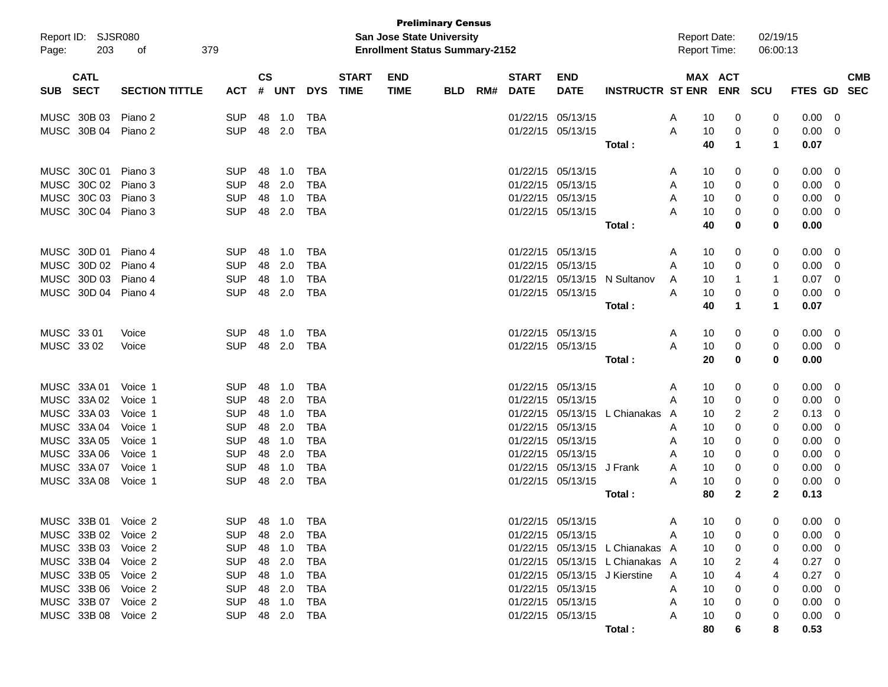**Preliminary Census**
**San Jose State University**
**Enrollment Status Summary-2152**

Report ID: SJSR080
Report Date: 02/19/15
Report Time: 06:00:13

| SUB | CATL SECT | SECTION TITTLE | ACT | CS # | UNT | DYS | START TIME | END TIME | BLD | RM# | START DATE | END DATE | INSTRUCTR | ST | MAX ENR | ACT ENR | SCU | FTES | GD | CMB SEC |
|---|---|---|---|---|---|---|---|---|---|---|---|---|---|---|---|---|---|---|---|---|
| MUSC | 30B 03 | Piano 2 | SUP | 48 | 1.0 | TBA | | | | | 01/22/15 | 05/13/15 | | A | 10 | 0 | 0 | 0.00 | 0 | |
| MUSC | 30B 04 | Piano 2 | SUP | 48 | 2.0 | TBA | | | | | 01/22/15 | 05/13/15 | | A | 10 | 0 | 0 | 0.00 | 0 | |
| | | | | | | | | | | | | | **Total :** | | **40** | **1** | **1** | **0.07** | | |
| MUSC | 30C 01 | Piano 3 | SUP | 48 | 1.0 | TBA | | | | | 01/22/15 | 05/13/15 | | A | 10 | 0 | 0 | 0.00 | 0 | |
| MUSC | 30C 02 | Piano 3 | SUP | 48 | 2.0 | TBA | | | | | 01/22/15 | 05/13/15 | | A | 10 | 0 | 0 | 0.00 | 0 | |
| MUSC | 30C 03 | Piano 3 | SUP | 48 | 1.0 | TBA | | | | | 01/22/15 | 05/13/15 | | A | 10 | 0 | 0 | 0.00 | 0 | |
| MUSC | 30C 04 | Piano 3 | SUP | 48 | 2.0 | TBA | | | | | 01/22/15 | 05/13/15 | | A | 10 | 0 | 0 | 0.00 | 0 | |
| | | | | | | | | | | | | | **Total :** | | **40** | **0** | **0** | **0.00** | | |
| MUSC | 30D 01 | Piano 4 | SUP | 48 | 1.0 | TBA | | | | | 01/22/15 | 05/13/15 | | A | 10 | 0 | 0 | 0.00 | 0 | |
| MUSC | 30D 02 | Piano 4 | SUP | 48 | 2.0 | TBA | | | | | 01/22/15 | 05/13/15 | | A | 10 | 0 | 0 | 0.00 | 0 | |
| MUSC | 30D 03 | Piano 4 | SUP | 48 | 1.0 | TBA | | | | | 01/22/15 | 05/13/15 | N Sultanov | A | 10 | 1 | 1 | 0.07 | 0 | |
| MUSC | 30D 04 | Piano 4 | SUP | 48 | 2.0 | TBA | | | | | 01/22/15 | 05/13/15 | | A | 10 | 0 | 0 | 0.00 | 0 | |
| | | | | | | | | | | | | | **Total :** | | **40** | **1** | **1** | **0.07** | | |
| MUSC | 33 01 | Voice | SUP | 48 | 1.0 | TBA | | | | | 01/22/15 | 05/13/15 | | A | 10 | 0 | 0 | 0.00 | 0 | |
| MUSC | 33 02 | Voice | SUP | 48 | 2.0 | TBA | | | | | 01/22/15 | 05/13/15 | | A | 10 | 0 | 0 | 0.00 | 0 | |
| | | | | | | | | | | | | | **Total :** | | **20** | **0** | **0** | **0.00** | | |
| MUSC | 33A 01 | Voice 1 | SUP | 48 | 1.0 | TBA | | | | | 01/22/15 | 05/13/15 | | A | 10 | 0 | 0 | 0.00 | 0 | |
| MUSC | 33A 02 | Voice 1 | SUP | 48 | 2.0 | TBA | | | | | 01/22/15 | 05/13/15 | | A | 10 | 0 | 0 | 0.00 | 0 | |
| MUSC | 33A 03 | Voice 1 | SUP | 48 | 1.0 | TBA | | | | | 01/22/15 | 05/13/15 | L Chianakas | A | 10 | 2 | 2 | 0.13 | 0 | |
| MUSC | 33A 04 | Voice 1 | SUP | 48 | 2.0 | TBA | | | | | 01/22/15 | 05/13/15 | | A | 10 | 0 | 0 | 0.00 | 0 | |
| MUSC | 33A 05 | Voice 1 | SUP | 48 | 1.0 | TBA | | | | | 01/22/15 | 05/13/15 | | A | 10 | 0 | 0 | 0.00 | 0 | |
| MUSC | 33A 06 | Voice 1 | SUP | 48 | 2.0 | TBA | | | | | 01/22/15 | 05/13/15 | | A | 10 | 0 | 0 | 0.00 | 0 | |
| MUSC | 33A 07 | Voice 1 | SUP | 48 | 1.0 | TBA | | | | | 01/22/15 | 05/13/15 | J Frank | A | 10 | 0 | 0 | 0.00 | 0 | |
| MUSC | 33A 08 | Voice 1 | SUP | 48 | 2.0 | TBA | | | | | 01/22/15 | 05/13/15 | | A | 10 | 0 | 0 | 0.00 | 0 | |
| | | | | | | | | | | | | | **Total :** | | **80** | **2** | **2** | **0.13** | | |
| MUSC | 33B 01 | Voice 2 | SUP | 48 | 1.0 | TBA | | | | | 01/22/15 | 05/13/15 | | A | 10 | 0 | 0 | 0.00 | 0 | |
| MUSC | 33B 02 | Voice 2 | SUP | 48 | 2.0 | TBA | | | | | 01/22/15 | 05/13/15 | | A | 10 | 0 | 0 | 0.00 | 0 | |
| MUSC | 33B 03 | Voice 2 | SUP | 48 | 1.0 | TBA | | | | | 01/22/15 | 05/13/15 | L Chianakas | A | 10 | 0 | 0 | 0.00 | 0 | |
| MUSC | 33B 04 | Voice 2 | SUP | 48 | 2.0 | TBA | | | | | 01/22/15 | 05/13/15 | L Chianakas | A | 10 | 2 | 4 | 0.27 | 0 | |
| MUSC | 33B 05 | Voice 2 | SUP | 48 | 1.0 | TBA | | | | | 01/22/15 | 05/13/15 | J Kierstine | A | 10 | 4 | 4 | 0.27 | 0 | |
| MUSC | 33B 06 | Voice 2 | SUP | 48 | 2.0 | TBA | | | | | 01/22/15 | 05/13/15 | | A | 10 | 0 | 0 | 0.00 | 0 | |
| MUSC | 33B 07 | Voice 2 | SUP | 48 | 1.0 | TBA | | | | | 01/22/15 | 05/13/15 | | A | 10 | 0 | 0 | 0.00 | 0 | |
| MUSC | 33B 08 | Voice 2 | SUP | 48 | 2.0 | TBA | | | | | 01/22/15 | 05/13/15 | | A | 10 | 0 | 0 | 0.00 | 0 | |
| | | | | | | | | | | | | | **Total :** | | **80** | **6** | **8** | **0.53** | | |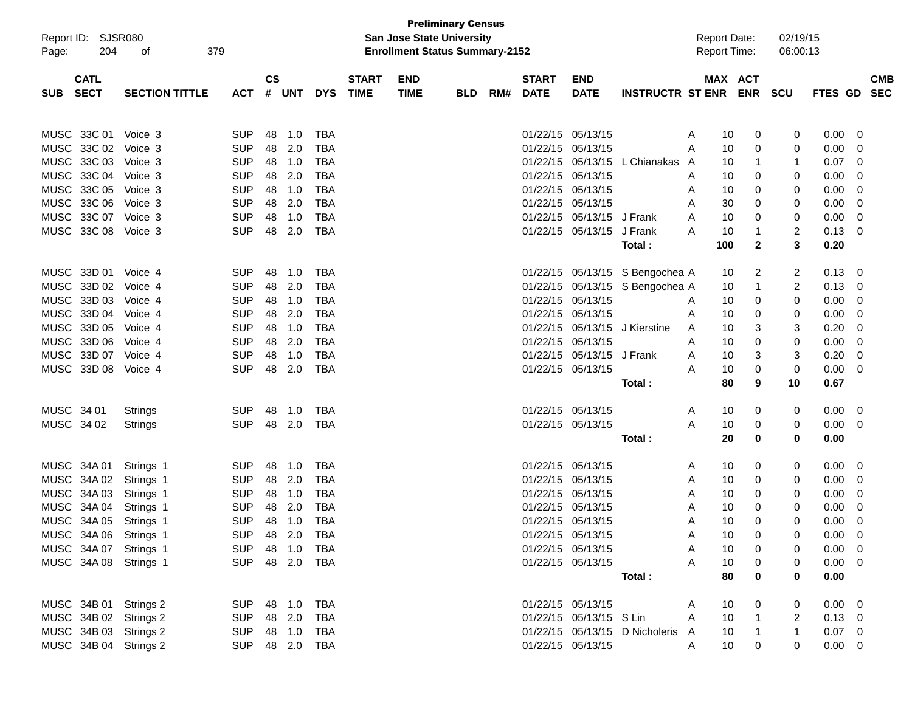**Preliminary Census**
**San Jose State University**
**Enrollment Status Summary-2152**

Report ID: SJSR080
Report Date: 02/19/15
Report Time: 06:00:13

| SUB | CATL SECT | SECTION TITTLE | ACT | CS # | UNT | DYS | START TIME | END TIME | BLD | RM# | START DATE | END DATE | INSTRUCTR | ST | MAX ENR | ACT ENR | SCU | FTES | GD | CMB SEC |
|---|---|---|---|---|---|---|---|---|---|---|---|---|---|---|---|---|---|---|---|---|
| MUSC | 33C 01 | Voice 3 | SUP | 48 | 1.0 | TBA | | | | | 01/22/15 | 05/13/15 | | A | 10 | 0 | 0 | 0.00 | 0 | |
| MUSC | 33C 02 | Voice 3 | SUP | 48 | 2.0 | TBA | | | | | 01/22/15 | 05/13/15 | | A | 10 | 0 | 0 | 0.00 | 0 | |
| MUSC | 33C 03 | Voice 3 | SUP | 48 | 1.0 | TBA | | | | | 01/22/15 | 05/13/15 | L Chianakas | A | 10 | 1 | 1 | 0.07 | 0 | |
| MUSC | 33C 04 | Voice 3 | SUP | 48 | 2.0 | TBA | | | | | 01/22/15 | 05/13/15 | | A | 10 | 0 | 0 | 0.00 | 0 | |
| MUSC | 33C 05 | Voice 3 | SUP | 48 | 1.0 | TBA | | | | | 01/22/15 | 05/13/15 | | A | 10 | 0 | 0 | 0.00 | 0 | |
| MUSC | 33C 06 | Voice 3 | SUP | 48 | 2.0 | TBA | | | | | 01/22/15 | 05/13/15 | | A | 30 | 0 | 0 | 0.00 | 0 | |
| MUSC | 33C 07 | Voice 3 | SUP | 48 | 1.0 | TBA | | | | | 01/22/15 | 05/13/15 | J Frank | A | 10 | 0 | 0 | 0.00 | 0 | |
| MUSC | 33C 08 | Voice 3 | SUP | 48 | 2.0 | TBA | | | | | 01/22/15 | 05/13/15 | J Frank | A | 10 | 1 | 2 | 0.13 | 0 | |
| | | | | | | | | | | | | | **Total :** | | **100** | **2** | **3** | **0.20** | | |
| MUSC | 33D 01 | Voice 4 | SUP | 48 | 1.0 | TBA | | | | | 01/22/15 | 05/13/15 | S Bengochea | A | 10 | 2 | 2 | 0.13 | 0 | |
| MUSC | 33D 02 | Voice 4 | SUP | 48 | 2.0 | TBA | | | | | 01/22/15 | 05/13/15 | S Bengochea | A | 10 | 1 | 2 | 0.13 | 0 | |
| MUSC | 33D 03 | Voice 4 | SUP | 48 | 1.0 | TBA | | | | | 01/22/15 | 05/13/15 | | A | 10 | 0 | 0 | 0.00 | 0 | |
| MUSC | 33D 04 | Voice 4 | SUP | 48 | 2.0 | TBA | | | | | 01/22/15 | 05/13/15 | | A | 10 | 0 | 0 | 0.00 | 0 | |
| MUSC | 33D 05 | Voice 4 | SUP | 48 | 1.0 | TBA | | | | | 01/22/15 | 05/13/15 | J Kierstine | A | 10 | 3 | 3 | 0.20 | 0 | |
| MUSC | 33D 06 | Voice 4 | SUP | 48 | 2.0 | TBA | | | | | 01/22/15 | 05/13/15 | | A | 10 | 0 | 0 | 0.00 | 0 | |
| MUSC | 33D 07 | Voice 4 | SUP | 48 | 1.0 | TBA | | | | | 01/22/15 | 05/13/15 | J Frank | A | 10 | 3 | 3 | 0.20 | 0 | |
| MUSC | 33D 08 | Voice 4 | SUP | 48 | 2.0 | TBA | | | | | 01/22/15 | 05/13/15 | | A | 10 | 0 | 0 | 0.00 | 0 | |
| | | | | | | | | | | | | | **Total :** | | **80** | **9** | **10** | **0.67** | | |
| MUSC | 34 01 | Strings | SUP | 48 | 1.0 | TBA | | | | | 01/22/15 | 05/13/15 | | A | 10 | 0 | 0 | 0.00 | 0 | |
| MUSC | 34 02 | Strings | SUP | 48 | 2.0 | TBA | | | | | 01/22/15 | 05/13/15 | | A | 10 | 0 | 0 | 0.00 | 0 | |
| | | | | | | | | | | | | | **Total :** | | **20** | **0** | **0** | **0.00** | | |
| MUSC | 34A 01 | Strings 1 | SUP | 48 | 1.0 | TBA | | | | | 01/22/15 | 05/13/15 | | A | 10 | 0 | 0 | 0.00 | 0 | |
| MUSC | 34A 02 | Strings 1 | SUP | 48 | 2.0 | TBA | | | | | 01/22/15 | 05/13/15 | | A | 10 | 0 | 0 | 0.00 | 0 | |
| MUSC | 34A 03 | Strings 1 | SUP | 48 | 1.0 | TBA | | | | | 01/22/15 | 05/13/15 | | A | 10 | 0 | 0 | 0.00 | 0 | |
| MUSC | 34A 04 | Strings 1 | SUP | 48 | 2.0 | TBA | | | | | 01/22/15 | 05/13/15 | | A | 10 | 0 | 0 | 0.00 | 0 | |
| MUSC | 34A 05 | Strings 1 | SUP | 48 | 1.0 | TBA | | | | | 01/22/15 | 05/13/15 | | A | 10 | 0 | 0 | 0.00 | 0 | |
| MUSC | 34A 06 | Strings 1 | SUP | 48 | 2.0 | TBA | | | | | 01/22/15 | 05/13/15 | | A | 10 | 0 | 0 | 0.00 | 0 | |
| MUSC | 34A 07 | Strings 1 | SUP | 48 | 1.0 | TBA | | | | | 01/22/15 | 05/13/15 | | A | 10 | 0 | 0 | 0.00 | 0 | |
| MUSC | 34A 08 | Strings 1 | SUP | 48 | 2.0 | TBA | | | | | 01/22/15 | 05/13/15 | | A | 10 | 0 | 0 | 0.00 | 0 | |
| | | | | | | | | | | | | | **Total :** | | **80** | **0** | **0** | **0.00** | | |
| MUSC | 34B 01 | Strings 2 | SUP | 48 | 1.0 | TBA | | | | | 01/22/15 | 05/13/15 | | A | 10 | 0 | 0 | 0.00 | 0 | |
| MUSC | 34B 02 | Strings 2 | SUP | 48 | 2.0 | TBA | | | | | 01/22/15 | 05/13/15 | S Lin | A | 10 | 1 | 2 | 0.13 | 0 | |
| MUSC | 34B 03 | Strings 2 | SUP | 48 | 1.0 | TBA | | | | | 01/22/15 | 05/13/15 | D Nicholeris | A | 10 | 1 | 1 | 0.07 | 0 | |
| MUSC | 34B 04 | Strings 2 | SUP | 48 | 2.0 | TBA | | | | | 01/22/15 | 05/13/15 | | A | 10 | 0 | 0 | 0.00 | 0 | |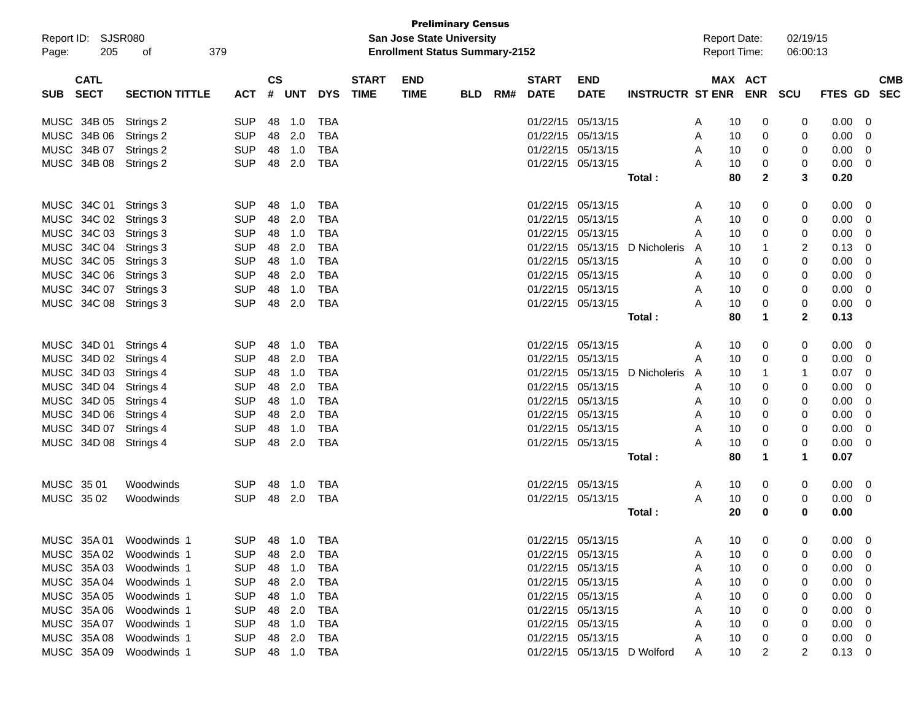**Preliminary Census**
**San Jose State University**
**Enrollment Status Summary-2152**

Report ID: SJSR080
Report Date: 02/19/15
Report Time: 06:00:13

| SUB | CATL SECT | SECTION TITTLE | ACT | CS # | UNT | DYS | START TIME | END TIME | BLD | RM# | START DATE | END DATE | INSTRUCTR | ST | MAX ENR | ACT ENR | SCU | FTES | GD | CMB SEC |
|---|---|---|---|---|---|---|---|---|---|---|---|---|---|---|---|---|---|---|---|---|
| MUSC | 34B 05 | Strings 2 | SUP | 48 | 1.0 | TBA | | | | | 01/22/15 | 05/13/15 | | A | 10 | 0 | 0 | 0.00 | 0 | |
| MUSC | 34B 06 | Strings 2 | SUP | 48 | 2.0 | TBA | | | | | 01/22/15 | 05/13/15 | | A | 10 | 0 | 0 | 0.00 | 0 | |
| MUSC | 34B 07 | Strings 2 | SUP | 48 | 1.0 | TBA | | | | | 01/22/15 | 05/13/15 | | A | 10 | 0 | 0 | 0.00 | 0 | |
| MUSC | 34B 08 | Strings 2 | SUP | 48 | 2.0 | TBA | | | | | 01/22/15 | 05/13/15 | | A | 10 | 0 | 0 | 0.00 | 0 | |
| | | | | | | | | | | | | | **Total :** | | **80** | **2** | **3** | **0.20** | | |
| MUSC | 34C 01 | Strings 3 | SUP | 48 | 1.0 | TBA | | | | | 01/22/15 | 05/13/15 | | A | 10 | 0 | 0 | 0.00 | 0 | |
| MUSC | 34C 02 | Strings 3 | SUP | 48 | 2.0 | TBA | | | | | 01/22/15 | 05/13/15 | | A | 10 | 0 | 0 | 0.00 | 0 | |
| MUSC | 34C 03 | Strings 3 | SUP | 48 | 1.0 | TBA | | | | | 01/22/15 | 05/13/15 | | A | 10 | 0 | 0 | 0.00 | 0 | |
| MUSC | 34C 04 | Strings 3 | SUP | 48 | 2.0 | TBA | | | | | 01/22/15 | 05/13/15 | D Nicholeris | A | 10 | 1 | 2 | 0.13 | 0 | |
| MUSC | 34C 05 | Strings 3 | SUP | 48 | 1.0 | TBA | | | | | 01/22/15 | 05/13/15 | | A | 10 | 0 | 0 | 0.00 | 0 | |
| MUSC | 34C 06 | Strings 3 | SUP | 48 | 2.0 | TBA | | | | | 01/22/15 | 05/13/15 | | A | 10 | 0 | 0 | 0.00 | 0 | |
| MUSC | 34C 07 | Strings 3 | SUP | 48 | 1.0 | TBA | | | | | 01/22/15 | 05/13/15 | | A | 10 | 0 | 0 | 0.00 | 0 | |
| MUSC | 34C 08 | Strings 3 | SUP | 48 | 2.0 | TBA | | | | | 01/22/15 | 05/13/15 | | A | 10 | 0 | 0 | 0.00 | 0 | |
| | | | | | | | | | | | | | **Total :** | | **80** | **1** | **2** | **0.13** | | |
| MUSC | 34D 01 | Strings 4 | SUP | 48 | 1.0 | TBA | | | | | 01/22/15 | 05/13/15 | | A | 10 | 0 | 0 | 0.00 | 0 | |
| MUSC | 34D 02 | Strings 4 | SUP | 48 | 2.0 | TBA | | | | | 01/22/15 | 05/13/15 | | A | 10 | 0 | 0 | 0.00 | 0 | |
| MUSC | 34D 03 | Strings 4 | SUP | 48 | 1.0 | TBA | | | | | 01/22/15 | 05/13/15 | D Nicholeris | A | 10 | 1 | 1 | 0.07 | 0 | |
| MUSC | 34D 04 | Strings 4 | SUP | 48 | 2.0 | TBA | | | | | 01/22/15 | 05/13/15 | | A | 10 | 0 | 0 | 0.00 | 0 | |
| MUSC | 34D 05 | Strings 4 | SUP | 48 | 1.0 | TBA | | | | | 01/22/15 | 05/13/15 | | A | 10 | 0 | 0 | 0.00 | 0 | |
| MUSC | 34D 06 | Strings 4 | SUP | 48 | 2.0 | TBA | | | | | 01/22/15 | 05/13/15 | | A | 10 | 0 | 0 | 0.00 | 0 | |
| MUSC | 34D 07 | Strings 4 | SUP | 48 | 1.0 | TBA | | | | | 01/22/15 | 05/13/15 | | A | 10 | 0 | 0 | 0.00 | 0 | |
| MUSC | 34D 08 | Strings 4 | SUP | 48 | 2.0 | TBA | | | | | 01/22/15 | 05/13/15 | | A | 10 | 0 | 0 | 0.00 | 0 | |
| | | | | | | | | | | | | | **Total :** | | **80** | **1** | **1** | **0.07** | | |
| MUSC | 35 01 | Woodwinds | SUP | 48 | 1.0 | TBA | | | | | 01/22/15 | 05/13/15 | | A | 10 | 0 | 0 | 0.00 | 0 | |
| MUSC | 35 02 | Woodwinds | SUP | 48 | 2.0 | TBA | | | | | 01/22/15 | 05/13/15 | | A | 10 | 0 | 0 | 0.00 | 0 | |
| | | | | | | | | | | | | | **Total :** | | **20** | **0** | **0** | **0.00** | | |
| MUSC | 35A 01 | Woodwinds 1 | SUP | 48 | 1.0 | TBA | | | | | 01/22/15 | 05/13/15 | | A | 10 | 0 | 0 | 0.00 | 0 | |
| MUSC | 35A 02 | Woodwinds 1 | SUP | 48 | 2.0 | TBA | | | | | 01/22/15 | 05/13/15 | | A | 10 | 0 | 0 | 0.00 | 0 | |
| MUSC | 35A 03 | Woodwinds 1 | SUP | 48 | 1.0 | TBA | | | | | 01/22/15 | 05/13/15 | | A | 10 | 0 | 0 | 0.00 | 0 | |
| MUSC | 35A 04 | Woodwinds 1 | SUP | 48 | 2.0 | TBA | | | | | 01/22/15 | 05/13/15 | | A | 10 | 0 | 0 | 0.00 | 0 | |
| MUSC | 35A 05 | Woodwinds 1 | SUP | 48 | 1.0 | TBA | | | | | 01/22/15 | 05/13/15 | | A | 10 | 0 | 0 | 0.00 | 0 | |
| MUSC | 35A 06 | Woodwinds 1 | SUP | 48 | 2.0 | TBA | | | | | 01/22/15 | 05/13/15 | | A | 10 | 0 | 0 | 0.00 | 0 | |
| MUSC | 35A 07 | Woodwinds 1 | SUP | 48 | 1.0 | TBA | | | | | 01/22/15 | 05/13/15 | | A | 10 | 0 | 0 | 0.00 | 0 | |
| MUSC | 35A 08 | Woodwinds 1 | SUP | 48 | 2.0 | TBA | | | | | 01/22/15 | 05/13/15 | | A | 10 | 0 | 0 | 0.00 | 0 | |
| MUSC | 35A 09 | Woodwinds 1 | SUP | 48 | 1.0 | TBA | | | | | 01/22/15 | 05/13/15 | D Wolford | A | 10 | 2 | 2 | 0.13 | 0 | |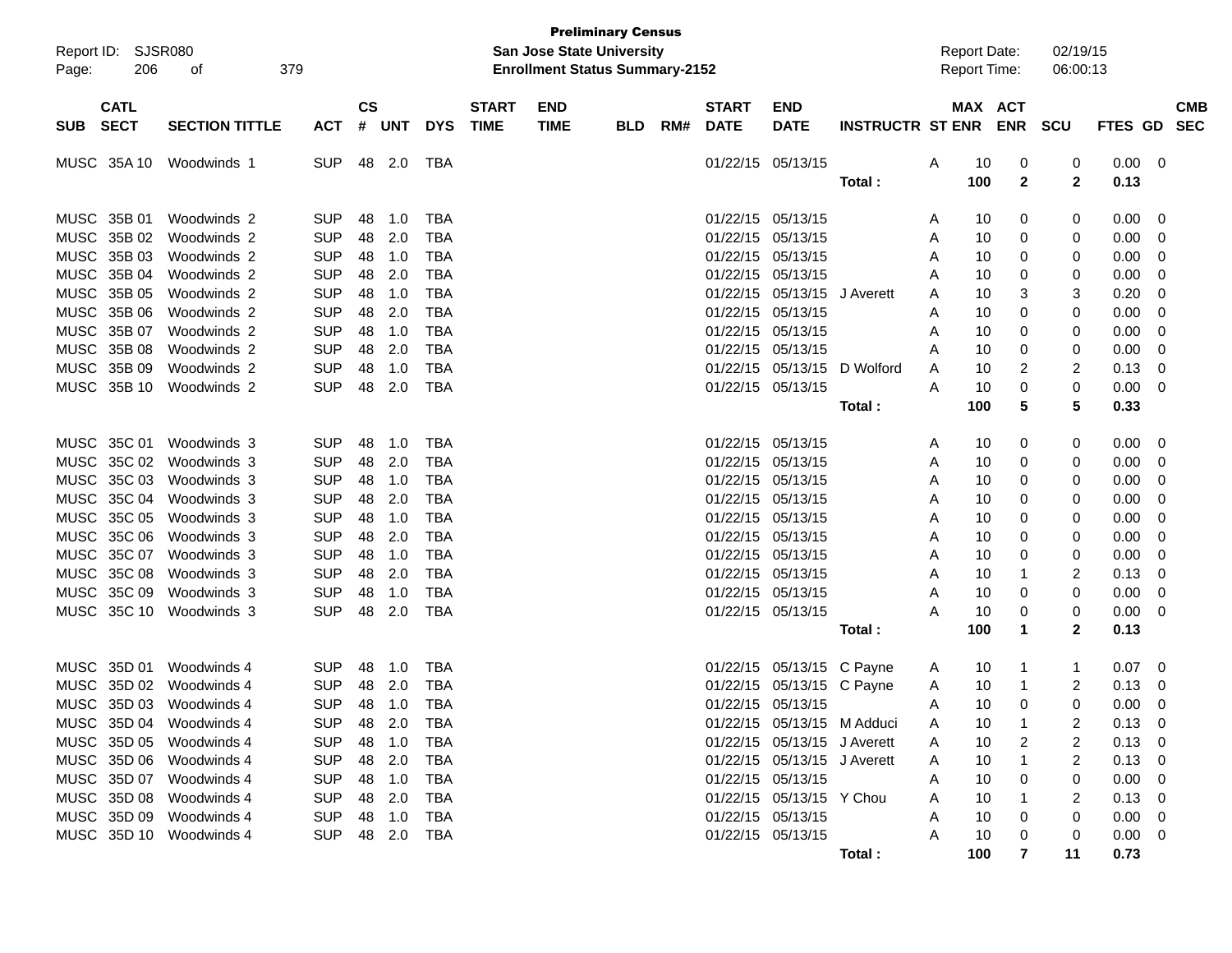**Preliminary Census**
**San Jose State University**
**Enrollment Status Summary-2152**

Report ID: SJSR080
Report Date: 02/19/15
Report Time: 06:00:13

| SUB | CATL SECT | SECTION TITTLE | ACT | CS # | UNT | DYS | START TIME | END TIME | BLD | RM# | START DATE | END DATE | INSTRUCTR | ST | MAX ENR | ACT ENR | SCU | FTES | GD | CMB SEC |
|---|---|---|---|---|---|---|---|---|---|---|---|---|---|---|---|---|---|---|---|---|
| MUSC | 35A 10 | Woodwinds 1 | SUP | 48 | 2.0 | TBA | | | | | 01/22/15 | 05/13/15 | | A | 10 | 0 | 0 | 0.00 | 0 | |
| | | | | | | | | | | | | | **Total :** | | **100** | **2** | **2** | **0.13** | | |
| MUSC | 35B 01 | Woodwinds 2 | SUP | 48 | 1.0 | TBA | | | | | 01/22/15 | 05/13/15 | | A | 10 | 0 | 0 | 0.00 | 0 | |
| MUSC | 35B 02 | Woodwinds 2 | SUP | 48 | 2.0 | TBA | | | | | 01/22/15 | 05/13/15 | | A | 10 | 0 | 0 | 0.00 | 0 | |
| MUSC | 35B 03 | Woodwinds 2 | SUP | 48 | 1.0 | TBA | | | | | 01/22/15 | 05/13/15 | | A | 10 | 0 | 0 | 0.00 | 0 | |
| MUSC | 35B 04 | Woodwinds 2 | SUP | 48 | 2.0 | TBA | | | | | 01/22/15 | 05/13/15 | | A | 10 | 0 | 0 | 0.00 | 0 | |
| MUSC | 35B 05 | Woodwinds 2 | SUP | 48 | 1.0 | TBA | | | | | 01/22/15 | 05/13/15 | J Averett | A | 10 | 3 | 3 | 0.20 | 0 | |
| MUSC | 35B 06 | Woodwinds 2 | SUP | 48 | 2.0 | TBA | | | | | 01/22/15 | 05/13/15 | | A | 10 | 0 | 0 | 0.00 | 0 | |
| MUSC | 35B 07 | Woodwinds 2 | SUP | 48 | 1.0 | TBA | | | | | 01/22/15 | 05/13/15 | | A | 10 | 0 | 0 | 0.00 | 0 | |
| MUSC | 35B 08 | Woodwinds 2 | SUP | 48 | 2.0 | TBA | | | | | 01/22/15 | 05/13/15 | | A | 10 | 0 | 0 | 0.00 | 0 | |
| MUSC | 35B 09 | Woodwinds 2 | SUP | 48 | 1.0 | TBA | | | | | 01/22/15 | 05/13/15 | D Wolford | A | 10 | 2 | 2 | 0.13 | 0 | |
| MUSC | 35B 10 | Woodwinds 2 | SUP | 48 | 2.0 | TBA | | | | | 01/22/15 | 05/13/15 | | A | 10 | 0 | 0 | 0.00 | 0 | |
| | | | | | | | | | | | | | **Total :** | | **100** | **5** | **5** | **0.33** | | |
| MUSC | 35C 01 | Woodwinds 3 | SUP | 48 | 1.0 | TBA | | | | | 01/22/15 | 05/13/15 | | A | 10 | 0 | 0 | 0.00 | 0 | |
| MUSC | 35C 02 | Woodwinds 3 | SUP | 48 | 2.0 | TBA | | | | | 01/22/15 | 05/13/15 | | A | 10 | 0 | 0 | 0.00 | 0 | |
| MUSC | 35C 03 | Woodwinds 3 | SUP | 48 | 1.0 | TBA | | | | | 01/22/15 | 05/13/15 | | A | 10 | 0 | 0 | 0.00 | 0 | |
| MUSC | 35C 04 | Woodwinds 3 | SUP | 48 | 2.0 | TBA | | | | | 01/22/15 | 05/13/15 | | A | 10 | 0 | 0 | 0.00 | 0 | |
| MUSC | 35C 05 | Woodwinds 3 | SUP | 48 | 1.0 | TBA | | | | | 01/22/15 | 05/13/15 | | A | 10 | 0 | 0 | 0.00 | 0 | |
| MUSC | 35C 06 | Woodwinds 3 | SUP | 48 | 2.0 | TBA | | | | | 01/22/15 | 05/13/15 | | A | 10 | 0 | 0 | 0.00 | 0 | |
| MUSC | 35C 07 | Woodwinds 3 | SUP | 48 | 1.0 | TBA | | | | | 01/22/15 | 05/13/15 | | A | 10 | 0 | 0 | 0.00 | 0 | |
| MUSC | 35C 08 | Woodwinds 3 | SUP | 48 | 2.0 | TBA | | | | | 01/22/15 | 05/13/15 | | A | 10 | 1 | 2 | 0.13 | 0 | |
| MUSC | 35C 09 | Woodwinds 3 | SUP | 48 | 1.0 | TBA | | | | | 01/22/15 | 05/13/15 | | A | 10 | 0 | 0 | 0.00 | 0 | |
| MUSC | 35C 10 | Woodwinds 3 | SUP | 48 | 2.0 | TBA | | | | | 01/22/15 | 05/13/15 | | A | 10 | 0 | 0 | 0.00 | 0 | |
| | | | | | | | | | | | | | **Total :** | | **100** | **1** | **2** | **0.13** | | |
| MUSC | 35D 01 | Woodwinds 4 | SUP | 48 | 1.0 | TBA | | | | | 01/22/15 | 05/13/15 | C Payne | A | 10 | 1 | 1 | 0.07 | 0 | |
| MUSC | 35D 02 | Woodwinds 4 | SUP | 48 | 2.0 | TBA | | | | | 01/22/15 | 05/13/15 | C Payne | A | 10 | 1 | 2 | 0.13 | 0 | |
| MUSC | 35D 03 | Woodwinds 4 | SUP | 48 | 1.0 | TBA | | | | | 01/22/15 | 05/13/15 | | A | 10 | 0 | 0 | 0.00 | 0 | |
| MUSC | 35D 04 | Woodwinds 4 | SUP | 48 | 2.0 | TBA | | | | | 01/22/15 | 05/13/15 | M Adduci | A | 10 | 1 | 2 | 0.13 | 0 | |
| MUSC | 35D 05 | Woodwinds 4 | SUP | 48 | 1.0 | TBA | | | | | 01/22/15 | 05/13/15 | J Averett | A | 10 | 2 | 2 | 0.13 | 0 | |
| MUSC | 35D 06 | Woodwinds 4 | SUP | 48 | 2.0 | TBA | | | | | 01/22/15 | 05/13/15 | J Averett | A | 10 | 1 | 2 | 0.13 | 0 | |
| MUSC | 35D 07 | Woodwinds 4 | SUP | 48 | 1.0 | TBA | | | | | 01/22/15 | 05/13/15 | | A | 10 | 0 | 0 | 0.00 | 0 | |
| MUSC | 35D 08 | Woodwinds 4 | SUP | 48 | 2.0 | TBA | | | | | 01/22/15 | 05/13/15 | Y Chou | A | 10 | 1 | 2 | 0.13 | 0 | |
| MUSC | 35D 09 | Woodwinds 4 | SUP | 48 | 1.0 | TBA | | | | | 01/22/15 | 05/13/15 | | A | 10 | 0 | 0 | 0.00 | 0 | |
| MUSC | 35D 10 | Woodwinds 4 | SUP | 48 | 2.0 | TBA | | | | | 01/22/15 | 05/13/15 | | A | 10 | 0 | 0 | 0.00 | 0 | |
| | | | | | | | | | | | | | **Total :** | | **100** | **7** | **11** | **0.73** | | |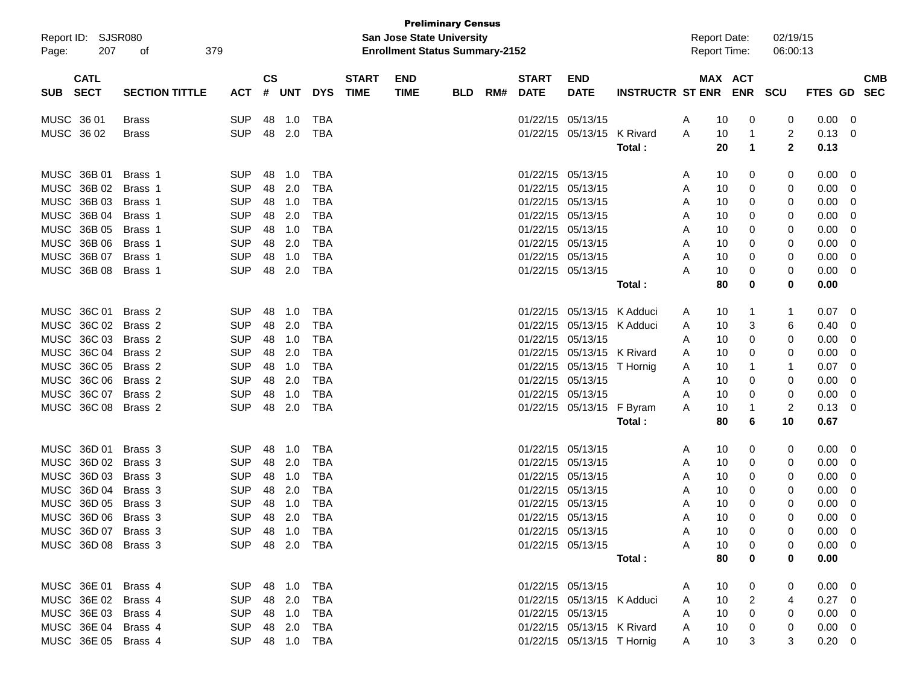**Preliminary Census**
**San Jose State University**
**Enrollment Status Summary-2152**

Report ID: SJSR080
Report Date: 02/19/15
Report Time: 06:00:13

| SUB | CATL SECT | SECTION TITTLE | ACT | CS # | UNT | DYS | START TIME | END TIME | BLD | RM# | START DATE | END DATE | INSTRUCTR | ST | MAX ENR | ACT ENR | SCU | FTES | GD | CMB SEC |
|---|---|---|---|---|---|---|---|---|---|---|---|---|---|---|---|---|---|---|---|---|
| MUSC | 36 01 | Brass | SUP | 48 | 1.0 | TBA | | | | | 01/22/15 | 05/13/15 | | A | 10 | 0 | 0 | 0.00 | 0 | |
| MUSC | 36 02 | Brass | SUP | 48 | 2.0 | TBA | | | | | 01/22/15 | 05/13/15 | K Rivard | A | 10 | 1 | 2 | 0.13 | 0 | |
| | | | | | | | | | | | | | **Total :** | | **20** | **1** | **2** | **0.13** | | |
| MUSC | 36B 01 | Brass 1 | SUP | 48 | 1.0 | TBA | | | | | 01/22/15 | 05/13/15 | | A | 10 | 0 | 0 | 0.00 | 0 | |
| MUSC | 36B 02 | Brass 1 | SUP | 48 | 2.0 | TBA | | | | | 01/22/15 | 05/13/15 | | A | 10 | 0 | 0 | 0.00 | 0 | |
| MUSC | 36B 03 | Brass 1 | SUP | 48 | 1.0 | TBA | | | | | 01/22/15 | 05/13/15 | | A | 10 | 0 | 0 | 0.00 | 0 | |
| MUSC | 36B 04 | Brass 1 | SUP | 48 | 2.0 | TBA | | | | | 01/22/15 | 05/13/15 | | A | 10 | 0 | 0 | 0.00 | 0 | |
| MUSC | 36B 05 | Brass 1 | SUP | 48 | 1.0 | TBA | | | | | 01/22/15 | 05/13/15 | | A | 10 | 0 | 0 | 0.00 | 0 | |
| MUSC | 36B 06 | Brass 1 | SUP | 48 | 2.0 | TBA | | | | | 01/22/15 | 05/13/15 | | A | 10 | 0 | 0 | 0.00 | 0 | |
| MUSC | 36B 07 | Brass 1 | SUP | 48 | 1.0 | TBA | | | | | 01/22/15 | 05/13/15 | | A | 10 | 0 | 0 | 0.00 | 0 | |
| MUSC | 36B 08 | Brass 1 | SUP | 48 | 2.0 | TBA | | | | | 01/22/15 | 05/13/15 | | A | 10 | 0 | 0 | 0.00 | 0 | |
| | | | | | | | | | | | | | **Total :** | | **80** | **0** | **0** | **0.00** | | |
| MUSC | 36C 01 | Brass 2 | SUP | 48 | 1.0 | TBA | | | | | 01/22/15 | 05/13/15 | K Adduci | A | 10 | 1 | 1 | 0.07 | 0 | |
| MUSC | 36C 02 | Brass 2 | SUP | 48 | 2.0 | TBA | | | | | 01/22/15 | 05/13/15 | K Adduci | A | 10 | 3 | 6 | 0.40 | 0 | |
| MUSC | 36C 03 | Brass 2 | SUP | 48 | 1.0 | TBA | | | | | 01/22/15 | 05/13/15 | | A | 10 | 0 | 0 | 0.00 | 0 | |
| MUSC | 36C 04 | Brass 2 | SUP | 48 | 2.0 | TBA | | | | | 01/22/15 | 05/13/15 | K Rivard | A | 10 | 0 | 0 | 0.00 | 0 | |
| MUSC | 36C 05 | Brass 2 | SUP | 48 | 1.0 | TBA | | | | | 01/22/15 | 05/13/15 | T Hornig | A | 10 | 1 | 1 | 0.07 | 0 | |
| MUSC | 36C 06 | Brass 2 | SUP | 48 | 2.0 | TBA | | | | | 01/22/15 | 05/13/15 | | A | 10 | 0 | 0 | 0.00 | 0 | |
| MUSC | 36C 07 | Brass 2 | SUP | 48 | 1.0 | TBA | | | | | 01/22/15 | 05/13/15 | | A | 10 | 0 | 0 | 0.00 | 0 | |
| MUSC | 36C 08 | Brass 2 | SUP | 48 | 2.0 | TBA | | | | | 01/22/15 | 05/13/15 | F Byram | A | 10 | 1 | 2 | 0.13 | 0 | |
| | | | | | | | | | | | | | **Total :** | | **80** | **6** | **10** | **0.67** | | |
| MUSC | 36D 01 | Brass 3 | SUP | 48 | 1.0 | TBA | | | | | 01/22/15 | 05/13/15 | | A | 10 | 0 | 0 | 0.00 | 0 | |
| MUSC | 36D 02 | Brass 3 | SUP | 48 | 2.0 | TBA | | | | | 01/22/15 | 05/13/15 | | A | 10 | 0 | 0 | 0.00 | 0 | |
| MUSC | 36D 03 | Brass 3 | SUP | 48 | 1.0 | TBA | | | | | 01/22/15 | 05/13/15 | | A | 10 | 0 | 0 | 0.00 | 0 | |
| MUSC | 36D 04 | Brass 3 | SUP | 48 | 2.0 | TBA | | | | | 01/22/15 | 05/13/15 | | A | 10 | 0 | 0 | 0.00 | 0 | |
| MUSC | 36D 05 | Brass 3 | SUP | 48 | 1.0 | TBA | | | | | 01/22/15 | 05/13/15 | | A | 10 | 0 | 0 | 0.00 | 0 | |
| MUSC | 36D 06 | Brass 3 | SUP | 48 | 2.0 | TBA | | | | | 01/22/15 | 05/13/15 | | A | 10 | 0 | 0 | 0.00 | 0 | |
| MUSC | 36D 07 | Brass 3 | SUP | 48 | 1.0 | TBA | | | | | 01/22/15 | 05/13/15 | | A | 10 | 0 | 0 | 0.00 | 0 | |
| MUSC | 36D 08 | Brass 3 | SUP | 48 | 2.0 | TBA | | | | | 01/22/15 | 05/13/15 | | A | 10 | 0 | 0 | 0.00 | 0 | |
| | | | | | | | | | | | | | **Total :** | | **80** | **0** | **0** | **0.00** | | |
| MUSC | 36E 01 | Brass 4 | SUP | 48 | 1.0 | TBA | | | | | 01/22/15 | 05/13/15 | | A | 10 | 0 | 0 | 0.00 | 0 | |
| MUSC | 36E 02 | Brass 4 | SUP | 48 | 2.0 | TBA | | | | | 01/22/15 | 05/13/15 | K Adduci | A | 10 | 2 | 4 | 0.27 | 0 | |
| MUSC | 36E 03 | Brass 4 | SUP | 48 | 1.0 | TBA | | | | | 01/22/15 | 05/13/15 | | A | 10 | 0 | 0 | 0.00 | 0 | |
| MUSC | 36E 04 | Brass 4 | SUP | 48 | 2.0 | TBA | | | | | 01/22/15 | 05/13/15 | K Rivard | A | 10 | 0 | 0 | 0.00 | 0 | |
| MUSC | 36E 05 | Brass 4 | SUP | 48 | 1.0 | TBA | | | | | 01/22/15 | 05/13/15 | T Hornig | A | 10 | 3 | 3 | 0.20 | 0 | |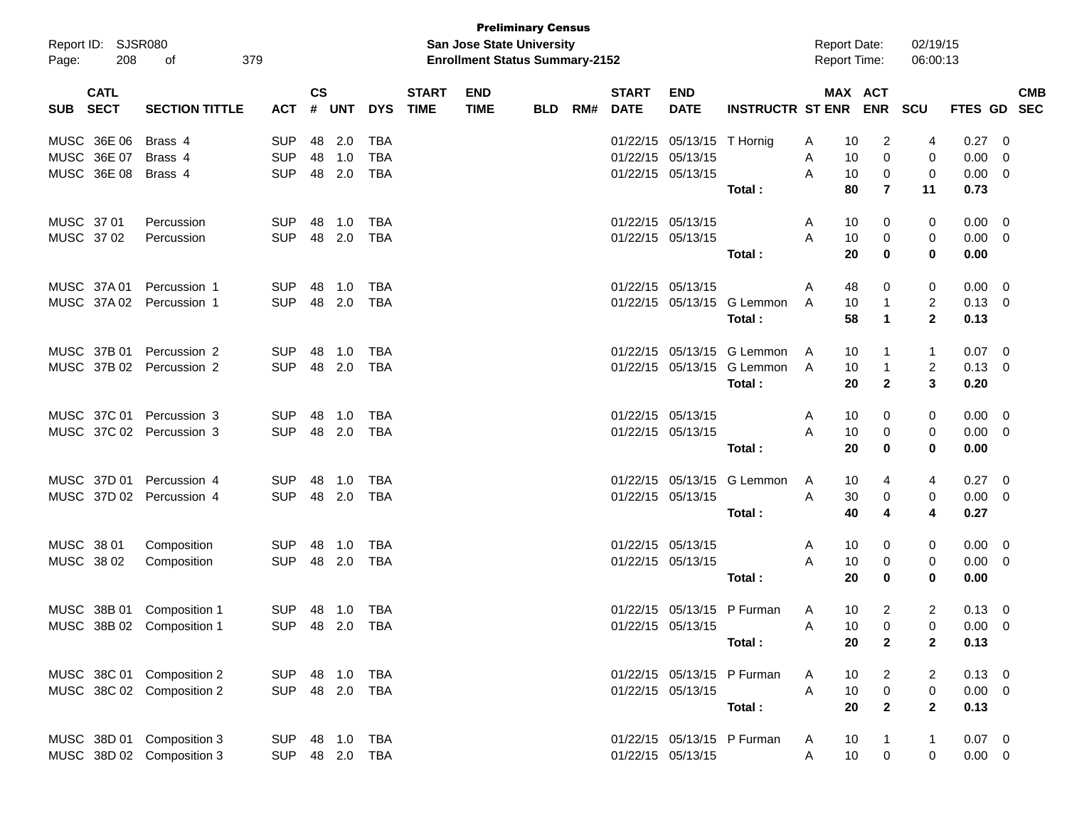**Preliminary Census**
**San Jose State University**
**Enrollment Status Summary-2152**

Report ID: SJSR080
Report Date: 02/19/15
Report Time: 06:00:13

| SUB | CATL SECT | SECTION TITTLE | ACT | CS # | UNT | DYS | START TIME | END TIME | BLD | RM# | START DATE | END DATE | INSTRUCTR | ST | MAX ENR | ACT ENR | SCU | FTES | GD | CMB SEC |
|---|---|---|---|---|---|---|---|---|---|---|---|---|---|---|---|---|---|---|---|---|
| MUSC | 36E 06 | Brass 4 | SUP | 48 | 2.0 | TBA | | | | | 01/22/15 | 05/13/15 | T Hornig | A | 10 | 2 | 4 | 0.27 | 0 | |
| MUSC | 36E 07 | Brass 4 | SUP | 48 | 1.0 | TBA | | | | | 01/22/15 | 05/13/15 | | A | 10 | 0 | 0 | 0.00 | 0 | |
| MUSC | 36E 08 | Brass 4 | SUP | 48 | 2.0 | TBA | | | | | 01/22/15 | 05/13/15 | | A | 10 | 0 | 0 | 0.00 | 0 | |
| | | | | | | | | | | | | | **Total :** | | **80** | **7** | **11** | **0.73** | | |
| MUSC | 37 01 | Percussion | SUP | 48 | 1.0 | TBA | | | | | 01/22/15 | 05/13/15 | | A | 10 | 0 | 0 | 0.00 | 0 | |
| MUSC | 37 02 | Percussion | SUP | 48 | 2.0 | TBA | | | | | 01/22/15 | 05/13/15 | | A | 10 | 0 | 0 | 0.00 | 0 | |
| | | | | | | | | | | | | | **Total :** | | **20** | **0** | **0** | **0.00** | | |
| MUSC | 37A 01 | Percussion 1 | SUP | 48 | 1.0 | TBA | | | | | 01/22/15 | 05/13/15 | | A | 48 | 0 | 0 | 0.00 | 0 | |
| MUSC | 37A 02 | Percussion 1 | SUP | 48 | 2.0 | TBA | | | | | 01/22/15 | 05/13/15 | G Lemmon | A | 10 | 1 | 2 | 0.13 | 0 | |
| | | | | | | | | | | | | | **Total :** | | **58** | **1** | **2** | **0.13** | | |
| MUSC | 37B 01 | Percussion 2 | SUP | 48 | 1.0 | TBA | | | | | 01/22/15 | 05/13/15 | G Lemmon | A | 10 | 1 | 1 | 0.07 | 0 | |
| MUSC | 37B 02 | Percussion 2 | SUP | 48 | 2.0 | TBA | | | | | 01/22/15 | 05/13/15 | G Lemmon | A | 10 | 1 | 2 | 0.13 | 0 | |
| | | | | | | | | | | | | | **Total :** | | **20** | **2** | **3** | **0.20** | | |
| MUSC | 37C 01 | Percussion 3 | SUP | 48 | 1.0 | TBA | | | | | 01/22/15 | 05/13/15 | | A | 10 | 0 | 0 | 0.00 | 0 | |
| MUSC | 37C 02 | Percussion 3 | SUP | 48 | 2.0 | TBA | | | | | 01/22/15 | 05/13/15 | | A | 10 | 0 | 0 | 0.00 | 0 | |
| | | | | | | | | | | | | | **Total :** | | **20** | **0** | **0** | **0.00** | | |
| MUSC | 37D 01 | Percussion 4 | SUP | 48 | 1.0 | TBA | | | | | 01/22/15 | 05/13/15 | G Lemmon | A | 10 | 4 | 4 | 0.27 | 0 | |
| MUSC | 37D 02 | Percussion 4 | SUP | 48 | 2.0 | TBA | | | | | 01/22/15 | 05/13/15 | | A | 30 | 0 | 0 | 0.00 | 0 | |
| | | | | | | | | | | | | | **Total :** | | **40** | **4** | **4** | **0.27** | | |
| MUSC | 38 01 | Composition | SUP | 48 | 1.0 | TBA | | | | | 01/22/15 | 05/13/15 | | A | 10 | 0 | 0 | 0.00 | 0 | |
| MUSC | 38 02 | Composition | SUP | 48 | 2.0 | TBA | | | | | 01/22/15 | 05/13/15 | | A | 10 | 0 | 0 | 0.00 | 0 | |
| | | | | | | | | | | | | | **Total :** | | **20** | **0** | **0** | **0.00** | | |
| MUSC | 38B 01 | Composition 1 | SUP | 48 | 1.0 | TBA | | | | | 01/22/15 | 05/13/15 | P Furman | A | 10 | 2 | 2 | 0.13 | 0 | |
| MUSC | 38B 02 | Composition 1 | SUP | 48 | 2.0 | TBA | | | | | 01/22/15 | 05/13/15 | | A | 10 | 0 | 0 | 0.00 | 0 | |
| | | | | | | | | | | | | | **Total :** | | **20** | **2** | **2** | **0.13** | | |
| MUSC | 38C 01 | Composition 2 | SUP | 48 | 1.0 | TBA | | | | | 01/22/15 | 05/13/15 | P Furman | A | 10 | 2 | 2 | 0.13 | 0 | |
| MUSC | 38C 02 | Composition 2 | SUP | 48 | 2.0 | TBA | | | | | 01/22/15 | 05/13/15 | | A | 10 | 0 | 0 | 0.00 | 0 | |
| | | | | | | | | | | | | | **Total :** | | **20** | **2** | **2** | **0.13** | | |
| MUSC | 38D 01 | Composition 3 | SUP | 48 | 1.0 | TBA | | | | | 01/22/15 | 05/13/15 | P Furman | A | 10 | 1 | 1 | 0.07 | 0 | |
| MUSC | 38D 02 | Composition 3 | SUP | 48 | 2.0 | TBA | | | | | 01/22/15 | 05/13/15 | | A | 10 | 0 | 0 | 0.00 | 0 | |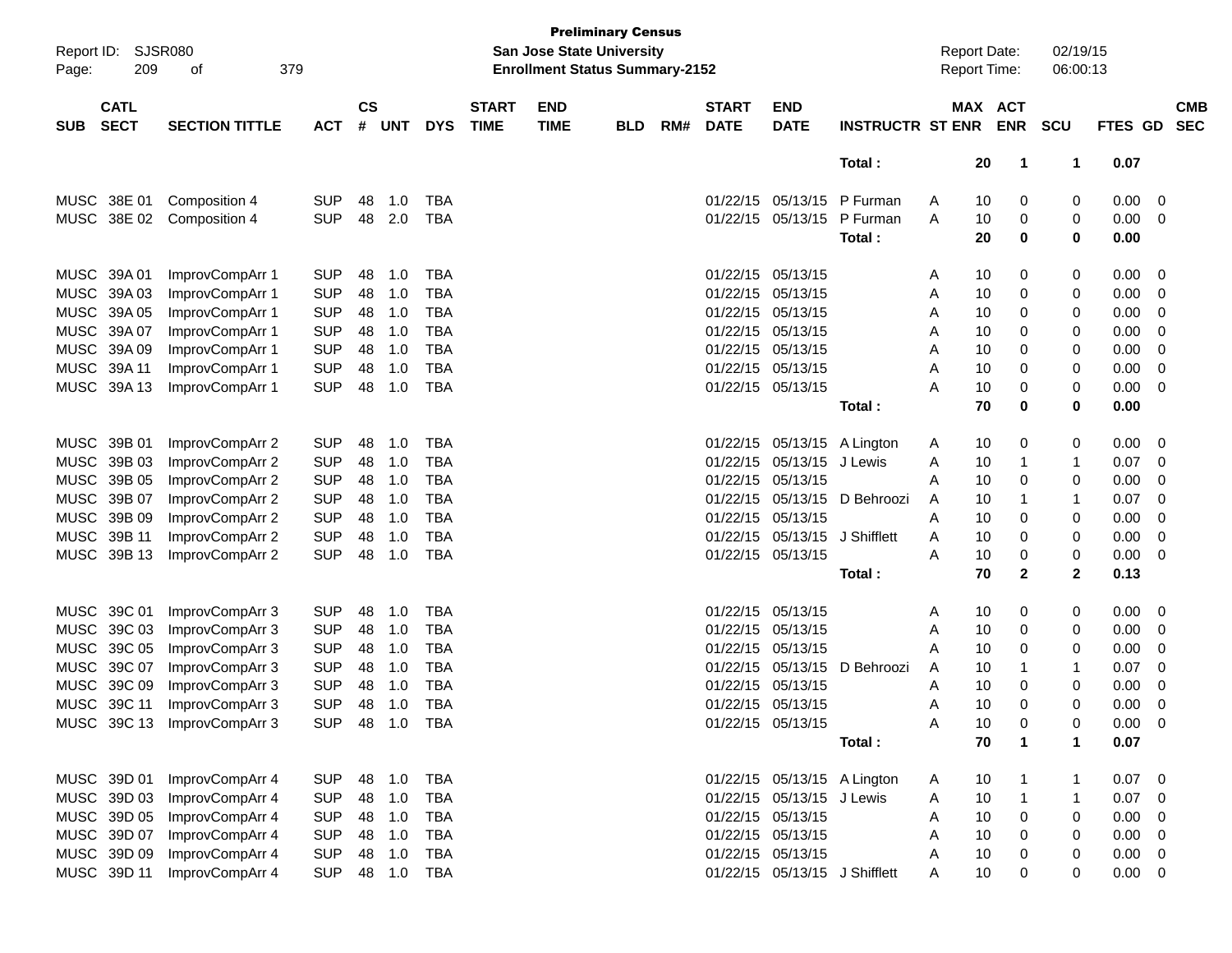**Preliminary Census**
**San Jose State University**
**Enrollment Status Summary-2152**

Report ID: SJSR080
Report Date: 02/19/15
Report Time: 06:00:13

| SUB | CATL SECT | SECTION TITTLE | ACT | CS # | UNT | DYS | START TIME | END TIME | BLD | RM# | START DATE | END DATE | INSTRUCTR | ST | MAX ENR | ACT ENR | SCU | FTES | GD | CMB SEC |
|---|---|---|---|---|---|---|---|---|---|---|---|---|---|---|---|---|---|---|---|---|
| | | | | | | | | | | | | | **Total :** | | **20** | **1** | **1** | **0.07** | | |
| MUSC | 38E 01 | Composition 4 | SUP | 48 | 1.0 | TBA | | | | | 01/22/15 | 05/13/15 | P Furman | A | 10 | 0 | 0 | 0.00 | 0 | |
| MUSC | 38E 02 | Composition 4 | SUP | 48 | 2.0 | TBA | | | | | 01/22/15 | 05/13/15 | P Furman | A | 10 | 0 | 0 | 0.00 | 0 | |
| | | | | | | | | | | | | | **Total :** | | **20** | **0** | **0** | **0.00** | | |
| MUSC | 39A 01 | ImprovCompArr 1 | SUP | 48 | 1.0 | TBA | | | | | 01/22/15 | 05/13/15 | | A | 10 | 0 | 0 | 0.00 | 0 | |
| MUSC | 39A 03 | ImprovCompArr 1 | SUP | 48 | 1.0 | TBA | | | | | 01/22/15 | 05/13/15 | | A | 10 | 0 | 0 | 0.00 | 0 | |
| MUSC | 39A 05 | ImprovCompArr 1 | SUP | 48 | 1.0 | TBA | | | | | 01/22/15 | 05/13/15 | | A | 10 | 0 | 0 | 0.00 | 0 | |
| MUSC | 39A 07 | ImprovCompArr 1 | SUP | 48 | 1.0 | TBA | | | | | 01/22/15 | 05/13/15 | | A | 10 | 0 | 0 | 0.00 | 0 | |
| MUSC | 39A 09 | ImprovCompArr 1 | SUP | 48 | 1.0 | TBA | | | | | 01/22/15 | 05/13/15 | | A | 10 | 0 | 0 | 0.00 | 0 | |
| MUSC | 39A 11 | ImprovCompArr 1 | SUP | 48 | 1.0 | TBA | | | | | 01/22/15 | 05/13/15 | | A | 10 | 0 | 0 | 0.00 | 0 | |
| MUSC | 39A 13 | ImprovCompArr 1 | SUP | 48 | 1.0 | TBA | | | | | 01/22/15 | 05/13/15 | | A | 10 | 0 | 0 | 0.00 | 0 | |
| | | | | | | | | | | | | | **Total :** | | **70** | **0** | **0** | **0.00** | | |
| MUSC | 39B 01 | ImprovCompArr 2 | SUP | 48 | 1.0 | TBA | | | | | 01/22/15 | 05/13/15 | A Lington | A | 10 | 0 | 0 | 0.00 | 0 | |
| MUSC | 39B 03 | ImprovCompArr 2 | SUP | 48 | 1.0 | TBA | | | | | 01/22/15 | 05/13/15 | J Lewis | A | 10 | 1 | 1 | 0.07 | 0 | |
| MUSC | 39B 05 | ImprovCompArr 2 | SUP | 48 | 1.0 | TBA | | | | | 01/22/15 | 05/13/15 | | A | 10 | 0 | 0 | 0.00 | 0 | |
| MUSC | 39B 07 | ImprovCompArr 2 | SUP | 48 | 1.0 | TBA | | | | | 01/22/15 | 05/13/15 | D Behroozi | A | 10 | 1 | 1 | 0.07 | 0 | |
| MUSC | 39B 09 | ImprovCompArr 2 | SUP | 48 | 1.0 | TBA | | | | | 01/22/15 | 05/13/15 | | A | 10 | 0 | 0 | 0.00 | 0 | |
| MUSC | 39B 11 | ImprovCompArr 2 | SUP | 48 | 1.0 | TBA | | | | | 01/22/15 | 05/13/15 | J Shifflett | A | 10 | 0 | 0 | 0.00 | 0 | |
| MUSC | 39B 13 | ImprovCompArr 2 | SUP | 48 | 1.0 | TBA | | | | | 01/22/15 | 05/13/15 | | A | 10 | 0 | 0 | 0.00 | 0 | |
| | | | | | | | | | | | | | **Total :** | | **70** | **2** | **2** | **0.13** | | |
| MUSC | 39C 01 | ImprovCompArr 3 | SUP | 48 | 1.0 | TBA | | | | | 01/22/15 | 05/13/15 | | A | 10 | 0 | 0 | 0.00 | 0 | |
| MUSC | 39C 03 | ImprovCompArr 3 | SUP | 48 | 1.0 | TBA | | | | | 01/22/15 | 05/13/15 | | A | 10 | 0 | 0 | 0.00 | 0 | |
| MUSC | 39C 05 | ImprovCompArr 3 | SUP | 48 | 1.0 | TBA | | | | | 01/22/15 | 05/13/15 | | A | 10 | 0 | 0 | 0.00 | 0 | |
| MUSC | 39C 07 | ImprovCompArr 3 | SUP | 48 | 1.0 | TBA | | | | | 01/22/15 | 05/13/15 | D Behroozi | A | 10 | 1 | 1 | 0.07 | 0 | |
| MUSC | 39C 09 | ImprovCompArr 3 | SUP | 48 | 1.0 | TBA | | | | | 01/22/15 | 05/13/15 | | A | 10 | 0 | 0 | 0.00 | 0 | |
| MUSC | 39C 11 | ImprovCompArr 3 | SUP | 48 | 1.0 | TBA | | | | | 01/22/15 | 05/13/15 | | A | 10 | 0 | 0 | 0.00 | 0 | |
| MUSC | 39C 13 | ImprovCompArr 3 | SUP | 48 | 1.0 | TBA | | | | | 01/22/15 | 05/13/15 | | A | 10 | 0 | 0 | 0.00 | 0 | |
| | | | | | | | | | | | | | **Total :** | | **70** | **1** | **1** | **0.07** | | |
| MUSC | 39D 01 | ImprovCompArr 4 | SUP | 48 | 1.0 | TBA | | | | | 01/22/15 | 05/13/15 | A Lington | A | 10 | 1 | 1 | 0.07 | 0 | |
| MUSC | 39D 03 | ImprovCompArr 4 | SUP | 48 | 1.0 | TBA | | | | | 01/22/15 | 05/13/15 | J Lewis | A | 10 | 1 | 1 | 0.07 | 0 | |
| MUSC | 39D 05 | ImprovCompArr 4 | SUP | 48 | 1.0 | TBA | | | | | 01/22/15 | 05/13/15 | | A | 10 | 0 | 0 | 0.00 | 0 | |
| MUSC | 39D 07 | ImprovCompArr 4 | SUP | 48 | 1.0 | TBA | | | | | 01/22/15 | 05/13/15 | | A | 10 | 0 | 0 | 0.00 | 0 | |
| MUSC | 39D 09 | ImprovCompArr 4 | SUP | 48 | 1.0 | TBA | | | | | 01/22/15 | 05/13/15 | | A | 10 | 0 | 0 | 0.00 | 0 | |
| MUSC | 39D 11 | ImprovCompArr 4 | SUP | 48 | 1.0 | TBA | | | | | 01/22/15 | 05/13/15 | J Shifflett | A | 10 | 0 | 0 | 0.00 | 0 | |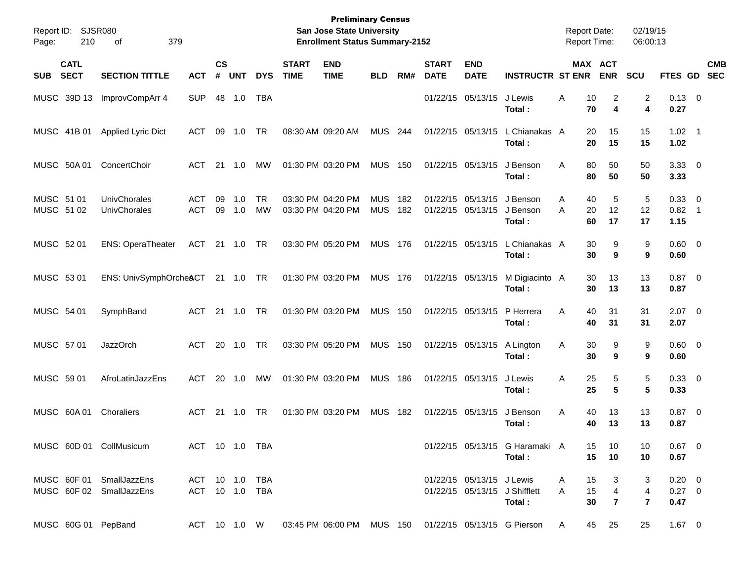**Preliminary Census**
**San Jose State University**
**Enrollment Status Summary-2152**

Report ID: SJSR080
Report Date: 02/19/15
Report Time: 06:00:13

| SUB | CATL SECT | SECTION TITTLE | ACT | CS # | UNT | DYS | START TIME | END TIME | BLD | RM# | START DATE | END DATE | INSTRUCTR | ST | MAX ENR | ACT ENR | SCU | FTES | GD | CMB SEC |
|---|---|---|---|---|---|---|---|---|---|---|---|---|---|---|---|---|---|---|---|---|
| MUSC | 39D 13 | ImprovCompArr 4 | SUP | 48 | 1.0 | TBA | | | | | 01/22/15 | 05/13/15 | J Lewis | A | 10 | 2 | 2 | 0.13 | 0 | |
| | | | | | | | | | | | | | **Total :** | | **70** | **4** | **4** | **0.27** | | |
| MUSC | 41B 01 | Applied Lyric Dict | ACT | 09 | 1.0 | TR | 08:30 AM | 09:20 AM | MUS | 244 | 01/22/15 | 05/13/15 | L Chianakas | A | 20 | 15 | 15 | 1.02 | 1 | |
| | | | | | | | | | | | | | **Total :** | | **20** | **15** | **15** | **1.02** | | |
| MUSC | 50A 01 | ConcertChoir | ACT | 21 | 1.0 | MW | 01:30 PM | 03:20 PM | MUS | 150 | 01/22/15 | 05/13/15 | J Benson | A | 80 | 50 | 50 | 3.33 | 0 | |
| | | | | | | | | | | | | | **Total :** | | **80** | **50** | **50** | **3.33** | | |
| MUSC | 51 01 | UnivChorales | ACT | 09 | 1.0 | TR | 03:30 PM | 04:20 PM | MUS | 182 | 01/22/15 | 05/13/15 | J Benson | A | 40 | 5 | 5 | 0.33 | 0 | |
| MUSC | 51 02 | UnivChorales | ACT | 09 | 1.0 | MW | 03:30 PM | 04:20 PM | MUS | 182 | 01/22/15 | 05/13/15 | J Benson | A | 20 | 12 | 12 | 0.82 | 1 | |
| | | | | | | | | | | | | | **Total :** | | **60** | **17** | **17** | **1.15** | | |
| MUSC | 52 01 | ENS: OperaTheater | ACT | 21 | 1.0 | TR | 03:30 PM | 05:20 PM | MUS | 176 | 01/22/15 | 05/13/15 | L Chianakas | A | 30 | 9 | 9 | 0.60 | 0 | |
| | | | | | | | | | | | | | **Total :** | | **30** | **9** | **9** | **0.60** | | |
| MUSC | 53 01 | ENS: UnivSymphOrches | ACT | 21 | 1.0 | TR | 01:30 PM | 03:20 PM | MUS | 176 | 01/22/15 | 05/13/15 | M Digiacinto | A | 30 | 13 | 13 | 0.87 | 0 | |
| | | | | | | | | | | | | | **Total :** | | **30** | **13** | **13** | **0.87** | | |
| MUSC | 54 01 | SymphBand | ACT | 21 | 1.0 | TR | 01:30 PM | 03:20 PM | MUS | 150 | 01/22/15 | 05/13/15 | P Herrera | A | 40 | 31 | 31 | 2.07 | 0 | |
| | | | | | | | | | | | | | **Total :** | | **40** | **31** | **31** | **2.07** | | |
| MUSC | 57 01 | JazzOrch | ACT | 20 | 1.0 | TR | 03:30 PM | 05:20 PM | MUS | 150 | 01/22/15 | 05/13/15 | A Lington | A | 30 | 9 | 9 | 0.60 | 0 | |
| | | | | | | | | | | | | | **Total :** | | **30** | **9** | **9** | **0.60** | | |
| MUSC | 59 01 | AfroLatinJazzEns | ACT | 20 | 1.0 | MW | 01:30 PM | 03:20 PM | MUS | 186 | 01/22/15 | 05/13/15 | J Lewis | A | 25 | 5 | 5 | 0.33 | 0 | |
| | | | | | | | | | | | | | **Total :** | | **25** | **5** | **5** | **0.33** | | |
| MUSC | 60A 01 | Choraliers | ACT | 21 | 1.0 | TR | 01:30 PM | 03:20 PM | MUS | 182 | 01/22/15 | 05/13/15 | J Benson | A | 40 | 13 | 13 | 0.87 | 0 | |
| | | | | | | | | | | | | | **Total :** | | **40** | **13** | **13** | **0.87** | | |
| MUSC | 60D 01 | CollMusicum | ACT | 10 | 1.0 | TBA | | | | | 01/22/15 | 05/13/15 | G Haramaki | A | 15 | 10 | 10 | 0.67 | 0 | |
| | | | | | | | | | | | | | **Total :** | | **15** | **10** | **10** | **0.67** | | |
| MUSC | 60F 01 | SmallJazzEns | ACT | 10 | 1.0 | TBA | | | | | 01/22/15 | 05/13/15 | J Lewis | A | 15 | 3 | 3 | 0.20 | 0 | |
| MUSC | 60F 02 | SmallJazzEns | ACT | 10 | 1.0 | TBA | | | | | 01/22/15 | 05/13/15 | J Shifflett | A | 15 | 4 | 4 | 0.27 | 0 | |
| | | | | | | | | | | | | | **Total :** | | **30** | **7** | **7** | **0.47** | | |
| MUSC | 60G 01 | PepBand | ACT | 10 | 1.0 | W | 03:45 PM | 06:00 PM | MUS | 150 | 01/22/15 | 05/13/15 | G Pierson | A | 45 | 25 | 25 | 1.67 | 0 | |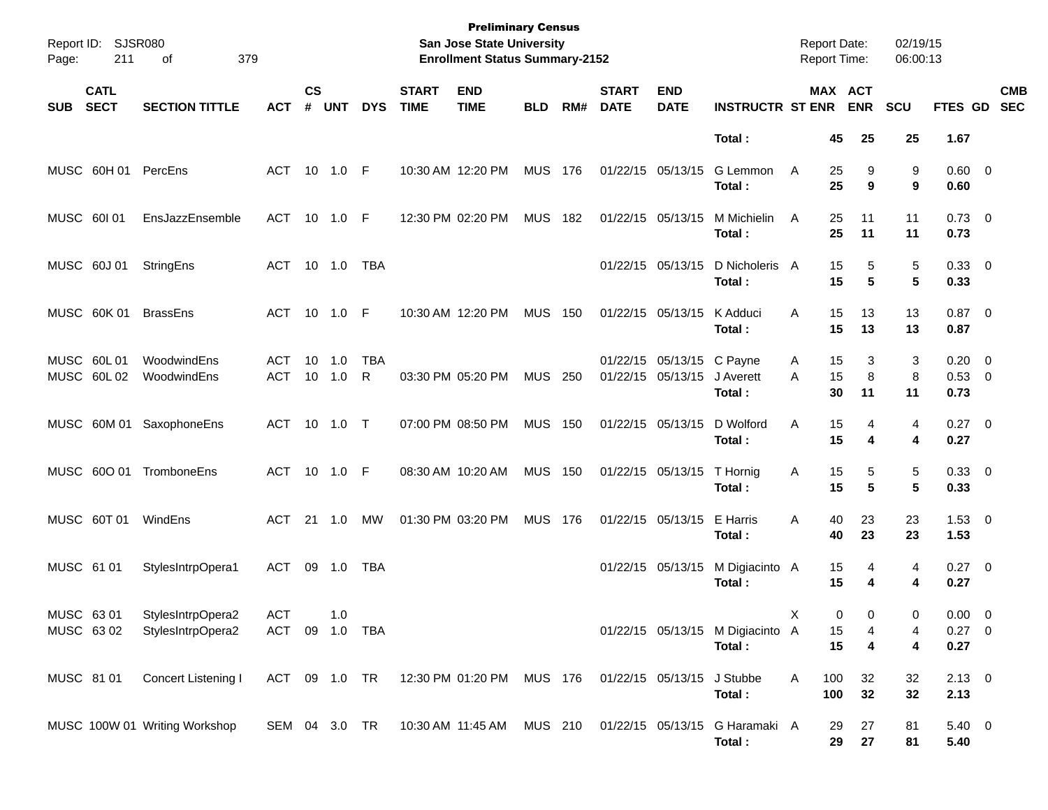Preliminary Census
San Jose State University
Enrollment Status Summary-2152

Report ID: SJSR080
Report Date: 02/19/15
Report Time: 06:00:13

| SUB | CATL SECT | SECTION TITTLE | ACT | CS # | UNT | DYS | START TIME | END TIME | BLD | RM# | START DATE | END DATE | INSTRUCTR | ST | MAX ENR | ACT ENR | SCU | FTES | GD | CMB SEC |
|---|---|---|---|---|---|---|---|---|---|---|---|---|---|---|---|---|---|---|---|---|
| | | | | | | | | | | | | | **Total :** | | **45** | **25** | **25** | **1.67** | | |
| MUSC | 60H 01 | PercEns | ACT | 10 | 1.0 | F | 10:30 AM | 12:20 PM | MUS | 176 | 01/22/15 | 05/13/15 | G Lemmon | A | 25 | 9 | 9 | 0.60 | 0 | |
| | | | | | | | | | | | | | **Total :** | | **25** | **9** | **9** | **0.60** | | |
| MUSC | 60I 01 | EnsJazzEnsemble | ACT | 10 | 1.0 | F | 12:30 PM | 02:20 PM | MUS | 182 | 01/22/15 | 05/13/15 | M Michielin | A | 25 | 11 | 11 | 0.73 | 0 | |
| | | | | | | | | | | | | | **Total :** | | **25** | **11** | **11** | **0.73** | | |
| MUSC | 60J 01 | StringEns | ACT | 10 | 1.0 | TBA | | | | | 01/22/15 | 05/13/15 | D Nicholeris | A | 15 | 5 | 5 | 0.33 | 0 | |
| | | | | | | | | | | | | | **Total :** | | **15** | **5** | **5** | **0.33** | | |
| MUSC | 60K 01 | BrassEns | ACT | 10 | 1.0 | F | 10:30 AM | 12:20 PM | MUS | 150 | 01/22/15 | 05/13/15 | K Adduci | A | 15 | 13 | 13 | 0.87 | 0 | |
| | | | | | | | | | | | | | **Total :** | | **15** | **13** | **13** | **0.87** | | |
| MUSC | 60L 01 | WoodwindEns | ACT | 10 | 1.0 | TBA | | | | | 01/22/15 | 05/13/15 | C Payne | A | 15 | 3 | 3 | 0.20 | 0 | |
| MUSC | 60L 02 | WoodwindEns | ACT | 10 | 1.0 | R | 03:30 PM | 05:20 PM | MUS | 250 | 01/22/15 | 05/13/15 | J Averett | A | 15 | 8 | 8 | 0.53 | 0 | |
| | | | | | | | | | | | | | **Total :** | | **30** | **11** | **11** | **0.73** | | |
| MUSC | 60M 01 | SaxophoneEns | ACT | 10 | 1.0 | T | 07:00 PM | 08:50 PM | MUS | 150 | 01/22/15 | 05/13/15 | D Wolford | A | 15 | 4 | 4 | 0.27 | 0 | |
| | | | | | | | | | | | | | **Total :** | | **15** | **4** | **4** | **0.27** | | |
| MUSC | 60O 01 | TromboneEns | ACT | 10 | 1.0 | F | 08:30 AM | 10:20 AM | MUS | 150 | 01/22/15 | 05/13/15 | T Hornig | A | 15 | 5 | 5 | 0.33 | 0 | |
| | | | | | | | | | | | | | **Total :** | | **15** | **5** | **5** | **0.33** | | |
| MUSC | 60T 01 | WindEns | ACT | 21 | 1.0 | MW | 01:30 PM | 03:20 PM | MUS | 176 | 01/22/15 | 05/13/15 | E Harris | A | 40 | 23 | 23 | 1.53 | 0 | |
| | | | | | | | | | | | | | **Total :** | | **40** | **23** | **23** | **1.53** | | |
| MUSC | 61 01 | StylesIntrpOpera1 | ACT | 09 | 1.0 | TBA | | | | | 01/22/15 | 05/13/15 | M Digiacinto | A | 15 | 4 | 4 | 0.27 | 0 | |
| | | | | | | | | | | | | | **Total :** | | **15** | **4** | **4** | **0.27** | | |
| MUSC | 63 01 | StylesIntrpOpera2 | ACT | | 1.0 | | | | | | | | | X | 0 | 0 | 0 | 0.00 | 0 | |
| MUSC | 63 02 | StylesIntrpOpera2 | ACT | 09 | 1.0 | TBA | | | | | 01/22/15 | 05/13/15 | M Digiacinto | A | 15 | 4 | 4 | 0.27 | 0 | |
| | | | | | | | | | | | | | **Total :** | | **15** | **4** | **4** | **0.27** | | |
| MUSC | 81 01 | Concert Listening I | ACT | 09 | 1.0 | TR | 12:30 PM | 01:20 PM | MUS | 176 | 01/22/15 | 05/13/15 | J Stubbe | A | 100 | 32 | 32 | 2.13 | 0 | |
| | | | | | | | | | | | | | **Total :** | | **100** | **32** | **32** | **2.13** | | |
| MUSC | 100W 01 | Writing Workshop | SEM | 04 | 3.0 | TR | 10:30 AM | 11:45 AM | MUS | 210 | 01/22/15 | 05/13/15 | G Haramaki | A | 29 | 27 | 81 | 5.40 | 0 | |
| | | | | | | | | | | | | | **Total :** | | **29** | **27** | **81** | **5.40** | | |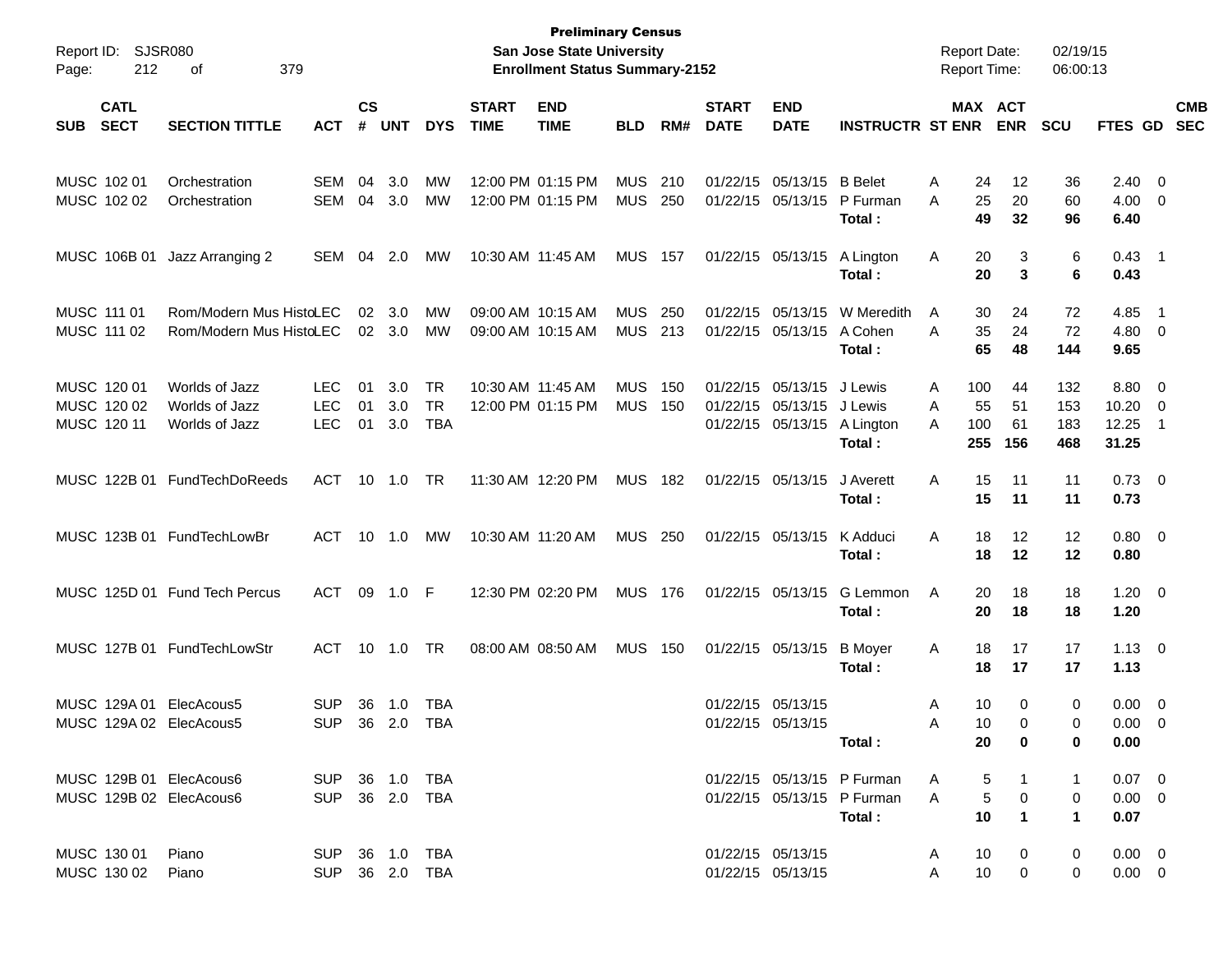**Preliminary Census**
**San Jose State University**
**Enrollment Status Summary-2152**

Report ID: SJSR080
Report Date: 02/19/15
Report Time: 06:00:13

| SUB | CATL SECT | SECTION TITTLE | ACT | CS # | UNT | DYS | START TIME | END TIME | BLD | RM# | START DATE | END DATE | INSTRUCTR | ST | MAX ENR | ACT ENR | SCU | FTES | GD | CMB SEC |
|---|---|---|---|---|---|---|---|---|---|---|---|---|---|---|---|---|---|---|---|---|
| MUSC | 102 01 | Orchestration | SEM | 04 | 3.0 | MW | 12:00 PM | 01:15 PM | MUS | 210 | 01/22/15 | 05/13/15 | B Belet | A | 24 | 12 | 36 | 2.40 | 0 | |
| MUSC | 102 02 | Orchestration | SEM | 04 | 3.0 | MW | 12:00 PM | 01:15 PM | MUS | 250 | 01/22/15 | 05/13/15 | P Furman | A | 25 | 20 | 60 | 4.00 | 0 | |
| | | | | | | | | | | | | | **Total :** | | **49** | **32** | **96** | **6.40** | | |
| MUSC | 106B 01 | Jazz Arranging 2 | SEM | 04 | 2.0 | MW | 10:30 AM | 11:45 AM | MUS | 157 | 01/22/15 | 05/13/15 | A Lington | A | 20 | 3 | 6 | 0.43 | 1 | |
| | | | | | | | | | | | | | **Total :** | | **20** | **3** | **6** | **0.43** | | |
| MUSC | 111 01 | Rom/Modern Mus Histo | LEC | 02 | 3.0 | MW | 09:00 AM | 10:15 AM | MUS | 250 | 01/22/15 | 05/13/15 | W Meredith | A | 30 | 24 | 72 | 4.85 | 1 | |
| MUSC | 111 02 | Rom/Modern Mus Histo | LEC | 02 | 3.0 | MW | 09:00 AM | 10:15 AM | MUS | 213 | 01/22/15 | 05/13/15 | A Cohen | A | 35 | 24 | 72 | 4.80 | 0 | |
| | | | | | | | | | | | | | **Total :** | | **65** | **48** | **144** | **9.65** | | |
| MUSC | 120 01 | Worlds of Jazz | LEC | 01 | 3.0 | TR | 10:30 AM | 11:45 AM | MUS | 150 | 01/22/15 | 05/13/15 | J Lewis | A | 100 | 44 | 132 | 8.80 | 0 | |
| MUSC | 120 02 | Worlds of Jazz | LEC | 01 | 3.0 | TR | 12:00 PM | 01:15 PM | MUS | 150 | 01/22/15 | 05/13/15 | J Lewis | A | 55 | 51 | 153 | 10.20 | 0 | |
| MUSC | 120 11 | Worlds of Jazz | LEC | 01 | 3.0 | TBA | | | | | 01/22/15 | 05/13/15 | A Lington | A | 100 | 61 | 183 | 12.25 | 1 | |
| | | | | | | | | | | | | | **Total :** | | **255** | **156** | **468** | **31.25** | | |
| MUSC | 122B 01 | FundTechDoReeds | ACT | 10 | 1.0 | TR | 11:30 AM | 12:20 PM | MUS | 182 | 01/22/15 | 05/13/15 | J Averett | A | 15 | 11 | 11 | 0.73 | 0 | |
| | | | | | | | | | | | | | **Total :** | | **15** | **11** | **11** | **0.73** | | |
| MUSC | 123B 01 | FundTechLowBr | ACT | 10 | 1.0 | MW | 10:30 AM | 11:20 AM | MUS | 250 | 01/22/15 | 05/13/15 | K Adduci | A | 18 | 12 | 12 | 0.80 | 0 | |
| | | | | | | | | | | | | | **Total :** | | **18** | **12** | **12** | **0.80** | | |
| MUSC | 125D 01 | Fund Tech Percus | ACT | 09 | 1.0 | F | 12:30 PM | 02:20 PM | MUS | 176 | 01/22/15 | 05/13/15 | G Lemmon | A | 20 | 18 | 18 | 1.20 | 0 | |
| | | | | | | | | | | | | | **Total :** | | **20** | **18** | **18** | **1.20** | | |
| MUSC | 127B 01 | FundTechLowStr | ACT | 10 | 1.0 | TR | 08:00 AM | 08:50 AM | MUS | 150 | 01/22/15 | 05/13/15 | B Moyer | A | 18 | 17 | 17 | 1.13 | 0 | |
| | | | | | | | | | | | | | **Total :** | | **18** | **17** | **17** | **1.13** | | |
| MUSC | 129A 01 | ElecAcous5 | SUP | 36 | 1.0 | TBA | | | | | 01/22/15 | 05/13/15 | | A | 10 | 0 | 0 | 0.00 | 0 | |
| MUSC | 129A 02 | ElecAcous5 | SUP | 36 | 2.0 | TBA | | | | | 01/22/15 | 05/13/15 | | A | 10 | 0 | 0 | 0.00 | 0 | |
| | | | | | | | | | | | | | **Total :** | | **20** | **0** | **0** | **0.00** | | |
| MUSC | 129B 01 | ElecAcous6 | SUP | 36 | 1.0 | TBA | | | | | 01/22/15 | 05/13/15 | P Furman | A | 5 | 1 | 1 | 0.07 | 0 | |
| MUSC | 129B 02 | ElecAcous6 | SUP | 36 | 2.0 | TBA | | | | | 01/22/15 | 05/13/15 | P Furman | A | 5 | 0 | 0 | 0.00 | 0 | |
| | | | | | | | | | | | | | **Total :** | | **10** | **1** | **1** | **0.07** | | |
| MUSC | 130 01 | Piano | SUP | 36 | 1.0 | TBA | | | | | 01/22/15 | 05/13/15 | | A | 10 | 0 | 0 | 0.00 | 0 | |
| MUSC | 130 02 | Piano | SUP | 36 | 2.0 | TBA | | | | | 01/22/15 | 05/13/15 | | A | 10 | 0 | 0 | 0.00 | 0 | |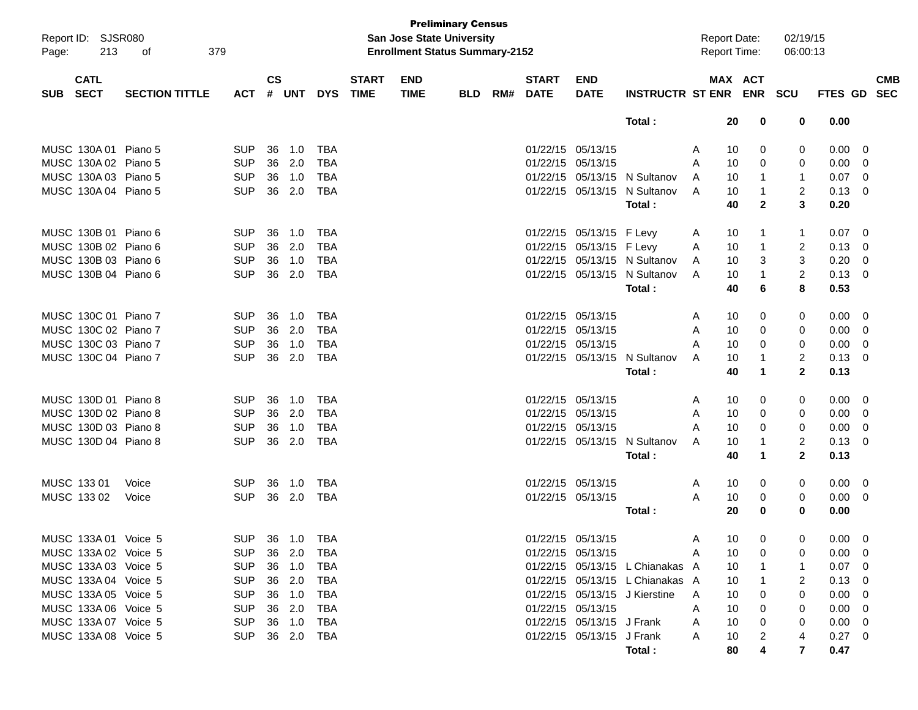**Preliminary Census**
**San Jose State University**
**Enrollment Status Summary-2152**

Report ID: SJSR080
Report Date: 02/19/15
Report Time: 06:00:13

| SUB | CATL SECT | SECTION TITTLE | ACT | CS # | UNT | DYS | START TIME | END TIME | BLD | RM# | START DATE | END DATE | INSTRUCTR | ST | MAX ENR | ACT ENR | SCU | FTES | GD | CMB SEC |
|---|---|---|---|---|---|---|---|---|---|---|---|---|---|---|---|---|---|---|---|---|
| | | | | | | | | | | | | | **Total :** | | **20** | **0** | **0** | **0.00** | | |
| MUSC | 130A 01 | Piano 5 | SUP | 36 | 1.0 | TBA | | | | | 01/22/15 | 05/13/15 | | A | 10 | 0 | 0 | 0.00 | 0 | |
| MUSC | 130A 02 | Piano 5 | SUP | 36 | 2.0 | TBA | | | | | 01/22/15 | 05/13/15 | | A | 10 | 0 | 0 | 0.00 | 0 | |
| MUSC | 130A 03 | Piano 5 | SUP | 36 | 1.0 | TBA | | | | | 01/22/15 | 05/13/15 | N Sultanov | A | 10 | 1 | 1 | 0.07 | 0 | |
| MUSC | 130A 04 | Piano 5 | SUP | 36 | 2.0 | TBA | | | | | 01/22/15 | 05/13/15 | N Sultanov | A | 10 | 1 | 2 | 0.13 | 0 | |
| | | | | | | | | | | | | | **Total :** | | **40** | **2** | **3** | **0.20** | | |
| MUSC | 130B 01 | Piano 6 | SUP | 36 | 1.0 | TBA | | | | | 01/22/15 | 05/13/15 | F Levy | A | 10 | 1 | 1 | 0.07 | 0 | |
| MUSC | 130B 02 | Piano 6 | SUP | 36 | 2.0 | TBA | | | | | 01/22/15 | 05/13/15 | F Levy | A | 10 | 1 | 2 | 0.13 | 0 | |
| MUSC | 130B 03 | Piano 6 | SUP | 36 | 1.0 | TBA | | | | | 01/22/15 | 05/13/15 | N Sultanov | A | 10 | 3 | 3 | 0.20 | 0 | |
| MUSC | 130B 04 | Piano 6 | SUP | 36 | 2.0 | TBA | | | | | 01/22/15 | 05/13/15 | N Sultanov | A | 10 | 1 | 2 | 0.13 | 0 | |
| | | | | | | | | | | | | | **Total :** | | **40** | **6** | **8** | **0.53** | | |
| MUSC | 130C 01 | Piano 7 | SUP | 36 | 1.0 | TBA | | | | | 01/22/15 | 05/13/15 | | A | 10 | 0 | 0 | 0.00 | 0 | |
| MUSC | 130C 02 | Piano 7 | SUP | 36 | 2.0 | TBA | | | | | 01/22/15 | 05/13/15 | | A | 10 | 0 | 0 | 0.00 | 0 | |
| MUSC | 130C 03 | Piano 7 | SUP | 36 | 1.0 | TBA | | | | | 01/22/15 | 05/13/15 | | A | 10 | 0 | 0 | 0.00 | 0 | |
| MUSC | 130C 04 | Piano 7 | SUP | 36 | 2.0 | TBA | | | | | 01/22/15 | 05/13/15 | N Sultanov | A | 10 | 1 | 2 | 0.13 | 0 | |
| | | | | | | | | | | | | | **Total :** | | **40** | **1** | **2** | **0.13** | | |
| MUSC | 130D 01 | Piano 8 | SUP | 36 | 1.0 | TBA | | | | | 01/22/15 | 05/13/15 | | A | 10 | 0 | 0 | 0.00 | 0 | |
| MUSC | 130D 02 | Piano 8 | SUP | 36 | 2.0 | TBA | | | | | 01/22/15 | 05/13/15 | | A | 10 | 0 | 0 | 0.00 | 0 | |
| MUSC | 130D 03 | Piano 8 | SUP | 36 | 1.0 | TBA | | | | | 01/22/15 | 05/13/15 | | A | 10 | 0 | 0 | 0.00 | 0 | |
| MUSC | 130D 04 | Piano 8 | SUP | 36 | 2.0 | TBA | | | | | 01/22/15 | 05/13/15 | N Sultanov | A | 10 | 1 | 2 | 0.13 | 0 | |
| | | | | | | | | | | | | | **Total :** | | **40** | **1** | **2** | **0.13** | | |
| MUSC | 133 01 | Voice | SUP | 36 | 1.0 | TBA | | | | | 01/22/15 | 05/13/15 | | A | 10 | 0 | 0 | 0.00 | 0 | |
| MUSC | 133 02 | Voice | SUP | 36 | 2.0 | TBA | | | | | 01/22/15 | 05/13/15 | | A | 10 | 0 | 0 | 0.00 | 0 | |
| | | | | | | | | | | | | | **Total :** | | **20** | **0** | **0** | **0.00** | | |
| MUSC | 133A 01 | Voice 5 | SUP | 36 | 1.0 | TBA | | | | | 01/22/15 | 05/13/15 | | A | 10 | 0 | 0 | 0.00 | 0 | |
| MUSC | 133A 02 | Voice 5 | SUP | 36 | 2.0 | TBA | | | | | 01/22/15 | 05/13/15 | | A | 10 | 0 | 0 | 0.00 | 0 | |
| MUSC | 133A 03 | Voice 5 | SUP | 36 | 1.0 | TBA | | | | | 01/22/15 | 05/13/15 | L Chianakas | A | 10 | 1 | 1 | 0.07 | 0 | |
| MUSC | 133A 04 | Voice 5 | SUP | 36 | 2.0 | TBA | | | | | 01/22/15 | 05/13/15 | L Chianakas | A | 10 | 1 | 2 | 0.13 | 0 | |
| MUSC | 133A 05 | Voice 5 | SUP | 36 | 1.0 | TBA | | | | | 01/22/15 | 05/13/15 | J Kierstine | A | 10 | 0 | 0 | 0.00 | 0 | |
| MUSC | 133A 06 | Voice 5 | SUP | 36 | 2.0 | TBA | | | | | 01/22/15 | 05/13/15 | | A | 10 | 0 | 0 | 0.00 | 0 | |
| MUSC | 133A 07 | Voice 5 | SUP | 36 | 1.0 | TBA | | | | | 01/22/15 | 05/13/15 | J Frank | A | 10 | 0 | 0 | 0.00 | 0 | |
| MUSC | 133A 08 | Voice 5 | SUP | 36 | 2.0 | TBA | | | | | 01/22/15 | 05/13/15 | J Frank | A | 10 | 2 | 4 | 0.27 | 0 | |
| | | | | | | | | | | | | | **Total :** | | **80** | **4** | **7** | **0.47** | | |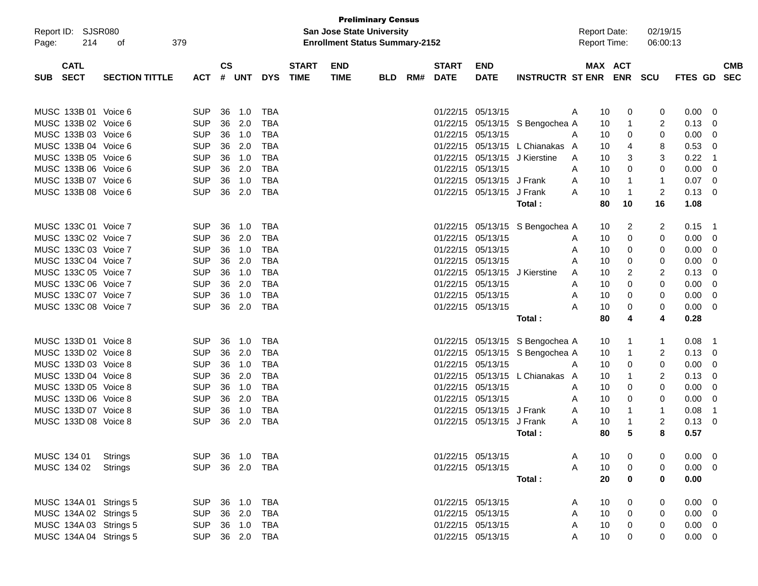**Preliminary Census**
**San Jose State University**
**Enrollment Status Summary-2152**

Report ID: SJSR080
Report Date: 02/19/15
Report Time: 06:00:13

| SUB | CATL SECT | SECTION TITTLE | ACT | CS # | UNT | DYS | START TIME | END TIME | BLD | RM# | START DATE | END DATE | INSTRUCTR | ST | MAX ENR | ACT ENR | SCU | FTES | GD | CMB SEC |
|---|---|---|---|---|---|---|---|---|---|---|---|---|---|---|---|---|---|---|---|---|
| MUSC | 133B 01 | Voice 6 | SUP | 36 | 1.0 | TBA | | | | | 01/22/15 | 05/13/15 | | A | 10 | 0 | 0 | 0.00 | 0 | |
| MUSC | 133B 02 | Voice 6 | SUP | 36 | 2.0 | TBA | | | | | 01/22/15 | 05/13/15 | S Bengochea | A | 10 | 1 | 2 | 0.13 | 0 | |
| MUSC | 133B 03 | Voice 6 | SUP | 36 | 1.0 | TBA | | | | | 01/22/15 | 05/13/15 | | A | 10 | 0 | 0 | 0.00 | 0 | |
| MUSC | 133B 04 | Voice 6 | SUP | 36 | 2.0 | TBA | | | | | 01/22/15 | 05/13/15 | L Chianakas | A | 10 | 4 | 8 | 0.53 | 0 | |
| MUSC | 133B 05 | Voice 6 | SUP | 36 | 1.0 | TBA | | | | | 01/22/15 | 05/13/15 | J Kierstine | A | 10 | 3 | 3 | 0.22 | 1 | |
| MUSC | 133B 06 | Voice 6 | SUP | 36 | 2.0 | TBA | | | | | 01/22/15 | 05/13/15 | | A | 10 | 0 | 0 | 0.00 | 0 | |
| MUSC | 133B 07 | Voice 6 | SUP | 36 | 1.0 | TBA | | | | | 01/22/15 | 05/13/15 | J Frank | A | 10 | 1 | 1 | 0.07 | 0 | |
| MUSC | 133B 08 | Voice 6 | SUP | 36 | 2.0 | TBA | | | | | 01/22/15 | 05/13/15 | J Frank | A | 10 | 1 | 2 | 0.13 | 0 | |
| | | | | | | | | | | | | | **Total :** | | **80** | **10** | **16** | **1.08** | | |
| MUSC | 133C 01 | Voice 7 | SUP | 36 | 1.0 | TBA | | | | | 01/22/15 | 05/13/15 | S Bengochea | A | 10 | 2 | 2 | 0.15 | 1 | |
| MUSC | 133C 02 | Voice 7 | SUP | 36 | 2.0 | TBA | | | | | 01/22/15 | 05/13/15 | | A | 10 | 0 | 0 | 0.00 | 0 | |
| MUSC | 133C 03 | Voice 7 | SUP | 36 | 1.0 | TBA | | | | | 01/22/15 | 05/13/15 | | A | 10 | 0 | 0 | 0.00 | 0 | |
| MUSC | 133C 04 | Voice 7 | SUP | 36 | 2.0 | TBA | | | | | 01/22/15 | 05/13/15 | | A | 10 | 0 | 0 | 0.00 | 0 | |
| MUSC | 133C 05 | Voice 7 | SUP | 36 | 1.0 | TBA | | | | | 01/22/15 | 05/13/15 | J Kierstine | A | 10 | 2 | 2 | 0.13 | 0 | |
| MUSC | 133C 06 | Voice 7 | SUP | 36 | 2.0 | TBA | | | | | 01/22/15 | 05/13/15 | | A | 10 | 0 | 0 | 0.00 | 0 | |
| MUSC | 133C 07 | Voice 7 | SUP | 36 | 1.0 | TBA | | | | | 01/22/15 | 05/13/15 | | A | 10 | 0 | 0 | 0.00 | 0 | |
| MUSC | 133C 08 | Voice 7 | SUP | 36 | 2.0 | TBA | | | | | 01/22/15 | 05/13/15 | | A | 10 | 0 | 0 | 0.00 | 0 | |
| | | | | | | | | | | | | | **Total :** | | **80** | **4** | **4** | **0.28** | | |
| MUSC | 133D 01 | Voice 8 | SUP | 36 | 1.0 | TBA | | | | | 01/22/15 | 05/13/15 | S Bengochea | A | 10 | 1 | 1 | 0.08 | 1 | |
| MUSC | 133D 02 | Voice 8 | SUP | 36 | 2.0 | TBA | | | | | 01/22/15 | 05/13/15 | S Bengochea | A | 10 | 1 | 2 | 0.13 | 0 | |
| MUSC | 133D 03 | Voice 8 | SUP | 36 | 1.0 | TBA | | | | | 01/22/15 | 05/13/15 | | A | 10 | 0 | 0 | 0.00 | 0 | |
| MUSC | 133D 04 | Voice 8 | SUP | 36 | 2.0 | TBA | | | | | 01/22/15 | 05/13/15 | L Chianakas | A | 10 | 1 | 2 | 0.13 | 0 | |
| MUSC | 133D 05 | Voice 8 | SUP | 36 | 1.0 | TBA | | | | | 01/22/15 | 05/13/15 | | A | 10 | 0 | 0 | 0.00 | 0 | |
| MUSC | 133D 06 | Voice 8 | SUP | 36 | 2.0 | TBA | | | | | 01/22/15 | 05/13/15 | | A | 10 | 0 | 0 | 0.00 | 0 | |
| MUSC | 133D 07 | Voice 8 | SUP | 36 | 1.0 | TBA | | | | | 01/22/15 | 05/13/15 | J Frank | A | 10 | 1 | 1 | 0.08 | 1 | |
| MUSC | 133D 08 | Voice 8 | SUP | 36 | 2.0 | TBA | | | | | 01/22/15 | 05/13/15 | J Frank | A | 10 | 1 | 2 | 0.13 | 0 | |
| | | | | | | | | | | | | | **Total :** | | **80** | **5** | **8** | **0.57** | | |
| MUSC | 134 01 | Strings | SUP | 36 | 1.0 | TBA | | | | | 01/22/15 | 05/13/15 | | A | 10 | 0 | 0 | 0.00 | 0 | |
| MUSC | 134 02 | Strings | SUP | 36 | 2.0 | TBA | | | | | 01/22/15 | 05/13/15 | | A | 10 | 0 | 0 | 0.00 | 0 | |
| | | | | | | | | | | | | | **Total :** | | **20** | **0** | **0** | **0.00** | | |
| MUSC | 134A 01 | Strings 5 | SUP | 36 | 1.0 | TBA | | | | | 01/22/15 | 05/13/15 | | A | 10 | 0 | 0 | 0.00 | 0 | |
| MUSC | 134A 02 | Strings 5 | SUP | 36 | 2.0 | TBA | | | | | 01/22/15 | 05/13/15 | | A | 10 | 0 | 0 | 0.00 | 0 | |
| MUSC | 134A 03 | Strings 5 | SUP | 36 | 1.0 | TBA | | | | | 01/22/15 | 05/13/15 | | A | 10 | 0 | 0 | 0.00 | 0 | |
| MUSC | 134A 04 | Strings 5 | SUP | 36 | 2.0 | TBA | | | | | 01/22/15 | 05/13/15 | | A | 10 | 0 | 0 | 0.00 | 0 | |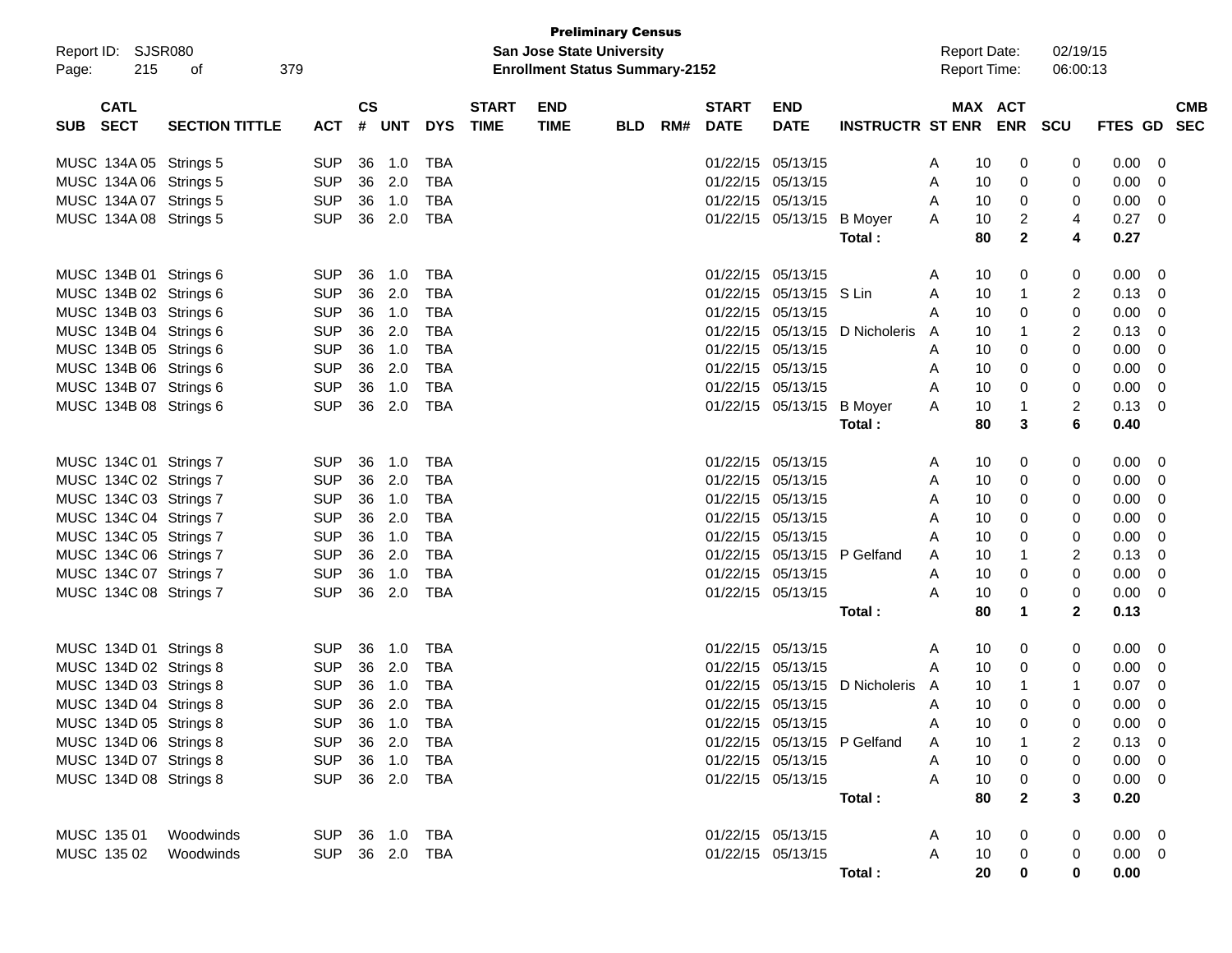**Preliminary Census**
**San Jose State University**
**Enrollment Status Summary-2152**

Report ID: SJSR080
Report Date: 02/19/15
Report Time: 06:00:13

| SUB | CATL SECT | SECTION TITTLE | ACT | CS # | UNT | DYS | START TIME | END TIME | BLD | RM# | START DATE | END DATE | INSTRUCTR | ST | MAX ENR | ACT ENR | SCU | FTES | GD | CMB SEC |
|---|---|---|---|---|---|---|---|---|---|---|---|---|---|---|---|---|---|---|---|---|
| MUSC | 134A 05 | Strings 5 | SUP | 36 | 1.0 | TBA | | | | | 01/22/15 | 05/13/15 | | A | 10 | 0 | 0 | 0.00 | 0 | |
| MUSC | 134A 06 | Strings 5 | SUP | 36 | 2.0 | TBA | | | | | 01/22/15 | 05/13/15 | | A | 10 | 0 | 0 | 0.00 | 0 | |
| MUSC | 134A 07 | Strings 5 | SUP | 36 | 1.0 | TBA | | | | | 01/22/15 | 05/13/15 | | A | 10 | 0 | 0 | 0.00 | 0 | |
| MUSC | 134A 08 | Strings 5 | SUP | 36 | 2.0 | TBA | | | | | 01/22/15 | 05/13/15 | B Moyer | A | 10 | 2 | 4 | 0.27 | 0 | |
| | | | | | | | | | | | | | **Total :** | | **80** | **2** | **4** | **0.27** | | |
| MUSC | 134B 01 | Strings 6 | SUP | 36 | 1.0 | TBA | | | | | 01/22/15 | 05/13/15 | | A | 10 | 0 | 0 | 0.00 | 0 | |
| MUSC | 134B 02 | Strings 6 | SUP | 36 | 2.0 | TBA | | | | | 01/22/15 | 05/13/15 | S Lin | A | 10 | 1 | 2 | 0.13 | 0 | |
| MUSC | 134B 03 | Strings 6 | SUP | 36 | 1.0 | TBA | | | | | 01/22/15 | 05/13/15 | | A | 10 | 0 | 0 | 0.00 | 0 | |
| MUSC | 134B 04 | Strings 6 | SUP | 36 | 2.0 | TBA | | | | | 01/22/15 | 05/13/15 | D Nicholeris | A | 10 | 1 | 2 | 0.13 | 0 | |
| MUSC | 134B 05 | Strings 6 | SUP | 36 | 1.0 | TBA | | | | | 01/22/15 | 05/13/15 | | A | 10 | 0 | 0 | 0.00 | 0 | |
| MUSC | 134B 06 | Strings 6 | SUP | 36 | 2.0 | TBA | | | | | 01/22/15 | 05/13/15 | | A | 10 | 0 | 0 | 0.00 | 0 | |
| MUSC | 134B 07 | Strings 6 | SUP | 36 | 1.0 | TBA | | | | | 01/22/15 | 05/13/15 | | A | 10 | 0 | 0 | 0.00 | 0 | |
| MUSC | 134B 08 | Strings 6 | SUP | 36 | 2.0 | TBA | | | | | 01/22/15 | 05/13/15 | B Moyer | A | 10 | 1 | 2 | 0.13 | 0 | |
| | | | | | | | | | | | | | **Total :** | | **80** | **3** | **6** | **0.40** | | |
| MUSC | 134C 01 | Strings 7 | SUP | 36 | 1.0 | TBA | | | | | 01/22/15 | 05/13/15 | | A | 10 | 0 | 0 | 0.00 | 0 | |
| MUSC | 134C 02 | Strings 7 | SUP | 36 | 2.0 | TBA | | | | | 01/22/15 | 05/13/15 | | A | 10 | 0 | 0 | 0.00 | 0 | |
| MUSC | 134C 03 | Strings 7 | SUP | 36 | 1.0 | TBA | | | | | 01/22/15 | 05/13/15 | | A | 10 | 0 | 0 | 0.00 | 0 | |
| MUSC | 134C 04 | Strings 7 | SUP | 36 | 2.0 | TBA | | | | | 01/22/15 | 05/13/15 | | A | 10 | 0 | 0 | 0.00 | 0 | |
| MUSC | 134C 05 | Strings 7 | SUP | 36 | 1.0 | TBA | | | | | 01/22/15 | 05/13/15 | | A | 10 | 0 | 0 | 0.00 | 0 | |
| MUSC | 134C 06 | Strings 7 | SUP | 36 | 2.0 | TBA | | | | | 01/22/15 | 05/13/15 | P Gelfand | A | 10 | 1 | 2 | 0.13 | 0 | |
| MUSC | 134C 07 | Strings 7 | SUP | 36 | 1.0 | TBA | | | | | 01/22/15 | 05/13/15 | | A | 10 | 0 | 0 | 0.00 | 0 | |
| MUSC | 134C 08 | Strings 7 | SUP | 36 | 2.0 | TBA | | | | | 01/22/15 | 05/13/15 | | A | 10 | 0 | 0 | 0.00 | 0 | |
| | | | | | | | | | | | | | **Total :** | | **80** | **1** | **2** | **0.13** | | |
| MUSC | 134D 01 | Strings 8 | SUP | 36 | 1.0 | TBA | | | | | 01/22/15 | 05/13/15 | | A | 10 | 0 | 0 | 0.00 | 0 | |
| MUSC | 134D 02 | Strings 8 | SUP | 36 | 2.0 | TBA | | | | | 01/22/15 | 05/13/15 | | A | 10 | 0 | 0 | 0.00 | 0 | |
| MUSC | 134D 03 | Strings 8 | SUP | 36 | 1.0 | TBA | | | | | 01/22/15 | 05/13/15 | D Nicholeris | A | 10 | 1 | 1 | 0.07 | 0 | |
| MUSC | 134D 04 | Strings 8 | SUP | 36 | 2.0 | TBA | | | | | 01/22/15 | 05/13/15 | | A | 10 | 0 | 0 | 0.00 | 0 | |
| MUSC | 134D 05 | Strings 8 | SUP | 36 | 1.0 | TBA | | | | | 01/22/15 | 05/13/15 | | A | 10 | 0 | 0 | 0.00 | 0 | |
| MUSC | 134D 06 | Strings 8 | SUP | 36 | 2.0 | TBA | | | | | 01/22/15 | 05/13/15 | P Gelfand | A | 10 | 1 | 2 | 0.13 | 0 | |
| MUSC | 134D 07 | Strings 8 | SUP | 36 | 1.0 | TBA | | | | | 01/22/15 | 05/13/15 | | A | 10 | 0 | 0 | 0.00 | 0 | |
| MUSC | 134D 08 | Strings 8 | SUP | 36 | 2.0 | TBA | | | | | 01/22/15 | 05/13/15 | | A | 10 | 0 | 0 | 0.00 | 0 | |
| | | | | | | | | | | | | | **Total :** | | **80** | **2** | **3** | **0.20** | | |
| MUSC | 135 01 | Woodwinds | SUP | 36 | 1.0 | TBA | | | | | 01/22/15 | 05/13/15 | | A | 10 | 0 | 0 | 0.00 | 0 | |
| MUSC | 135 02 | Woodwinds | SUP | 36 | 2.0 | TBA | | | | | 01/22/15 | 05/13/15 | | A | 10 | 0 | 0 | 0.00 | 0 | |
| | | | | | | | | | | | | | **Total :** | | **20** | **0** | **0** | **0.00** | | |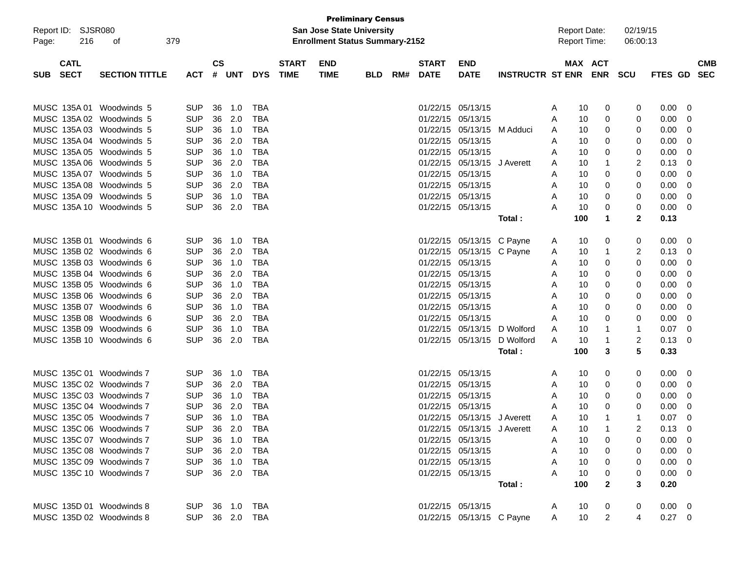**Preliminary Census**
**San Jose State University**
**Enrollment Status Summary-2152**

Report ID: SJSR080
Report Date: 02/19/15
Report Time: 06:00:13

| SUB | CATL SECT | SECTION TITTLE | ACT | CS # | UNT | DYS | START TIME | END TIME | BLD | RM# | START DATE | END DATE | INSTRUCTR | ST | MAX ENR | ACT ENR | SCU | FTES | GD | CMB SEC |
|---|---|---|---|---|---|---|---|---|---|---|---|---|---|---|---|---|---|---|---|---|
| MUSC | 135A 01 | Woodwinds 5 | SUP | 36 | 1.0 | TBA | | | | | 01/22/15 | 05/13/15 | | A | 10 | 0 | 0 | 0.00 | 0 | |
| MUSC | 135A 02 | Woodwinds 5 | SUP | 36 | 2.0 | TBA | | | | | 01/22/15 | 05/13/15 | | A | 10 | 0 | 0 | 0.00 | 0 | |
| MUSC | 135A 03 | Woodwinds 5 | SUP | 36 | 1.0 | TBA | | | | | 01/22/15 | 05/13/15 | M Adduci | A | 10 | 0 | 0 | 0.00 | 0 | |
| MUSC | 135A 04 | Woodwinds 5 | SUP | 36 | 2.0 | TBA | | | | | 01/22/15 | 05/13/15 | | A | 10 | 0 | 0 | 0.00 | 0 | |
| MUSC | 135A 05 | Woodwinds 5 | SUP | 36 | 1.0 | TBA | | | | | 01/22/15 | 05/13/15 | | A | 10 | 0 | 0 | 0.00 | 0 | |
| MUSC | 135A 06 | Woodwinds 5 | SUP | 36 | 2.0 | TBA | | | | | 01/22/15 | 05/13/15 | J Averett | A | 10 | 1 | 2 | 0.13 | 0 | |
| MUSC | 135A 07 | Woodwinds 5 | SUP | 36 | 1.0 | TBA | | | | | 01/22/15 | 05/13/15 | | A | 10 | 0 | 0 | 0.00 | 0 | |
| MUSC | 135A 08 | Woodwinds 5 | SUP | 36 | 2.0 | TBA | | | | | 01/22/15 | 05/13/15 | | A | 10 | 0 | 0 | 0.00 | 0 | |
| MUSC | 135A 09 | Woodwinds 5 | SUP | 36 | 1.0 | TBA | | | | | 01/22/15 | 05/13/15 | | A | 10 | 0 | 0 | 0.00 | 0 | |
| MUSC | 135A 10 | Woodwinds 5 | SUP | 36 | 2.0 | TBA | | | | | 01/22/15 | 05/13/15 | | A | 10 | 0 | 0 | 0.00 | 0 | |
| | | | | | | | | | | | | | **Total :** | | **100** | **1** | **2** | **0.13** | | |
| MUSC | 135B 01 | Woodwinds 6 | SUP | 36 | 1.0 | TBA | | | | | 01/22/15 | 05/13/15 | C Payne | A | 10 | 0 | 0 | 0.00 | 0 | |
| MUSC | 135B 02 | Woodwinds 6 | SUP | 36 | 2.0 | TBA | | | | | 01/22/15 | 05/13/15 | C Payne | A | 10 | 1 | 2 | 0.13 | 0 | |
| MUSC | 135B 03 | Woodwinds 6 | SUP | 36 | 1.0 | TBA | | | | | 01/22/15 | 05/13/15 | | A | 10 | 0 | 0 | 0.00 | 0 | |
| MUSC | 135B 04 | Woodwinds 6 | SUP | 36 | 2.0 | TBA | | | | | 01/22/15 | 05/13/15 | | A | 10 | 0 | 0 | 0.00 | 0 | |
| MUSC | 135B 05 | Woodwinds 6 | SUP | 36 | 1.0 | TBA | | | | | 01/22/15 | 05/13/15 | | A | 10 | 0 | 0 | 0.00 | 0 | |
| MUSC | 135B 06 | Woodwinds 6 | SUP | 36 | 2.0 | TBA | | | | | 01/22/15 | 05/13/15 | | A | 10 | 0 | 0 | 0.00 | 0 | |
| MUSC | 135B 07 | Woodwinds 6 | SUP | 36 | 1.0 | TBA | | | | | 01/22/15 | 05/13/15 | | A | 10 | 0 | 0 | 0.00 | 0 | |
| MUSC | 135B 08 | Woodwinds 6 | SUP | 36 | 2.0 | TBA | | | | | 01/22/15 | 05/13/15 | | A | 10 | 0 | 0 | 0.00 | 0 | |
| MUSC | 135B 09 | Woodwinds 6 | SUP | 36 | 1.0 | TBA | | | | | 01/22/15 | 05/13/15 | D Wolford | A | 10 | 1 | 1 | 0.07 | 0 | |
| MUSC | 135B 10 | Woodwinds 6 | SUP | 36 | 2.0 | TBA | | | | | 01/22/15 | 05/13/15 | D Wolford | A | 10 | 1 | 2 | 0.13 | 0 | |
| | | | | | | | | | | | | | **Total :** | | **100** | **3** | **5** | **0.33** | | |
| MUSC | 135C 01 | Woodwinds 7 | SUP | 36 | 1.0 | TBA | | | | | 01/22/15 | 05/13/15 | | A | 10 | 0 | 0 | 0.00 | 0 | |
| MUSC | 135C 02 | Woodwinds 7 | SUP | 36 | 2.0 | TBA | | | | | 01/22/15 | 05/13/15 | | A | 10 | 0 | 0 | 0.00 | 0 | |
| MUSC | 135C 03 | Woodwinds 7 | SUP | 36 | 1.0 | TBA | | | | | 01/22/15 | 05/13/15 | | A | 10 | 0 | 0 | 0.00 | 0 | |
| MUSC | 135C 04 | Woodwinds 7 | SUP | 36 | 2.0 | TBA | | | | | 01/22/15 | 05/13/15 | | A | 10 | 0 | 0 | 0.00 | 0 | |
| MUSC | 135C 05 | Woodwinds 7 | SUP | 36 | 1.0 | TBA | | | | | 01/22/15 | 05/13/15 | J Averett | A | 10 | 1 | 1 | 0.07 | 0 | |
| MUSC | 135C 06 | Woodwinds 7 | SUP | 36 | 2.0 | TBA | | | | | 01/22/15 | 05/13/15 | J Averett | A | 10 | 1 | 2 | 0.13 | 0 | |
| MUSC | 135C 07 | Woodwinds 7 | SUP | 36 | 1.0 | TBA | | | | | 01/22/15 | 05/13/15 | | A | 10 | 0 | 0 | 0.00 | 0 | |
| MUSC | 135C 08 | Woodwinds 7 | SUP | 36 | 2.0 | TBA | | | | | 01/22/15 | 05/13/15 | | A | 10 | 0 | 0 | 0.00 | 0 | |
| MUSC | 135C 09 | Woodwinds 7 | SUP | 36 | 1.0 | TBA | | | | | 01/22/15 | 05/13/15 | | A | 10 | 0 | 0 | 0.00 | 0 | |
| MUSC | 135C 10 | Woodwinds 7 | SUP | 36 | 2.0 | TBA | | | | | 01/22/15 | 05/13/15 | | A | 10 | 0 | 0 | 0.00 | 0 | |
| | | | | | | | | | | | | | **Total :** | | **100** | **2** | **3** | **0.20** | | |
| MUSC | 135D 01 | Woodwinds 8 | SUP | 36 | 1.0 | TBA | | | | | 01/22/15 | 05/13/15 | | A | 10 | 0 | 0 | 0.00 | 0 | |
| MUSC | 135D 02 | Woodwinds 8 | SUP | 36 | 2.0 | TBA | | | | | 01/22/15 | 05/13/15 | C Payne | A | 10 | 2 | 4 | 0.27 | 0 | |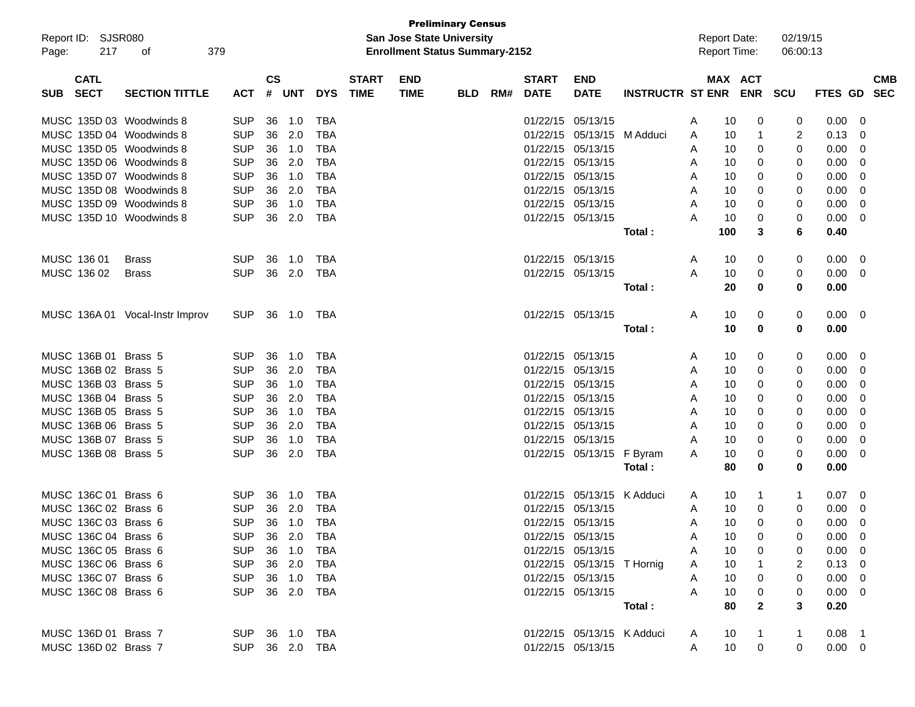**Preliminary Census**
**San Jose State University**
**Enrollment Status Summary-2152**

Report ID: SJSR080
Report Date: 02/19/15
Report Time: 06:00:13

| SUB | CATL SECT | SECTION TITTLE | ACT | CS # | UNT | DYS | START TIME | END TIME | BLD | RM# | START DATE | END DATE | INSTRUCTR | ST | MAX ENR | ACT ENR | SCU | FTES | GD | CMB SEC |
|---|---|---|---|---|---|---|---|---|---|---|---|---|---|---|---|---|---|---|---|---|
| MUSC | 135D 03 | Woodwinds 8 | SUP | 36 | 1.0 | TBA | | | | | 01/22/15 | 05/13/15 | | A | 10 | 0 | 0 | 0.00 | 0 | |
| MUSC | 135D 04 | Woodwinds 8 | SUP | 36 | 2.0 | TBA | | | | | 01/22/15 | 05/13/15 | M Adduci | A | 10 | 1 | 2 | 0.13 | 0 | |
| MUSC | 135D 05 | Woodwinds 8 | SUP | 36 | 1.0 | TBA | | | | | 01/22/15 | 05/13/15 | | A | 10 | 0 | 0 | 0.00 | 0 | |
| MUSC | 135D 06 | Woodwinds 8 | SUP | 36 | 2.0 | TBA | | | | | 01/22/15 | 05/13/15 | | A | 10 | 0 | 0 | 0.00 | 0 | |
| MUSC | 135D 07 | Woodwinds 8 | SUP | 36 | 1.0 | TBA | | | | | 01/22/15 | 05/13/15 | | A | 10 | 0 | 0 | 0.00 | 0 | |
| MUSC | 135D 08 | Woodwinds 8 | SUP | 36 | 2.0 | TBA | | | | | 01/22/15 | 05/13/15 | | A | 10 | 0 | 0 | 0.00 | 0 | |
| MUSC | 135D 09 | Woodwinds 8 | SUP | 36 | 1.0 | TBA | | | | | 01/22/15 | 05/13/15 | | A | 10 | 0 | 0 | 0.00 | 0 | |
| MUSC | 135D 10 | Woodwinds 8 | SUP | 36 | 2.0 | TBA | | | | | 01/22/15 | 05/13/15 | | A | 10 | 0 | 0 | 0.00 | 0 | |
| | | | | | | | | | | | | | **Total :** | | **100** | **3** | **6** | **0.40** | | |
| MUSC | 136 01 | Brass | SUP | 36 | 1.0 | TBA | | | | | 01/22/15 | 05/13/15 | | A | 10 | 0 | 0 | 0.00 | 0 | |
| MUSC | 136 02 | Brass | SUP | 36 | 2.0 | TBA | | | | | 01/22/15 | 05/13/15 | | A | 10 | 0 | 0 | 0.00 | 0 | |
| | | | | | | | | | | | | | **Total :** | | **20** | **0** | **0** | **0.00** | | |
| MUSC | 136A 01 | Vocal-Instr Improv | SUP | 36 | 1.0 | TBA | | | | | 01/22/15 | 05/13/15 | | A | 10 | 0 | 0 | 0.00 | 0 | |
| | | | | | | | | | | | | | **Total :** | | **10** | **0** | **0** | **0.00** | | |
| MUSC | 136B 01 | Brass 5 | SUP | 36 | 1.0 | TBA | | | | | 01/22/15 | 05/13/15 | | A | 10 | 0 | 0 | 0.00 | 0 | |
| MUSC | 136B 02 | Brass 5 | SUP | 36 | 2.0 | TBA | | | | | 01/22/15 | 05/13/15 | | A | 10 | 0 | 0 | 0.00 | 0 | |
| MUSC | 136B 03 | Brass 5 | SUP | 36 | 1.0 | TBA | | | | | 01/22/15 | 05/13/15 | | A | 10 | 0 | 0 | 0.00 | 0 | |
| MUSC | 136B 04 | Brass 5 | SUP | 36 | 2.0 | TBA | | | | | 01/22/15 | 05/13/15 | | A | 10 | 0 | 0 | 0.00 | 0 | |
| MUSC | 136B 05 | Brass 5 | SUP | 36 | 1.0 | TBA | | | | | 01/22/15 | 05/13/15 | | A | 10 | 0 | 0 | 0.00 | 0 | |
| MUSC | 136B 06 | Brass 5 | SUP | 36 | 2.0 | TBA | | | | | 01/22/15 | 05/13/15 | | A | 10 | 0 | 0 | 0.00 | 0 | |
| MUSC | 136B 07 | Brass 5 | SUP | 36 | 1.0 | TBA | | | | | 01/22/15 | 05/13/15 | | A | 10 | 0 | 0 | 0.00 | 0 | |
| MUSC | 136B 08 | Brass 5 | SUP | 36 | 2.0 | TBA | | | | | 01/22/15 | 05/13/15 | F Byram | A | 10 | 0 | 0 | 0.00 | 0 | |
| | | | | | | | | | | | | | **Total :** | | **80** | **0** | **0** | **0.00** | | |
| MUSC | 136C 01 | Brass 6 | SUP | 36 | 1.0 | TBA | | | | | 01/22/15 | 05/13/15 | K Adduci | A | 10 | 1 | 1 | 0.07 | 0 | |
| MUSC | 136C 02 | Brass 6 | SUP | 36 | 2.0 | TBA | | | | | 01/22/15 | 05/13/15 | | A | 10 | 0 | 0 | 0.00 | 0 | |
| MUSC | 136C 03 | Brass 6 | SUP | 36 | 1.0 | TBA | | | | | 01/22/15 | 05/13/15 | | A | 10 | 0 | 0 | 0.00 | 0 | |
| MUSC | 136C 04 | Brass 6 | SUP | 36 | 2.0 | TBA | | | | | 01/22/15 | 05/13/15 | | A | 10 | 0 | 0 | 0.00 | 0 | |
| MUSC | 136C 05 | Brass 6 | SUP | 36 | 1.0 | TBA | | | | | 01/22/15 | 05/13/15 | | A | 10 | 0 | 0 | 0.00 | 0 | |
| MUSC | 136C 06 | Brass 6 | SUP | 36 | 2.0 | TBA | | | | | 01/22/15 | 05/13/15 | T Hornig | A | 10 | 1 | 2 | 0.13 | 0 | |
| MUSC | 136C 07 | Brass 6 | SUP | 36 | 1.0 | TBA | | | | | 01/22/15 | 05/13/15 | | A | 10 | 0 | 0 | 0.00 | 0 | |
| MUSC | 136C 08 | Brass 6 | SUP | 36 | 2.0 | TBA | | | | | 01/22/15 | 05/13/15 | | A | 10 | 0 | 0 | 0.00 | 0 | |
| | | | | | | | | | | | | | **Total :** | | **80** | **2** | **3** | **0.20** | | |
| MUSC | 136D 01 | Brass 7 | SUP | 36 | 1.0 | TBA | | | | | 01/22/15 | 05/13/15 | K Adduci | A | 10 | 1 | 1 | 0.08 | 1 | |
| MUSC | 136D 02 | Brass 7 | SUP | 36 | 2.0 | TBA | | | | | 01/22/15 | 05/13/15 | | A | 10 | 0 | 0 | 0.00 | 0 | |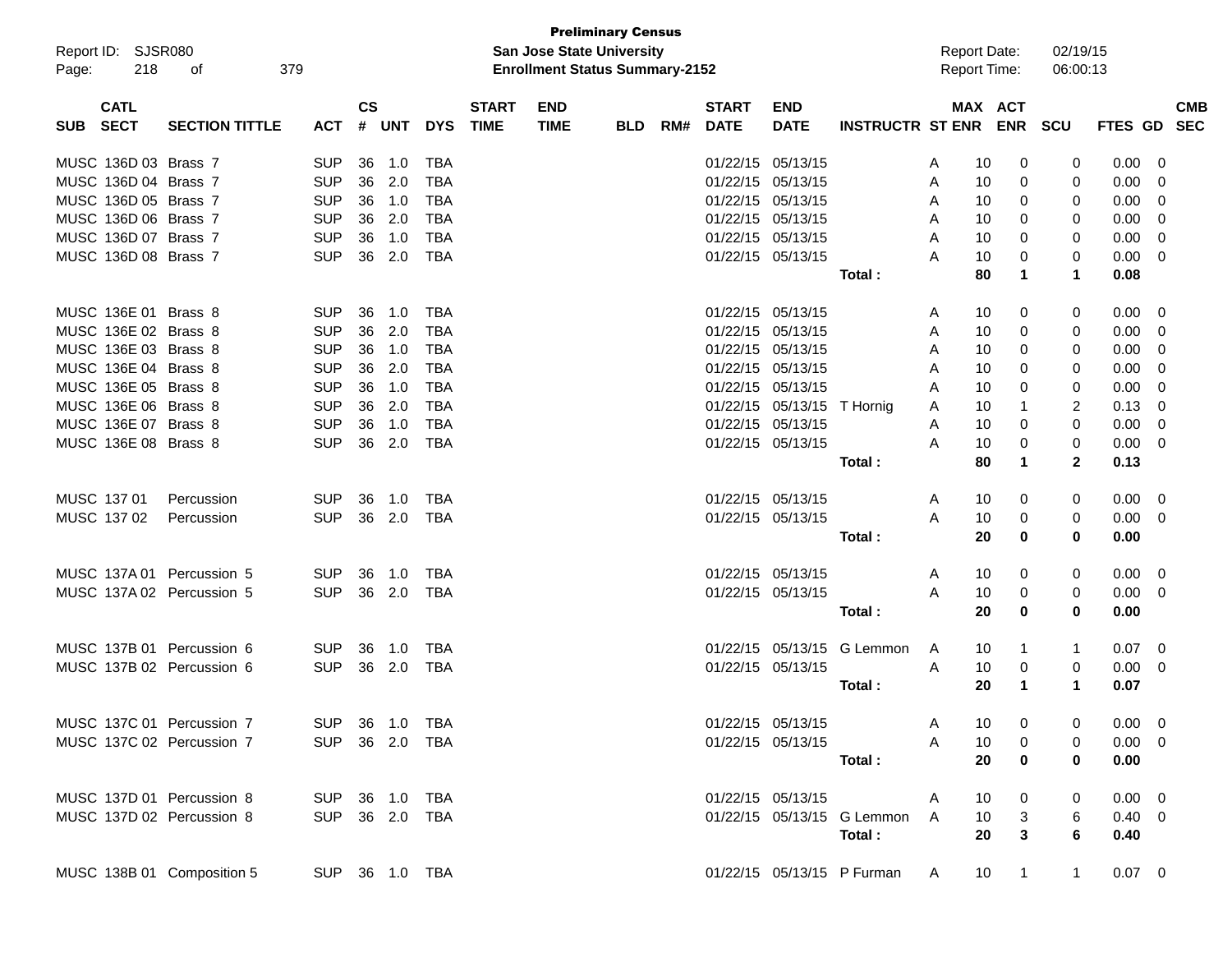**Preliminary Census**
**San Jose State University**
**Enrollment Status Summary-2152**

Report ID: SJSR080
Report Date: 02/19/15
Report Time: 06:00:13

| SUB | CATL SECT | SECTION TITTLE | ACT | CS # | UNT | DYS | START TIME | END TIME | BLD | RM# | START DATE | END DATE | INSTRUCTR | ST | MAX ENR | ACT ENR | SCU | FTES | GD | CMB SEC |
|---|---|---|---|---|---|---|---|---|---|---|---|---|---|---|---|---|---|---|---|---|
| MUSC | 136D 03 | Brass 7 | SUP | 36 | 1.0 | TBA | | | | | 01/22/15 | 05/13/15 | | A | 10 | 0 | 0 | 0.00 | 0 | |
| MUSC | 136D 04 | Brass 7 | SUP | 36 | 2.0 | TBA | | | | | 01/22/15 | 05/13/15 | | A | 10 | 0 | 0 | 0.00 | 0 | |
| MUSC | 136D 05 | Brass 7 | SUP | 36 | 1.0 | TBA | | | | | 01/22/15 | 05/13/15 | | A | 10 | 0 | 0 | 0.00 | 0 | |
| MUSC | 136D 06 | Brass 7 | SUP | 36 | 2.0 | TBA | | | | | 01/22/15 | 05/13/15 | | A | 10 | 0 | 0 | 0.00 | 0 | |
| MUSC | 136D 07 | Brass 7 | SUP | 36 | 1.0 | TBA | | | | | 01/22/15 | 05/13/15 | | A | 10 | 0 | 0 | 0.00 | 0 | |
| MUSC | 136D 08 | Brass 7 | SUP | 36 | 2.0 | TBA | | | | | 01/22/15 | 05/13/15 | | A | 10 | 0 | 0 | 0.00 | 0 | |
| | | | | | | | | | | | | | **Total :** | | **80** | **1** | **1** | **0.08** | | |
| MUSC | 136E 01 | Brass 8 | SUP | 36 | 1.0 | TBA | | | | | 01/22/15 | 05/13/15 | | A | 10 | 0 | 0 | 0.00 | 0 | |
| MUSC | 136E 02 | Brass 8 | SUP | 36 | 2.0 | TBA | | | | | 01/22/15 | 05/13/15 | | A | 10 | 0 | 0 | 0.00 | 0 | |
| MUSC | 136E 03 | Brass 8 | SUP | 36 | 1.0 | TBA | | | | | 01/22/15 | 05/13/15 | | A | 10 | 0 | 0 | 0.00 | 0 | |
| MUSC | 136E 04 | Brass 8 | SUP | 36 | 2.0 | TBA | | | | | 01/22/15 | 05/13/15 | | A | 10 | 0 | 0 | 0.00 | 0 | |
| MUSC | 136E 05 | Brass 8 | SUP | 36 | 1.0 | TBA | | | | | 01/22/15 | 05/13/15 | | A | 10 | 0 | 0 | 0.00 | 0 | |
| MUSC | 136E 06 | Brass 8 | SUP | 36 | 2.0 | TBA | | | | | 01/22/15 | 05/13/15 | T Hornig | A | 10 | 1 | 2 | 0.13 | 0 | |
| MUSC | 136E 07 | Brass 8 | SUP | 36 | 1.0 | TBA | | | | | 01/22/15 | 05/13/15 | | A | 10 | 0 | 0 | 0.00 | 0 | |
| MUSC | 136E 08 | Brass 8 | SUP | 36 | 2.0 | TBA | | | | | 01/22/15 | 05/13/15 | | A | 10 | 0 | 0 | 0.00 | 0 | |
| | | | | | | | | | | | | | **Total :** | | **80** | **1** | **2** | **0.13** | | |
| MUSC | 137 01 | Percussion | SUP | 36 | 1.0 | TBA | | | | | 01/22/15 | 05/13/15 | | A | 10 | 0 | 0 | 0.00 | 0 | |
| MUSC | 137 02 | Percussion | SUP | 36 | 2.0 | TBA | | | | | 01/22/15 | 05/13/15 | | A | 10 | 0 | 0 | 0.00 | 0 | |
| | | | | | | | | | | | | | **Total :** | | **20** | **0** | **0** | **0.00** | | |
| MUSC | 137A 01 | Percussion 5 | SUP | 36 | 1.0 | TBA | | | | | 01/22/15 | 05/13/15 | | A | 10 | 0 | 0 | 0.00 | 0 | |
| MUSC | 137A 02 | Percussion 5 | SUP | 36 | 2.0 | TBA | | | | | 01/22/15 | 05/13/15 | | A | 10 | 0 | 0 | 0.00 | 0 | |
| | | | | | | | | | | | | | **Total :** | | **20** | **0** | **0** | **0.00** | | |
| MUSC | 137B 01 | Percussion 6 | SUP | 36 | 1.0 | TBA | | | | | 01/22/15 | 05/13/15 | G Lemmon | A | 10 | 1 | 1 | 0.07 | 0 | |
| MUSC | 137B 02 | Percussion 6 | SUP | 36 | 2.0 | TBA | | | | | 01/22/15 | 05/13/15 | | A | 10 | 0 | 0 | 0.00 | 0 | |
| | | | | | | | | | | | | | **Total :** | | **20** | **1** | **1** | **0.07** | | |
| MUSC | 137C 01 | Percussion 7 | SUP | 36 | 1.0 | TBA | | | | | 01/22/15 | 05/13/15 | | A | 10 | 0 | 0 | 0.00 | 0 | |
| MUSC | 137C 02 | Percussion 7 | SUP | 36 | 2.0 | TBA | | | | | 01/22/15 | 05/13/15 | | A | 10 | 0 | 0 | 0.00 | 0 | |
| | | | | | | | | | | | | | **Total :** | | **20** | **0** | **0** | **0.00** | | |
| MUSC | 137D 01 | Percussion 8 | SUP | 36 | 1.0 | TBA | | | | | 01/22/15 | 05/13/15 | | A | 10 | 0 | 0 | 0.00 | 0 | |
| MUSC | 137D 02 | Percussion 8 | SUP | 36 | 2.0 | TBA | | | | | 01/22/15 | 05/13/15 | G Lemmon | A | 10 | 3 | 6 | 0.40 | 0 | |
| | | | | | | | | | | | | | **Total :** | | **20** | **3** | **6** | **0.40** | | |
| MUSC | 138B 01 | Composition 5 | SUP | 36 | 1.0 | TBA | | | | | 01/22/15 | 05/13/15 | P Furman | A | 10 | 1 | 1 | 0.07 | 0 | |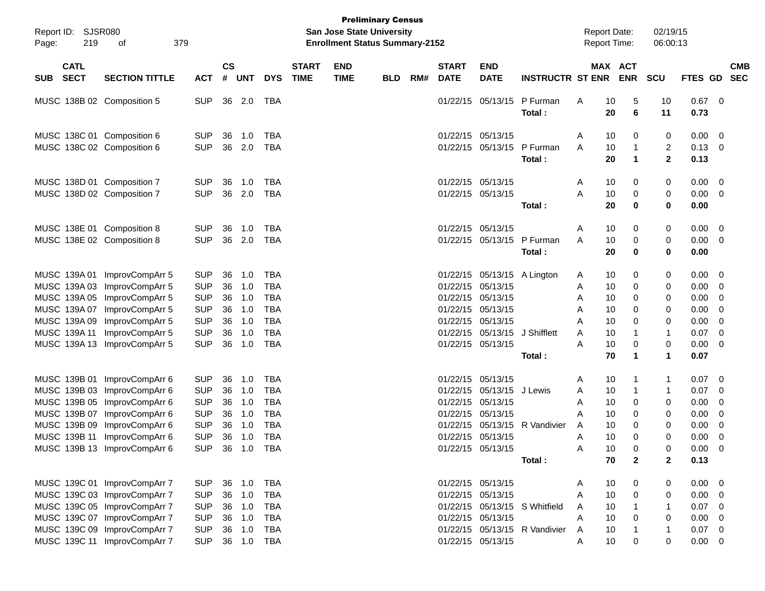**Preliminary Census**
**San Jose State University**
**Enrollment Status Summary-2152**

Report ID: SJSR080
Report Date: 02/19/15
Report Time: 06:00:13

| SUB | CATL SECT | SECTION TITTLE | ACT | CS # | UNT | DYS | START TIME | END TIME | BLD | RM# | START DATE | END DATE | INSTRUCTR | ST | MAX ENR | ACT ENR | SCU | FTES | GD | CMB SEC |
|---|---|---|---|---|---|---|---|---|---|---|---|---|---|---|---|---|---|---|---|---|
| MUSC | 138B 02 | Composition 5 | SUP | 36 | 2.0 | TBA | | | | | 01/22/15 | 05/13/15 | P Furman | A | 10 | 5 | 10 | 0.67 | 0 | |
| | | | | | | | | | | | | | **Total :** | | **20** | **6** | **11** | **0.73** | | |
| MUSC | 138C 01 | Composition 6 | SUP | 36 | 1.0 | TBA | | | | | 01/22/15 | 05/13/15 | | A | 10 | 0 | 0 | 0.00 | 0 | |
| MUSC | 138C 02 | Composition 6 | SUP | 36 | 2.0 | TBA | | | | | 01/22/15 | 05/13/15 | P Furman | A | 10 | 1 | 2 | 0.13 | 0 | |
| | | | | | | | | | | | | | **Total :** | | **20** | **1** | **2** | **0.13** | | |
| MUSC | 138D 01 | Composition 7 | SUP | 36 | 1.0 | TBA | | | | | 01/22/15 | 05/13/15 | | A | 10 | 0 | 0 | 0.00 | 0 | |
| MUSC | 138D 02 | Composition 7 | SUP | 36 | 2.0 | TBA | | | | | 01/22/15 | 05/13/15 | | A | 10 | 0 | 0 | 0.00 | 0 | |
| | | | | | | | | | | | | | **Total :** | | **20** | **0** | **0** | **0.00** | | |
| MUSC | 138E 01 | Composition 8 | SUP | 36 | 1.0 | TBA | | | | | 01/22/15 | 05/13/15 | | A | 10 | 0 | 0 | 0.00 | 0 | |
| MUSC | 138E 02 | Composition 8 | SUP | 36 | 2.0 | TBA | | | | | 01/22/15 | 05/13/15 | P Furman | A | 10 | 0 | 0 | 0.00 | 0 | |
| | | | | | | | | | | | | | **Total :** | | **20** | **0** | **0** | **0.00** | | |
| MUSC | 139A 01 | ImprovCompArr 5 | SUP | 36 | 1.0 | TBA | | | | | 01/22/15 | 05/13/15 | A Lington | A | 10 | 0 | 0 | 0.00 | 0 | |
| MUSC | 139A 03 | ImprovCompArr 5 | SUP | 36 | 1.0 | TBA | | | | | 01/22/15 | 05/13/15 | | A | 10 | 0 | 0 | 0.00 | 0 | |
| MUSC | 139A 05 | ImprovCompArr 5 | SUP | 36 | 1.0 | TBA | | | | | 01/22/15 | 05/13/15 | | A | 10 | 0 | 0 | 0.00 | 0 | |
| MUSC | 139A 07 | ImprovCompArr 5 | SUP | 36 | 1.0 | TBA | | | | | 01/22/15 | 05/13/15 | | A | 10 | 0 | 0 | 0.00 | 0 | |
| MUSC | 139A 09 | ImprovCompArr 5 | SUP | 36 | 1.0 | TBA | | | | | 01/22/15 | 05/13/15 | | A | 10 | 0 | 0 | 0.00 | 0 | |
| MUSC | 139A 11 | ImprovCompArr 5 | SUP | 36 | 1.0 | TBA | | | | | 01/22/15 | 05/13/15 | J Shifflett | A | 10 | 1 | 1 | 0.07 | 0 | |
| MUSC | 139A 13 | ImprovCompArr 5 | SUP | 36 | 1.0 | TBA | | | | | 01/22/15 | 05/13/15 | | A | 10 | 0 | 0 | 0.00 | 0 | |
| | | | | | | | | | | | | | **Total :** | | **70** | **1** | **1** | **0.07** | | |
| MUSC | 139B 01 | ImprovCompArr 6 | SUP | 36 | 1.0 | TBA | | | | | 01/22/15 | 05/13/15 | | A | 10 | 1 | 1 | 0.07 | 0 | |
| MUSC | 139B 03 | ImprovCompArr 6 | SUP | 36 | 1.0 | TBA | | | | | 01/22/15 | 05/13/15 | J Lewis | A | 10 | 1 | 1 | 0.07 | 0 | |
| MUSC | 139B 05 | ImprovCompArr 6 | SUP | 36 | 1.0 | TBA | | | | | 01/22/15 | 05/13/15 | | A | 10 | 0 | 0 | 0.00 | 0 | |
| MUSC | 139B 07 | ImprovCompArr 6 | SUP | 36 | 1.0 | TBA | | | | | 01/22/15 | 05/13/15 | | A | 10 | 0 | 0 | 0.00 | 0 | |
| MUSC | 139B 09 | ImprovCompArr 6 | SUP | 36 | 1.0 | TBA | | | | | 01/22/15 | 05/13/15 | R Vandivier | A | 10 | 0 | 0 | 0.00 | 0 | |
| MUSC | 139B 11 | ImprovCompArr 6 | SUP | 36 | 1.0 | TBA | | | | | 01/22/15 | 05/13/15 | | A | 10 | 0 | 0 | 0.00 | 0 | |
| MUSC | 139B 13 | ImprovCompArr 6 | SUP | 36 | 1.0 | TBA | | | | | 01/22/15 | 05/13/15 | | A | 10 | 0 | 0 | 0.00 | 0 | |
| | | | | | | | | | | | | | **Total :** | | **70** | **2** | **2** | **0.13** | | |
| MUSC | 139C 01 | ImprovCompArr 7 | SUP | 36 | 1.0 | TBA | | | | | 01/22/15 | 05/13/15 | | A | 10 | 0 | 0 | 0.00 | 0 | |
| MUSC | 139C 03 | ImprovCompArr 7 | SUP | 36 | 1.0 | TBA | | | | | 01/22/15 | 05/13/15 | | A | 10 | 0 | 0 | 0.00 | 0 | |
| MUSC | 139C 05 | ImprovCompArr 7 | SUP | 36 | 1.0 | TBA | | | | | 01/22/15 | 05/13/15 | S Whitfield | A | 10 | 1 | 1 | 0.07 | 0 | |
| MUSC | 139C 07 | ImprovCompArr 7 | SUP | 36 | 1.0 | TBA | | | | | 01/22/15 | 05/13/15 | | A | 10 | 0 | 0 | 0.00 | 0 | |
| MUSC | 139C 09 | ImprovCompArr 7 | SUP | 36 | 1.0 | TBA | | | | | 01/22/15 | 05/13/15 | R Vandivier | A | 10 | 1 | 1 | 0.07 | 0 | |
| MUSC | 139C 11 | ImprovCompArr 7 | SUP | 36 | 1.0 | TBA | | | | | 01/22/15 | 05/13/15 | | A | 10 | 0 | 0 | 0.00 | 0 | |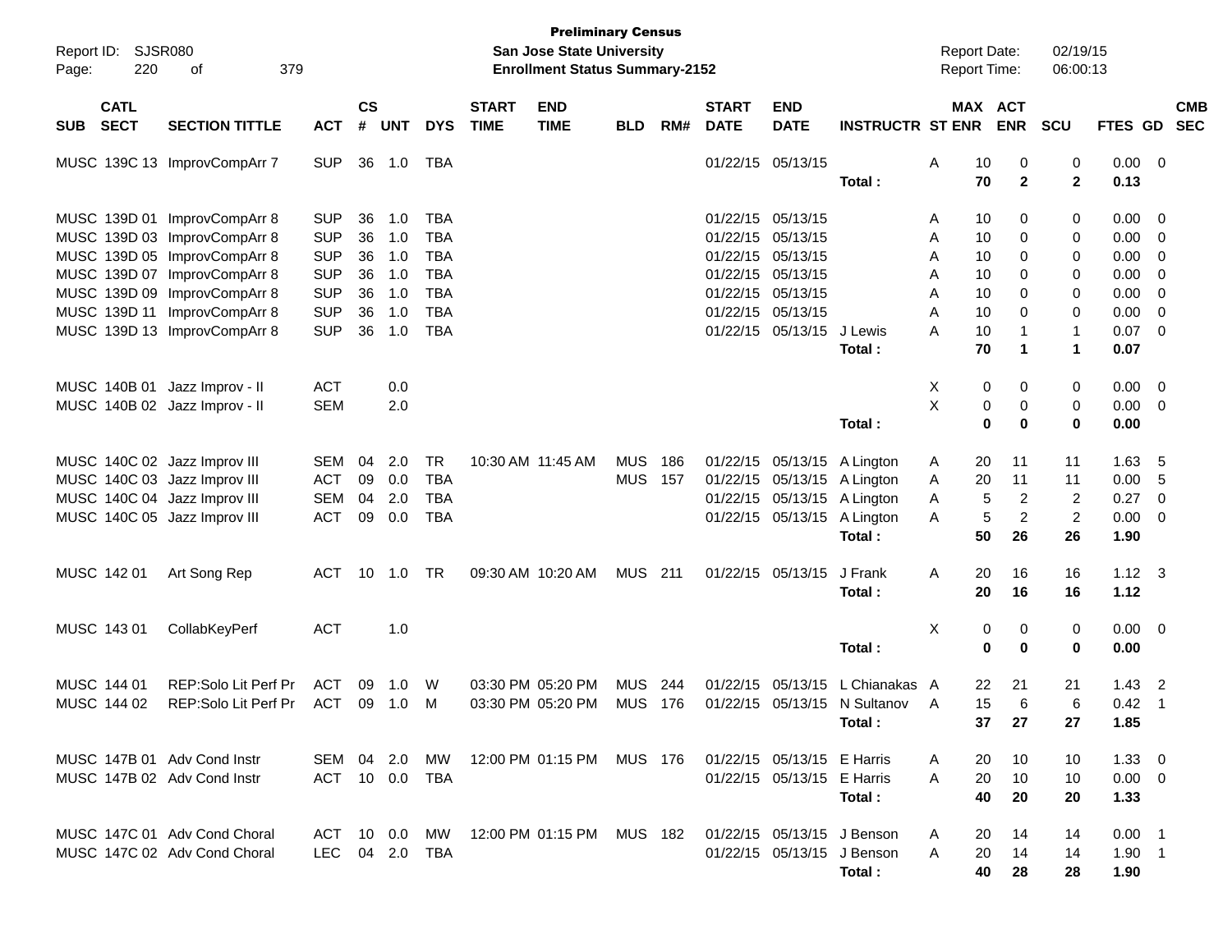**Preliminary Census**
**San Jose State University**
**Enrollment Status Summary-2152**

Report ID: SJSR080
Report Date: 02/19/15
Report Time: 06:00:13

| SUB | CATL SECT | SECTION TITTLE | ACT | CS # | UNT | DYS | START TIME | END TIME | BLD | RM# | START DATE | END DATE | INSTRUCTR | ST | MAX ENR | ACT ENR | SCU | FTES | GD | CMB SEC |
|---|---|---|---|---|---|---|---|---|---|---|---|---|---|---|---|---|---|---|---|---|
| MUSC | 139C 13 | ImprovCompArr 7 | SUP | 36 | 1.0 | TBA | | | | | 01/22/15 | 05/13/15 | | A | 10 | 0 | 0 | 0.00 | 0 | |
| | | | | | | | | | | | | | **Total :** | | **70** | **2** | **2** | **0.13** | | |
| MUSC | 139D 01 | ImprovCompArr 8 | SUP | 36 | 1.0 | TBA | | | | | 01/22/15 | 05/13/15 | | A | 10 | 0 | 0 | 0.00 | 0 | |
| MUSC | 139D 03 | ImprovCompArr 8 | SUP | 36 | 1.0 | TBA | | | | | 01/22/15 | 05/13/15 | | A | 10 | 0 | 0 | 0.00 | 0 | |
| MUSC | 139D 05 | ImprovCompArr 8 | SUP | 36 | 1.0 | TBA | | | | | 01/22/15 | 05/13/15 | | A | 10 | 0 | 0 | 0.00 | 0 | |
| MUSC | 139D 07 | ImprovCompArr 8 | SUP | 36 | 1.0 | TBA | | | | | 01/22/15 | 05/13/15 | | A | 10 | 0 | 0 | 0.00 | 0 | |
| MUSC | 139D 09 | ImprovCompArr 8 | SUP | 36 | 1.0 | TBA | | | | | 01/22/15 | 05/13/15 | | A | 10 | 0 | 0 | 0.00 | 0 | |
| MUSC | 139D 11 | ImprovCompArr 8 | SUP | 36 | 1.0 | TBA | | | | | 01/22/15 | 05/13/15 | | A | 10 | 0 | 0 | 0.00 | 0 | |
| MUSC | 139D 13 | ImprovCompArr 8 | SUP | 36 | 1.0 | TBA | | | | | 01/22/15 | 05/13/15 | J Lewis | A | 10 | 1 | 1 | 0.07 | 0 | |
| | | | | | | | | | | | | | **Total :** | | **70** | **1** | **1** | **0.07** | | |
| MUSC | 140B 01 | Jazz Improv - II | ACT | | 0.0 | | | | | | | | | X | 0 | 0 | 0 | 0.00 | 0 | |
| MUSC | 140B 02 | Jazz Improv - II | SEM | | 2.0 | | | | | | | | | X | 0 | 0 | 0 | 0.00 | 0 | |
| | | | | | | | | | | | | | **Total :** | | **0** | **0** | **0** | **0.00** | | |
| MUSC | 140C 02 | Jazz Improv III | SEM | 04 | 2.0 | TR | 10:30 AM | 11:45 AM | MUS | 186 | 01/22/15 | 05/13/15 | A Lington | A | 20 | 11 | 11 | 1.63 | 5 | |
| MUSC | 140C 03 | Jazz Improv III | ACT | 09 | 0.0 | TBA | | | MUS | 157 | 01/22/15 | 05/13/15 | A Lington | A | 20 | 11 | 11 | 0.00 | 5 | |
| MUSC | 140C 04 | Jazz Improv III | SEM | 04 | 2.0 | TBA | | | | | 01/22/15 | 05/13/15 | A Lington | A | 5 | 2 | 2 | 0.27 | 0 | |
| MUSC | 140C 05 | Jazz Improv III | ACT | 09 | 0.0 | TBA | | | | | 01/22/15 | 05/13/15 | A Lington | A | 5 | 2 | 2 | 0.00 | 0 | |
| | | | | | | | | | | | | | **Total :** | | **50** | **26** | **26** | **1.90** | | |
| MUSC | 142 01 | Art Song Rep | ACT | 10 | 1.0 | TR | 09:30 AM | 10:20 AM | MUS | 211 | 01/22/15 | 05/13/15 | J Frank | A | 20 | 16 | 16 | 1.12 | 3 | |
| | | | | | | | | | | | | | **Total :** | | **20** | **16** | **16** | **1.12** | | |
| MUSC | 143 01 | CollabKeyPerf | ACT | | 1.0 | | | | | | | | | X | 0 | 0 | 0 | 0.00 | 0 | |
| | | | | | | | | | | | | | **Total :** | | **0** | **0** | **0** | **0.00** | | |
| MUSC | 144 01 | REP:Solo Lit Perf Pr | ACT | 09 | 1.0 | W | 03:30 PM | 05:20 PM | MUS | 244 | 01/22/15 | 05/13/15 | L Chianakas | A | 22 | 21 | 21 | 1.43 | 2 | |
| MUSC | 144 02 | REP:Solo Lit Perf Pr | ACT | 09 | 1.0 | M | 03:30 PM | 05:20 PM | MUS | 176 | 01/22/15 | 05/13/15 | N Sultanov | A | 15 | 6 | 6 | 0.42 | 1 | |
| | | | | | | | | | | | | | **Total :** | | **37** | **27** | **27** | **1.85** | | |
| MUSC | 147B 01 | Adv Cond Instr | SEM | 04 | 2.0 | MW | 12:00 PM | 01:15 PM | MUS | 176 | 01/22/15 | 05/13/15 | E Harris | A | 20 | 10 | 10 | 1.33 | 0 | |
| MUSC | 147B 02 | Adv Cond Instr | ACT | 10 | 0.0 | TBA | | | | | 01/22/15 | 05/13/15 | E Harris | A | 20 | 10 | 10 | 0.00 | 0 | |
| | | | | | | | | | | | | | **Total :** | | **40** | **20** | **20** | **1.33** | | |
| MUSC | 147C 01 | Adv Cond Choral | ACT | 10 | 0.0 | MW | 12:00 PM | 01:15 PM | MUS | 182 | 01/22/15 | 05/13/15 | J Benson | A | 20 | 14 | 14 | 0.00 | 1 | |
| MUSC | 147C 02 | Adv Cond Choral | LEC | 04 | 2.0 | TBA | | | | | 01/22/15 | 05/13/15 | J Benson | A | 20 | 14 | 14 | 1.90 | 1 | |
| | | | | | | | | | | | | | **Total :** | | **40** | **28** | **28** | **1.90** | | |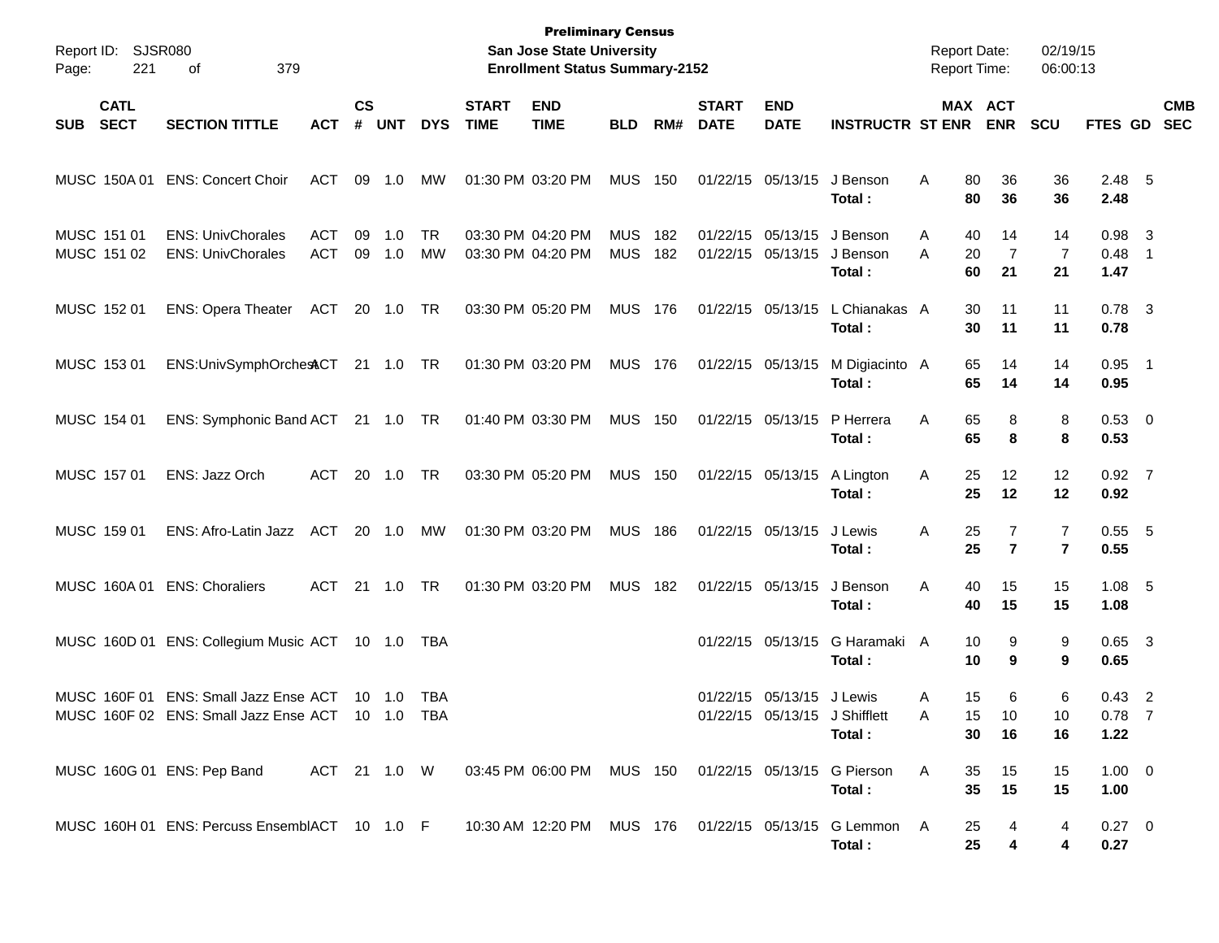**Preliminary Census**
**San Jose State University**
**Enrollment Status Summary-2152**

Report ID: SJSR080
Report Date: 02/19/15
Report Time: 06:00:13

| SUB | CATL SECT | SECTION TITTLE | ACT | CS # | UNT | DYS | START TIME | END TIME | BLD | RM# | START DATE | END DATE | INSTRUCTR | ST | MAX ENR | ACT ENR | SCU | FTES | GD | CMB SEC |
|---|---|---|---|---|---|---|---|---|---|---|---|---|---|---|---|---|---|---|---|---|
| MUSC | 150A 01 | ENS: Concert Choir | ACT | 09 | 1.0 | MW | 01:30 PM | 03:20 PM | MUS | 150 | 01/22/15 | 05/13/15 | J Benson | A | 80 | 36 | 36 | 2.48 | 5 | |
| | | | | | | | | | | | | | **Total :** | | **80** | **36** | **36** | **2.48** | | |
| MUSC | 151 01 | ENS: UnivChorales | ACT | 09 | 1.0 | TR | 03:30 PM | 04:20 PM | MUS | 182 | 01/22/15 | 05/13/15 | J Benson | A | 40 | 14 | 14 | 0.98 | 3 | |
| MUSC | 151 02 | ENS: UnivChorales | ACT | 09 | 1.0 | MW | 03:30 PM | 04:20 PM | MUS | 182 | 01/22/15 | 05/13/15 | J Benson | A | 20 | 7 | 7 | 0.48 | 1 | |
| | | | | | | | | | | | | | **Total :** | | **60** | **21** | **21** | **1.47** | | |
| MUSC | 152 01 | ENS: Opera Theater | ACT | 20 | 1.0 | TR | 03:30 PM | 05:20 PM | MUS | 176 | 01/22/15 | 05/13/15 | L Chianakas | A | 30 | 11 | 11 | 0.78 | 3 | |
| | | | | | | | | | | | | | **Total :** | | **30** | **11** | **11** | **0.78** | | |
| MUSC | 153 01 | ENS:UnivSymphOrchest | ACT | 21 | 1.0 | TR | 01:30 PM | 03:20 PM | MUS | 176 | 01/22/15 | 05/13/15 | M Digiacinto | A | 65 | 14 | 14 | 0.95 | 1 | |
| | | | | | | | | | | | | | **Total :** | | **65** | **14** | **14** | **0.95** | | |
| MUSC | 154 01 | ENS: Symphonic Band | ACT | 21 | 1.0 | TR | 01:40 PM | 03:30 PM | MUS | 150 | 01/22/15 | 05/13/15 | P Herrera | A | 65 | 8 | 8 | 0.53 | 0 | |
| | | | | | | | | | | | | | **Total :** | | **65** | **8** | **8** | **0.53** | | |
| MUSC | 157 01 | ENS: Jazz Orch | ACT | 20 | 1.0 | TR | 03:30 PM | 05:20 PM | MUS | 150 | 01/22/15 | 05/13/15 | A Lington | A | 25 | 12 | 12 | 0.92 | 7 | |
| | | | | | | | | | | | | | **Total :** | | **25** | **12** | **12** | **0.92** | | |
| MUSC | 159 01 | ENS: Afro-Latin Jazz | ACT | 20 | 1.0 | MW | 01:30 PM | 03:20 PM | MUS | 186 | 01/22/15 | 05/13/15 | J Lewis | A | 25 | 7 | 7 | 0.55 | 5 | |
| | | | | | | | | | | | | | **Total :** | | **25** | **7** | **7** | **0.55** | | |
| MUSC | 160A 01 | ENS: Choraliers | ACT | 21 | 1.0 | TR | 01:30 PM | 03:20 PM | MUS | 182 | 01/22/15 | 05/13/15 | J Benson | A | 40 | 15 | 15 | 1.08 | 5 | |
| | | | | | | | | | | | | | **Total :** | | **40** | **15** | **15** | **1.08** | | |
| MUSC | 160D 01 | ENS: Collegium Music | ACT | 10 | 1.0 | TBA | | | | | 01/22/15 | 05/13/15 | G Haramaki | A | 10 | 9 | 9 | 0.65 | 3 | |
| | | | | | | | | | | | | | **Total :** | | **10** | **9** | **9** | **0.65** | | |
| MUSC | 160F 01 | ENS: Small Jazz Ense | ACT | 10 | 1.0 | TBA | | | | | 01/22/15 | 05/13/15 | J Lewis | A | 15 | 6 | 6 | 0.43 | 2 | |
| MUSC | 160F 02 | ENS: Small Jazz Ense | ACT | 10 | 1.0 | TBA | | | | | 01/22/15 | 05/13/15 | J Shifflett | A | 15 | 10 | 10 | 0.78 | 7 | |
| | | | | | | | | | | | | | **Total :** | | **30** | **16** | **16** | **1.22** | | |
| MUSC | 160G 01 | ENS: Pep Band | ACT | 21 | 1.0 | W | 03:45 PM | 06:00 PM | MUS | 150 | 01/22/15 | 05/13/15 | G Pierson | A | 35 | 15 | 15 | 1.00 | 0 | |
| | | | | | | | | | | | | | **Total :** | | **35** | **15** | **15** | **1.00** | | |
| MUSC | 160H 01 | ENS: Percuss Essembl | ACT | 10 | 1.0 | F | 10:30 AM | 12:20 PM | MUS | 176 | 01/22/15 | 05/13/15 | G Lemmon | A | 25 | 4 | 4 | 0.27 | 0 | |
| | | | | | | | | | | | | | **Total :** | | **25** | **4** | **4** | **0.27** | | |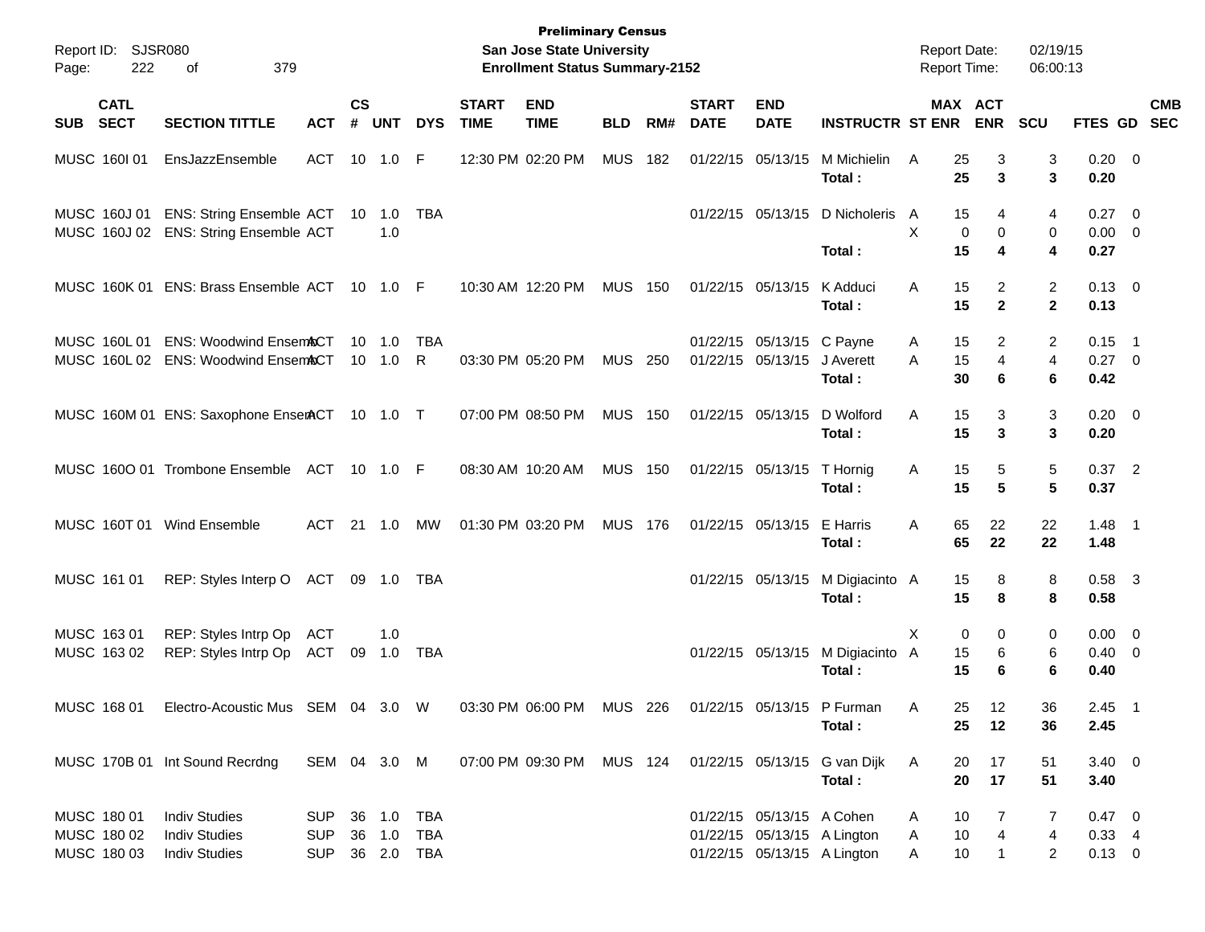**Preliminary Census**
**San Jose State University**
**Enrollment Status Summary-2152**

Report ID: SJSR080
Report Date: 02/19/15
Report Time: 06:00:13

| SUB | CATL SECT | SECTION TITTLE | ACT | CS # | UNT | DYS | START TIME | END TIME | BLD | RM# | START DATE | END DATE | INSTRUCTR | ST | MAX ENR | ACT ENR | SCU | FTES | GD | CMB SEC |
|---|---|---|---|---|---|---|---|---|---|---|---|---|---|---|---|---|---|---|---|---|
| MUSC | 160I 01 | EnsJazzEnsemble | ACT | 10 | 1.0 | F | 12:30 PM | 02:20 PM | MUS | 182 | 01/22/15 | 05/13/15 | M Michielin | A | 25 | 3 | 3 | 0.20 | 0 | |
| | | | | | | | | | | | | | **Total :** | | **25** | **3** | **3** | **0.20** | | |
| MUSC | 160J 01 | ENS: String Ensemble | ACT | 10 | 1.0 | TBA | | | | | 01/22/15 | 05/13/15 | D Nicholeris | A | 15 | 4 | 4 | 0.27 | 0 | |
| MUSC | 160J 02 | ENS: String Ensemble | ACT | | 1.0 | | | | | | | | | X | 0 | 0 | 0 | 0.00 | 0 | |
| | | | | | | | | | | | | | **Total :** | | **15** | **4** | **4** | **0.27** | | |
| MUSC | 160K 01 | ENS: Brass Ensemble | ACT | 10 | 1.0 | F | 10:30 AM | 12:20 PM | MUS | 150 | 01/22/15 | 05/13/15 | K Adduci | A | 15 | 2 | 2 | 0.13 | 0 | |
| | | | | | | | | | | | | | **Total :** | | **15** | **2** | **2** | **0.13** | | |
| MUSC | 160L 01 | ENS: Woodwind Ensem | ACT | 10 | 1.0 | TBA | | | | | 01/22/15 | 05/13/15 | C Payne | A | 15 | 2 | 2 | 0.15 | 1 | |
| MUSC | 160L 02 | ENS: Woodwind Ensem | ACT | 10 | 1.0 | R | 03:30 PM | 05:20 PM | MUS | 250 | 01/22/15 | 05/13/15 | J Averett | A | 15 | 4 | 4 | 0.27 | 0 | |
| | | | | | | | | | | | | | **Total :** | | **30** | **6** | **6** | **0.42** | | |
| MUSC | 160M 01 | ENS: Saxophone Ensem | ACT | 10 | 1.0 | T | 07:00 PM | 08:50 PM | MUS | 150 | 01/22/15 | 05/13/15 | D Wolford | A | 15 | 3 | 3 | 0.20 | 0 | |
| | | | | | | | | | | | | | **Total :** | | **15** | **3** | **3** | **0.20** | | |
| MUSC | 160O 01 | Trombone Ensemble | ACT | 10 | 1.0 | F | 08:30 AM | 10:20 AM | MUS | 150 | 01/22/15 | 05/13/15 | T Hornig | A | 15 | 5 | 5 | 0.37 | 2 | |
| | | | | | | | | | | | | | **Total :** | | **15** | **5** | **5** | **0.37** | | |
| MUSC | 160T 01 | Wind Ensemble | ACT | 21 | 1.0 | MW | 01:30 PM | 03:20 PM | MUS | 176 | 01/22/15 | 05/13/15 | E Harris | A | 65 | 22 | 22 | 1.48 | 1 | |
| | | | | | | | | | | | | | **Total :** | | **65** | **22** | **22** | **1.48** | | |
| MUSC | 161 01 | REP: Styles Interp O | ACT | 09 | 1.0 | TBA | | | | | 01/22/15 | 05/13/15 | M Digiacinto | A | 15 | 8 | 8 | 0.58 | 3 | |
| | | | | | | | | | | | | | **Total :** | | **15** | **8** | **8** | **0.58** | | |
| MUSC | 163 01 | REP: Styles Intrp Op | ACT | | 1.0 | | | | | | | | | X | 0 | 0 | 0 | 0.00 | 0 | |
| MUSC | 163 02 | REP: Styles Intrp Op | ACT | 09 | 1.0 | TBA | | | | | 01/22/15 | 05/13/15 | M Digiacinto | A | 15 | 6 | 6 | 0.40 | 0 | |
| | | | | | | | | | | | | | **Total :** | | **15** | **6** | **6** | **0.40** | | |
| MUSC | 168 01 | Electro-Acoustic Mus | SEM | 04 | 3.0 | W | 03:30 PM | 06:00 PM | MUS | 226 | 01/22/15 | 05/13/15 | P Furman | A | 25 | 12 | 36 | 2.45 | 1 | |
| | | | | | | | | | | | | | **Total :** | | **25** | **12** | **36** | **2.45** | | |
| MUSC | 170B 01 | Int Sound Recrdng | SEM | 04 | 3.0 | M | 07:00 PM | 09:30 PM | MUS | 124 | 01/22/15 | 05/13/15 | G van Dijk | A | 20 | 17 | 51 | 3.40 | 0 | |
| | | | | | | | | | | | | | **Total :** | | **20** | **17** | **51** | **3.40** | | |
| MUSC | 180 01 | Indiv Studies | SUP | 36 | 1.0 | TBA | | | | | 01/22/15 | 05/13/15 | A Cohen | A | 10 | 7 | 7 | 0.47 | 0 | |
| MUSC | 180 02 | Indiv Studies | SUP | 36 | 1.0 | TBA | | | | | 01/22/15 | 05/13/15 | A Lington | A | 10 | 4 | 4 | 0.33 | 4 | |
| MUSC | 180 03 | Indiv Studies | SUP | 36 | 2.0 | TBA | | | | | 01/22/15 | 05/13/15 | A Lington | A | 10 | 1 | 2 | 0.13 | 0 | |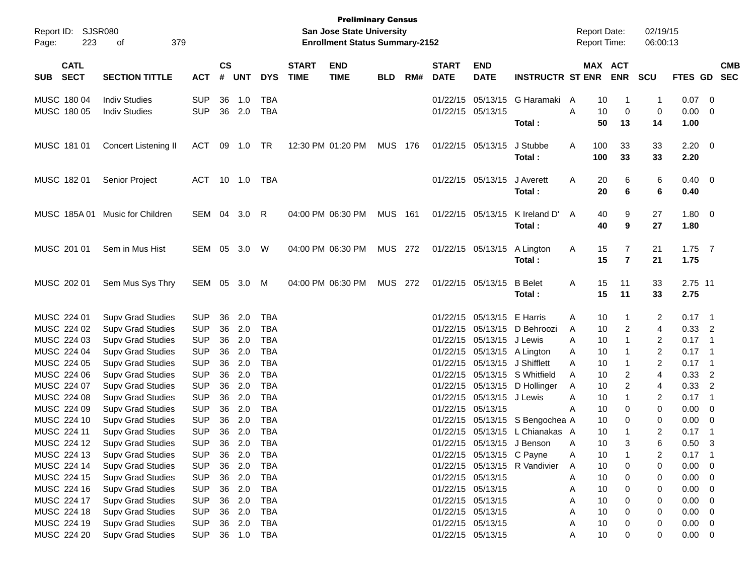**Preliminary Census**
**San Jose State University**
**Enrollment Status Summary-2152**

Report ID: SJSR080
Report Date: 02/19/15
Report Time: 06:00:13

| SUB | CATL SECT | SECTION TITTLE | ACT | CS # | UNT | DYS | START TIME | END TIME | BLD | RM# | START DATE | END DATE | INSTRUCTR | ST | MAX ENR | ACT ENR | SCU | FTES | GD | CMB SEC |
|---|---|---|---|---|---|---|---|---|---|---|---|---|---|---|---|---|---|---|---|---|
| MUSC | 180 04 | Indiv Studies | SUP | 36 | 1.0 | TBA | | | | | 01/22/15 | 05/13/15 | G Haramaki | A | 10 | 1 | 1 | 0.07 | 0 | |
| MUSC | 180 05 | Indiv Studies | SUP | 36 | 2.0 | TBA | | | | | 01/22/15 | 05/13/15 | | A | 10 | 0 | 0 | 0.00 | 0 | |
| | | | | | | | | | | | | | **Total :** | | **50** | **13** | **14** | **1.00** | | |
| MUSC | 181 01 | Concert Listening II | ACT | 09 | 1.0 | TR | 12:30 PM | 01:20 PM | MUS | 176 | 01/22/15 | 05/13/15 | J Stubbe | A | 100 | 33 | 33 | 2.20 | 0 | |
| | | | | | | | | | | | | | **Total :** | | **100** | **33** | **33** | **2.20** | | |
| MUSC | 182 01 | Senior Project | ACT | 10 | 1.0 | TBA | | | | | 01/22/15 | 05/13/15 | J Averett | A | 20 | 6 | 6 | 0.40 | 0 | |
| | | | | | | | | | | | | | **Total :** | | **20** | **6** | **6** | **0.40** | | |
| MUSC | 185A 01 | Music for Children | SEM | 04 | 3.0 | R | 04:00 PM | 06:30 PM | MUS | 161 | 01/22/15 | 05/13/15 | K Ireland D' | A | 40 | 9 | 27 | 1.80 | 0 | |
| | | | | | | | | | | | | | **Total :** | | **40** | **9** | **27** | **1.80** | | |
| MUSC | 201 01 | Sem in Mus Hist | SEM | 05 | 3.0 | W | 04:00 PM | 06:30 PM | MUS | 272 | 01/22/15 | 05/13/15 | A Lington | A | 15 | 7 | 21 | 1.75 | 7 | |
| | | | | | | | | | | | | | **Total :** | | **15** | **7** | **21** | **1.75** | | |
| MUSC | 202 01 | Sem Mus Sys Thry | SEM | 05 | 3.0 | M | 04:00 PM | 06:30 PM | MUS | 272 | 01/22/15 | 05/13/15 | B Belet | A | 15 | 11 | 33 | 2.75 | 11 | |
| | | | | | | | | | | | | | **Total :** | | **15** | **11** | **33** | **2.75** | | |
| MUSC | 224 01 | Supv Grad Studies | SUP | 36 | 2.0 | TBA | | | | | 01/22/15 | 05/13/15 | E Harris | A | 10 | 1 | 2 | 0.17 | 1 | |
| MUSC | 224 02 | Supv Grad Studies | SUP | 36 | 2.0 | TBA | | | | | 01/22/15 | 05/13/15 | D Behroozi | A | 10 | 2 | 4 | 0.33 | 2 | |
| MUSC | 224 03 | Supv Grad Studies | SUP | 36 | 2.0 | TBA | | | | | 01/22/15 | 05/13/15 | J Lewis | A | 10 | 1 | 2 | 0.17 | 1 | |
| MUSC | 224 04 | Supv Grad Studies | SUP | 36 | 2.0 | TBA | | | | | 01/22/15 | 05/13/15 | A Lington | A | 10 | 1 | 2 | 0.17 | 1 | |
| MUSC | 224 05 | Supv Grad Studies | SUP | 36 | 2.0 | TBA | | | | | 01/22/15 | 05/13/15 | J Shifflett | A | 10 | 1 | 2 | 0.17 | 1 | |
| MUSC | 224 06 | Supv Grad Studies | SUP | 36 | 2.0 | TBA | | | | | 01/22/15 | 05/13/15 | S Whitfield | A | 10 | 2 | 4 | 0.33 | 2 | |
| MUSC | 224 07 | Supv Grad Studies | SUP | 36 | 2.0 | TBA | | | | | 01/22/15 | 05/13/15 | D Hollinger | A | 10 | 2 | 4 | 0.33 | 2 | |
| MUSC | 224 08 | Supv Grad Studies | SUP | 36 | 2.0 | TBA | | | | | 01/22/15 | 05/13/15 | J Lewis | A | 10 | 1 | 2 | 0.17 | 1 | |
| MUSC | 224 09 | Supv Grad Studies | SUP | 36 | 2.0 | TBA | | | | | 01/22/15 | 05/13/15 | | A | 10 | 0 | 0 | 0.00 | 0 | |
| MUSC | 224 10 | Supv Grad Studies | SUP | 36 | 2.0 | TBA | | | | | 01/22/15 | 05/13/15 | S Bengochea | A | 10 | 0 | 0 | 0.00 | 0 | |
| MUSC | 224 11 | Supv Grad Studies | SUP | 36 | 2.0 | TBA | | | | | 01/22/15 | 05/13/15 | L Chianakas | A | 10 | 1 | 2 | 0.17 | 1 | |
| MUSC | 224 12 | Supv Grad Studies | SUP | 36 | 2.0 | TBA | | | | | 01/22/15 | 05/13/15 | J Benson | A | 10 | 3 | 6 | 0.50 | 3 | |
| MUSC | 224 13 | Supv Grad Studies | SUP | 36 | 2.0 | TBA | | | | | 01/22/15 | 05/13/15 | C Payne | A | 10 | 1 | 2 | 0.17 | 1 | |
| MUSC | 224 14 | Supv Grad Studies | SUP | 36 | 2.0 | TBA | | | | | 01/22/15 | 05/13/15 | R Vandivier | A | 10 | 0 | 0 | 0.00 | 0 | |
| MUSC | 224 15 | Supv Grad Studies | SUP | 36 | 2.0 | TBA | | | | | 01/22/15 | 05/13/15 | | A | 10 | 0 | 0 | 0.00 | 0 | |
| MUSC | 224 16 | Supv Grad Studies | SUP | 36 | 2.0 | TBA | | | | | 01/22/15 | 05/13/15 | | A | 10 | 0 | 0 | 0.00 | 0 | |
| MUSC | 224 17 | Supv Grad Studies | SUP | 36 | 2.0 | TBA | | | | | 01/22/15 | 05/13/15 | | A | 10 | 0 | 0 | 0.00 | 0 | |
| MUSC | 224 18 | Supv Grad Studies | SUP | 36 | 2.0 | TBA | | | | | 01/22/15 | 05/13/15 | | A | 10 | 0 | 0 | 0.00 | 0 | |
| MUSC | 224 19 | Supv Grad Studies | SUP | 36 | 2.0 | TBA | | | | | 01/22/15 | 05/13/15 | | A | 10 | 0 | 0 | 0.00 | 0 | |
| MUSC | 224 20 | Supv Grad Studies | SUP | 36 | 1.0 | TBA | | | | | 01/22/15 | 05/13/15 | | A | 10 | 0 | 0 | 0.00 | 0 | |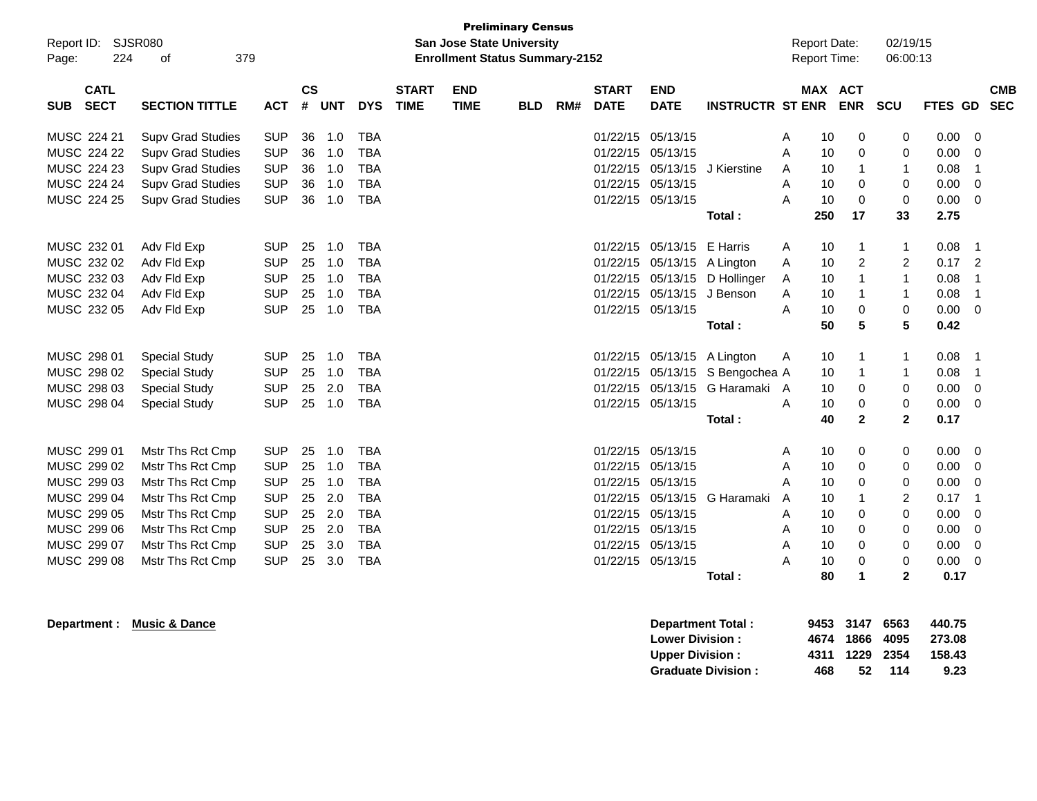**Preliminary Census**
**San Jose State University**
**Enrollment Status Summary-2152**

Report ID: SJSR080
Report Date: 02/19/15
Report Time: 06:00:13

| SUB | CATL SECT | SECTION TITTLE | ACT | CS # | UNT | DYS | START TIME | END TIME | BLD | RM# | START DATE | END DATE | INSTRUCTR | ST | MAX ENR | ACT ENR | SCU | FTES | GD | CMB SEC |
|---|---|---|---|---|---|---|---|---|---|---|---|---|---|---|---|---|---|---|---|---|
| MUSC | 224 21 | Supv Grad Studies | SUP | 36 | 1.0 | TBA | | | | | 01/22/15 | 05/13/15 | | A | 10 | 0 | 0 | 0.00 | 0 | |
| MUSC | 224 22 | Supv Grad Studies | SUP | 36 | 1.0 | TBA | | | | | 01/22/15 | 05/13/15 | | A | 10 | 0 | 0 | 0.00 | 0 | |
| MUSC | 224 23 | Supv Grad Studies | SUP | 36 | 1.0 | TBA | | | | | 01/22/15 | 05/13/15 | J Kierstine | A | 10 | 1 | 1 | 0.08 | 1 | |
| MUSC | 224 24 | Supv Grad Studies | SUP | 36 | 1.0 | TBA | | | | | 01/22/15 | 05/13/15 | | A | 10 | 0 | 0 | 0.00 | 0 | |
| MUSC | 224 25 | Supv Grad Studies | SUP | 36 | 1.0 | TBA | | | | | 01/22/15 | 05/13/15 | | A | 10 | 0 | 0 | 0.00 | 0 | |
| | | | | | | | | | | | | | **Total :** | | **250** | **17** | **33** | **2.75** | | |
| MUSC | 232 01 | Adv Fld Exp | SUP | 25 | 1.0 | TBA | | | | | 01/22/15 | 05/13/15 | E Harris | A | 10 | 1 | 1 | 0.08 | 1 | |
| MUSC | 232 02 | Adv Fld Exp | SUP | 25 | 1.0 | TBA | | | | | 01/22/15 | 05/13/15 | A Lington | A | 10 | 2 | 2 | 0.17 | 2 | |
| MUSC | 232 03 | Adv Fld Exp | SUP | 25 | 1.0 | TBA | | | | | 01/22/15 | 05/13/15 | D Hollinger | A | 10 | 1 | 1 | 0.08 | 1 | |
| MUSC | 232 04 | Adv Fld Exp | SUP | 25 | 1.0 | TBA | | | | | 01/22/15 | 05/13/15 | J Benson | A | 10 | 1 | 1 | 0.08 | 1 | |
| MUSC | 232 05 | Adv Fld Exp | SUP | 25 | 1.0 | TBA | | | | | 01/22/15 | 05/13/15 | | A | 10 | 0 | 0 | 0.00 | 0 | |
| | | | | | | | | | | | | | **Total :** | | **50** | **5** | **5** | **0.42** | | |
| MUSC | 298 01 | Special Study | SUP | 25 | 1.0 | TBA | | | | | 01/22/15 | 05/13/15 | A Lington | A | 10 | 1 | 1 | 0.08 | 1 | |
| MUSC | 298 02 | Special Study | SUP | 25 | 1.0 | TBA | | | | | 01/22/15 | 05/13/15 | S Bengochea | A | 10 | 1 | 1 | 0.08 | 1 | |
| MUSC | 298 03 | Special Study | SUP | 25 | 2.0 | TBA | | | | | 01/22/15 | 05/13/15 | G Haramaki | A | 10 | 0 | 0 | 0.00 | 0 | |
| MUSC | 298 04 | Special Study | SUP | 25 | 1.0 | TBA | | | | | 01/22/15 | 05/13/15 | | A | 10 | 0 | 0 | 0.00 | 0 | |
| | | | | | | | | | | | | | **Total :** | | **40** | **2** | **2** | **0.17** | | |
| MUSC | 299 01 | Mstr Ths Rct Cmp | SUP | 25 | 1.0 | TBA | | | | | 01/22/15 | 05/13/15 | | A | 10 | 0 | 0 | 0.00 | 0 | |
| MUSC | 299 02 | Mstr Ths Rct Cmp | SUP | 25 | 1.0 | TBA | | | | | 01/22/15 | 05/13/15 | | A | 10 | 0 | 0 | 0.00 | 0 | |
| MUSC | 299 03 | Mstr Ths Rct Cmp | SUP | 25 | 1.0 | TBA | | | | | 01/22/15 | 05/13/15 | | A | 10 | 0 | 0 | 0.00 | 0 | |
| MUSC | 299 04 | Mstr Ths Rct Cmp | SUP | 25 | 2.0 | TBA | | | | | 01/22/15 | 05/13/15 | G Haramaki | A | 10 | 1 | 2 | 0.17 | 1 | |
| MUSC | 299 05 | Mstr Ths Rct Cmp | SUP | 25 | 2.0 | TBA | | | | | 01/22/15 | 05/13/15 | | A | 10 | 0 | 0 | 0.00 | 0 | |
| MUSC | 299 06 | Mstr Ths Rct Cmp | SUP | 25 | 2.0 | TBA | | | | | 01/22/15 | 05/13/15 | | A | 10 | 0 | 0 | 0.00 | 0 | |
| MUSC | 299 07 | Mstr Ths Rct Cmp | SUP | 25 | 3.0 | TBA | | | | | 01/22/15 | 05/13/15 | | A | 10 | 0 | 0 | 0.00 | 0 | |
| MUSC | 299 08 | Mstr Ths Rct Cmp | SUP | 25 | 3.0 | TBA | | | | | 01/22/15 | 05/13/15 | | A | 10 | 0 | 0 | 0.00 | 0 | |
| | | | | | | | | | | | | | **Total :** | | **80** | **1** | **2** | **0.17** | | |

**Department :** **Music & Dance**

| | MAX ENR | ACT ENR | SCU | FTES |
|---|---|---|---|---|
| **Department Total :** | **9453** | **3147** | **6563** | **440.75** |
| **Lower Division :** | **4674** | **1866** | **4095** | **273.08** |
| **Upper Division :** | **4311** | **1229** | **2354** | **158.43** |
| **Graduate Division :** | **468** | **52** | **114** | **9.23** |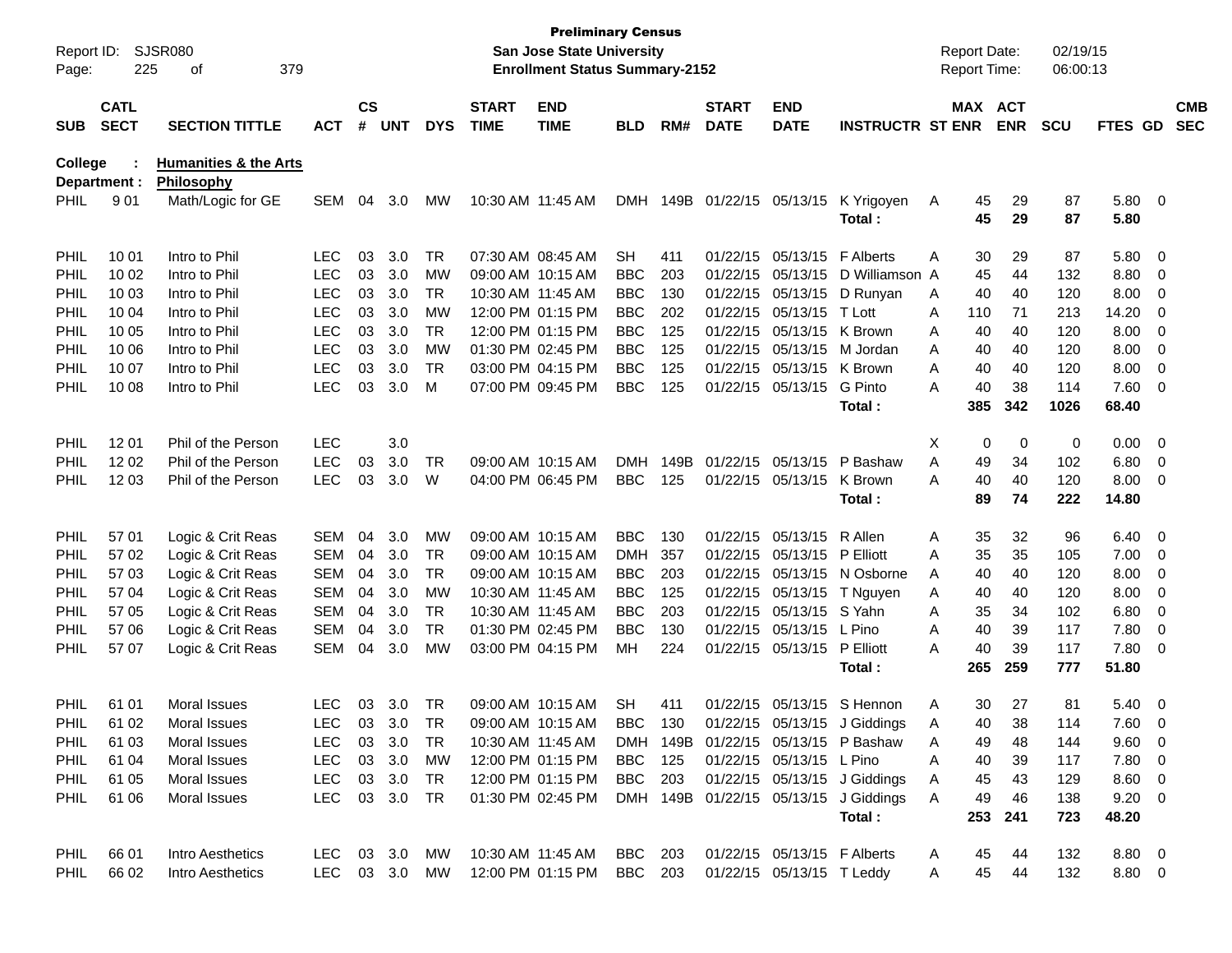**Preliminary Census**
**San Jose State University**
**Enrollment Status Summary-2152**

Report ID: SJSR080
Report Date: 02/19/15
Report Time: 06:00:13

| SUB | CATL SECT | SECTION TITTLE | ACT | CS # | UNT | DYS | START TIME | END TIME | BLD | RM# | START DATE | END DATE | INSTRUCTR | ST | MAX ENR | ACT ENR | SCU | FTES | GD | CMB SEC |
|---|---|---|---|---|---|---|---|---|---|---|---|---|---|---|---|---|---|---|---|---|
| **College :** | | **Humanities & the Arts** | | | | | | | | | | | | | | | | | | |
| **Department :** | | **Philosophy** | | | | | | | | | | | | | | | | | | |
| PHIL | 9 01 | Math/Logic for GE | SEM | 04 | 3.0 | MW | 10:30 AM | 11:45 AM | DMH | 149B | 01/22/15 | 05/13/15 | K Yrigoyen | A | 45 | 29 | 87 | 5.80 | 0 | |
| | | | | | | | | | | | | | **Total :** | | **45** | **29** | **87** | **5.80** | | |
| PHIL | 10 01 | Intro to Phil | LEC | 03 | 3.0 | TR | 07:30 AM | 08:45 AM | SH | 411 | 01/22/15 | 05/13/15 | F Alberts | A | 30 | 29 | 87 | 5.80 | 0 | |
| PHIL | 10 02 | Intro to Phil | LEC | 03 | 3.0 | MW | 09:00 AM | 10:15 AM | BBC | 203 | 01/22/15 | 05/13/15 | D Williamson | A | 45 | 44 | 132 | 8.80 | 0 | |
| PHIL | 10 03 | Intro to Phil | LEC | 03 | 3.0 | TR | 10:30 AM | 11:45 AM | BBC | 130 | 01/22/15 | 05/13/15 | D Runyan | A | 40 | 40 | 120 | 8.00 | 0 | |
| PHIL | 10 04 | Intro to Phil | LEC | 03 | 3.0 | MW | 12:00 PM | 01:15 PM | BBC | 202 | 01/22/15 | 05/13/15 | T Lott | A | 110 | 71 | 213 | 14.20 | 0 | |
| PHIL | 10 05 | Intro to Phil | LEC | 03 | 3.0 | TR | 12:00 PM | 01:15 PM | BBC | 125 | 01/22/15 | 05/13/15 | K Brown | A | 40 | 40 | 120 | 8.00 | 0 | |
| PHIL | 10 06 | Intro to Phil | LEC | 03 | 3.0 | MW | 01:30 PM | 02:45 PM | BBC | 125 | 01/22/15 | 05/13/15 | M Jordan | A | 40 | 40 | 120 | 8.00 | 0 | |
| PHIL | 10 07 | Intro to Phil | LEC | 03 | 3.0 | TR | 03:00 PM | 04:15 PM | BBC | 125 | 01/22/15 | 05/13/15 | K Brown | A | 40 | 40 | 120 | 8.00 | 0 | |
| PHIL | 10 08 | Intro to Phil | LEC | 03 | 3.0 | M | 07:00 PM | 09:45 PM | BBC | 125 | 01/22/15 | 05/13/15 | G Pinto | A | 40 | 38 | 114 | 7.60 | 0 | |
| | | | | | | | | | | | | | **Total :** | | **385** | **342** | **1026** | **68.40** | | |
| PHIL | 12 01 | Phil of the Person | LEC | | 3.0 | | | | | | | | | X | 0 | 0 | 0 | 0.00 | 0 | |
| PHIL | 12 02 | Phil of the Person | LEC | 03 | 3.0 | TR | 09:00 AM | 10:15 AM | DMH | 149B | 01/22/15 | 05/13/15 | P Bashaw | A | 49 | 34 | 102 | 6.80 | 0 | |
| PHIL | 12 03 | Phil of the Person | LEC | 03 | 3.0 | W | 04:00 PM | 06:45 PM | BBC | 125 | 01/22/15 | 05/13/15 | K Brown | A | 40 | 40 | 120 | 8.00 | 0 | |
| | | | | | | | | | | | | | **Total :** | | **89** | **74** | **222** | **14.80** | | |
| PHIL | 57 01 | Logic & Crit Reas | SEM | 04 | 3.0 | MW | 09:00 AM | 10:15 AM | BBC | 130 | 01/22/15 | 05/13/15 | R Allen | A | 35 | 32 | 96 | 6.40 | 0 | |
| PHIL | 57 02 | Logic & Crit Reas | SEM | 04 | 3.0 | TR | 09:00 AM | 10:15 AM | DMH | 357 | 01/22/15 | 05/13/15 | P Elliott | A | 35 | 35 | 105 | 7.00 | 0 | |
| PHIL | 57 03 | Logic & Crit Reas | SEM | 04 | 3.0 | TR | 09:00 AM | 10:15 AM | BBC | 203 | 01/22/15 | 05/13/15 | N Osborne | A | 40 | 40 | 120 | 8.00 | 0 | |
| PHIL | 57 04 | Logic & Crit Reas | SEM | 04 | 3.0 | MW | 10:30 AM | 11:45 AM | BBC | 125 | 01/22/15 | 05/13/15 | T Nguyen | A | 40 | 40 | 120 | 8.00 | 0 | |
| PHIL | 57 05 | Logic & Crit Reas | SEM | 04 | 3.0 | TR | 10:30 AM | 11:45 AM | BBC | 203 | 01/22/15 | 05/13/15 | S Yahn | A | 35 | 34 | 102 | 6.80 | 0 | |
| PHIL | 57 06 | Logic & Crit Reas | SEM | 04 | 3.0 | TR | 01:30 PM | 02:45 PM | BBC | 130 | 01/22/15 | 05/13/15 | L Pino | A | 40 | 39 | 117 | 7.80 | 0 | |
| PHIL | 57 07 | Logic & Crit Reas | SEM | 04 | 3.0 | MW | 03:00 PM | 04:15 PM | MH | 224 | 01/22/15 | 05/13/15 | P Elliott | A | 40 | 39 | 117 | 7.80 | 0 | |
| | | | | | | | | | | | | | **Total :** | | **265** | **259** | **777** | **51.80** | | |
| PHIL | 61 01 | Moral Issues | LEC | 03 | 3.0 | TR | 09:00 AM | 10:15 AM | SH | 411 | 01/22/15 | 05/13/15 | S Hennon | A | 30 | 27 | 81 | 5.40 | 0 | |
| PHIL | 61 02 | Moral Issues | LEC | 03 | 3.0 | TR | 09:00 AM | 10:15 AM | BBC | 130 | 01/22/15 | 05/13/15 | J Giddings | A | 40 | 38 | 114 | 7.60 | 0 | |
| PHIL | 61 03 | Moral Issues | LEC | 03 | 3.0 | TR | 10:30 AM | 11:45 AM | DMH | 149B | 01/22/15 | 05/13/15 | P Bashaw | A | 49 | 48 | 144 | 9.60 | 0 | |
| PHIL | 61 04 | Moral Issues | LEC | 03 | 3.0 | MW | 12:00 PM | 01:15 PM | BBC | 125 | 01/22/15 | 05/13/15 | L Pino | A | 40 | 39 | 117 | 7.80 | 0 | |
| PHIL | 61 05 | Moral Issues | LEC | 03 | 3.0 | TR | 12:00 PM | 01:15 PM | BBC | 203 | 01/22/15 | 05/13/15 | J Giddings | A | 45 | 43 | 129 | 8.60 | 0 | |
| PHIL | 61 06 | Moral Issues | LEC | 03 | 3.0 | TR | 01:30 PM | 02:45 PM | DMH | 149B | 01/22/15 | 05/13/15 | J Giddings | A | 49 | 46 | 138 | 9.20 | 0 | |
| | | | | | | | | | | | | | **Total :** | | **253** | **241** | **723** | **48.20** | | |
| PHIL | 66 01 | Intro Aesthetics | LEC | 03 | 3.0 | MW | 10:30 AM | 11:45 AM | BBC | 203 | 01/22/15 | 05/13/15 | F Alberts | A | 45 | 44 | 132 | 8.80 | 0 | |
| PHIL | 66 02 | Intro Aesthetics | LEC | 03 | 3.0 | MW | 12:00 PM | 01:15 PM | BBC | 203 | 01/22/15 | 05/13/15 | T Leddy | A | 45 | 44 | 132 | 8.80 | 0 | |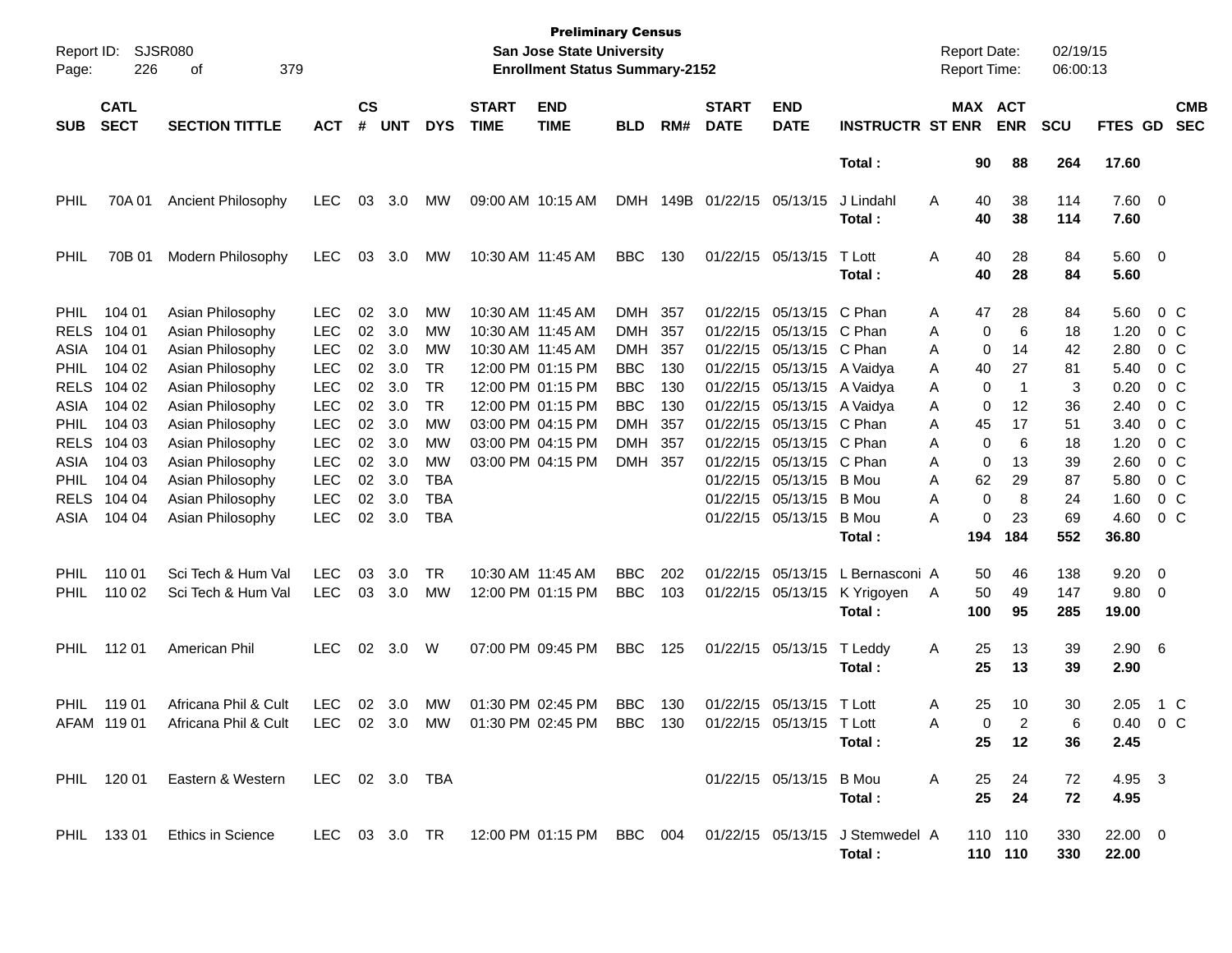**Preliminary Census**
**San Jose State University**
**Enrollment Status Summary-2152**

Report ID: SJSR080
Report Date: 02/19/15
Report Time: 06:00:13

| SUB | CATL SECT | SECTION TITTLE | ACT | CS # | UNT | DYS | START TIME | END TIME | BLD | RM# | START DATE | END DATE | INSTRUCTR | ST | MAX ENR | ACT ENR | SCU | FTES | GD | CMB SEC |
|---|---|---|---|---|---|---|---|---|---|---|---|---|---|---|---|---|---|---|---|---|
| | | | | | | | | | | | | | **Total :** | | **90** | **88** | **264** | **17.60** | | |
| PHIL | 70A 01 | Ancient Philosophy | LEC | 03 | 3.0 | MW | 09:00 AM | 10:15 AM | DMH | 149B | 01/22/15 | 05/13/15 | J Lindahl | A | 40 | 38 | 114 | 7.60 | 0 | |
| | | | | | | | | | | | | | **Total :** | | **40** | **38** | **114** | **7.60** | | |
| PHIL | 70B 01 | Modern Philosophy | LEC | 03 | 3.0 | MW | 10:30 AM | 11:45 AM | BBC | 130 | 01/22/15 | 05/13/15 | T Lott | A | 40 | 28 | 84 | 5.60 | 0 | |
| | | | | | | | | | | | | | **Total :** | | **40** | **28** | **84** | **5.60** | | |
| PHIL | 104 01 | Asian Philosophy | LEC | 02 | 3.0 | MW | 10:30 AM | 11:45 AM | DMH | 357 | 01/22/15 | 05/13/15 | C Phan | A | 47 | 28 | 84 | 5.60 | 0 | C |
| RELS | 104 01 | Asian Philosophy | LEC | 02 | 3.0 | MW | 10:30 AM | 11:45 AM | DMH | 357 | 01/22/15 | 05/13/15 | C Phan | A | 0 | 6 | 18 | 1.20 | 0 | C |
| ASIA | 104 01 | Asian Philosophy | LEC | 02 | 3.0 | MW | 10:30 AM | 11:45 AM | DMH | 357 | 01/22/15 | 05/13/15 | C Phan | A | 0 | 14 | 42 | 2.80 | 0 | C |
| PHIL | 104 02 | Asian Philosophy | LEC | 02 | 3.0 | TR | 12:00 PM | 01:15 PM | BBC | 130 | 01/22/15 | 05/13/15 | A Vaidya | A | 40 | 27 | 81 | 5.40 | 0 | C |
| RELS | 104 02 | Asian Philosophy | LEC | 02 | 3.0 | TR | 12:00 PM | 01:15 PM | BBC | 130 | 01/22/15 | 05/13/15 | A Vaidya | A | 0 | 1 | 3 | 0.20 | 0 | C |
| ASIA | 104 02 | Asian Philosophy | LEC | 02 | 3.0 | TR | 12:00 PM | 01:15 PM | BBC | 130 | 01/22/15 | 05/13/15 | A Vaidya | A | 0 | 12 | 36 | 2.40 | 0 | C |
| PHIL | 104 03 | Asian Philosophy | LEC | 02 | 3.0 | MW | 03:00 PM | 04:15 PM | DMH | 357 | 01/22/15 | 05/13/15 | C Phan | A | 45 | 17 | 51 | 3.40 | 0 | C |
| RELS | 104 03 | Asian Philosophy | LEC | 02 | 3.0 | MW | 03:00 PM | 04:15 PM | DMH | 357 | 01/22/15 | 05/13/15 | C Phan | A | 0 | 6 | 18 | 1.20 | 0 | C |
| ASIA | 104 03 | Asian Philosophy | LEC | 02 | 3.0 | MW | 03:00 PM | 04:15 PM | DMH | 357 | 01/22/15 | 05/13/15 | C Phan | A | 0 | 13 | 39 | 2.60 | 0 | C |
| PHIL | 104 04 | Asian Philosophy | LEC | 02 | 3.0 | TBA | | | | | 01/22/15 | 05/13/15 | B Mou | A | 62 | 29 | 87 | 5.80 | 0 | C |
| RELS | 104 04 | Asian Philosophy | LEC | 02 | 3.0 | TBA | | | | | 01/22/15 | 05/13/15 | B Mou | A | 0 | 8 | 24 | 1.60 | 0 | C |
| ASIA | 104 04 | Asian Philosophy | LEC | 02 | 3.0 | TBA | | | | | 01/22/15 | 05/13/15 | B Mou | A | 0 | 23 | 69 | 4.60 | 0 | C |
| | | | | | | | | | | | | | **Total :** | | **194** | **184** | **552** | **36.80** | | |
| PHIL | 110 01 | Sci Tech & Hum Val | LEC | 03 | 3.0 | TR | 10:30 AM | 11:45 AM | BBC | 202 | 01/22/15 | 05/13/15 | L Bernasconi | A | 50 | 46 | 138 | 9.20 | 0 | |
| PHIL | 110 02 | Sci Tech & Hum Val | LEC | 03 | 3.0 | MW | 12:00 PM | 01:15 PM | BBC | 103 | 01/22/15 | 05/13/15 | K Yrigoyen | A | 50 | 49 | 147 | 9.80 | 0 | |
| | | | | | | | | | | | | | **Total :** | | **100** | **95** | **285** | **19.00** | | |
| PHIL | 112 01 | American Phil | LEC | 02 | 3.0 | W | 07:00 PM | 09:45 PM | BBC | 125 | 01/22/15 | 05/13/15 | T Leddy | A | 25 | 13 | 39 | 2.90 | 6 | |
| | | | | | | | | | | | | | **Total :** | | **25** | **13** | **39** | **2.90** | | |
| PHIL | 119 01 | Africana Phil & Cult | LEC | 02 | 3.0 | MW | 01:30 PM | 02:45 PM | BBC | 130 | 01/22/15 | 05/13/15 | T Lott | A | 25 | 10 | 30 | 2.05 | 1 | C |
| AFAM | 119 01 | Africana Phil & Cult | LEC | 02 | 3.0 | MW | 01:30 PM | 02:45 PM | BBC | 130 | 01/22/15 | 05/13/15 | T Lott | A | 0 | 2 | 6 | 0.40 | 0 | C |
| | | | | | | | | | | | | | **Total :** | | **25** | **12** | **36** | **2.45** | | |
| PHIL | 120 01 | Eastern & Western | LEC | 02 | 3.0 | TBA | | | | | 01/22/15 | 05/13/15 | B Mou | A | 25 | 24 | 72 | 4.95 | 3 | |
| | | | | | | | | | | | | | **Total :** | | **25** | **24** | **72** | **4.95** | | |
| PHIL | 133 01 | Ethics in Science | LEC | 03 | 3.0 | TR | 12:00 PM | 01:15 PM | BBC | 004 | 01/22/15 | 05/13/15 | J Stemwedel | A | 110 | 110 | 330 | 22.00 | 0 | |
| | | | | | | | | | | | | | **Total :** | | **110** | **110** | **330** | **22.00** | | |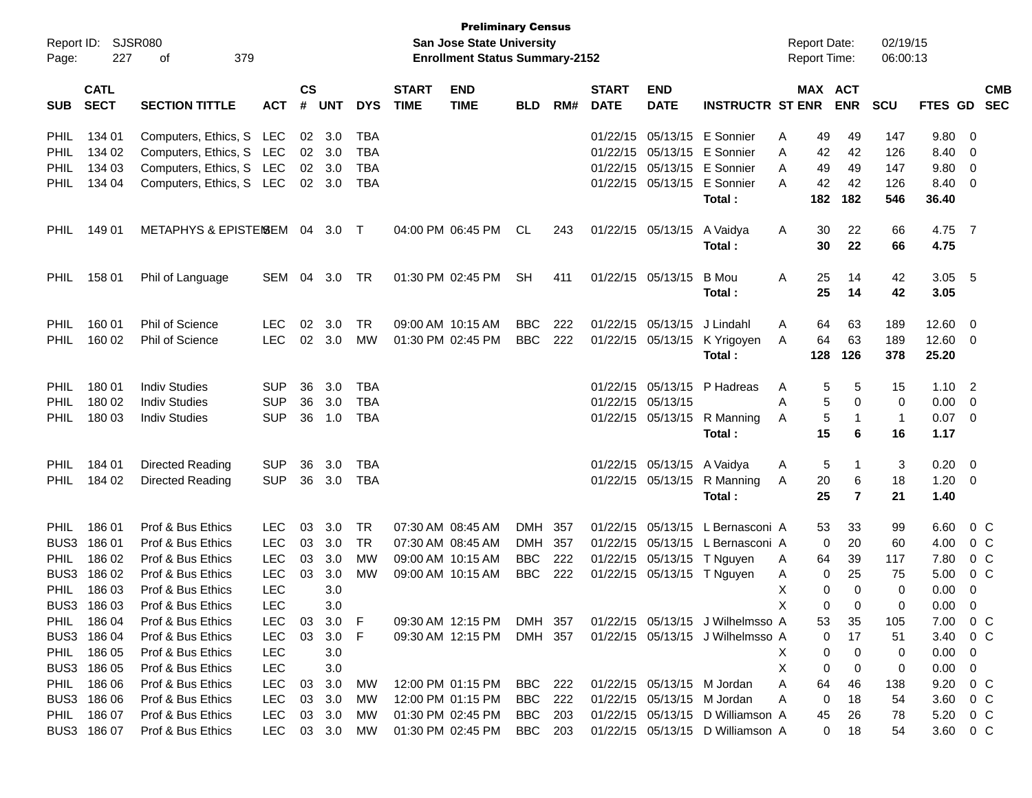**Preliminary Census**
**San Jose State University**
**Enrollment Status Summary-2152**

Report ID: SJSR080
Report Date: 02/19/15
Report Time: 06:00:13

| SUB | CATL SECT | SECTION TITTLE | ACT | CS # | UNT | DYS | START TIME | END TIME | BLD | RM# | START DATE | END DATE | INSTRUCTR | ST | MAX ENR | ACT ENR | SCU | FTES | GD | CMB SEC |
|---|---|---|---|---|---|---|---|---|---|---|---|---|---|---|---|---|---|---|---|---|
| PHIL | 134 01 | Computers, Ethics, S | LEC | 02 | 3.0 | TBA | | | | | 01/22/15 | 05/13/15 | E Sonnier | A | 49 | 49 | 147 | 9.80 | 0 | |
| PHIL | 134 02 | Computers, Ethics, S | LEC | 02 | 3.0 | TBA | | | | | 01/22/15 | 05/13/15 | E Sonnier | A | 42 | 42 | 126 | 8.40 | 0 | |
| PHIL | 134 03 | Computers, Ethics, S | LEC | 02 | 3.0 | TBA | | | | | 01/22/15 | 05/13/15 | E Sonnier | A | 49 | 49 | 147 | 9.80 | 0 | |
| PHIL | 134 04 | Computers, Ethics, S | LEC | 02 | 3.0 | TBA | | | | | 01/22/15 | 05/13/15 | E Sonnier | A | 42 | 42 | 126 | 8.40 | 0 | |
| | | | | | | | | | | | | | **Total :** | | **182** | **182** | **546** | **36.40** | | |
| PHIL | 149 01 | METAPHYS & EPISTEM | SEM | 04 | 3.0 | T | 04:00 PM | 06:45 PM | CL | 243 | 01/22/15 | 05/13/15 | A Vaidya | A | 30 | 22 | 66 | 4.75 | 7 | |
| | | | | | | | | | | | | | **Total :** | | **30** | **22** | **66** | **4.75** | | |
| PHIL | 158 01 | Phil of Language | SEM | 04 | 3.0 | TR | 01:30 PM | 02:45 PM | SH | 411 | 01/22/15 | 05/13/15 | B Mou | A | 25 | 14 | 42 | 3.05 | 5 | |
| | | | | | | | | | | | | | **Total :** | | **25** | **14** | **42** | **3.05** | | |
| PHIL | 160 01 | Phil of Science | LEC | 02 | 3.0 | TR | 09:00 AM | 10:15 AM | BBC | 222 | 01/22/15 | 05/13/15 | J Lindahl | A | 64 | 63 | 189 | 12.60 | 0 | |
| PHIL | 160 02 | Phil of Science | LEC | 02 | 3.0 | MW | 01:30 PM | 02:45 PM | BBC | 222 | 01/22/15 | 05/13/15 | K Yrigoyen | A | 64 | 63 | 189 | 12.60 | 0 | |
| | | | | | | | | | | | | | **Total :** | | **128** | **126** | **378** | **25.20** | | |
| PHIL | 180 01 | Indiv Studies | SUP | 36 | 3.0 | TBA | | | | | 01/22/15 | 05/13/15 | P Hadreas | A | 5 | 5 | 15 | 1.10 | 2 | |
| PHIL | 180 02 | Indiv Studies | SUP | 36 | 3.0 | TBA | | | | | 01/22/15 | 05/13/15 | | A | 5 | 0 | 0 | 0.00 | 0 | |
| PHIL | 180 03 | Indiv Studies | SUP | 36 | 1.0 | TBA | | | | | 01/22/15 | 05/13/15 | R Manning | A | 5 | 1 | 1 | 0.07 | 0 | |
| | | | | | | | | | | | | | **Total :** | | **15** | **6** | **16** | **1.17** | | |
| PHIL | 184 01 | Directed Reading | SUP | 36 | 3.0 | TBA | | | | | 01/22/15 | 05/13/15 | A Vaidya | A | 5 | 1 | 3 | 0.20 | 0 | |
| PHIL | 184 02 | Directed Reading | SUP | 36 | 3.0 | TBA | | | | | 01/22/15 | 05/13/15 | R Manning | A | 20 | 6 | 18 | 1.20 | 0 | |
| | | | | | | | | | | | | | **Total :** | | **25** | **7** | **21** | **1.40** | | |
| PHIL | 186 01 | Prof & Bus Ethics | LEC | 03 | 3.0 | TR | 07:30 AM | 08:45 AM | DMH | 357 | 01/22/15 | 05/13/15 | L Bernasconi | A | 53 | 33 | 99 | 6.60 | 0 | C |
| BUS3 | 186 01 | Prof & Bus Ethics | LEC | 03 | 3.0 | TR | 07:30 AM | 08:45 AM | DMH | 357 | 01/22/15 | 05/13/15 | L Bernasconi | A | 0 | 20 | 60 | 4.00 | 0 | C |
| PHIL | 186 02 | Prof & Bus Ethics | LEC | 03 | 3.0 | MW | 09:00 AM | 10:15 AM | BBC | 222 | 01/22/15 | 05/13/15 | T Nguyen | A | 64 | 39 | 117 | 7.80 | 0 | C |
| BUS3 | 186 02 | Prof & Bus Ethics | LEC | 03 | 3.0 | MW | 09:00 AM | 10:15 AM | BBC | 222 | 01/22/15 | 05/13/15 | T Nguyen | A | 0 | 25 | 75 | 5.00 | 0 | C |
| PHIL | 186 03 | Prof & Bus Ethics | LEC | | 3.0 | | | | | | | | | X | 0 | 0 | 0 | 0.00 | 0 | |
| BUS3 | 186 03 | Prof & Bus Ethics | LEC | | 3.0 | | | | | | | | | X | 0 | 0 | 0 | 0.00 | 0 | |
| PHIL | 186 04 | Prof & Bus Ethics | LEC | 03 | 3.0 | F | 09:30 AM | 12:15 PM | DMH | 357 | 01/22/15 | 05/13/15 | J Wilhelmsso | A | 53 | 35 | 105 | 7.00 | 0 | C |
| BUS3 | 186 04 | Prof & Bus Ethics | LEC | 03 | 3.0 | F | 09:30 AM | 12:15 PM | DMH | 357 | 01/22/15 | 05/13/15 | J Wilhelmsso | A | 0 | 17 | 51 | 3.40 | 0 | C |
| PHIL | 186 05 | Prof & Bus Ethics | LEC | | 3.0 | | | | | | | | | X | 0 | 0 | 0 | 0.00 | 0 | |
| BUS3 | 186 05 | Prof & Bus Ethics | LEC | | 3.0 | | | | | | | | | X | 0 | 0 | 0 | 0.00 | 0 | |
| PHIL | 186 06 | Prof & Bus Ethics | LEC | 03 | 3.0 | MW | 12:00 PM | 01:15 PM | BBC | 222 | 01/22/15 | 05/13/15 | M Jordan | A | 64 | 46 | 138 | 9.20 | 0 | C |
| BUS3 | 186 06 | Prof & Bus Ethics | LEC | 03 | 3.0 | MW | 12:00 PM | 01:15 PM | BBC | 222 | 01/22/15 | 05/13/15 | M Jordan | A | 0 | 18 | 54 | 3.60 | 0 | C |
| PHIL | 186 07 | Prof & Bus Ethics | LEC | 03 | 3.0 | MW | 01:30 PM | 02:45 PM | BBC | 203 | 01/22/15 | 05/13/15 | D Williamson | A | 45 | 26 | 78 | 5.20 | 0 | C |
| BUS3 | 186 07 | Prof & Bus Ethics | LEC | 03 | 3.0 | MW | 01:30 PM | 02:45 PM | BBC | 203 | 01/22/15 | 05/13/15 | D Williamson | A | 0 | 18 | 54 | 3.60 | 0 | C |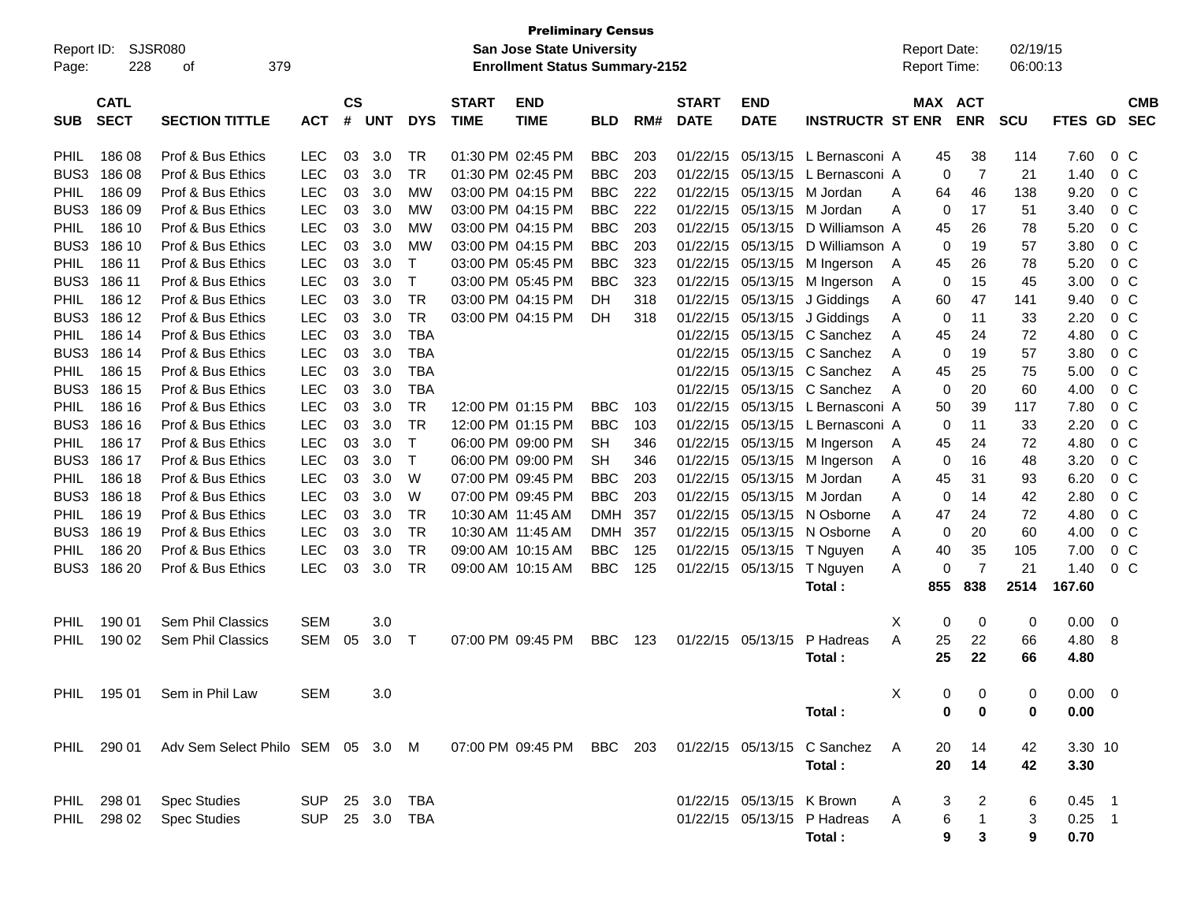**Preliminary Census**
**San Jose State University**
**Enrollment Status Summary-2152**

Report ID: SJSR080
Report Date: 02/19/15
Report Time: 06:00:13

| SUB | CATL SECT | SECTION TITTLE | ACT | CS # | UNT | DYS | START TIME | END TIME | BLD | RM# | START DATE | END DATE | INSTRUCTR | ST | MAX ENR | ACT ENR | SCU | FTES | GD | CMB SEC |
|---|---|---|---|---|---|---|---|---|---|---|---|---|---|---|---|---|---|---|---|---|
| PHIL | 186 08 | Prof & Bus Ethics | LEC | 03 | 3.0 | TR | 01:30 PM | 02:45 PM | BBC | 203 | 01/22/15 | 05/13/15 | L Bernasconi | A | 45 | 38 | 114 | 7.60 | 0 | C |
| BUS3 | 186 08 | Prof & Bus Ethics | LEC | 03 | 3.0 | TR | 01:30 PM | 02:45 PM | BBC | 203 | 01/22/15 | 05/13/15 | L Bernasconi | A | 0 | 7 | 21 | 1.40 | 0 | C |
| PHIL | 186 09 | Prof & Bus Ethics | LEC | 03 | 3.0 | MW | 03:00 PM | 04:15 PM | BBC | 222 | 01/22/15 | 05/13/15 | M Jordan | A | 64 | 46 | 138 | 9.20 | 0 | C |
| BUS3 | 186 09 | Prof & Bus Ethics | LEC | 03 | 3.0 | MW | 03:00 PM | 04:15 PM | BBC | 222 | 01/22/15 | 05/13/15 | M Jordan | A | 0 | 17 | 51 | 3.40 | 0 | C |
| PHIL | 186 10 | Prof & Bus Ethics | LEC | 03 | 3.0 | MW | 03:00 PM | 04:15 PM | BBC | 203 | 01/22/15 | 05/13/15 | D Williamson | A | 45 | 26 | 78 | 5.20 | 0 | C |
| BUS3 | 186 10 | Prof & Bus Ethics | LEC | 03 | 3.0 | MW | 03:00 PM | 04:15 PM | BBC | 203 | 01/22/15 | 05/13/15 | D Williamson | A | 0 | 19 | 57 | 3.80 | 0 | C |
| PHIL | 186 11 | Prof & Bus Ethics | LEC | 03 | 3.0 | T | 03:00 PM | 05:45 PM | BBC | 323 | 01/22/15 | 05/13/15 | M Ingerson | A | 45 | 26 | 78 | 5.20 | 0 | C |
| BUS3 | 186 11 | Prof & Bus Ethics | LEC | 03 | 3.0 | T | 03:00 PM | 05:45 PM | BBC | 323 | 01/22/15 | 05/13/15 | M Ingerson | A | 0 | 15 | 45 | 3.00 | 0 | C |
| PHIL | 186 12 | Prof & Bus Ethics | LEC | 03 | 3.0 | TR | 03:00 PM | 04:15 PM | DH | 318 | 01/22/15 | 05/13/15 | J Giddings | A | 60 | 47 | 141 | 9.40 | 0 | C |
| BUS3 | 186 12 | Prof & Bus Ethics | LEC | 03 | 3.0 | TR | 03:00 PM | 04:15 PM | DH | 318 | 01/22/15 | 05/13/15 | J Giddings | A | 0 | 11 | 33 | 2.20 | 0 | C |
| PHIL | 186 14 | Prof & Bus Ethics | LEC | 03 | 3.0 | TBA | | | | | 01/22/15 | 05/13/15 | C Sanchez | A | 45 | 24 | 72 | 4.80 | 0 | C |
| BUS3 | 186 14 | Prof & Bus Ethics | LEC | 03 | 3.0 | TBA | | | | | 01/22/15 | 05/13/15 | C Sanchez | A | 0 | 19 | 57 | 3.80 | 0 | C |
| PHIL | 186 15 | Prof & Bus Ethics | LEC | 03 | 3.0 | TBA | | | | | 01/22/15 | 05/13/15 | C Sanchez | A | 45 | 25 | 75 | 5.00 | 0 | C |
| BUS3 | 186 15 | Prof & Bus Ethics | LEC | 03 | 3.0 | TBA | | | | | 01/22/15 | 05/13/15 | C Sanchez | A | 0 | 20 | 60 | 4.00 | 0 | C |
| PHIL | 186 16 | Prof & Bus Ethics | LEC | 03 | 3.0 | TR | 12:00 PM | 01:15 PM | BBC | 103 | 01/22/15 | 05/13/15 | L Bernasconi | A | 50 | 39 | 117 | 7.80 | 0 | C |
| BUS3 | 186 16 | Prof & Bus Ethics | LEC | 03 | 3.0 | TR | 12:00 PM | 01:15 PM | BBC | 103 | 01/22/15 | 05/13/15 | L Bernasconi | A | 0 | 11 | 33 | 2.20 | 0 | C |
| PHIL | 186 17 | Prof & Bus Ethics | LEC | 03 | 3.0 | T | 06:00 PM | 09:00 PM | SH | 346 | 01/22/15 | 05/13/15 | M Ingerson | A | 45 | 24 | 72 | 4.80 | 0 | C |
| BUS3 | 186 17 | Prof & Bus Ethics | LEC | 03 | 3.0 | T | 06:00 PM | 09:00 PM | SH | 346 | 01/22/15 | 05/13/15 | M Ingerson | A | 0 | 16 | 48 | 3.20 | 0 | C |
| PHIL | 186 18 | Prof & Bus Ethics | LEC | 03 | 3.0 | W | 07:00 PM | 09:45 PM | BBC | 203 | 01/22/15 | 05/13/15 | M Jordan | A | 45 | 31 | 93 | 6.20 | 0 | C |
| BUS3 | 186 18 | Prof & Bus Ethics | LEC | 03 | 3.0 | W | 07:00 PM | 09:45 PM | BBC | 203 | 01/22/15 | 05/13/15 | M Jordan | A | 0 | 14 | 42 | 2.80 | 0 | C |
| PHIL | 186 19 | Prof & Bus Ethics | LEC | 03 | 3.0 | TR | 10:30 AM | 11:45 AM | DMH | 357 | 01/22/15 | 05/13/15 | N Osborne | A | 47 | 24 | 72 | 4.80 | 0 | C |
| BUS3 | 186 19 | Prof & Bus Ethics | LEC | 03 | 3.0 | TR | 10:30 AM | 11:45 AM | DMH | 357 | 01/22/15 | 05/13/15 | N Osborne | A | 0 | 20 | 60 | 4.00 | 0 | C |
| PHIL | 186 20 | Prof & Bus Ethics | LEC | 03 | 3.0 | TR | 09:00 AM | 10:15 AM | BBC | 125 | 01/22/15 | 05/13/15 | T Nguyen | A | 40 | 35 | 105 | 7.00 | 0 | C |
| BUS3 | 186 20 | Prof & Bus Ethics | LEC | 03 | 3.0 | TR | 09:00 AM | 10:15 AM | BBC | 125 | 01/22/15 | 05/13/15 | T Nguyen | A | 0 | 7 | 21 | 1.40 | 0 | C |
| | | | | | | | | | | | | | **Total :** | | **855** | **838** | **2514** | **167.60** | | |
| PHIL | 190 01 | Sem Phil Classics | SEM | | 3.0 | | | | | | | | | X | 0 | 0 | 0 | 0.00 | 0 | |
| PHIL | 190 02 | Sem Phil Classics | SEM | 05 | 3.0 | T | 07:00 PM | 09:45 PM | BBC | 123 | 01/22/15 | 05/13/15 | P Hadreas | A | 25 | 22 | 66 | 4.80 | 8 | |
| | | | | | | | | | | | | | **Total :** | | **25** | **22** | **66** | **4.80** | | |
| PHIL | 195 01 | Sem in Phil Law | SEM | | 3.0 | | | | | | | | | X | 0 | 0 | 0 | 0.00 | 0 | |
| | | | | | | | | | | | | | **Total :** | | **0** | **0** | **0** | **0.00** | | |
| PHIL | 290 01 | Adv Sem Select Philo | SEM | 05 | 3.0 | M | 07:00 PM | 09:45 PM | BBC | 203 | 01/22/15 | 05/13/15 | C Sanchez | A | 20 | 14 | 42 | 3.30 | 10 | |
| | | | | | | | | | | | | | **Total :** | | **20** | **14** | **42** | **3.30** | | |
| PHIL | 298 01 | Spec Studies | SUP | 25 | 3.0 | TBA | | | | | 01/22/15 | 05/13/15 | K Brown | A | 3 | 2 | 6 | 0.45 | 1 | |
| PHIL | 298 02 | Spec Studies | SUP | 25 | 3.0 | TBA | | | | | 01/22/15 | 05/13/15 | P Hadreas | A | 6 | 1 | 3 | 0.25 | 1 | |
| | | | | | | | | | | | | | **Total :** | | **9** | **3** | **9** | **0.70** | | |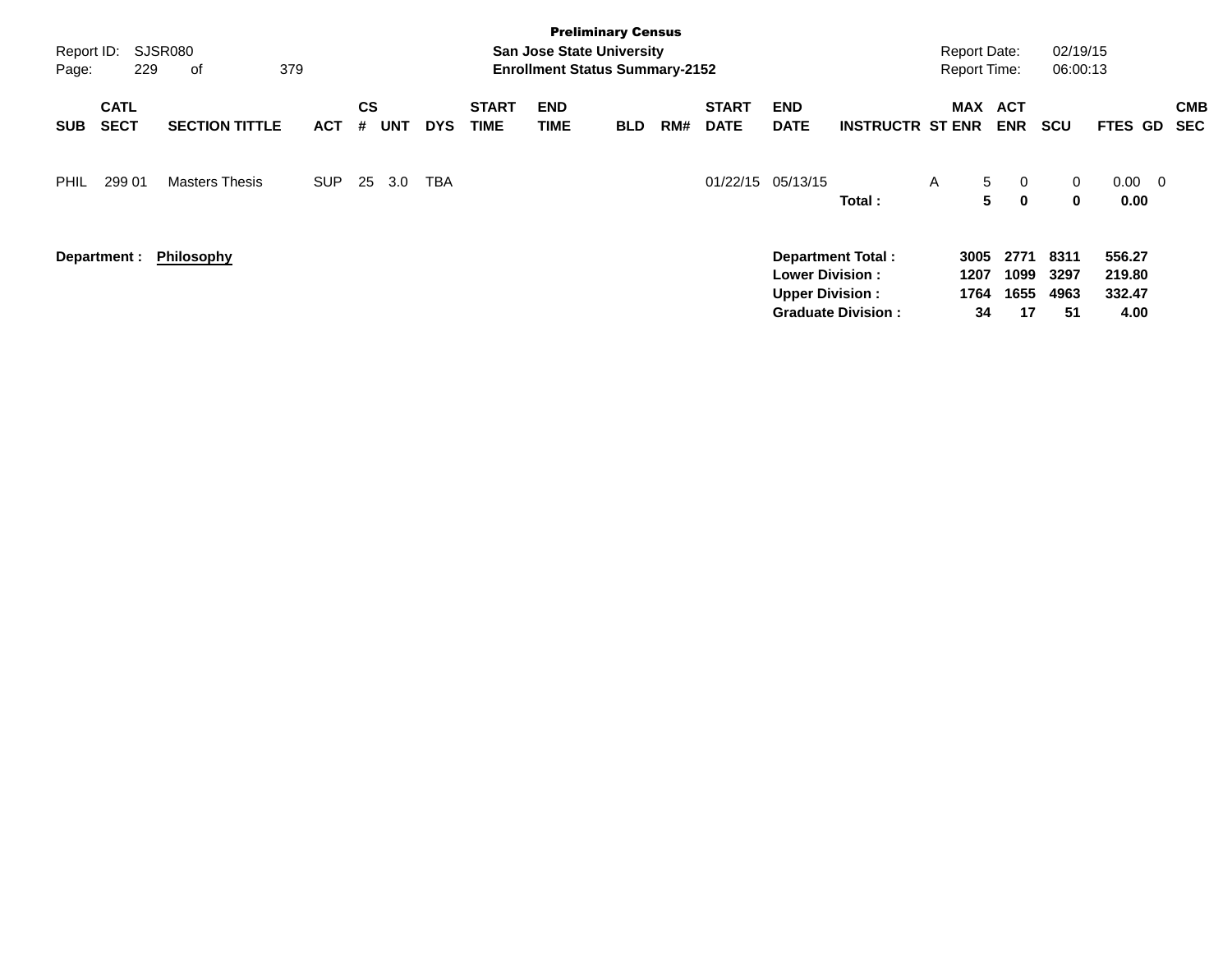**Preliminary Census**
**San Jose State University**
**Enrollment Status Summary-2152**

Report ID: SJSR080
Report Date: 02/19/15
Report Time: 06:00:13

| SUB | CATL SECT | SECTION TITTLE | ACT | CS # | UNT | DYS | START TIME | END TIME | BLD | RM# | START DATE | END DATE | INSTRUCTR | ST | MAX ENR | ACT ENR | SCU | FTES | GD | CMB SEC |
|---|---|---|---|---|---|---|---|---|---|---|---|---|---|---|---|---|---|---|---|---|
| PHIL | 299 01 | Masters Thesis | SUP | 25 | 3.0 | TBA | | | | | 01/22/15 | 05/13/15 | | A | 5 | 0 | 0 | 0.00 | 0 | |
| | | | | | | | | | | | | | **Total :** | | **5** | **0** | **0** | **0.00** | | |

**Department :** **Philosophy**

| | MAX ENR | ACT ENR | SCU | FTES |
|---|---|---|---|---|
| **Department Total :** | **3005** | **2771** | **8311** | **556.27** |
| **Lower Division :** | **1207** | **1099** | **3297** | **219.80** |
| **Upper Division :** | **1764** | **1655** | **4963** | **332.47** |
| **Graduate Division :** | **34** | **17** | **51** | **4.00** |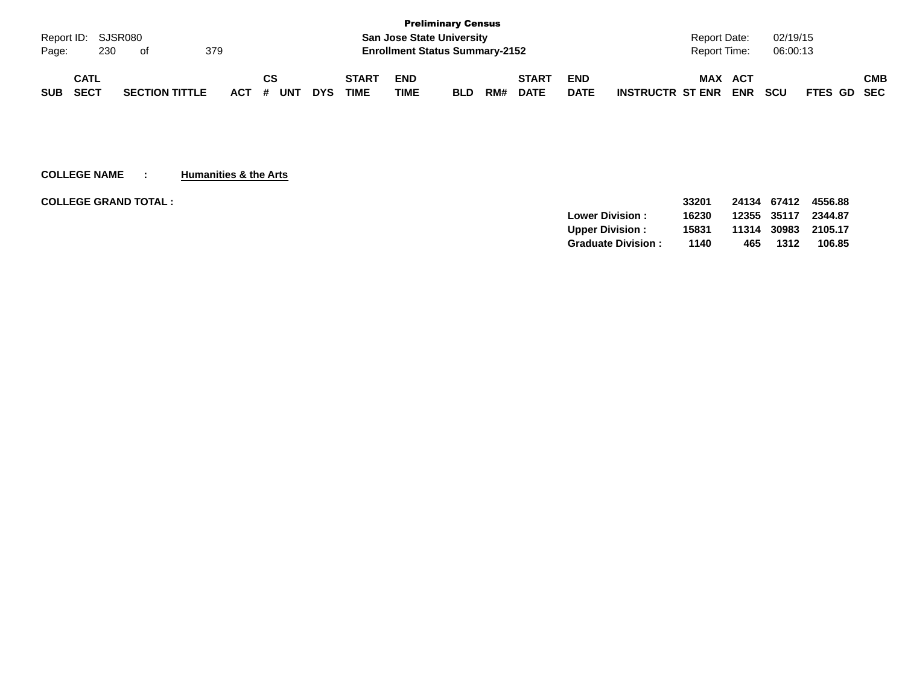# Preliminary Census

**San Jose State University**
**Enrollment Status Summary-2152**

Report ID: SJSR080
Report Date: 02/19/15
Report Time: 06:00:13

| SUB | CATL SECT | SECTION TITTLE | ACT | CS # | UNT | DYS | START TIME | END TIME | BLD | RM# | START DATE | END DATE | INSTRUCTR | MAX ST ENR | ACT ENR | SCU | FTES | GD | CMB SEC |
|---|---|---|---|---|---|---|---|---|---|---|---|---|---|---|---|---|---|---|---|

**COLLEGE NAME : Humanities & the Arts**

**COLLEGE GRAND TOTAL :**

| | MAX ST ENR | ACT ENR | SCU | FTES |
|---|---|---|---|---|
| **Total** | **33201** | **24134** | **67412** | **4556.88** |
| **Lower Division :** | **16230** | **12355** | **35117** | **2344.87** |
| **Upper Division :** | **15831** | **11314** | **30983** | **2105.17** |
| **Graduate Division :** | **1140** | **465** | **1312** | **106.85** |